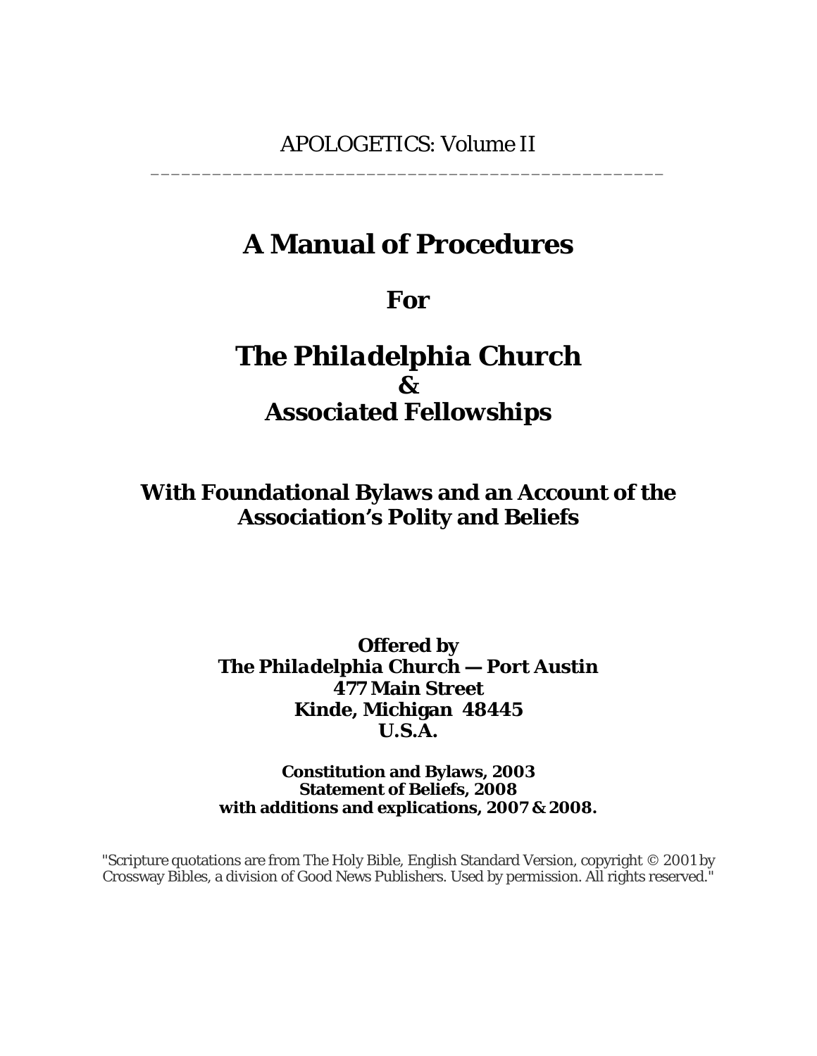APOLOGETICS: Volume II

---

# A Manual of Procedures

## For

# *The Philadelphia* Church
## &
## Associated Fellowships

### With Foundational Bylaws and an Account of the Association's Polity and Beliefs

**Offered by**
***The Philadelphia* Church — Port Austin**
**477 Main Street**
**Kinde, Michigan 48445**
**U.S.A.**

**Constitution and Bylaws, 2003**
**Statement of Beliefs, 2008**
**with additions and explications, 2007 & 2008.**

"Scripture quotations are from The Holy Bible, English Standard Version, copyright © 2001 by Crossway Bibles, a division of Good News Publishers. Used by permission. All rights reserved."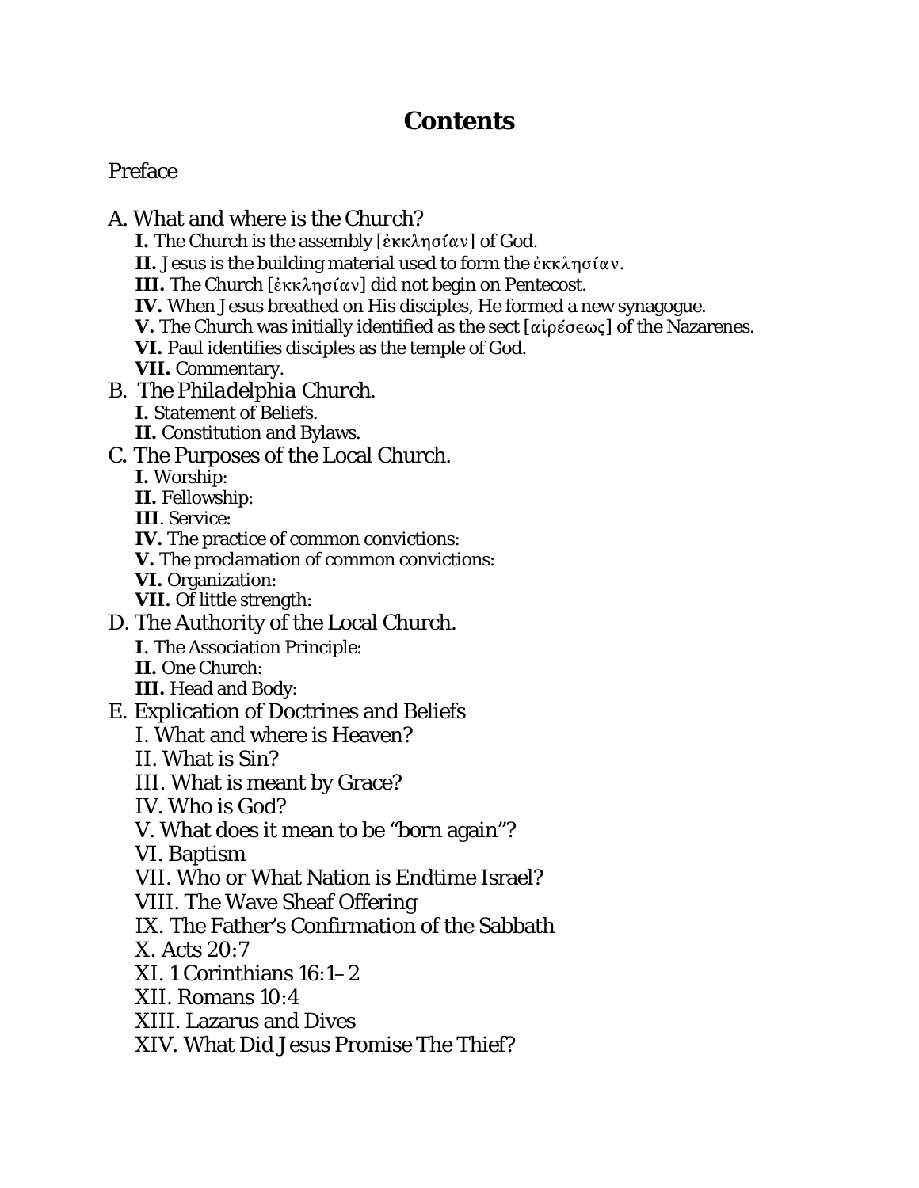# Contents

Preface

A. What and where is the Church?

- **I.** The Church is the assembly [ἐκκλησίαν] of God.
- **II.** Jesus is the building material used to form the ἐκκλησίαν.
- **III.** The Church [ἐκκλησίαν] did not begin on Pentecost.
- **IV.** When Jesus breathed on His disciples, He formed a new synagogue.
- **V.** The Church was initially identified as the sect [αἱρέσεως] of the Nazarenes.
- **VI.** Paul identifies disciples as the temple of God.
- **VII.** Commentary.

B. *The Philadelphia Church.*

- **I.** Statement of Beliefs.
- **II.** Constitution and Bylaws.

C. The Purposes of the Local Church.

- **I.** Worship:
- **II.** Fellowship:
- **III**. Service:
- **IV.** The practice of common convictions:
- **V.** The proclamation of common convictions:
- **VI.** Organization:
- **VII.** Of little strength:

D. The Authority of the Local Church.

- **I**. The Association Principle:
- **II.** One Church:
- **III.** Head and Body:

E. Explication of Doctrines and Beliefs

- I. What and where is Heaven?
- II. What is Sin?
- III. What is meant by Grace?
- IV. Who is God?
- V. What does it mean to be "born again"?
- VI. Baptism
- VII. Who or What Nation is Endtime Israel?
- VIII. The Wave Sheaf Offering
- IX. The Father's Confirmation of the Sabbath
- X. Acts 20:7
- XI. 1 Corinthians 16:1–2
- XII. Romans 10:4
- XIII. Lazarus and Dives
- XIV. What Did Jesus Promise The Thief?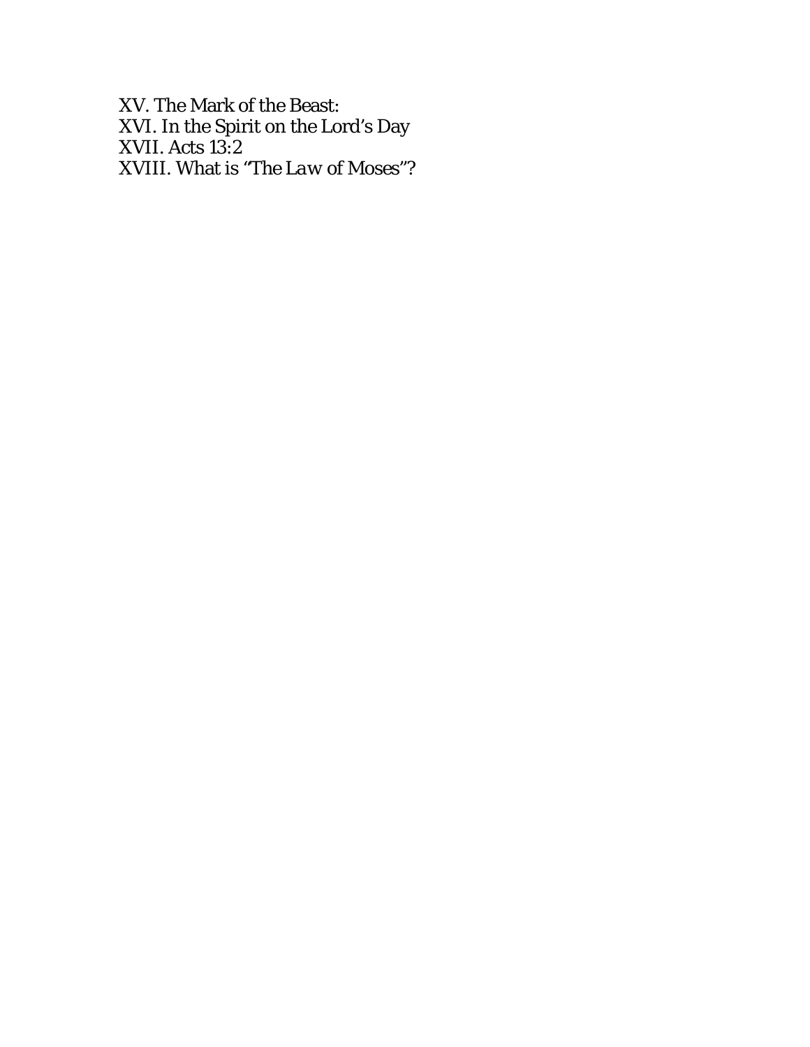XV. The Mark of the Beast:
XVI. In the Spirit on the Lord's Day
XVII. Acts 13:2
XVIII. What is "The Law of Moses"?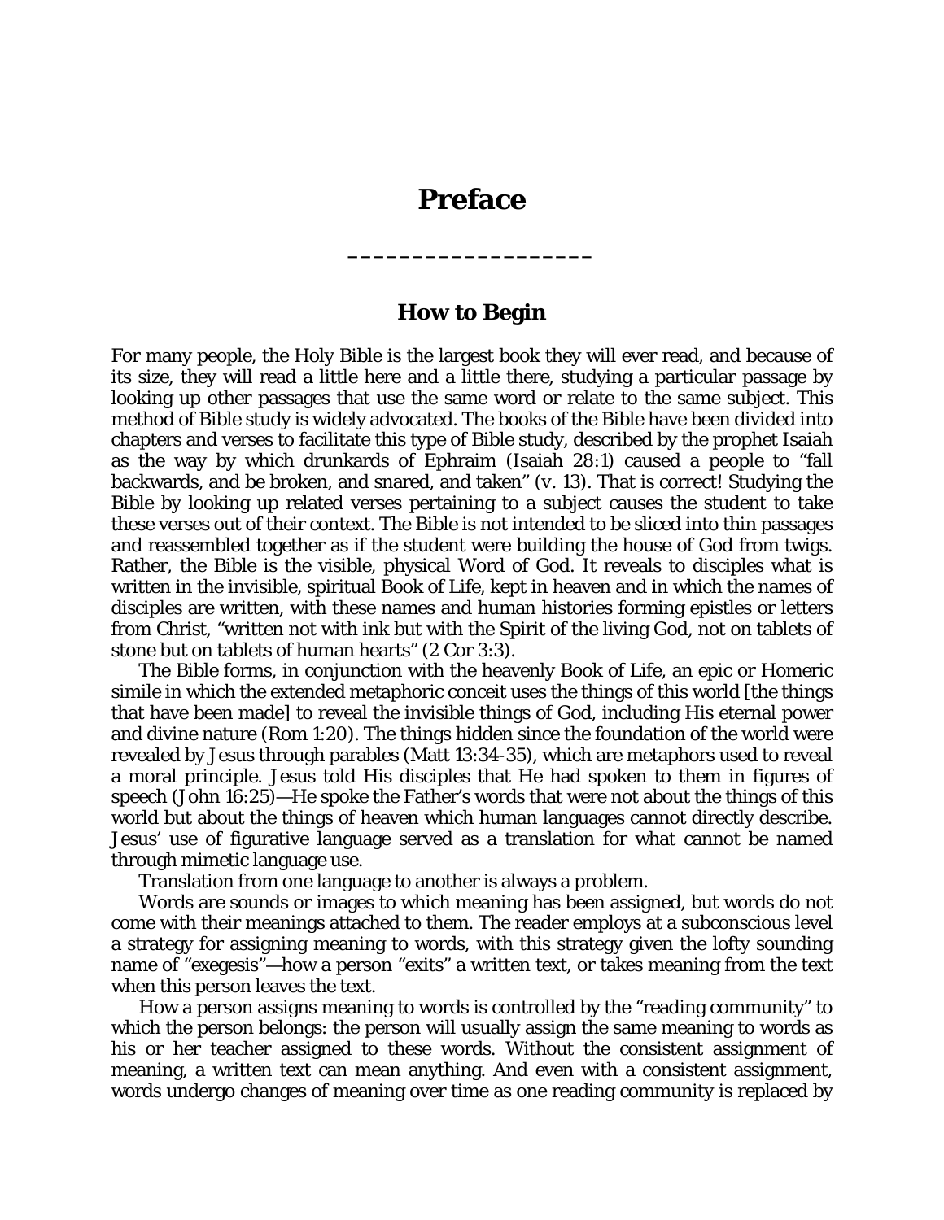# Preface

___________________

## How to Begin

For many people, the Holy Bible is the largest book they will ever read, and because of its size, they will read a little here and a little there, studying a particular passage by looking up other passages that use the same word or relate to the same subject. This method of Bible study is widely advocated. The books of the Bible have been divided into chapters and verses to facilitate this type of Bible study, described by the prophet Isaiah as the way by which drunkards of Ephraim (Isaiah 28:1) caused a people to "fall backwards, and be broken, and snared, and taken" (v. 13). That is correct! Studying the Bible by looking up related verses pertaining to a subject causes the student to take these verses out of their context. The Bible is not intended to be sliced into thin passages and reassembled together as if the student were building the house of God from twigs. Rather, the Bible is the visible, physical Word of God. It reveals to disciples what is written in the invisible, spiritual Book of Life, kept in heaven and in which the names of disciples are written, with these names and human histories forming epistles or letters from Christ, "written not with ink but with the Spirit of the living God, not on tablets of stone but on tablets of human hearts" (2 Cor 3:3).

The Bible forms, in conjunction with the heavenly Book of Life, an epic or Homeric simile in which the extended metaphoric conceit uses the things of this world [the things that have been made] to reveal the invisible things of God, including His eternal power and divine nature (Rom 1:20). The things hidden since the foundation of the world were revealed by Jesus through parables (Matt 13:34-35), which are metaphors used to reveal a moral principle. Jesus told His disciples that He had spoken to them in figures of speech (John 16:25)—He spoke the Father's words that were not about the things of this world but about the things of heaven which human languages cannot directly describe. Jesus' use of figurative language served as a translation for what cannot be named through mimetic language use.

Translation from one language to another is always a problem.

Words are sounds or images to which meaning has been assigned, but words do not come with their meanings attached to them. The reader employs at a subconscious level a strategy for assigning meaning to words, with this strategy given the lofty sounding name of "exegesis"—how a person "exits" a written text, or takes meaning from the text when this person leaves the text.

How a person assigns meaning to words is controlled by the "reading community" to which the person belongs: the person will usually assign the same meaning to words as his or her teacher assigned to these words. Without the consistent assignment of meaning, a written text can mean anything. And even with a consistent assignment, words undergo changes of meaning over time as one reading community is replaced by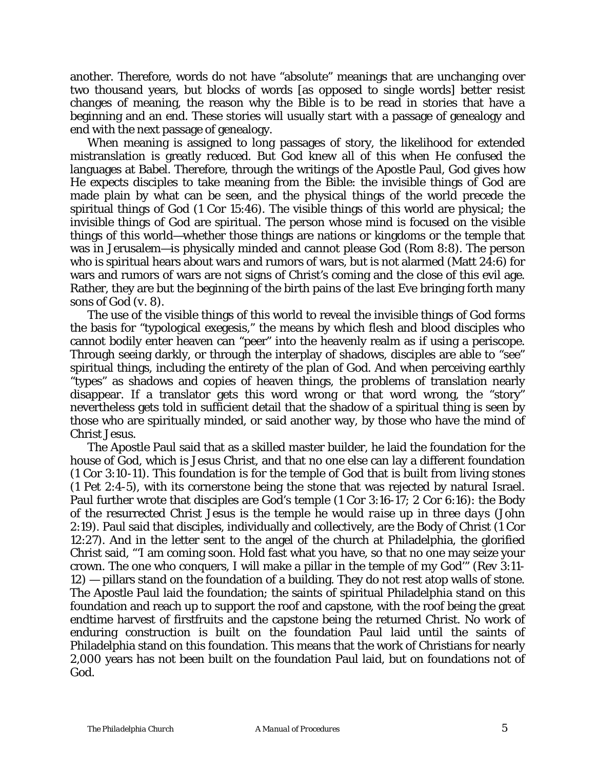another. Therefore, words do not have "absolute" meanings that are unchanging over two thousand years, but blocks of words [as opposed to single words] better resist changes of meaning, the reason why the Bible is to be read in stories that have a beginning and an end. These stories will usually start with a passage of genealogy and end with the next passage of genealogy.

When meaning is assigned to long passages of story, the likelihood for extended mistranslation is greatly reduced. But God knew all of this when He confused the languages at Babel. Therefore, through the writings of the Apostle Paul, God gives how He expects disciples to take meaning from the Bible: the invisible things of God are made plain by what can be seen, and the physical things of the world precede the spiritual things of God (1 Cor 15:46). The visible things of this world are physical; the invisible things of God are spiritual. The person whose mind is focused on the visible things of this world—whether those things are nations or kingdoms or the temple that was in Jerusalem—is physically minded and cannot please God (Rom 8:8). The person who is spiritual hears about wars and rumors of wars, but is not alarmed (Matt 24:6) for wars and rumors of wars are not signs of Christ's coming and the close of this evil age. Rather, they are but the beginning of the birth pains of the last Eve bringing forth many sons of God (v. 8).

The use of the visible things of this world to reveal the invisible things of God forms the basis for "typological exegesis," the means by which flesh and blood disciples who cannot bodily enter heaven can "peer" into the heavenly realm as if using a periscope. Through seeing darkly, or through the interplay of shadows, disciples are able to "see" spiritual things, including the entirety of the plan of God. And when perceiving earthly "types" as shadows and copies of heaven things, the problems of translation nearly disappear. If a translator gets this word wrong or that word wrong, the "story" nevertheless gets told in sufficient detail that the shadow of a spiritual thing is seen by those who are spiritually minded, or said another way, by those who have the mind of Christ Jesus.

The Apostle Paul said that as a skilled master builder, he laid the foundation for the house of God, which is Jesus Christ, and that no one else can lay a different foundation (1 Cor 3:10-11). This foundation is for the temple of God that is built from living stones (1 Pet 2:4-5), with its cornerstone being the stone that was rejected by natural Israel. Paul further wrote that disciples are God's temple (1 Cor 3:16-17; 2 Cor 6:16): the Body of the resurrected Christ Jesus is the temple *he would raise up in three days* (John 2:19). Paul said that disciples, individually and collectively, are the Body of Christ (1 Cor 12:27). And in the letter sent to the angel of the church at Philadelphia, the glorified Christ said, "'I am coming soon. Hold fast what you have, so that no one may seize your crown. The one who conquers, I will make a pillar in the temple of my God'" (Rev 3:11-12) — pillars stand on the foundation of a building. They do not rest atop walls of stone. The Apostle Paul laid the foundation; the saints of spiritual Philadelphia stand on this foundation and reach up to support the roof and capstone, with the roof being the great endtime harvest of firstfruits and the capstone being the returned Christ. No work of enduring construction is built on the foundation Paul laid until the saints of Philadelphia stand on this foundation. This means that the work of Christians for nearly 2,000 years has not been built on the foundation Paul laid, but on foundations not of God.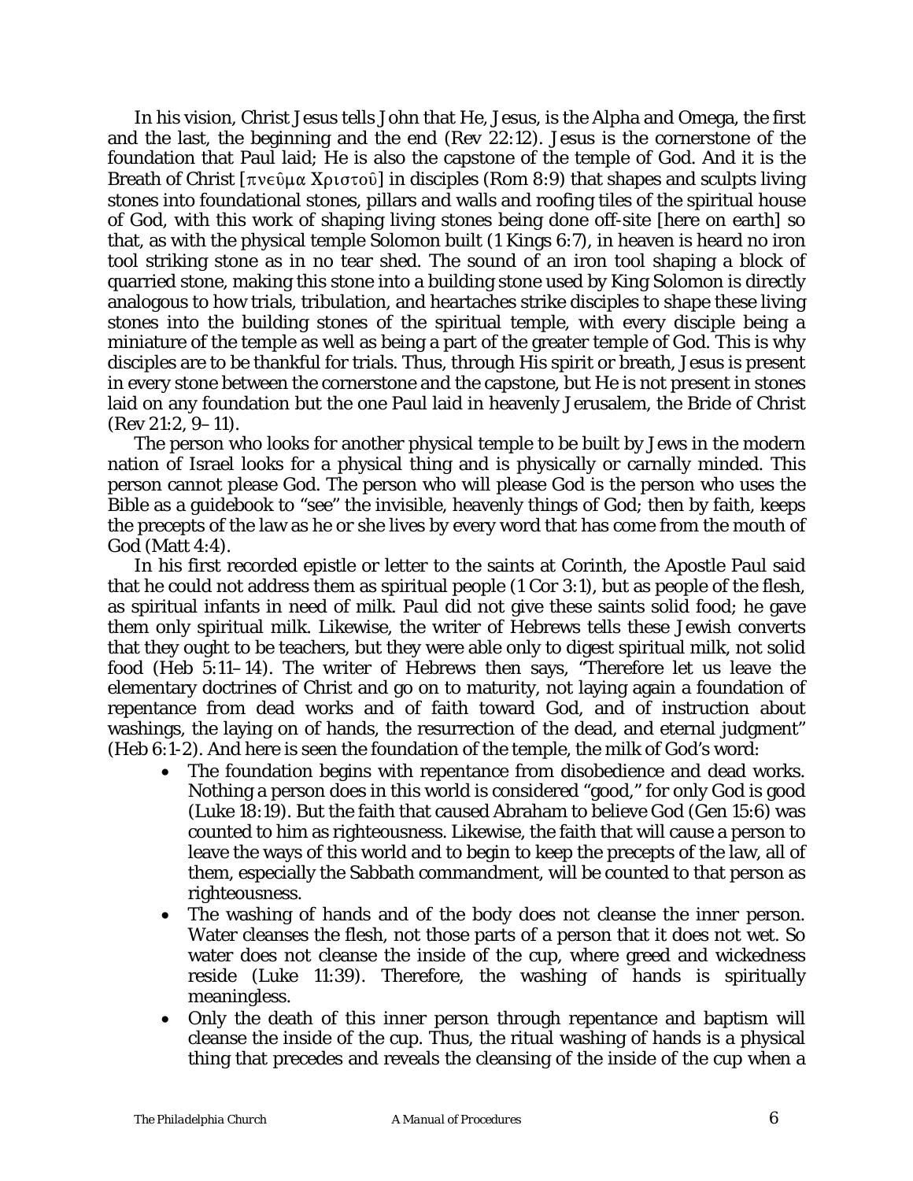In his vision, Christ Jesus tells John that He, Jesus, is the Alpha and Omega, the first and the last, the beginning and the end (Rev 22:12). Jesus is the cornerstone of the foundation that Paul laid; He is also the capstone of the temple of God. And it is the Breath of Christ [πνεῦμα Χριστοῦ] in disciples (Rom 8:9) that shapes and sculpts living stones into foundational stones, pillars and walls and roofing tiles of the spiritual house of God, with this work of shaping living stones being done off-site [here on earth] so that, as with the physical temple Solomon built (1 Kings 6:7), in heaven is heard no iron tool striking stone as in no tear shed. The sound of an iron tool shaping a block of quarried stone, making this stone into a building stone used by King Solomon is directly analogous to how trials, tribulation, and heartaches strike disciples to shape these living stones into the building stones of the spiritual temple, with every disciple being a miniature of the temple as well as being a part of the greater temple of God. This is why disciples are to be thankful for trials. Thus, through His spirit or breath, Jesus is present in every stone between the cornerstone and the capstone, but He is not present in stones laid on any foundation but the one Paul laid in heavenly Jerusalem, the Bride of Christ (Rev 21:2, 9–11).

The person who looks for another physical temple to be built by Jews in the modern nation of Israel looks for a physical thing and is physically or carnally minded. This person cannot please God. The person who will please God is the person who uses the Bible as a guidebook to "see" the invisible, heavenly things of God; then by faith, keeps the precepts of the law as he or she lives by every word that has come from the mouth of God (Matt 4:4).

In his first recorded epistle or letter to the saints at Corinth, the Apostle Paul said that he could not address them as spiritual people (1 Cor 3:1), but as people of the flesh, as spiritual infants in need of milk. Paul did not give these saints solid food; he gave them only spiritual milk. Likewise, the writer of Hebrews tells these Jewish converts that they ought to be teachers, but they were able only to digest spiritual milk, not solid food (Heb 5:11–14). The writer of Hebrews then says, "Therefore let us leave the elementary doctrines of Christ and go on to maturity, not laying again a foundation of repentance from dead works and of faith toward God, and of instruction about washings, the laying on of hands, the resurrection of the dead, and eternal judgment" (Heb 6:1-2). And here is seen the foundation of the temple, the milk of God's word:

- The foundation begins with repentance from disobedience and dead works. Nothing a person does in this world is considered "good," for only God is good (Luke 18:19). But the faith that caused Abraham to believe God (Gen 15:6) was counted to him as righteousness. Likewise, the faith that will cause a person to leave the ways of this world and to begin to keep the precepts of the law, all of them, especially the Sabbath commandment, will be counted to that person as righteousness.
- The washing of hands and of the body does not cleanse the inner person. Water cleanses the flesh, not those parts of a person that it does not wet. So water does not cleanse the inside of the cup, where greed and wickedness reside (Luke 11:39). Therefore, the washing of hands is spiritually meaningless.
- Only the death of this inner person through repentance and baptism will cleanse the inside of the cup. Thus, the ritual washing of hands is a physical thing that precedes and reveals the cleansing of the inside of the cup when a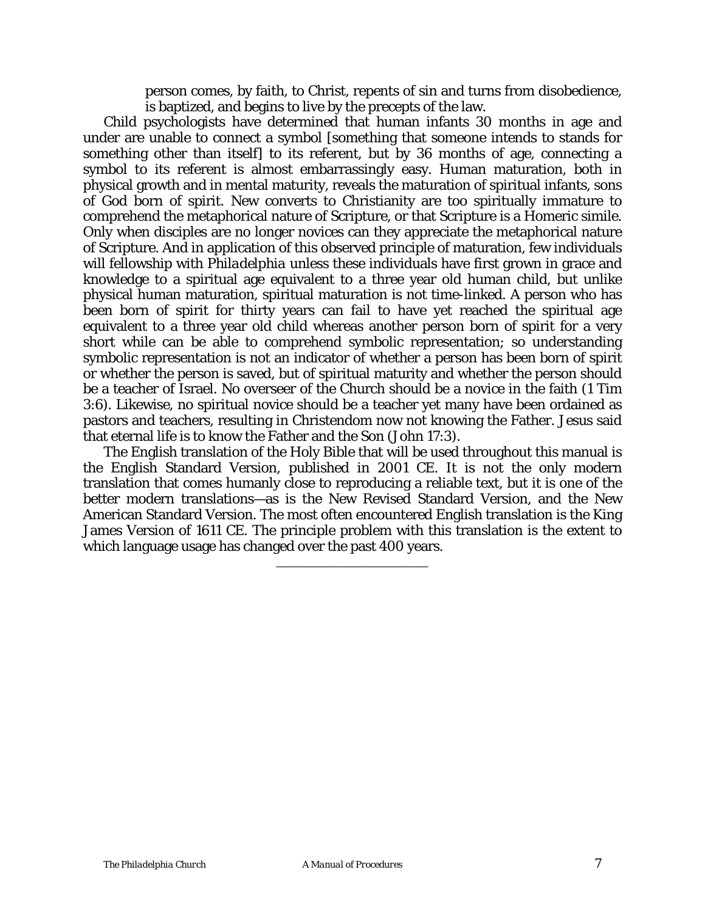> person comes, by faith, to Christ, repents of sin and turns from disobedience, is baptized, and begins to live by the precepts of the law.

Child psychologists have determined that human infants 30 months in age and under are unable to connect a symbol [something that someone intends to stands for something other than itself] to its referent, but by 36 months of age, connecting a symbol to its referent is almost embarrassingly easy. Human maturation, both in physical growth and in mental maturity, reveals the maturation of spiritual infants, sons of God born of spirit. New converts to Christianity are too spiritually immature to comprehend the metaphorical nature of Scripture, or that Scripture is a Homeric simile. Only when disciples are no longer novices can they appreciate the metaphorical nature of Scripture. And in application of this observed principle of maturation, few individuals will fellowship with *Philadelphia* unless these individuals have first grown in grace and knowledge to a spiritual age equivalent to a three year old human child, but unlike physical human maturation, spiritual maturation is not time-linked. A person who has been born of spirit for thirty years can fail to have yet reached the spiritual age equivalent to a three year old child whereas another person born of spirit for a very short while can be able to comprehend symbolic representation; so understanding symbolic representation is not an indicator of whether a person has been born of spirit or whether the person is saved, but of spiritual maturity and whether the person should be a teacher of Israel. No overseer of the Church should be a novice in the faith (1 Tim 3:6). Likewise, no spiritual novice should be a teacher yet many have been ordained as pastors and teachers, resulting in Christendom now not knowing the Father. Jesus said that eternal life is to know the Father and the Son (John 17:3).

The English translation of the Holy Bible that will be used throughout this manual is the English Standard Version, published in 2001 CE. It is not the only modern translation that comes humanly close to reproducing a reliable text, but it is one of the better modern translations—as is the New Revised Standard Version, and the New American Standard Version. The most often encountered English translation is the King James Version of 1611 CE. The principle problem with this translation is the extent to which language usage has changed over the past 400 years.

---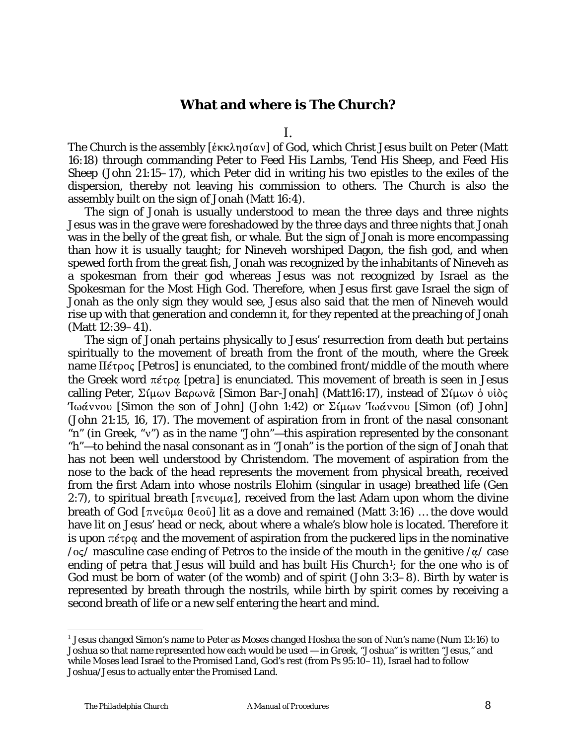## What and where is The Church?

I.

The Church is the assembly [ἐκκλησίαν] of God, which Christ Jesus built on Peter (Matt 16:18) through commanding Peter to *Feed His Lambs*, *Tend His Sheep*, and *Feed His Sheep* (John 21:15–17), which Peter did in writing his two epistles to the exiles of the dispersion, thereby not leaving his commission to others. The Church is also the assembly built on the sign of Jonah (Matt 16:4).

The sign of Jonah is usually understood to mean the three days and three nights Jesus was in the grave were foreshadowed by the three days and three nights that Jonah was in the belly of the great fish, or whale. But the sign of Jonah is more encompassing than how it is usually taught; for Nineveh worshiped Dagon, the fish god, and when spewed forth from the great fish, Jonah was recognized by the inhabitants of Nineveh as a spokesman from their god whereas Jesus was not recognized by Israel as the Spokesman for the Most High God. Therefore, when Jesus first gave Israel the sign of Jonah as the only sign they would see, Jesus also said that the men of Nineveh would rise up with that generation and condemn it, for they repented at the preaching of Jonah (Matt 12:39–41).

The sign of Jonah pertains physically to Jesus' resurrection from death but pertains spiritually to the movement of breath from the front of the mouth, where the Greek name Πέτρος [*Petros*] is enunciated, to the combined front/middle of the mouth where the Greek word πέτρᾳ [*petra*] is enunciated. This movement of breath is seen in Jesus calling Peter, Σίμων Βαρωνᾶ [*Simon Bar-Jonah*] (Matt16:17), instead of Σίμων ὁ υἱὸς Ἰωάννου [Simon the son of John] (John 1:42) or Σίμων Ἰωάννου [Simon (of) John] (John 21:15, 16, 17). The movement of aspiration from in front of the nasal consonant "n" (in Greek, "ν") as in the name "John"—this aspiration represented by the consonant "h"—to behind the nasal consonant as in "Jonah" is the portion of the sign of Jonah that has not been well understood by Christendom. The movement of aspiration from the nose to the back of the head represents the movement from physical breath, received from the first Adam into whose nostrils Elohim (singular in usage) breathed life (Gen 2:7), to spiritual *breath* [πνευμα], received from the last Adam upon whom the divine breath of God [πνεῦμα θεοῦ] lit as a dove and remained (Matt 3:16) … the dove would have lit on Jesus' head or neck, about where a whale's blow hole is located. Therefore it is upon πέτρᾳ and the movement of aspiration from the puckered lips in the nominative /ος/ masculine case ending of Petros to the inside of the mouth in the genitive /ᾳ/ case ending of *petra* that Jesus will build and has built His Church[1]; for the one who is of God must be born of water (of the womb) and of spirit (John 3:3–8). Birth by water is represented by breath through the nostrils, while birth by spirit comes by receiving a second breath of life or a new self entering the heart and mind.

---

[1] Jesus changed Simon's name to Peter as Moses changed Hoshea the son of Nun's name (Num 13:16) to Joshua so that name represented how each would be used — in Greek, "Joshua" is written "Jesus," and while Moses lead Israel to the Promised Land, God's rest (from Ps 95:10–11), Israel had to follow Joshua/Jesus to actually enter the Promised Land.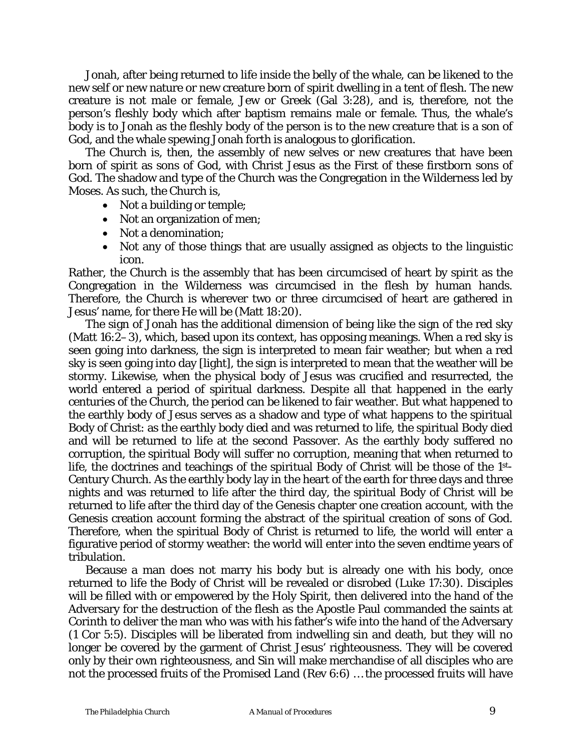Jonah, after being returned to life inside the belly of the whale, can be likened to the new self or new nature or new creature born of spirit dwelling in a tent of flesh. The new creature is not male or female, Jew or Greek (Gal 3:28), and is, therefore, not the person's fleshly body which after baptism remains male or female. Thus, the whale's body is to Jonah as the fleshly body of the person is to the new creature that is a son of God, and the whale spewing Jonah forth is analogous to glorification.

The Church is, then, the assembly of new selves or new creatures that have been born of spirit as sons of God, with Christ Jesus as the First of these firstborn sons of God. The shadow and type of the Church was the Congregation in the Wilderness led by Moses. As such, the Church is,

- Not a building or temple;
- Not an organization of men;
- Not a denomination;
- Not any of those things that are usually assigned as objects to the linguistic icon.

Rather, the Church is the assembly that has been circumcised of heart by spirit as the Congregation in the Wilderness was circumcised in the flesh by human hands. Therefore, the Church is wherever two or three circumcised of heart are gathered in Jesus' name, for there He will be (Matt 18:20).

The sign of Jonah has the additional dimension of being like the sign of the red sky (Matt 16:2–3), which, based upon its context, has opposing meanings. When a red sky is seen going into darkness, the sign is interpreted to mean fair weather; but when a red sky is seen going into day [light], the sign is interpreted to mean that the weather will be stormy. Likewise, when the physical body of Jesus was crucified and resurrected, the world entered a period of spiritual darkness. Despite all that happened in the early centuries of the Church, the period can be likened to fair weather. But what happened to the earthly body of Jesus serves as a shadow and type of what happens to the spiritual Body of Christ: as the earthly body died and was returned to life, the spiritual Body died and will be returned to life at the second Passover. As the earthly body suffered no corruption, the spiritual Body will suffer no corruption, meaning that when returned to life, the doctrines and teachings of the spiritual Body of Christ will be those of the 1st-Century Church. As the earthly body lay in the heart of the earth for three days and three nights and was returned to life after the third day, the spiritual Body of Christ will be returned to life after the third day of the Genesis chapter one creation account, with the Genesis creation account forming the abstract of the spiritual creation of sons of God. Therefore, when the spiritual Body of Christ is returned to life, the world will enter a figurative period of stormy weather: the world will enter into the seven endtime years of tribulation.

Because a man does not marry his body but is already one with his body, once returned to life the Body of Christ will be revealed or disrobed (Luke 17:30). Disciples will be filled with or empowered by the Holy Spirit, then delivered into the hand of the Adversary for the destruction of the flesh as the Apostle Paul commanded the saints at Corinth to deliver the man who was with his father's wife into the hand of the Adversary (1 Cor 5:5). Disciples will be liberated from indwelling sin and death, but they will no longer be covered by the garment of Christ Jesus' righteousness. They will be covered only by their own righteousness, and Sin will make merchandise of all disciples who are not the processed fruits of the Promised Land (Rev 6:6) … the processed fruits will have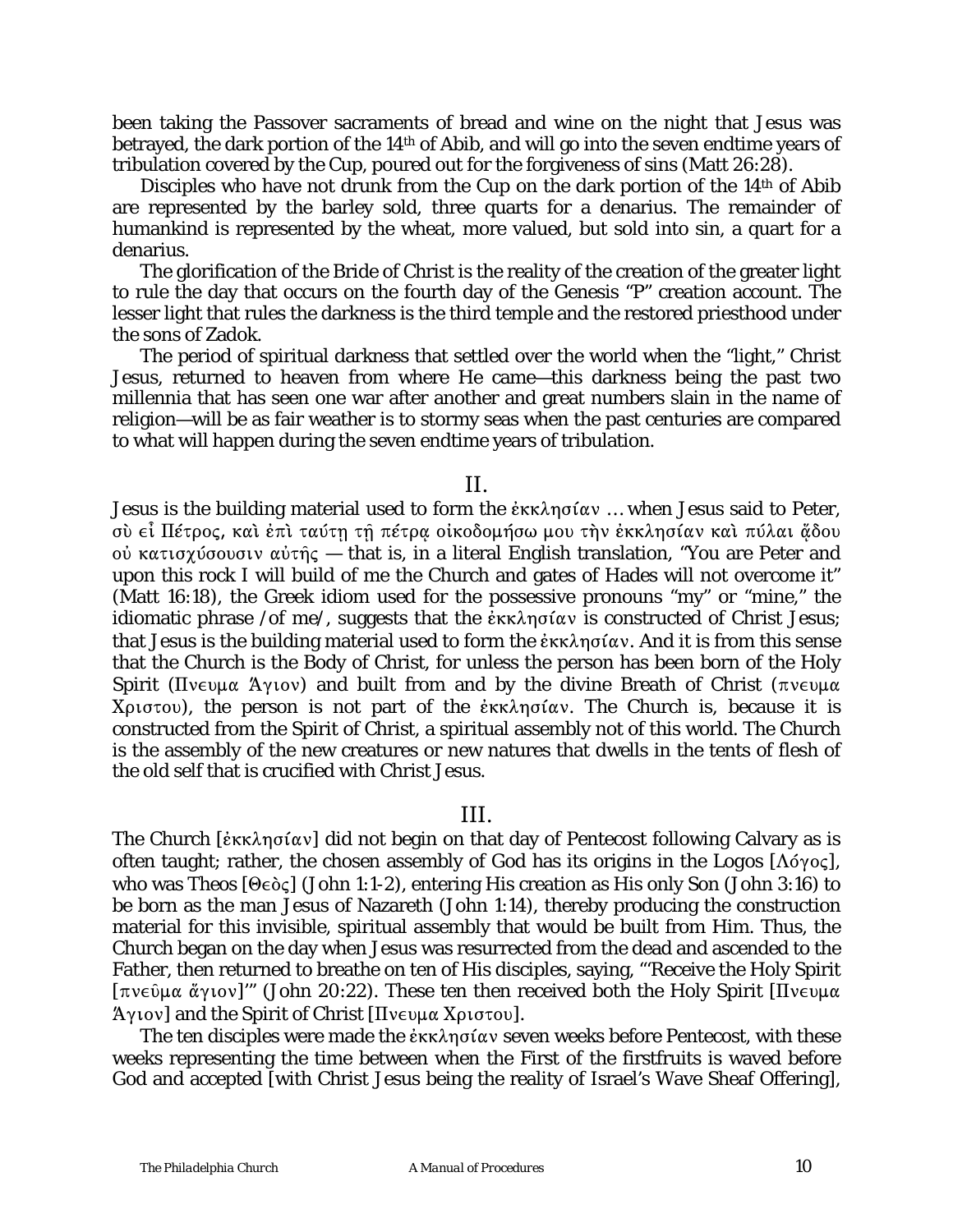been taking the Passover sacraments of bread and wine on the night that Jesus was betrayed, the dark portion of the 14th of Abib, and will go into the seven endtime years of tribulation covered by the Cup, poured out for the forgiveness of sins (Matt 26:28).

Disciples who have not drunk from the Cup on the dark portion of the 14th of Abib are represented by the barley sold, three quarts for a denarius. The remainder of humankind is represented by the wheat, more valued, but sold into sin, a quart for a denarius.

The glorification of the Bride of Christ is the reality of the creation of the greater light to rule the day that occurs on the fourth day of the Genesis "P" creation account. The lesser light that rules the darkness is the third temple and the restored priesthood under the sons of Zadok.

The period of spiritual darkness that settled over the world when the "light," Christ Jesus, returned to heaven from where He came—this darkness being the past two millennia that has seen one war after another and great numbers slain in the name of religion—will be as fair weather is to stormy seas when the past centuries are compared to what will happen during the seven endtime years of tribulation.

## II.

Jesus is the building material used to form the ἐκκλησίαν … when Jesus said to Peter, σὺ εἶ Πέτρος, καὶ ἐπὶ ταύτῃ τῇ πέτρᾳ οἰκοδομήσω μου τὴν ἐκκλησίαν καὶ πύλαι ᾅδου οὐ κατισχύσουσιν αὐτῆς — that is, in a literal English translation, "You are Peter and upon this rock I will build of me the Church and gates of Hades will not overcome it" (Matt 16:18), the Greek idiom used for the possessive pronouns "my" or "mine," the idiomatic phrase /of me/, suggests that the ἐκκλησίαν is constructed of Christ Jesus; that Jesus is the building material used to form the ἐκκλησίαν. And it is from this sense that the Church is the Body of Christ, for unless the person has been born of the Holy Spirit (Πνευμα Ἅγιον) and built from and by the divine Breath of Christ (πνευμα Χριστου), the person is not part of the ἐκκλησίαν. The Church is, because it is constructed from the Spirit of Christ, a spiritual assembly not of this world. The Church is the assembly of the new creatures or new natures that dwells in the tents of flesh of the old self that is crucified with Christ Jesus.

## III.

The Church [ἐκκλησίαν] did not begin on that day of Pentecost following Calvary as is often taught; rather, the chosen assembly of God has its origins in the Logos [Λόγος], who was Theos [Θεὸς] (John 1:1-2), entering His creation as His only Son (John 3:16) to be born as the man Jesus of Nazareth (John 1:14), thereby producing the construction material for this invisible, spiritual assembly that would be built from Him. Thus, the Church began on the day when Jesus was resurrected from the dead and ascended to the Father, then returned to breathe on ten of His disciples, saying, "'Receive the Holy Spirit [πνεῦμα ἅγιον]'" (John 20:22). These ten then received both the Holy Spirit [Πνευμα Ἅγιον] and the Spirit of Christ [Πνευμα Χριστου].

The ten disciples were made the ἐκκλησίαν seven weeks before Pentecost, with these weeks representing the time between when the First of the firstfruits is waved before God and accepted [with Christ Jesus being the reality of Israel's Wave Sheaf Offering],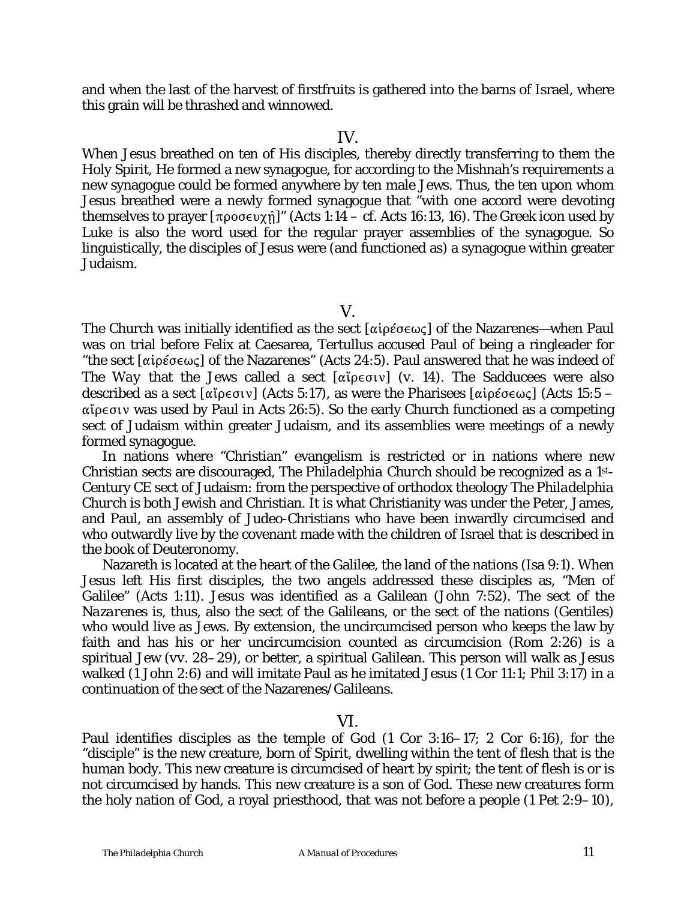and when the last of the harvest of firstfruits is gathered into the barns of Israel, where this grain will be thrashed and winnowed.

## IV.

When Jesus breathed on ten of His disciples, thereby directly transferring to them the Holy Spirit, He formed a new synagogue, for according to the Mishnah's requirements a new synagogue could be formed anywhere by ten male Jews. Thus, the ten upon whom Jesus breathed were a newly formed synagogue that "with one accord were devoting themselves to prayer [προσευχῇ]" (Acts 1:14 – cf. Acts 16:13, 16). The Greek icon used by Luke is also the word used for the regular prayer assemblies of the synagogue. So linguistically, the disciples of Jesus were (and functioned as) a synagogue within greater Judaism.

## V.

The Church was initially identified as the sect [αἱρέσεως] of the Nazarenes—when Paul was on trial before Felix at Caesarea, Tertullus accused Paul of being a ringleader for "the sect [αἱρέσεως] of the Nazarenes" (Acts 24:5). Paul answered that he was indeed of *The Way* that the Jews called a sect [αἵρεσιν] (v. 14). The Sadducees were also described as a sect [αἵρεσιν] (Acts 5:17), as were the Pharisees [αἱρέσεως] (Acts 15:5 – αἵρεσιν was used by Paul in Acts 26:5). So the early Church functioned as a competing sect of Judaism within greater Judaism, and its assemblies were meetings of a newly formed synagogue.

In nations where "Christian" evangelism is restricted or in nations where new Christian sects are discouraged, *The Philadelphia Church* should be recognized as a 1st-Century CE sect of Judaism: from the perspective of orthodox theology *The Philadelphia Church* is both Jewish and Christian. It is what Christianity was under the Peter, James, and Paul, an assembly of Judeo-Christians who have been inwardly circumcised and who outwardly live by the covenant made with the children of Israel that is described in the book of Deuteronomy.

Nazareth is located at the heart of the Galilee, the land of the nations (Isa 9:1). When Jesus left His first disciples, the two angels addressed these disciples as, "Men of Galilee" (Acts 1:11). Jesus was identified as a Galilean (John 7:52). The sect of the *Nazarenes* is, thus, also the sect of the Galileans, or the sect of the nations (Gentiles) who would live as Jews. By extension, the uncircumcised person who keeps the law by faith and has his or her uncircumcision counted as circumcision (Rom 2:26) is a spiritual Jew (vv. 28–29), or better, a spiritual Galilean. This person will walk as Jesus walked (1 John 2:6) and will imitate Paul as he imitated Jesus (1 Cor 11:1; Phil 3:17) in a continuation of the sect of the Nazarenes/Galileans.

## VI.

Paul identifies disciples as the temple of God (1 Cor 3:16–17; 2 Cor 6:16), for the "disciple" is the new creature, born of Spirit, dwelling within the tent of flesh that is the human body. This new creature is circumcised of heart by spirit; the tent of flesh is or is not circumcised by hands. This new creature is a son of God. These new creatures form the holy nation of God, a royal priesthood, that was not before a people (1 Pet 2:9–10),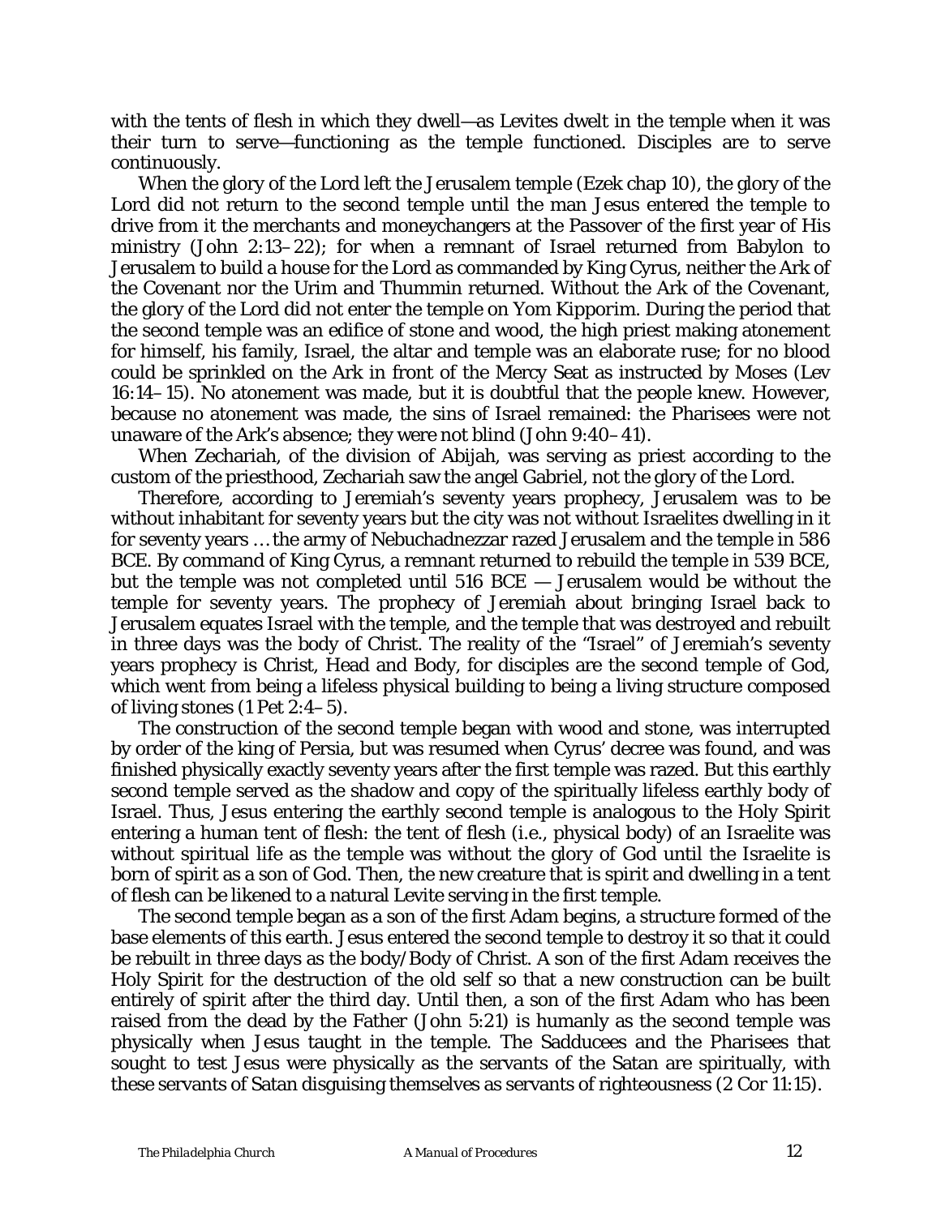with the tents of flesh in which they dwell—as Levites dwelt in the temple when it was their turn to serve—functioning as the temple functioned. Disciples are to serve continuously.

When the glory of the Lord left the Jerusalem temple (Ezek chap 10), the glory of the Lord did not return to the second temple until the man Jesus entered the temple to drive from it the merchants and moneychangers at the Passover of the first year of His ministry (John 2:13–22); for when a remnant of Israel returned from Babylon to Jerusalem to build a house for the Lord as commanded by King Cyrus, neither the Ark of the Covenant nor the Urim and Thummin returned. Without the Ark of the Covenant, the glory of the Lord did not enter the temple on Yom Kipporim. During the period that the second temple was an edifice of stone and wood, the high priest making atonement for himself, his family, Israel, the altar and temple was an elaborate ruse; for no blood could be sprinkled on the Ark in front of the Mercy Seat as instructed by Moses (Lev 16:14–15). No atonement was made, but it is doubtful that the people knew. However, because no atonement was made, the sins of Israel remained: the Pharisees were not unaware of the Ark's absence; they were not blind (John 9:40–41).

When Zechariah, of the division of Abijah, was serving as priest according to the custom of the priesthood, Zechariah saw the angel Gabriel, not the glory of the Lord.

Therefore, according to Jeremiah's seventy years prophecy, Jerusalem was to be without inhabitant for seventy years but the city was not without Israelites dwelling in it for seventy years … the army of Nebuchadnezzar razed Jerusalem and the temple in 586 BCE. By command of King Cyrus, a remnant returned to rebuild the temple in 539 BCE, but the temple was not completed until 516 BCE — Jerusalem would be without the temple for seventy years. The prophecy of Jeremiah about bringing Israel back to Jerusalem equates Israel with the temple, and the temple that was destroyed and rebuilt in three days was the body of Christ. The reality of the "Israel" of Jeremiah's seventy years prophecy is Christ, Head and Body, for disciples are the second temple of God, which went from being a lifeless physical building to being a living structure composed of living stones (1 Pet 2:4–5).

The construction of the second temple began with wood and stone, was interrupted by order of the king of Persia, but was resumed when Cyrus' decree was found, and was finished physically exactly seventy years after the first temple was razed. But this earthly second temple served as the shadow and copy of the spiritually lifeless earthly body of Israel. Thus, Jesus entering the earthly second temple is analogous to the Holy Spirit entering a human tent of flesh: the tent of flesh (i.e., physical body) of an Israelite was without spiritual life as the temple was without the glory of God until the Israelite is born of spirit as a son of God. Then, the new creature that is spirit and dwelling in a tent of flesh can be likened to a natural Levite serving in the first temple.

The second temple began as a son of the first Adam begins, a structure formed of the base elements of this earth. Jesus entered the second temple to destroy it so that it could be rebuilt in three days as the body/Body of Christ. A son of the first Adam receives the Holy Spirit for the destruction of the old self so that a new construction can be built entirely of spirit after the third day. Until then, a son of the first Adam who has been raised from the dead by the Father (John 5:21) is humanly as the second temple was physically when Jesus taught in the temple. The Sadducees and the Pharisees that sought to test Jesus were physically as the servants of the Satan are spiritually, with these servants of Satan disguising themselves as servants of righteousness (2 Cor 11:15).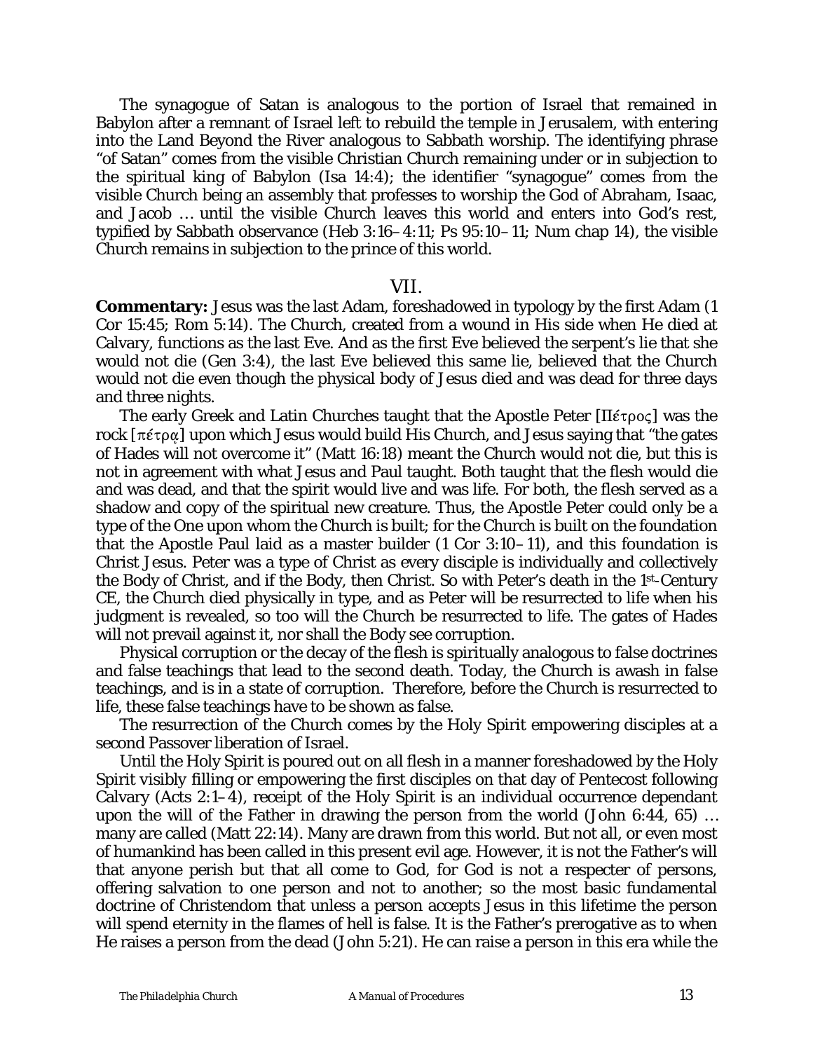The synagogue of Satan is analogous to the portion of Israel that remained in Babylon after a remnant of Israel left to rebuild the temple in Jerusalem, with entering into the Land Beyond the River analogous to Sabbath worship. The identifying phrase "of Satan" comes from the visible Christian Church remaining under or in subjection to the spiritual king of Babylon (Isa 14:4); the identifier "synagogue" comes from the visible Church being an assembly that professes to worship the God of Abraham, Isaac, and Jacob … until the visible Church leaves this world and enters into God's rest, typified by Sabbath observance (Heb 3:16–4:11; Ps 95:10–11; Num chap 14), the visible Church remains in subjection to the prince of this world.

## VII.

**Commentary:** Jesus was the last Adam, foreshadowed in typology by the first Adam (1 Cor 15:45; Rom 5:14). The Church, created from a wound in His side when He died at Calvary, functions as the last Eve. And as the first Eve believed the serpent's lie that she would not die (Gen 3:4), the last Eve believed this same lie, believed that the Church would not die even though the physical body of Jesus died and was dead for three days and three nights.

The early Greek and Latin Churches taught that the Apostle Peter [Πέτρος] was the rock [πέτρᾳ] upon which Jesus would build His Church, and Jesus saying that "the gates of Hades will not overcome it" (Matt 16:18) meant the Church would not die, but this is not in agreement with what Jesus and Paul taught. Both taught that the flesh would die and was dead, and that the spirit would live and was life. For both, the flesh served as a shadow and copy of the spiritual new creature. Thus, the Apostle Peter could only be a type of the One upon whom the Church is built; for the Church is built on the foundation that the Apostle Paul laid as a master builder (1 Cor 3:10–11), and this foundation is Christ Jesus. Peter was a type of Christ as every disciple is individually and collectively the Body of Christ, and if the Body, then Christ. So with Peter's death in the 1st-Century CE, the Church died physically in type, and as Peter will be resurrected to life when his judgment is revealed, so too will the Church be resurrected to life. The gates of Hades will not prevail against it, nor shall the Body see corruption.

Physical corruption or the decay of the flesh is spiritually analogous to false doctrines and false teachings that lead to the second death. Today, the Church is awash in false teachings, and is in a state of corruption. Therefore, before the Church is resurrected to life, these false teachings have to be shown as false.

The resurrection of the Church comes by the Holy Spirit empowering disciples at a second Passover liberation of Israel.

Until the Holy Spirit is poured out on all flesh in a manner foreshadowed by the Holy Spirit visibly filling or empowering the first disciples on that day of Pentecost following Calvary (Acts 2:1–4), receipt of the Holy Spirit is an individual occurrence dependant upon the will of the Father in drawing the person from the world (John 6:44, 65) … many are called (Matt 22:14). Many are drawn from this world. But not all, or even most of humankind has been called in this present evil age. However, it is not the Father's will that anyone perish but that all come to God, for God is not a respecter of persons, offering salvation to one person and not to another; so the most basic fundamental doctrine of Christendom that unless a person accepts Jesus in this lifetime the person will spend eternity in the flames of hell is false. It is the Father's prerogative as to when He raises a person from the dead (John 5:21). He can raise a person in this era while the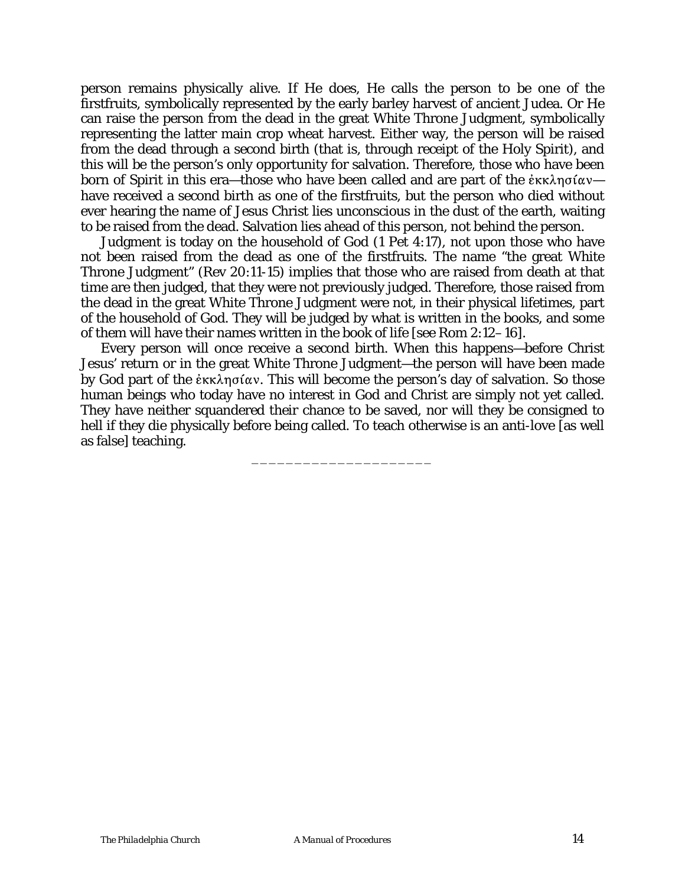person remains physically alive. If He does, He calls the person to be one of the firstfruits, symbolically represented by the early barley harvest of ancient Judea. Or He can raise the person from the dead in the great White Throne Judgment, symbolically representing the latter main crop wheat harvest. Either way, the person will be raised from the dead through a second birth (that is, through receipt of the Holy Spirit), and this will be the person's only opportunity for salvation. Therefore, those who have been born of Spirit in this era—those who have been called and are part of the ἐκκλησίαν—have received a second birth as one of the firstfruits, but the person who died without ever hearing the name of Jesus Christ lies unconscious in the dust of the earth, waiting to be raised from the dead. Salvation lies ahead of this person, not behind the person.

Judgment is today on the household of God (1 Pet 4:17), not upon those who have not been raised from the dead as one of the firstfruits. The name "the great White Throne Judgment" (Rev 20:11-15) implies that those who are raised from death at that time are then judged, that they were not previously judged. Therefore, those raised from the dead in the great White Throne Judgment were not, in their physical lifetimes, part of the household of God. They will be judged by what is written in the books, and some of them will have their names written in the book of life [see Rom 2:12–16].

Every person will once receive a second birth. When this happens—before Christ Jesus' return or in the great White Throne Judgment—the person will have been made by God part of the ἐκκλησίαν. This will become the person's day of salvation. So those human beings who today have no interest in God and Christ are simply not yet called. They have neither squandered their chance to be saved, nor will they be consigned to hell if they die physically before being called. To teach otherwise is an anti-love [as well as false] teaching.

____________________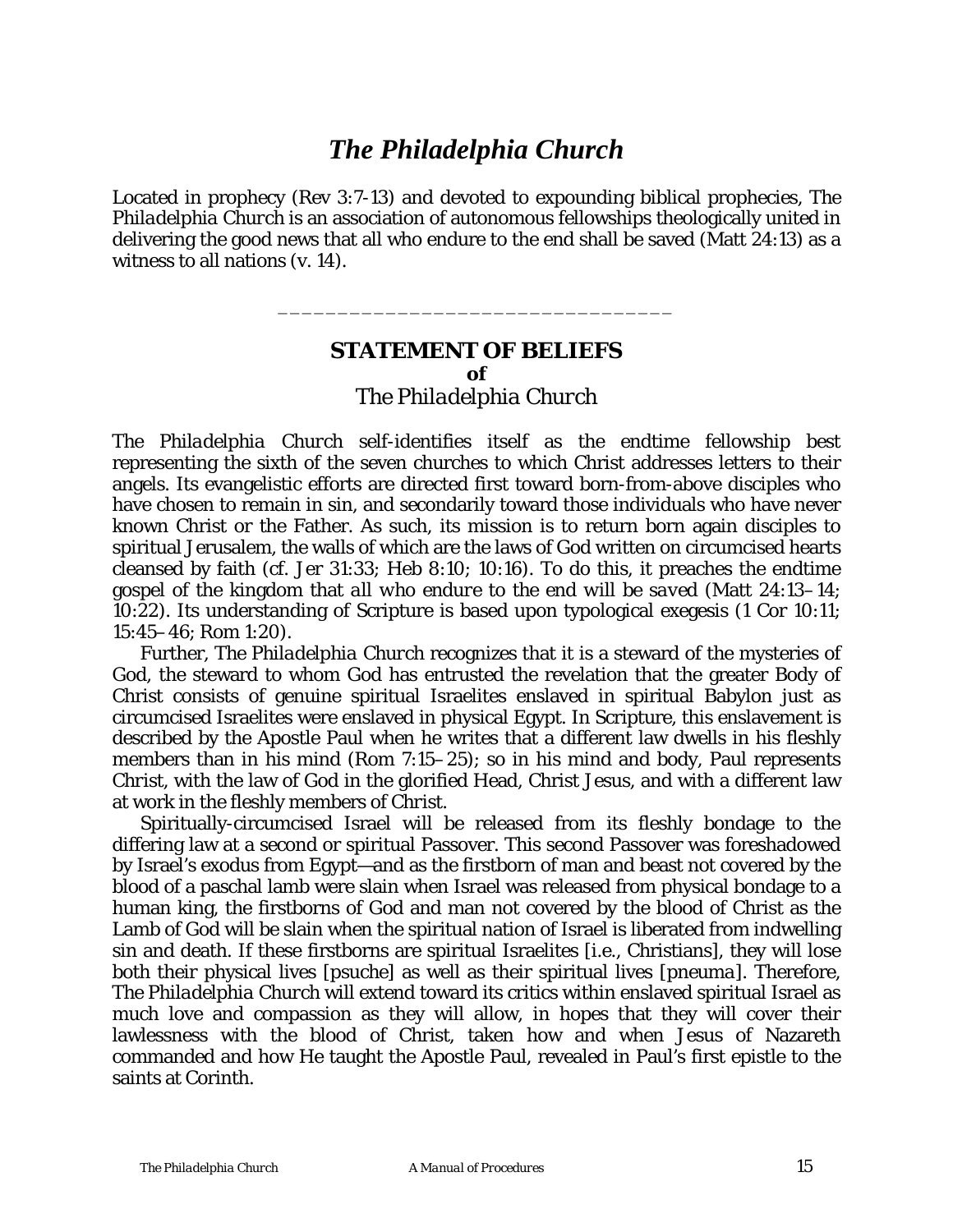# *The Philadelphia Church*

Located in prophecy (Rev 3:7-13) and devoted to expounding biblical prophecies, *The Philadelphia Church* is an association of autonomous fellowships theologically united in delivering the good news that all who endure to the end shall be saved (Matt 24:13) as a witness to all nations (v. 14).

---

## STATEMENT OF BELIEFS
**of**
*The Philadelphia Church*

*The Philadelphia Church* self-identifies itself as the endtime fellowship best representing the sixth of the seven churches to which Christ addresses letters to their angels. Its evangelistic efforts are directed first toward born-from-above disciples who have chosen to remain in sin, and secondarily toward those individuals who have never known Christ or the Father. As such, its mission is to return born again disciples to spiritual Jerusalem, the walls of which are the laws of God written on circumcised hearts cleansed by faith (cf. Jer 31:33; Heb 8:10; 10:16). To do this, it preaches the endtime gospel of the kingdom that *all who endure to the end will be saved* (Matt 24:13–14; 10:22). Its understanding of Scripture is based upon typological exegesis (1 Cor 10:11; 15:45–46; Rom 1:20).

Further, *The Philadelphia Church* recognizes that it is a steward of the mysteries of God, the steward to whom God has entrusted the revelation that the greater Body of Christ consists of genuine spiritual Israelites enslaved in spiritual Babylon just as circumcised Israelites were enslaved in physical Egypt. In Scripture, this enslavement is described by the Apostle Paul when he writes that a different law dwells in his fleshly members than in his mind (Rom 7:15–25); so in his mind and body, Paul represents Christ, with the law of God in the glorified Head, Christ Jesus, and with a different law at work in the fleshly members of Christ.

Spiritually-circumcised Israel will be released from its fleshly bondage to the differing law at a second or spiritual Passover. This second Passover was foreshadowed by Israel's exodus from Egypt—and as the firstborn of man and beast not covered by the blood of a paschal lamb were slain when Israel was released from physical bondage to a human king, the firstborns of God and man not covered by the blood of Christ as the Lamb of God will be slain when the spiritual nation of Israel is liberated from indwelling sin and death. If these firstborns are spiritual Israelites [i.e., Christians], they will lose both their physical lives [*psuche*] as well as their spiritual lives [*pneuma*]. Therefore, *The Philadelphia Church* will extend toward its critics within enslaved spiritual Israel as much love and compassion as they will allow, in hopes that they will cover their lawlessness with the blood of Christ, taken how and when Jesus of Nazareth commanded and how He taught the Apostle Paul, revealed in Paul's first epistle to the saints at Corinth.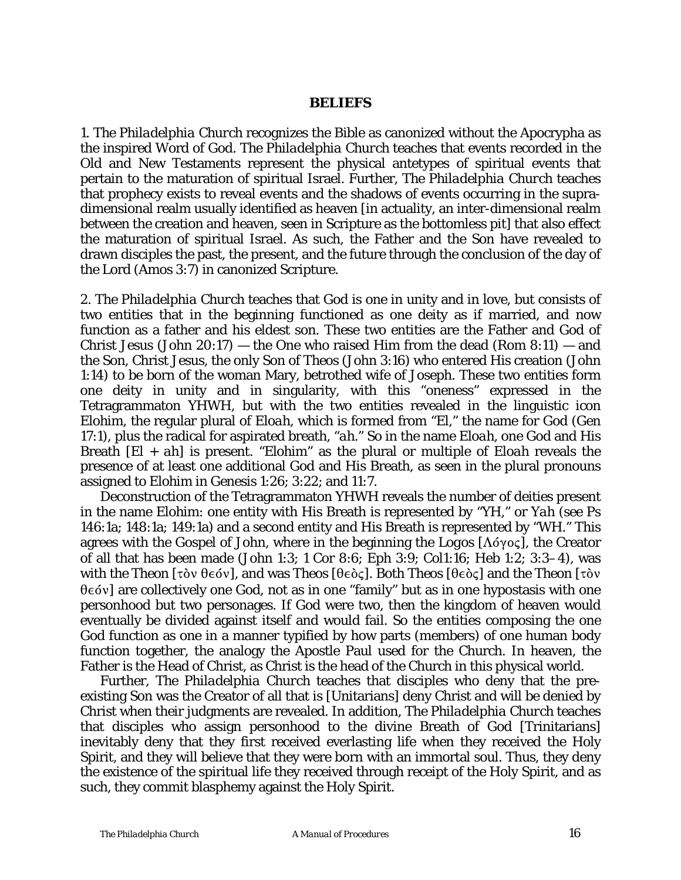## BELIEFS

1. The *Philadelphia Church* recognizes the Bible as canonized without the Apocrypha as the inspired Word of God. The *Philadelphia Church* teaches that events recorded in the Old and New Testaments represent the physical antetypes of spiritual events that pertain to the maturation of spiritual Israel. Further, The *Philadelphia Church* teaches that prophecy exists to reveal events and the shadows of events occurring in the supra-dimensional realm usually identified as heaven [in actuality, an inter-dimensional realm between the creation and heaven, seen in Scripture as the bottomless pit] that also effect the maturation of spiritual Israel. As such, the Father and the Son have revealed to drawn disciples the past, the present, and the future through the conclusion of the day of the Lord (Amos 3:7) in canonized Scripture.

2. The *Philadelphia Church* teaches that God is one in unity and in love, but consists of two entities that in the beginning functioned as one deity as if married, and now function as a father and his eldest son. These two entities are the Father and God of Christ Jesus (John 20:17) — the One who raised Him from the dead (Rom 8:11) — and the Son, Christ Jesus, the only Son of Theos (John 3:16) who entered His creation (John 1:14) to be born of the woman Mary, betrothed wife of Joseph. These two entities form one deity in unity and in singularity, with this "oneness" expressed in the Tetragrammaton YHWH, but with the two entities revealed in the linguistic icon Elohim, the regular plural of *Eloah*, which is formed from "El," the name for God (Gen 17:1), plus the radical for aspirated breath, "ah." So in the name *Eloah*, one God and His Breath [*El* + *ah*] is present. "Elohim" as the plural or multiple of *Eloah* reveals the presence of at least one additional God and His Breath, as seen in the plural pronouns assigned to Elohim in Genesis 1:26; 3:22; and 11:7.

Deconstruction of the Tetragrammaton YHWH reveals the number of deities present in the name Elohim: one entity with His Breath is represented by "YH," or *Yah* (see Ps 146:1a; 148:1a; 149:1a) and a second entity and His Breath is represented by "WH." This agrees with the Gospel of John, where in the beginning the Logos [Λόγος], the Creator of all that has been made (John 1:3; 1 Cor 8:6; Eph 3:9; Col1:16; Heb 1:2; 3:3–4), was with the Theon [τὸν θεόν], and was Theos [θεὸς]. Both Theos [θεὸς] and the Theon [τὸν θεόν] are collectively one God, not as in one "family" but as in one hypostasis with one personhood but two personages. If God were two, then the kingdom of heaven would eventually be divided against itself and would fail. So the entities composing the one God function as one in a manner typified by how parts (members) of one human body function together, the analogy the Apostle Paul used for the Church. In heaven, the Father is the Head of Christ, as Christ is the head of the Church in this physical world.

Further, The *Philadelphia Church* teaches that disciples who deny that the pre-existing Son was the Creator of all that is [Unitarians] deny Christ and will be denied by Christ when their judgments are revealed. In addition, The *Philadelphia Church* teaches that disciples who assign personhood to the divine Breath of God [Trinitarians] inevitably deny that they first received everlasting life when they received the Holy Spirit, and they will believe that they were born with an immortal soul. Thus, they deny the existence of the spiritual life they received through receipt of the Holy Spirit, and as such, they commit blasphemy against the Holy Spirit.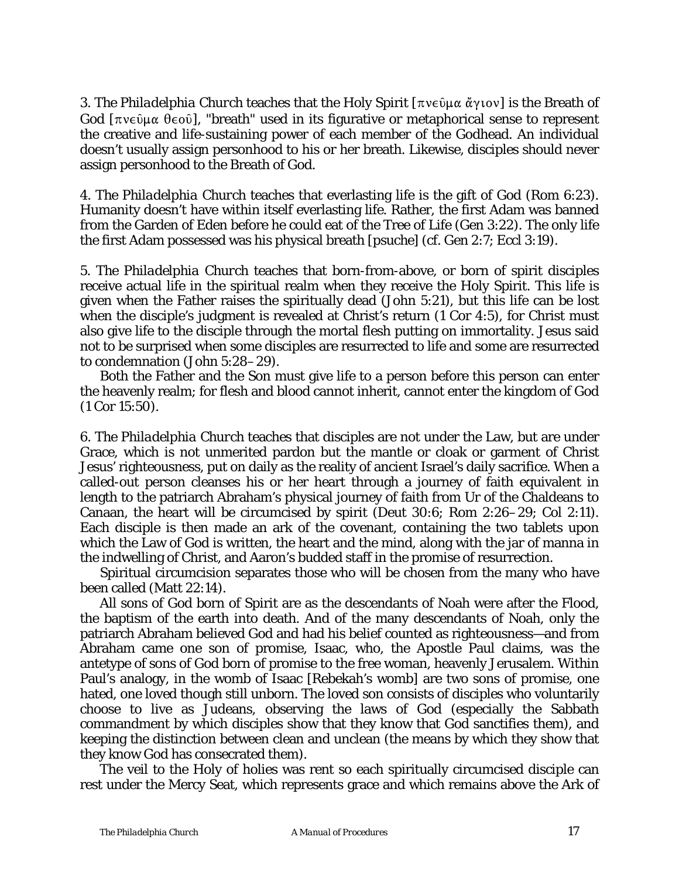3. The *Philadelphia Church* teaches that the Holy Spirit [πνεῦμα ἅγιον] is the Breath of God [πνεῦμα θεοῦ], "breath" used in its figurative or metaphorical sense to represent the creative and life-sustaining power of each member of the Godhead. An individual doesn't usually assign personhood to his or her breath. Likewise, disciples should never assign personhood to the Breath of God.

4. The *Philadelphia Church* teaches that everlasting life is the gift of God (Rom 6:23). Humanity doesn't have within itself everlasting life. Rather, the first Adam was banned from the Garden of Eden before he could eat of the Tree of Life (Gen 3:22). The only life the first Adam possessed was his physical breath [psuche] (cf. Gen 2:7; Eccl 3:19).

5. The *Philadelphia Church* teaches that born-from-above, or born of spirit disciples receive actual life in the spiritual realm when they receive the Holy Spirit. This life is given when the Father raises the spiritually dead (John 5:21), but this life can be lost when the disciple's judgment is revealed at Christ's return (1 Cor 4:5), for Christ must also give life to the disciple through the mortal flesh putting on immortality. Jesus said not to be surprised when some disciples are resurrected to life and some are resurrected to condemnation (John 5:28–29).

Both the Father and the Son must give life to a person before this person can enter the heavenly realm; for flesh and blood cannot inherit, cannot enter the kingdom of God (1 Cor 15:50).

6. The *Philadelphia Church* teaches that disciples are not under the Law, but are under Grace, which is not unmerited pardon but the mantle or cloak or garment of Christ Jesus' righteousness, put on daily as the reality of ancient Israel's daily sacrifice. When a called-out person cleanses his or her heart through a journey of faith equivalent in length to the patriarch Abraham's physical journey of faith from Ur of the Chaldeans to Canaan, the heart will be circumcised by spirit (Deut 30:6; Rom 2:26–29; Col 2:11). Each disciple is then made an ark of the covenant, containing the two tablets upon which the Law of God is written, the heart and the mind, along with the jar of manna in the indwelling of Christ, and Aaron's budded staff in the promise of resurrection.

Spiritual circumcision separates those who will be chosen from the many who have been called (Matt 22:14).

All sons of God born of Spirit are as the descendants of Noah were after the Flood, the baptism of the earth into death. And of the many descendants of Noah, only the patriarch Abraham believed God and had his belief counted as righteousness—and from Abraham came one son of promise, Isaac, who, the Apostle Paul claims, was the antetype of sons of God born of promise to the free woman, heavenly Jerusalem. Within Paul's analogy, in the womb of Isaac [Rebekah's womb] are two sons of promise, one hated, one loved though still unborn. The loved son consists of disciples who voluntarily choose to live as Judeans, observing the laws of God (especially the Sabbath commandment by which disciples show that they know that God sanctifies them), and keeping the distinction between clean and unclean (the means by which they show that they know God has consecrated them).

The veil to the Holy of holies was rent so each spiritually circumcised disciple can rest under the Mercy Seat, which represents grace and which remains above the Ark of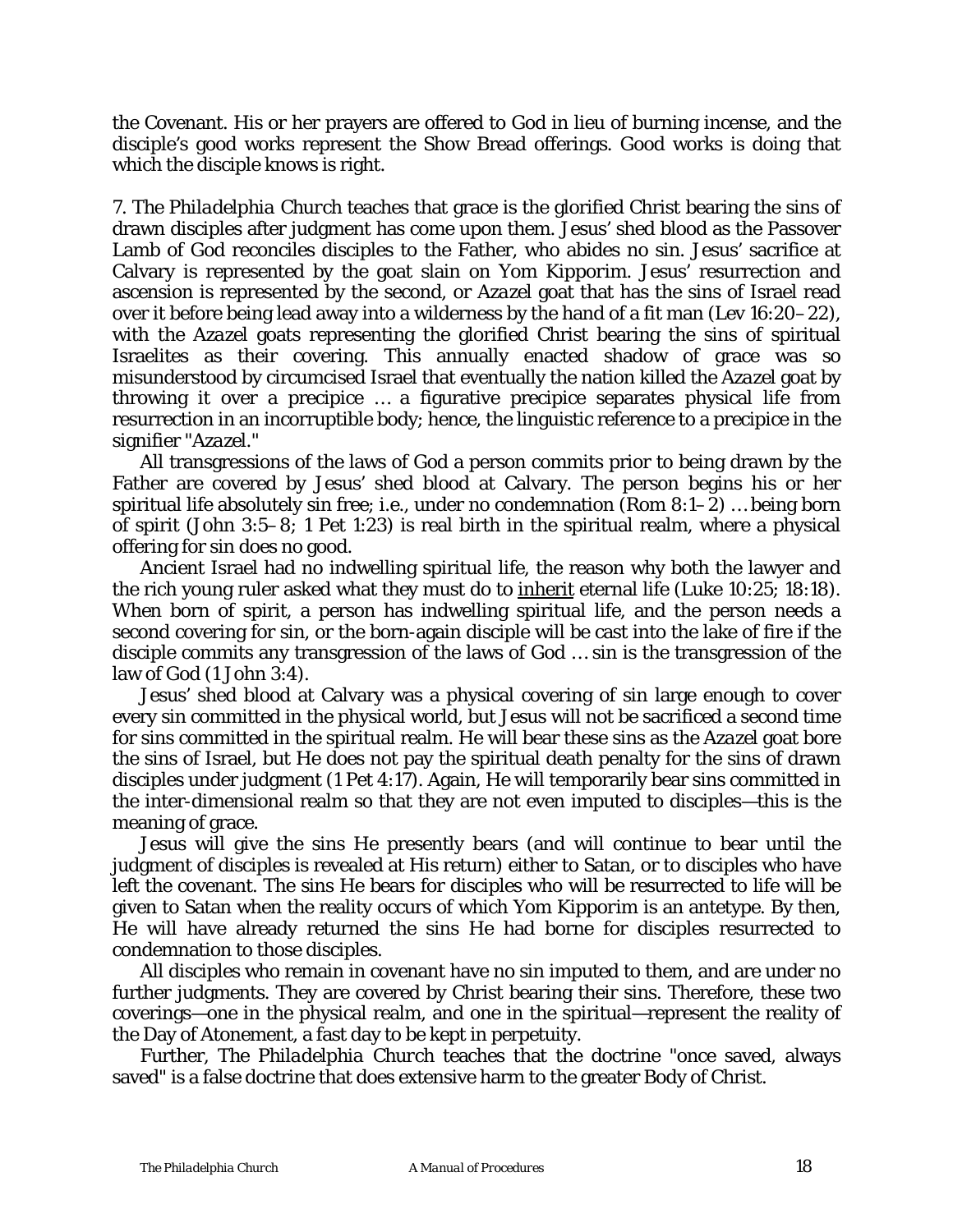the Covenant. His or her prayers are offered to God in lieu of burning incense, and the disciple's good works represent the Show Bread offerings. Good works is doing that which the disciple knows is right.

7. *The Philadelphia Church* teaches that grace is the glorified Christ bearing the sins of drawn disciples after judgment has come upon them. Jesus' shed blood as the Passover Lamb of God reconciles disciples to the Father, who abides no sin. Jesus' sacrifice at Calvary is represented by the goat slain on Yom Kipporim. Jesus' resurrection and ascension is represented by the second, or *Azazel* goat that has the sins of Israel read over it before being lead away into a wilderness by the hand of a fit man (Lev 16:20–22), with the *Azazel* goats representing the glorified Christ bearing the sins of spiritual Israelites as their covering. This annually enacted shadow of grace was so misunderstood by circumcised Israel that eventually the nation killed the *Azazel* goat by throwing it over a precipice … a figurative precipice separates physical life from resurrection in an incorruptible body; hence, the linguistic reference to a precipice in the signifier "*Azazel*."

All transgressions of the laws of God a person commits prior to being drawn by the Father are covered by Jesus' shed blood at Calvary. The person begins his or her spiritual life absolutely sin free; i.e., under no condemnation (Rom 8:1–2) … being born of spirit (John 3:5–8; 1 Pet 1:23) is real birth in the spiritual realm, where a physical offering for sin does no good.

Ancient Israel had no indwelling spiritual life, the reason why both the lawyer and the rich young ruler asked what they must do to <u>inherit</u> eternal life (Luke 10:25; 18:18). When born of spirit, a person has indwelling spiritual life, and the person needs a second covering for sin, or the born-again disciple will be cast into the lake of fire if the disciple commits any transgression of the laws of God … sin is the transgression of the law of God (1 John 3:4).

Jesus' shed blood at Calvary was a physical covering of sin large enough to cover every sin committed in the physical world, but Jesus will not be sacrificed a second time for sins committed in the spiritual realm. He will bear these sins as the *Azazel* goat bore the sins of Israel, but He does not pay the spiritual death penalty for the sins of drawn disciples under judgment (1 Pet 4:17). Again, He will temporarily bear sins committed in the inter-dimensional realm so that they are not even imputed to disciples—this is the meaning of grace.

Jesus will give the sins He presently bears (and will continue to bear until the judgment of disciples is revealed at His return) either to Satan, or to disciples who have left the covenant. The sins He bears for disciples who will be resurrected to life will be given to Satan when the reality occurs of which Yom Kipporim is an antetype. By then, He will have already returned the sins He had borne for disciples resurrected to condemnation to those disciples.

All disciples who remain in covenant have no sin imputed to them, and are under no further judgments. They are covered by Christ bearing their sins. Therefore, these two coverings—one in the physical realm, and one in the spiritual—represent the reality of the Day of Atonement, a fast day to be kept in perpetuity.

Further, *The Philadelphia Church* teaches that the doctrine "once saved, always saved" is a false doctrine that does extensive harm to the greater Body of Christ.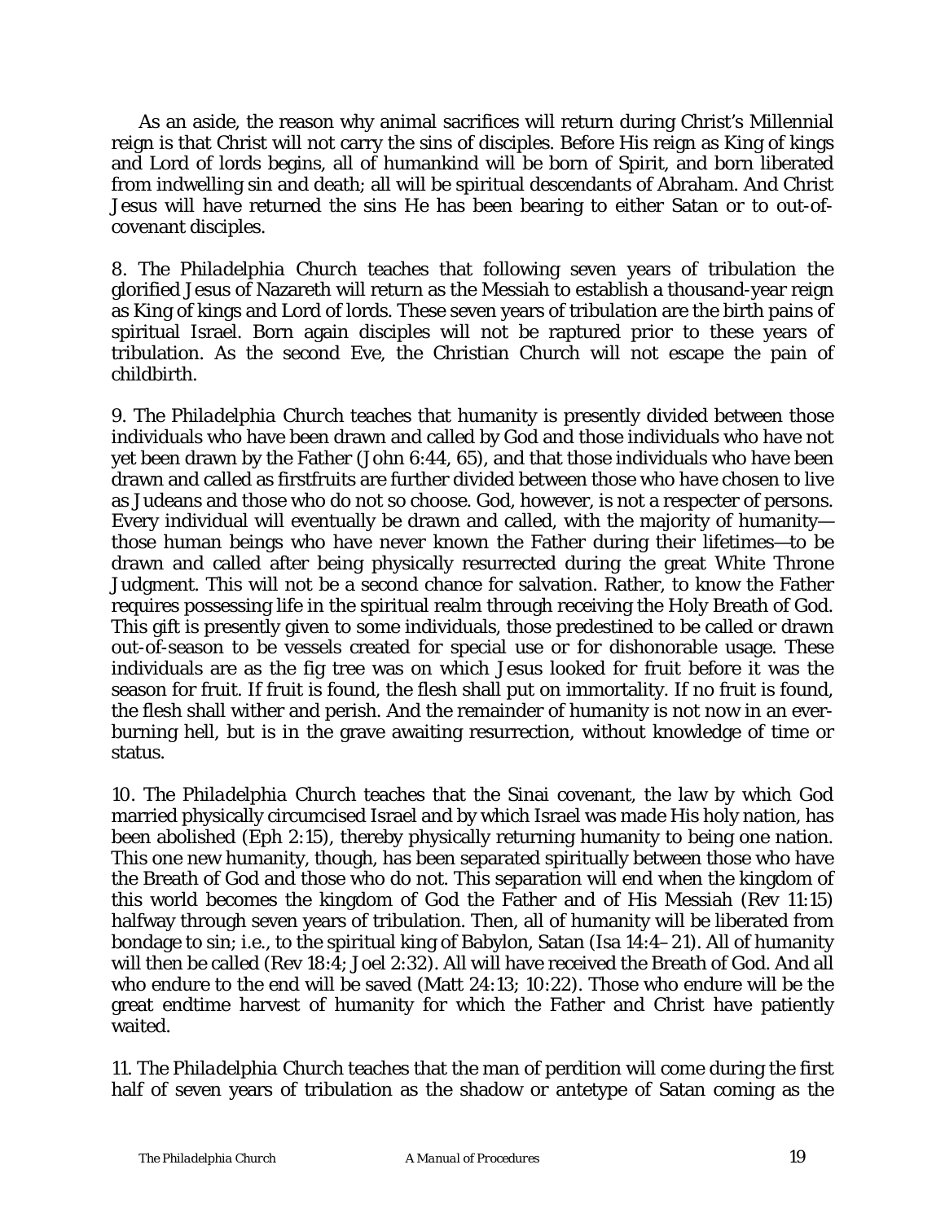As an aside, the reason why animal sacrifices will return during Christ's Millennial reign is that Christ will not carry the sins of disciples. Before His reign as King of kings and Lord of lords begins, all of humankind will be born of Spirit, and born liberated from indwelling sin and death; all will be spiritual descendants of Abraham. And Christ Jesus will have returned the sins He has been bearing to either Satan or to out-of-covenant disciples.

8. The *Philadelphia Church* teaches that following seven years of tribulation the glorified Jesus of Nazareth will return as the Messiah to establish a thousand-year reign as King of kings and Lord of lords. These seven years of tribulation are the birth pains of spiritual Israel. Born again disciples will not be raptured prior to these years of tribulation. As the second Eve, the Christian Church will not escape the pain of childbirth.

9. The *Philadelphia Church* teaches that humanity is presently divided between those individuals who have been drawn and called by God and those individuals who have not yet been drawn by the Father (John 6:44, 65), and that those individuals who have been drawn and called as firstfruits are further divided between those who have chosen to live as Judeans and those who do not so choose. God, however, is not a respecter of persons. Every individual will eventually be drawn and called, with the majority of humanity—those human beings who have never known the Father during their lifetimes—to be drawn and called after being physically resurrected during the great White Throne Judgment. This will not be a second chance for salvation. Rather, to know the Father requires possessing life in the spiritual realm through receiving the Holy Breath of God. This gift is presently given to some individuals, those predestined to be called or drawn out-of-season to be vessels created for special use or for dishonorable usage. These individuals are as the fig tree was on which Jesus looked for fruit before it was the season for fruit. If fruit is found, the flesh shall put on immortality. If no fruit is found, the flesh shall wither and perish. And the remainder of humanity is not now in an ever-burning hell, but is in the grave awaiting resurrection, without knowledge of time or status.

10. The *Philadelphia Church* teaches that the Sinai covenant, the law by which God married physically circumcised Israel and by which Israel was made His holy nation, has been abolished (Eph 2:15), thereby physically returning humanity to being one nation. This one new humanity, though, has been separated spiritually between those who have the Breath of God and those who do not. This separation will end when the kingdom of this world becomes the kingdom of God the Father and of His Messiah (Rev 11:15) halfway through seven years of tribulation. Then, all of humanity will be liberated from bondage to sin; i.e., to the spiritual king of Babylon, Satan (Isa 14:4–21). All of humanity will then be called (Rev 18:4; Joel 2:32). All will have received the Breath of God. And all who endure to the end will be saved (Matt 24:13; 10:22). Those who endure will be the great endtime harvest of humanity for which the Father and Christ have patiently waited.

11. The *Philadelphia Church* teaches that the man of perdition will come during the first half of seven years of tribulation as the shadow or antetype of Satan coming as the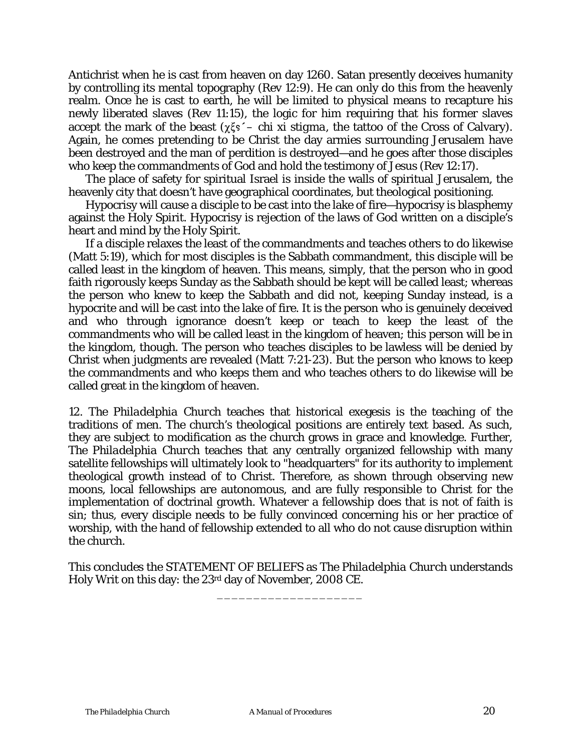Antichrist when he is cast from heaven on day 1260. Satan presently deceives humanity by controlling its mental topography (Rev 12:9). He can only do this from the heavenly realm. Once he is cast to earth, he will be limited to physical means to recapture his newly liberated slaves (Rev 11:15), the logic for him requiring that his former slaves accept the mark of the beast (χξϛ΄ – *chi xi stigma*, the tattoo of the Cross of Calvary). Again, he comes pretending to be Christ the day armies surrounding Jerusalem have been destroyed and the man of perdition is destroyed—and he goes after those disciples who keep the commandments of God and hold the testimony of Jesus (Rev 12:17).

The place of safety for spiritual Israel is inside the walls of spiritual Jerusalem, the heavenly city that doesn't have geographical coordinates, but theological positioning.

Hypocrisy will cause a disciple to be cast into the lake of fire—hypocrisy is blasphemy against the Holy Spirit. Hypocrisy is rejection of the laws of God written on a disciple's heart and mind by the Holy Spirit.

If a disciple relaxes the least of the commandments and teaches others to do likewise (Matt 5:19), which for most disciples is the Sabbath commandment, this disciple will be called least in the kingdom of heaven. This means, simply, that the person who in good faith rigorously keeps Sunday as the Sabbath should be kept will be called least; whereas the person who knew to keep the Sabbath and did not, keeping Sunday instead, is a hypocrite and will be cast into the lake of fire. It is the person who is genuinely deceived and who through ignorance doesn't keep or teach to keep the least of the commandments who will be called least in the kingdom of heaven; this person will be in the kingdom, though. The person who teaches disciples to be lawless will be denied by Christ when judgments are revealed (Matt 7:21-23). But the person who knows to keep the commandments and who keeps them and who teaches others to do likewise will be called great in the kingdom of heaven.

12. *The Philadelphia Church* teaches that historical exegesis is the teaching of the traditions of men. The church's theological positions are entirely text based. As such, they are subject to modification as the church grows in grace and knowledge. Further, *The Philadelphia Church* teaches that any centrally organized fellowship with many satellite fellowships will ultimately look to "headquarters" for its authority to implement theological growth instead of to Christ. Therefore, as shown through observing new moons, local fellowships are autonomous, and are fully responsible to Christ for the implementation of doctrinal growth. Whatever a fellowship does that is not of faith is sin; thus, every disciple needs to be fully convinced concerning his or her practice of worship, with the hand of fellowship extended to all who do not cause disruption within the church.

This concludes the STATEMENT OF BELIEFS as *The Philadelphia Church* understands Holy Writ on this day: the 23rd day of November, 2008 CE.

\_\_\_\_\_\_\_\_\_\_\_\_\_\_\_\_\_\_\_\_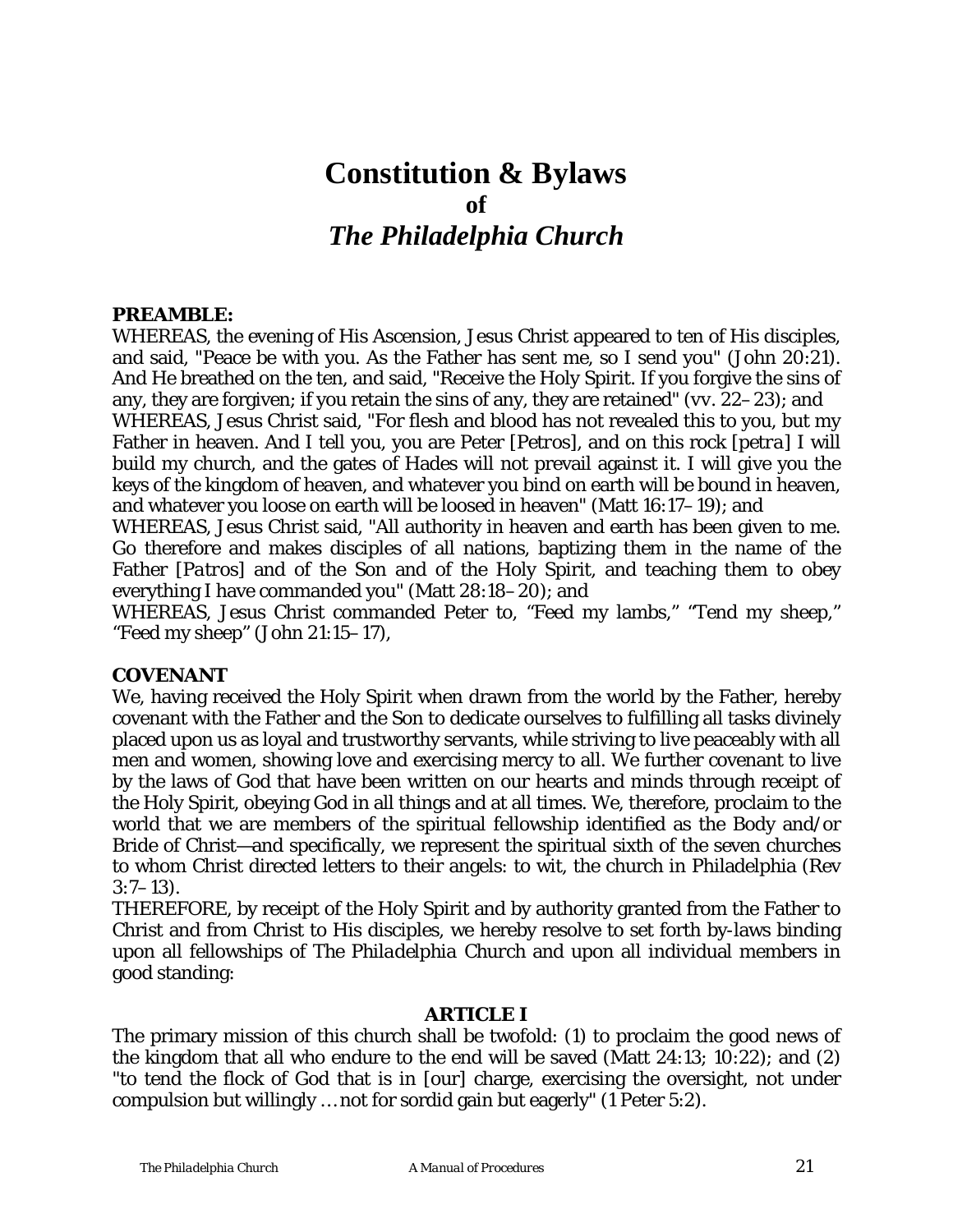# Constitution & Bylaws
## of
## *The Philadelphia Church*

**PREAMBLE:**

WHEREAS, the evening of His Ascension, Jesus Christ appeared to ten of His disciples, and said, "Peace be with you. As the Father has sent me, so I send you" (John 20:21). And He breathed on the ten, and said, "Receive the Holy Spirit. If you forgive the sins of any, they are forgiven; if you retain the sins of any, they are retained" (vv. 22–23); and

WHEREAS, Jesus Christ said, "For flesh and blood has not revealed this to you, but my Father in heaven. And I tell you, you are Peter [*Petros*], and on this rock [*petra*] I will build my church, and the gates of Hades will not prevail against it. I will give you the keys of the kingdom of heaven, and whatever you bind on earth will be bound in heaven, and whatever you loose on earth will be loosed in heaven" (Matt 16:17–19); and

WHEREAS, Jesus Christ said, "All authority in heaven and earth has been given to me. Go therefore and makes disciples of all nations, baptizing them in the name of the Father [*Patros*] and of the Son and of the Holy Spirit, and teaching them to obey everything I have commanded you" (Matt 28:18–20); and

WHEREAS, Jesus Christ commanded Peter to, "Feed my lambs," "Tend my sheep," "Feed my sheep" (John 21:15–17),

**COVENANT**

We, having received the Holy Spirit when drawn from the world by the Father, hereby covenant with the Father and the Son to dedicate ourselves to fulfilling all tasks divinely placed upon us as loyal and trustworthy servants, while striving to live peaceably with all men and women, showing love and exercising mercy to all. We further covenant to live by the laws of God that have been written on our hearts and minds through receipt of the Holy Spirit, obeying God in all things and at all times. We, therefore, proclaim to the world that we are members of the spiritual fellowship identified as the Body and/or Bride of Christ—and specifically, we represent the spiritual sixth of the seven churches to whom Christ directed letters to their angels: to wit, the church in Philadelphia (Rev 3:7–13).

THEREFORE, by receipt of the Holy Spirit and by authority granted from the Father to Christ and from Christ to His disciples, we hereby resolve to set forth by-laws binding upon all fellowships of *The Philadelphia Church* and upon all individual members in good standing:

**ARTICLE I**

The primary mission of this church shall be twofold: (1) to proclaim the good news of the kingdom that all who endure to the end will be saved (Matt 24:13; 10:22); and (2) "to tend the flock of God that is in [our] charge, exercising the oversight, not under compulsion but willingly … not for sordid gain but eagerly" (1 Peter 5:2).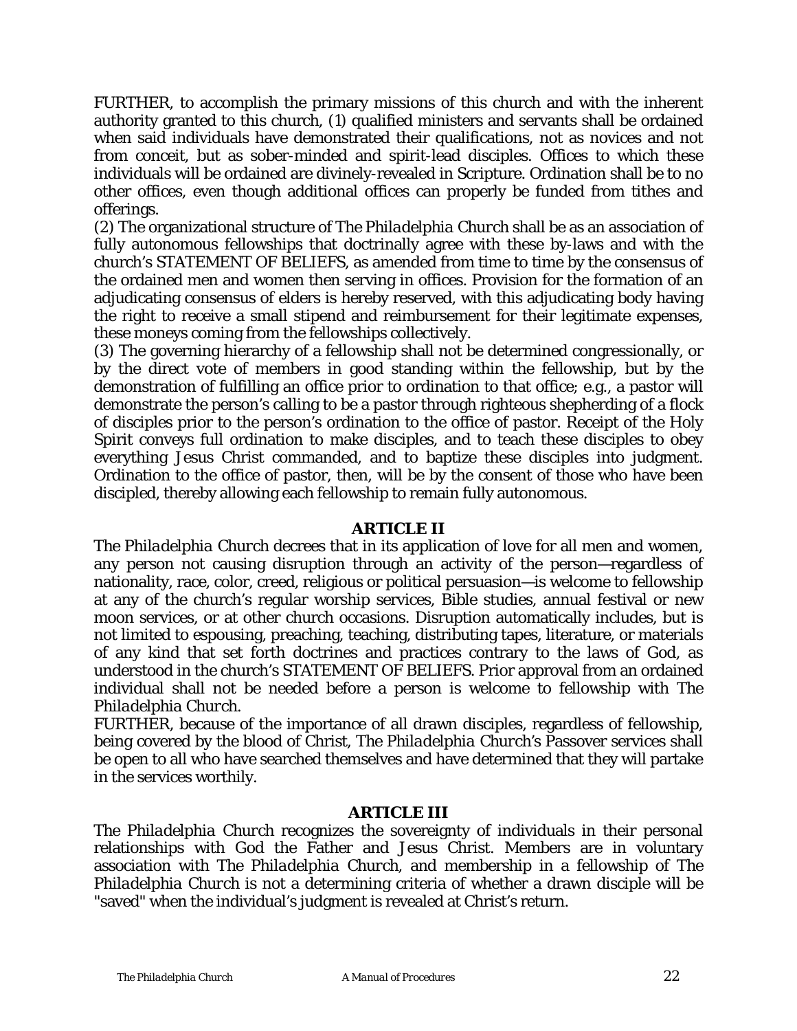FURTHER, to accomplish the primary missions of this church and with the inherent authority granted to this church, (1) qualified ministers and servants shall be ordained when said individuals have demonstrated their qualifications, not as novices and not from conceit, but as sober-minded and spirit-lead disciples. Offices to which these individuals will be ordained are divinely-revealed in Scripture. Ordination shall be to no other offices, even though additional offices can properly be funded from tithes and offerings.

(2) The organizational structure of *The Philadelphia Church* shall be as an association of fully autonomous fellowships that doctrinally agree with these by-laws and with the church's STATEMENT OF BELIEFS, as amended from time to time by the consensus of the ordained men and women then serving in offices. Provision for the formation of an adjudicating consensus of elders is hereby reserved, with this adjudicating body having the right to receive a small stipend and reimbursement for their legitimate expenses, these moneys coming from the fellowships collectively.

(3) The governing hierarchy of a fellowship shall not be determined congressionally, or by the direct vote of members in good standing within the fellowship, but by the demonstration of fulfilling an office prior to ordination to that office; e.g., a pastor will demonstrate the person's calling to be a pastor through righteous shepherding of a flock of disciples prior to the person's ordination to the office of pastor. Receipt of the Holy Spirit conveys full ordination to make disciples, and to teach these disciples to obey everything Jesus Christ commanded, and to baptize these disciples into judgment. Ordination to the office of pastor, then, will be by the consent of those who have been discipled, thereby allowing each fellowship to remain fully autonomous.

## ARTICLE II

*The Philadelphia Church* decrees that in its application of love for all men and women, any person not causing disruption through an activity of the person—regardless of nationality, race, color, creed, religious or political persuasion—is welcome to fellowship at any of the church's regular worship services, Bible studies, annual festival or new moon services, or at other church occasions. Disruption automatically includes, but is not limited to espousing, preaching, teaching, distributing tapes, literature, or materials of any kind that set forth doctrines and practices contrary to the laws of God, as understood in the church's STATEMENT OF BELIEFS. Prior approval from an ordained individual shall not be needed before a person is welcome to fellowship with *The Philadelphia Church*.

FURTHER, because of the importance of all drawn disciples, regardless of fellowship, being covered by the blood of Christ, *The Philadelphia Church*'s Passover services shall be open to all who have searched themselves and have determined that they will partake in the services worthily.

## ARTICLE III

*The Philadelphia Church* recognizes the sovereignty of individuals in their personal relationships with God the Father and Jesus Christ. Members are in voluntary association with *The Philadelphia Church*, and membership in a fellowship of *The Philadelphia Church* is not a determining criteria of whether a drawn disciple will be "saved" when the individual's judgment is revealed at Christ's return.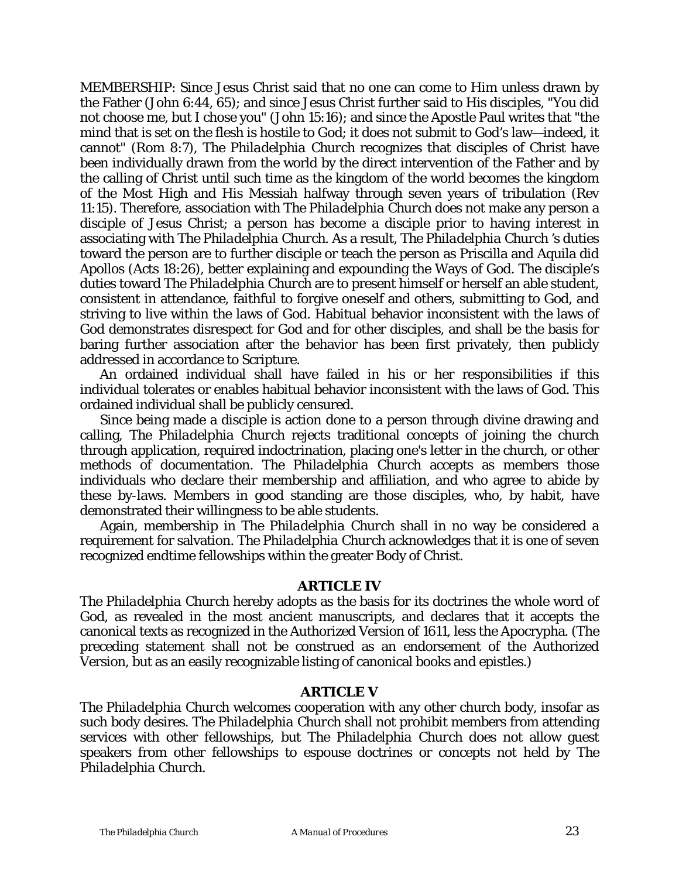MEMBERSHIP: Since Jesus Christ said that no one can come to Him unless drawn by the Father (John 6:44, 65); and since Jesus Christ further said to His disciples, "You did not choose me, but I chose you" (John 15:16); and since the Apostle Paul writes that "the mind that is set on the flesh is hostile to God; it does not submit to God's law—indeed, it cannot" (Rom 8:7), *The Philadelphia Church* recognizes that disciples of Christ have been individually drawn from the world by the direct intervention of the Father and by the calling of Christ until such time as the kingdom of the world becomes the kingdom of the Most High and His Messiah halfway through seven years of tribulation (Rev 11:15). Therefore, association with *The Philadelphia Church* does not make any person a disciple of Jesus Christ; a person has become a disciple prior to having interest in associating with *The Philadelphia Church*. As a result, *The Philadelphia Church* 's duties toward the person are to further disciple or teach the person as Priscilla and Aquila did Apollos (Acts 18:26), better explaining and expounding the Ways of God. The disciple's duties toward *The Philadelphia Church* are to present himself or herself an able student, consistent in attendance, faithful to forgive oneself and others, submitting to God, and striving to live within the laws of God. Habitual behavior inconsistent with the laws of God demonstrates disrespect for God and for other disciples, and shall be the basis for baring further association after the behavior has been first privately, then publicly addressed in accordance to Scripture.

An ordained individual shall have failed in his or her responsibilities if this individual tolerates or enables habitual behavior inconsistent with the laws of God. This ordained individual shall be publicly censured.

Since being made a disciple is action done to a person through divine drawing and calling, *The Philadelphia Church* rejects traditional concepts of joining the church through application, required indoctrination, placing one's letter in the church, or other methods of documentation. *The Philadelphia Church* accepts as members those individuals who declare their membership and affiliation, and who agree to abide by these by-laws. Members in good standing are those disciples, who, by habit, have demonstrated their willingness to be able students.

Again, membership in *The Philadelphia Church* shall in no way be considered a requirement for salvation. *The Philadelphia Church* acknowledges that it is one of seven recognized endtime fellowships within the greater Body of Christ.

## ARTICLE IV

*The Philadelphia Church* hereby adopts as the basis for its doctrines the whole word of God, as revealed in the most ancient manuscripts, and declares that it accepts the canonical texts as recognized in the Authorized Version of 1611, less the Apocrypha. (The preceding statement shall not be construed as an endorsement of the Authorized Version, but as an easily recognizable listing of canonical books and epistles.)

## ARTICLE V

*The Philadelphia Church* welcomes cooperation with any other church body, insofar as such body desires. *The Philadelphia Church* shall not prohibit members from attending services with other fellowships, but *The Philadelphia Church* does not allow guest speakers from other fellowships to espouse doctrines or concepts not held by *The Philadelphia Church*.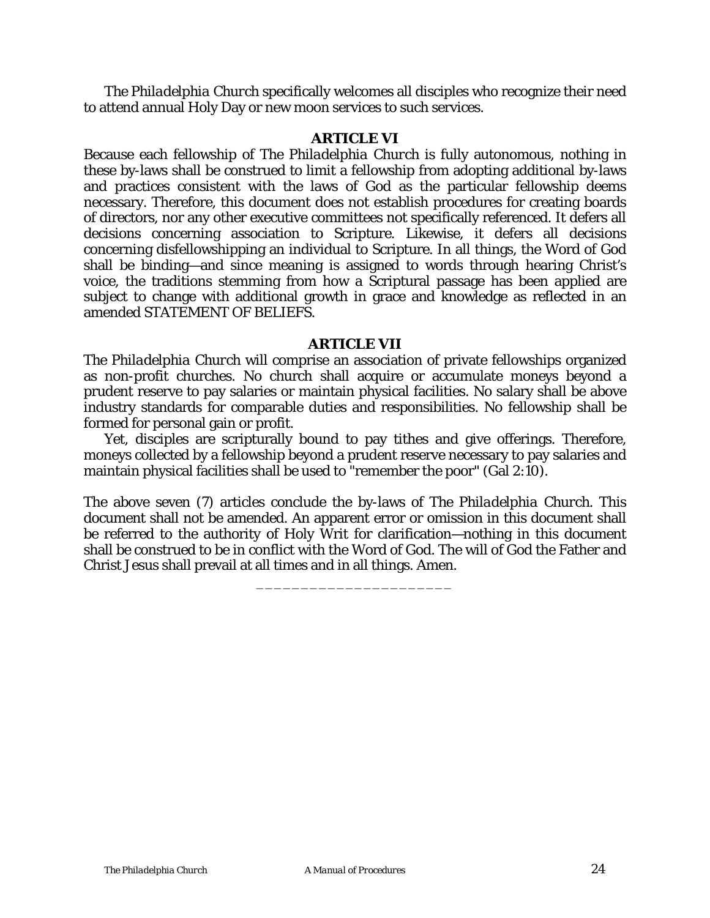*The Philadelphia Church* specifically welcomes all disciples who recognize their need to attend annual Holy Day or new moon services to such services.

## ARTICLE VI

Because each fellowship of *The Philadelphia Church* is fully autonomous, nothing in these by-laws shall be construed to limit a fellowship from adopting additional by-laws and practices consistent with the laws of God as the particular fellowship deems necessary. Therefore, this document does not establish procedures for creating boards of directors, nor any other executive committees not specifically referenced. It defers all decisions concerning association to Scripture. Likewise, it defers all decisions concerning disfellowshipping an individual to Scripture. In all things, the Word of God shall be binding—and since meaning is assigned to words through hearing Christ's voice, the traditions stemming from how a Scriptural passage has been applied are subject to change with additional growth in grace and knowledge as reflected in an amended STATEMENT OF BELIEFS.

## ARTICLE VII

*The Philadelphia Church* will comprise an association of private fellowships organized as non-profit churches. No church shall acquire or accumulate moneys beyond a prudent reserve to pay salaries or maintain physical facilities. No salary shall be above industry standards for comparable duties and responsibilities. No fellowship shall be formed for personal gain or profit.

Yet, disciples are scripturally bound to pay tithes and give offerings. Therefore, moneys collected by a fellowship beyond a prudent reserve necessary to pay salaries and maintain physical facilities shall be used to "remember the poor" (Gal 2:10).

The above seven (7) articles conclude the by-laws of *The Philadelphia Church*. This document shall not be amended. An apparent error or omission in this document shall be referred to the authority of Holy Writ for clarification—nothing in this document shall be construed to be in conflict with the Word of God. The will of God the Father and Christ Jesus shall prevail at all times and in all things. Amen.

______________________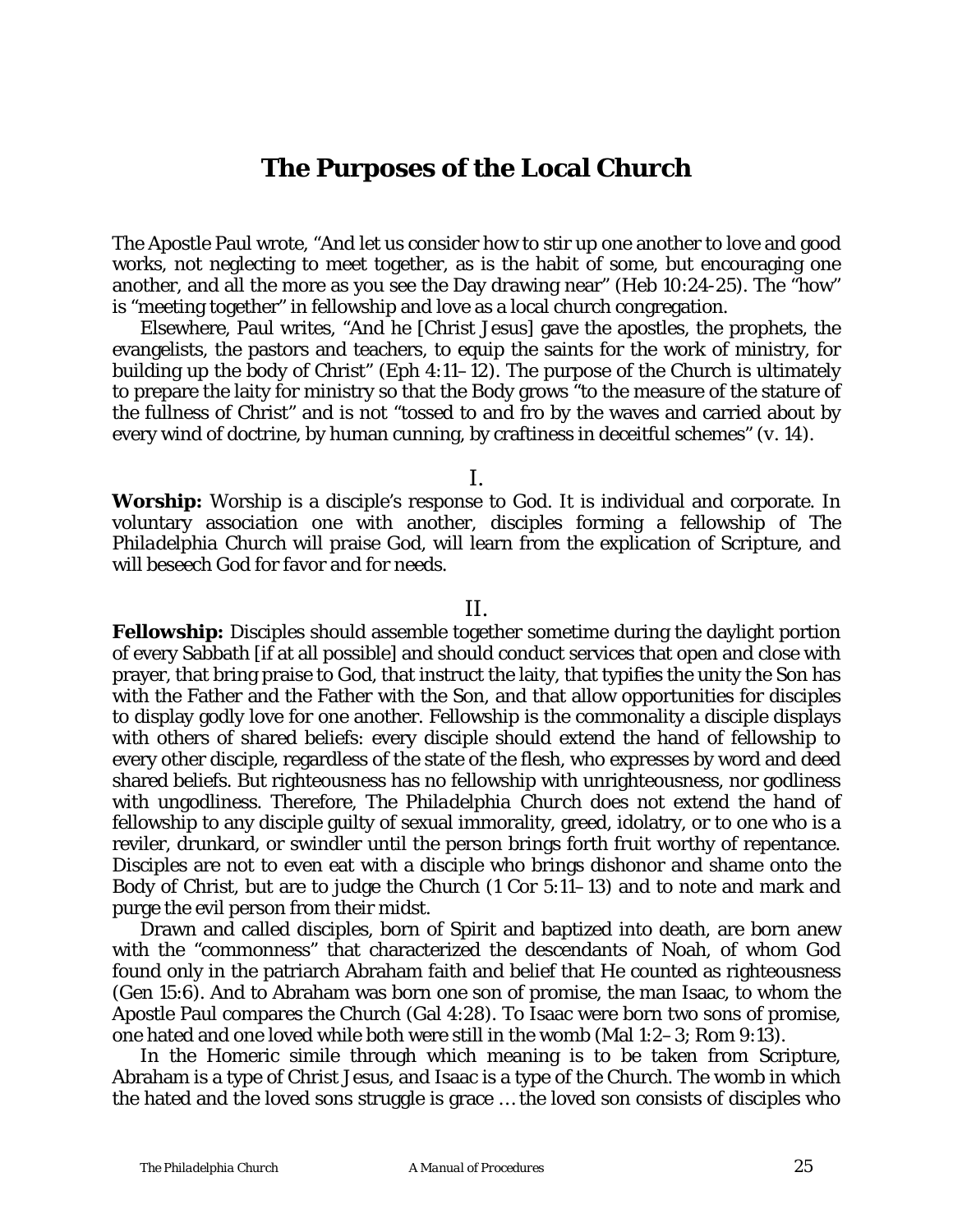# The Purposes of the Local Church

The Apostle Paul wrote, "And let us consider how to stir up one another to love and good works, not neglecting to meet together, as is the habit of some, but encouraging one another, and all the more as you see the Day drawing near" (Heb 10:24-25). The "how" is "meeting together" in fellowship and love as a local church congregation.

Elsewhere, Paul writes, "And he [Christ Jesus] gave the apostles, the prophets, the evangelists, the pastors and teachers, to equip the saints for the work of ministry, for building up the body of Christ" (Eph 4:11–12). The purpose of the Church is ultimately to prepare the laity for ministry so that the Body grows "to the measure of the stature of the fullness of Christ" and is not "tossed to and fro by the waves and carried about by every wind of doctrine, by human cunning, by craftiness in deceitful schemes" (v. 14).

I.

**Worship:** Worship is a disciple's response to God. It is individual and corporate. In voluntary association one with another, disciples forming a fellowship of *The Philadelphia Church* will praise God, will learn from the explication of Scripture, and will beseech God for favor and for needs.

II.

**Fellowship:** Disciples should assemble together sometime during the daylight portion of every Sabbath [if at all possible] and should conduct services that open and close with prayer, that bring praise to God, that instruct the laity, that typifies the unity the Son has with the Father and the Father with the Son, and that allow opportunities for disciples to display godly love for one another. Fellowship is the commonality a disciple displays with others of shared beliefs: every disciple should extend the hand of fellowship to every other disciple, regardless of the state of the flesh, who expresses by word and deed shared beliefs. But righteousness has no fellowship with unrighteousness, nor godliness with ungodliness. Therefore, *The Philadelphia Church* does not extend the hand of fellowship to any disciple guilty of sexual immorality, greed, idolatry, or to one who is a reviler, drunkard, or swindler until the person brings forth fruit worthy of repentance. Disciples are not to even eat with a disciple who brings dishonor and shame onto the Body of Christ, but are to judge the Church (1 Cor 5:11–13) and to note and mark and purge the evil person from their midst.

Drawn and called disciples, born of Spirit and baptized into death, are born anew with the "commonness" that characterized the descendants of Noah, of whom God found only in the patriarch Abraham faith and belief that He counted as righteousness (Gen 15:6). And to Abraham was born one son of promise, the man Isaac, to whom the Apostle Paul compares the Church (Gal 4:28). To Isaac were born two sons of promise, one hated and one loved while both were still in the womb (Mal 1:2–3; Rom 9:13).

In the Homeric simile through which meaning is to be taken from Scripture, Abraham is a type of Christ Jesus, and Isaac is a type of the Church. The womb in which the hated and the loved sons struggle is grace … the loved son consists of disciples who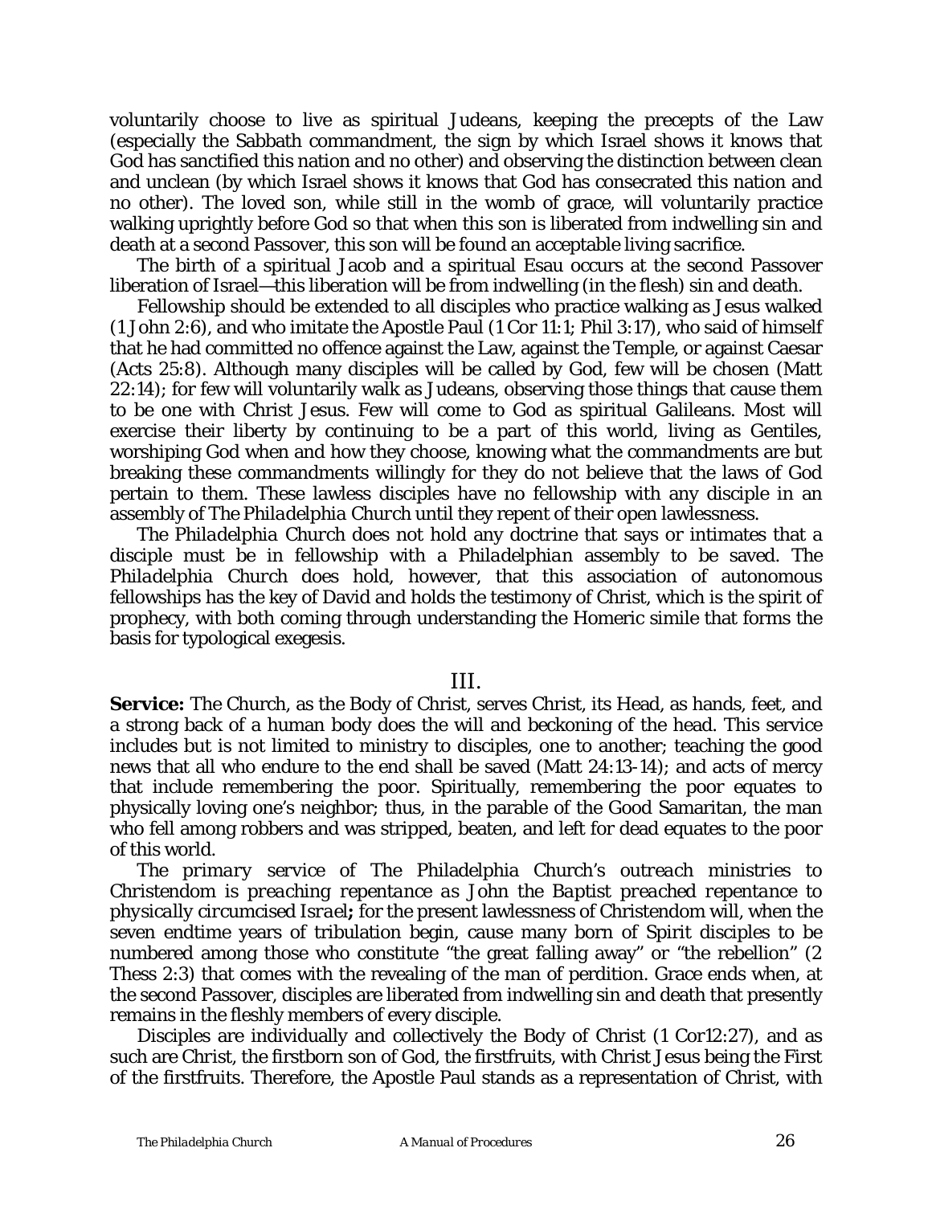voluntarily choose to live as spiritual Judeans, keeping the precepts of the Law (especially the Sabbath commandment, the sign by which Israel shows it knows that God has sanctified this nation and no other) and observing the distinction between clean and unclean (by which Israel shows it knows that God has consecrated this nation and no other). The loved son, while still in the womb of grace, will voluntarily practice walking uprightly before God so that when this son is liberated from indwelling sin and death at a second Passover, this son will be found an acceptable living sacrifice.

The birth of a spiritual Jacob and a spiritual Esau occurs at the second Passover liberation of Israel—this liberation will be from indwelling (in the flesh) sin and death.

Fellowship should be extended to all disciples who practice walking as Jesus walked (1 John 2:6), and who imitate the Apostle Paul (1 Cor 11:1; Phil 3:17), who said of himself that he had committed no offence against the Law, against the Temple, or against Caesar (Acts 25:8). Although many disciples will be called by God, few will be chosen (Matt 22:14); for few will voluntarily walk as Judeans, observing those things that cause them to be one with Christ Jesus. Few will come to God as spiritual Galileans. Most will exercise their liberty by continuing to be a part of this world, living as Gentiles, worshiping God when and how they choose, knowing what the commandments are but breaking these commandments willingly for they do not believe that the laws of God pertain to them. These lawless disciples have no fellowship with any disciple in an assembly of *The Philadelphia Church* until they repent of their open lawlessness.

*The Philadelphia Church* does not hold any doctrine that says or intimates that a disciple must be in fellowship with a *Philadelphian* assembly to be saved. *The Philadelphia Church* does hold, however, that this association of autonomous fellowships has the key of David and holds the testimony of Christ, which is the spirit of prophecy, with both coming through understanding the Homeric simile that forms the basis for typological exegesis.

## III.

**Service:** The Church, as the Body of Christ, serves Christ, its Head, as hands, feet, and a strong back of a human body does the will and beckoning of the head. This service includes but is not limited to ministry to disciples, one to another; teaching the good news that all who endure to the end shall be saved (Matt 24:13-14); and acts of mercy that include remembering the poor. Spiritually, remembering the poor equates to physically loving one's neighbor; thus, in the parable of the Good Samaritan, the man who fell among robbers and was stripped, beaten, and left for dead equates to the poor of this world.

*The primary service of The Philadelphia Church's outreach ministries to Christendom is preaching repentance as John the Baptist preached repentance to physically circumcised Israel***;** for the present lawlessness of Christendom will, when the seven endtime years of tribulation begin, cause many born of Spirit disciples to be numbered among those who constitute "the great falling away" or "the rebellion" (2 Thess 2:3) that comes with the revealing of the man of perdition. Grace ends when, at the second Passover, disciples are liberated from indwelling sin and death that presently remains in the fleshly members of every disciple.

Disciples are individually and collectively the Body of Christ (1 Cor12:27), and as such are Christ, the firstborn son of God, the firstfruits, with Christ Jesus being the First of the firstfruits. Therefore, the Apostle Paul stands as a representation of Christ, with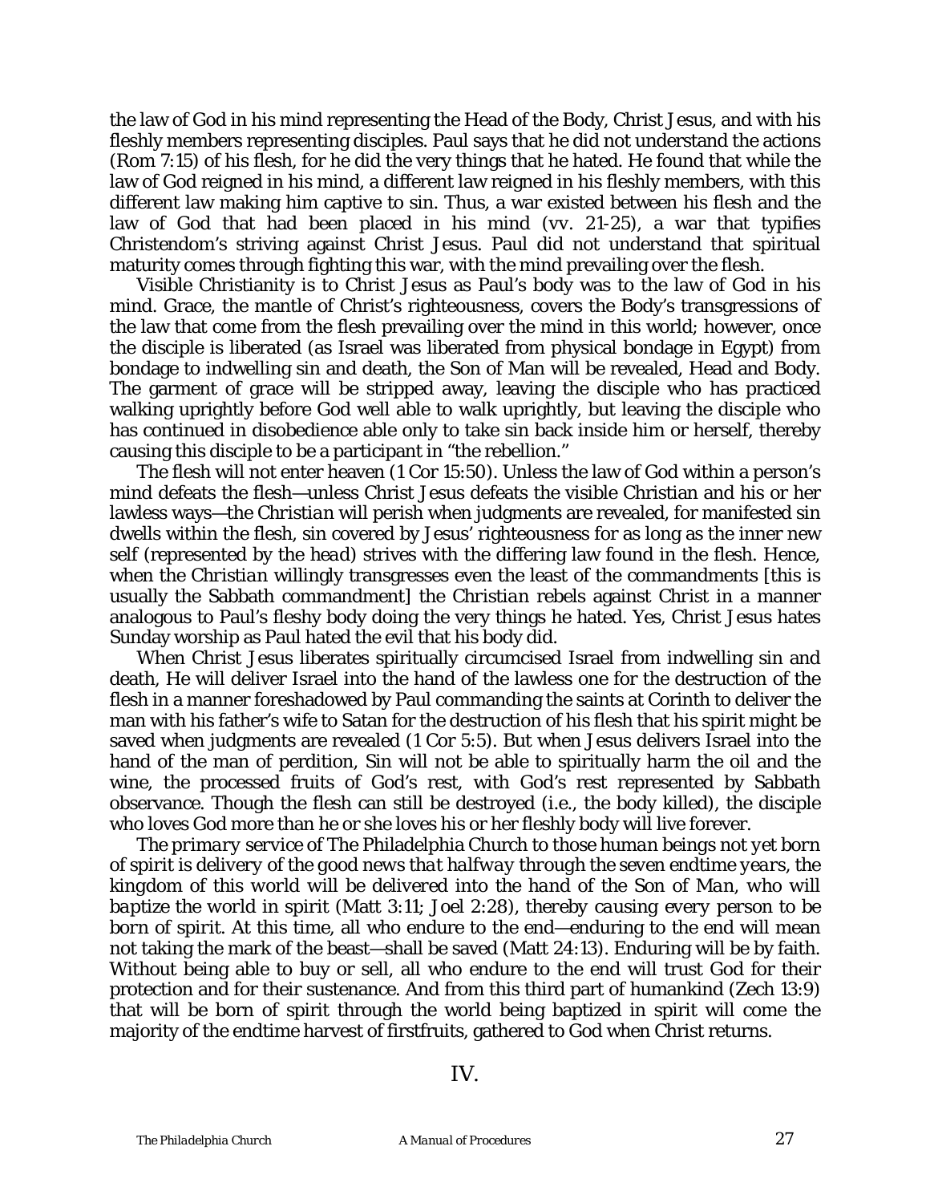the law of God in his mind representing the Head of the Body, Christ Jesus, and with his fleshly members representing disciples. Paul says that he did not understand the actions (Rom 7:15) of his flesh, for he did the very things that he hated. He found that while the law of God reigned in his mind, a different law reigned in his fleshly members, with this different law making him captive to sin. Thus, a war existed between his flesh and the law of God that had been placed in his mind (vv. 21-25), a war that typifies Christendom's striving against Christ Jesus. Paul did not understand that spiritual maturity comes through fighting this war, with the mind prevailing over the flesh.

Visible Christianity is to Christ Jesus as Paul's body was to the law of God in his mind. Grace, the mantle of Christ's righteousness, covers the Body's transgressions of the law that come from the flesh prevailing over the mind in this world; however, once the disciple is liberated (as Israel was liberated from physical bondage in Egypt) from bondage to indwelling sin and death, the Son of Man will be revealed, Head and Body. The garment of grace will be stripped away, leaving the disciple who has practiced walking uprightly before God well able to walk uprightly, but leaving the disciple who has continued in disobedience able only to take sin back inside him or herself, thereby causing this disciple to be a participant in "the rebellion."

The flesh will not enter heaven (1 Cor 15:50). Unless the law of God within a person's mind defeats the flesh—unless Christ Jesus defeats the visible Christian and his or her lawless ways—the *Christian* will perish when judgments are revealed, for manifested sin dwells within the flesh, sin covered by Jesus' righteousness for as long as the inner new self (represented by the head) strives with the differing law found in the flesh. Hence, when the *Christian* willingly transgresses even the least of the commandments [this is usually the Sabbath commandment] the *Christian* rebels against Christ in a manner analogous to Paul's fleshy body doing the very things he hated. Yes, Christ Jesus hates Sunday worship as Paul hated the evil that his body did.

When Christ Jesus liberates spiritually circumcised Israel from indwelling sin and death, He will deliver Israel into the hand of the lawless one for the destruction of the flesh in a manner foreshadowed by Paul commanding the saints at Corinth to deliver the man with his father's wife to Satan for the destruction of his flesh that his spirit might be saved when judgments are revealed (1 Cor 5:5). But when Jesus delivers Israel into the hand of the man of perdition, Sin will not be able to spiritually harm the oil and the wine, the processed fruits of God's rest, with God's rest represented by Sabbath observance. Though the flesh can still be destroyed (i.e., the body killed), the disciple who loves God more than he or she loves his or her fleshly body will live forever.

*The primary service of The Philadelphia Church to those human beings not yet born of spirit is delivery of the good news that halfway through the seven endtime years, the kingdom of this world will be delivered into the hand of the Son of Man, who will baptize the world in spirit (Matt 3:11; Joel 2:28), thereby causing every person to be born of spirit.* At this time, all who endure to the end—enduring to the end will mean not taking the mark of the beast—shall be saved (Matt 24:13). Enduring will be by faith. Without being able to buy or sell, all who endure to the end will trust God for their protection and for their sustenance. And from this third part of humankind (Zech 13:9) that will be born of spirit through the world being baptized in spirit will come the majority of the endtime harvest of firstfruits, gathered to God when Christ returns.

IV.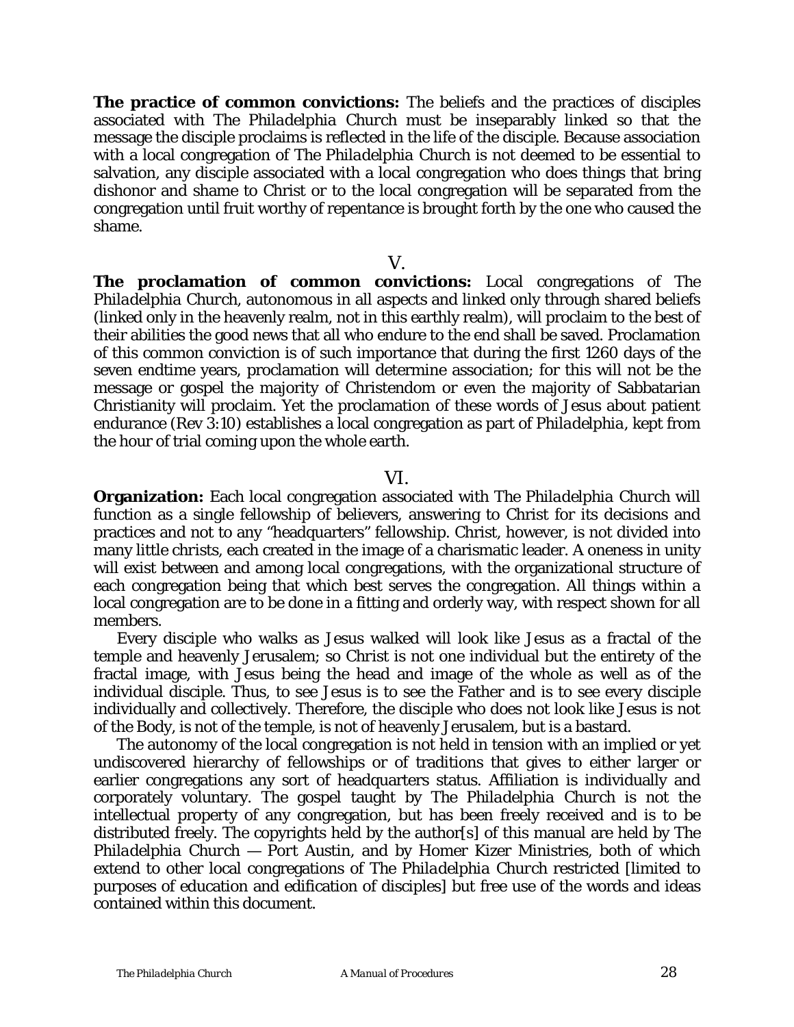**The practice of common convictions:** The beliefs and the practices of disciples associated with The *Philadelphia* Church must be inseparably linked so that the message the disciple proclaims is reflected in the life of the disciple. Because association with a local congregation of The *Philadelphia* Church is not deemed to be essential to salvation, any disciple associated with a local congregation who does things that bring dishonor and shame to Christ or to the local congregation will be separated from the congregation until fruit worthy of repentance is brought forth by the one who caused the shame.

V.

**The proclamation of common convictions:** Local congregations of The *Philadelphia* Church, autonomous in all aspects and linked only through shared beliefs (linked only in the heavenly realm, not in this earthly realm), will proclaim to the best of their abilities the good news that all who endure to the end shall be saved. Proclamation of this common conviction is of such importance that during the first 1260 days of the seven endtime years, proclamation will determine association; for this will not be the message or gospel the majority of Christendom or even the majority of Sabbatarian Christianity will proclaim. Yet the proclamation of these words of Jesus about patient endurance (Rev 3:10) establishes a local congregation as part of *Philadelphia*, kept from the hour of trial coming upon the whole earth.

VI.

**Organization:** Each local congregation associated with The *Philadelphia* Church will function as a single fellowship of believers, answering to Christ for its decisions and practices and not to any "headquarters" fellowship. Christ, however, is not divided into many little christs, each created in the image of a charismatic leader. A oneness in unity will exist between and among local congregations, with the organizational structure of each congregation being that which best serves the congregation. All things within a local congregation are to be done in a fitting and orderly way, with respect shown for all members.

Every disciple who walks as Jesus walked will look like Jesus as a fractal of the temple and heavenly Jerusalem; so Christ is not one individual but the entirety of the fractal image, with Jesus being the head and image of the whole as well as of the individual disciple. Thus, to see Jesus is to see the Father and is to see every disciple individually and collectively. Therefore, the disciple who does not look like Jesus is not of the Body, is not of the temple, is not of heavenly Jerusalem, but is a bastard.

The autonomy of the local congregation is not held in tension with an implied or yet undiscovered hierarchy of fellowships or of traditions that gives to either larger or earlier congregations any sort of headquarters status. Affiliation is individually and corporately voluntary. The gospel taught by The *Philadelphia* Church is not the intellectual property of any congregation, but has been freely received and is to be distributed freely. The copyrights held by the author[s] of this manual are held by The *Philadelphia* Church — Port Austin, and by Homer Kizer Ministries, both of which extend to other local congregations of The *Philadelphia* Church restricted [limited to purposes of education and edification of disciples] but free use of the words and ideas contained within this document.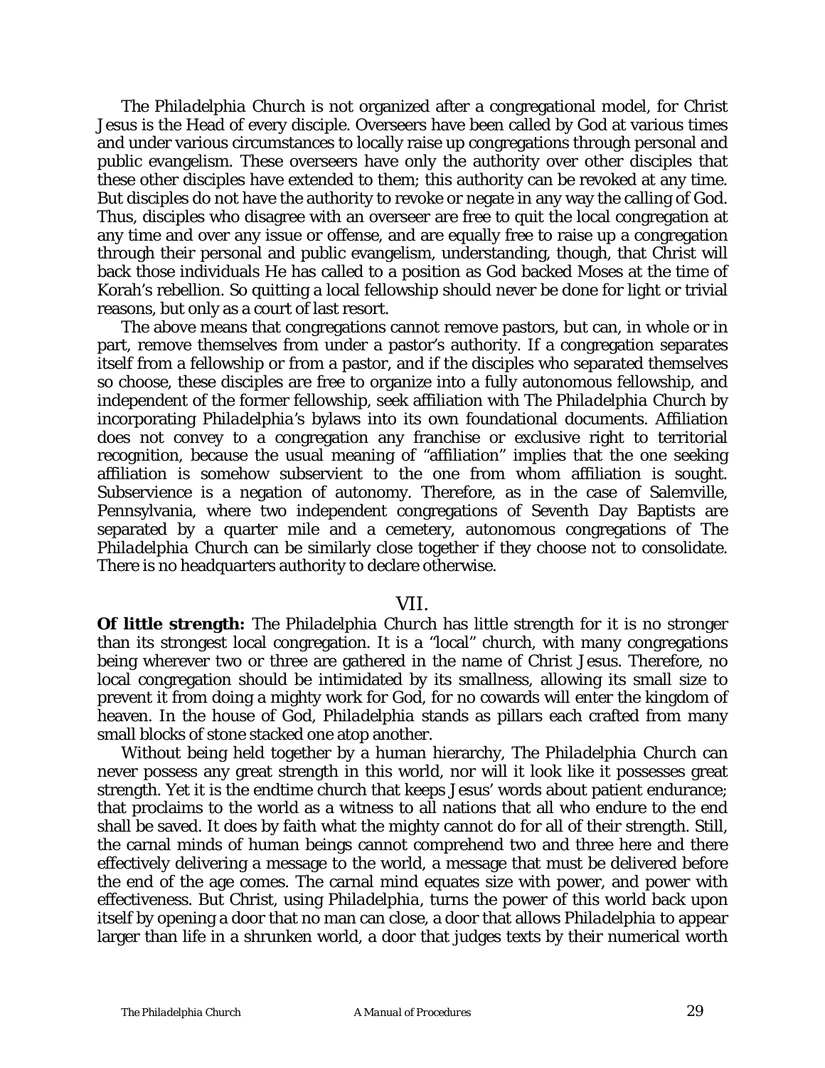*The Philadelphia Church* is not organized after a congregational model, for Christ Jesus is the Head of every disciple. Overseers have been called by God at various times and under various circumstances to locally raise up congregations through personal and public evangelism. These overseers have only the authority over other disciples that these other disciples have extended to them; this authority can be revoked at any time. But disciples do not have the authority to revoke or negate in any way the calling of God. Thus, disciples who disagree with an overseer are free to quit the local congregation at any time and over any issue or offense, and are equally free to raise up a congregation through their personal and public evangelism, understanding, though, that Christ will back those individuals He has called to a position as God backed Moses at the time of Korah's rebellion. So quitting a local fellowship should never be done for light or trivial reasons, but only as a court of last resort.

The above means that congregations cannot remove pastors, but can, in whole or in part, remove themselves from under a pastor's authority. If a congregation separates itself from a fellowship or from a pastor, and if the disciples who separated themselves so choose, these disciples are free to organize into a fully autonomous fellowship, and independent of the former fellowship, seek affiliation with *The Philadelphia Church* by incorporating *Philadelphia's* bylaws into its own foundational documents. Affiliation does not convey to a congregation any franchise or exclusive right to territorial recognition, because the usual meaning of "affiliation" implies that the one seeking affiliation is somehow subservient to the one from whom affiliation is sought. Subservience is a negation of autonomy. Therefore, as in the case of Salemville, Pennsylvania, where two independent congregations of Seventh Day Baptists are separated by a quarter mile and a cemetery, autonomous congregations of *The Philadelphia Church* can be similarly close together if they choose not to consolidate. There is no headquarters authority to declare otherwise.

## VII.

**Of little strength:** *The Philadelphia Church* has little strength for it is no stronger than its strongest local congregation. It is a "local" church, with many congregations being wherever two or three are gathered in the name of Christ Jesus. Therefore, no local congregation should be intimidated by its smallness, allowing its small size to prevent it from doing a mighty work for God, for no cowards will enter the kingdom of heaven. In the house of God, *Philadelphia* stands as pillars each crafted from many small blocks of stone stacked one atop another.

Without being held together by a human hierarchy, *The Philadelphia Church* can never possess any great strength in this world, nor will it look like it possesses great strength. Yet it is the endtime church that keeps Jesus' words about patient endurance; that proclaims to the world as a witness to all nations that all who endure to the end shall be saved. It does by faith what the mighty cannot do for all of their strength. Still, the carnal minds of human beings cannot comprehend two and three here and there effectively delivering a message to the world, a message that must be delivered before the end of the age comes. The carnal mind equates size with power, and power with effectiveness. But Christ, using *Philadelphia*, turns the power of this world back upon itself by opening a door that no man can close, a door that allows *Philadelphia* to appear larger than life in a shrunken world, a door that judges texts by their numerical worth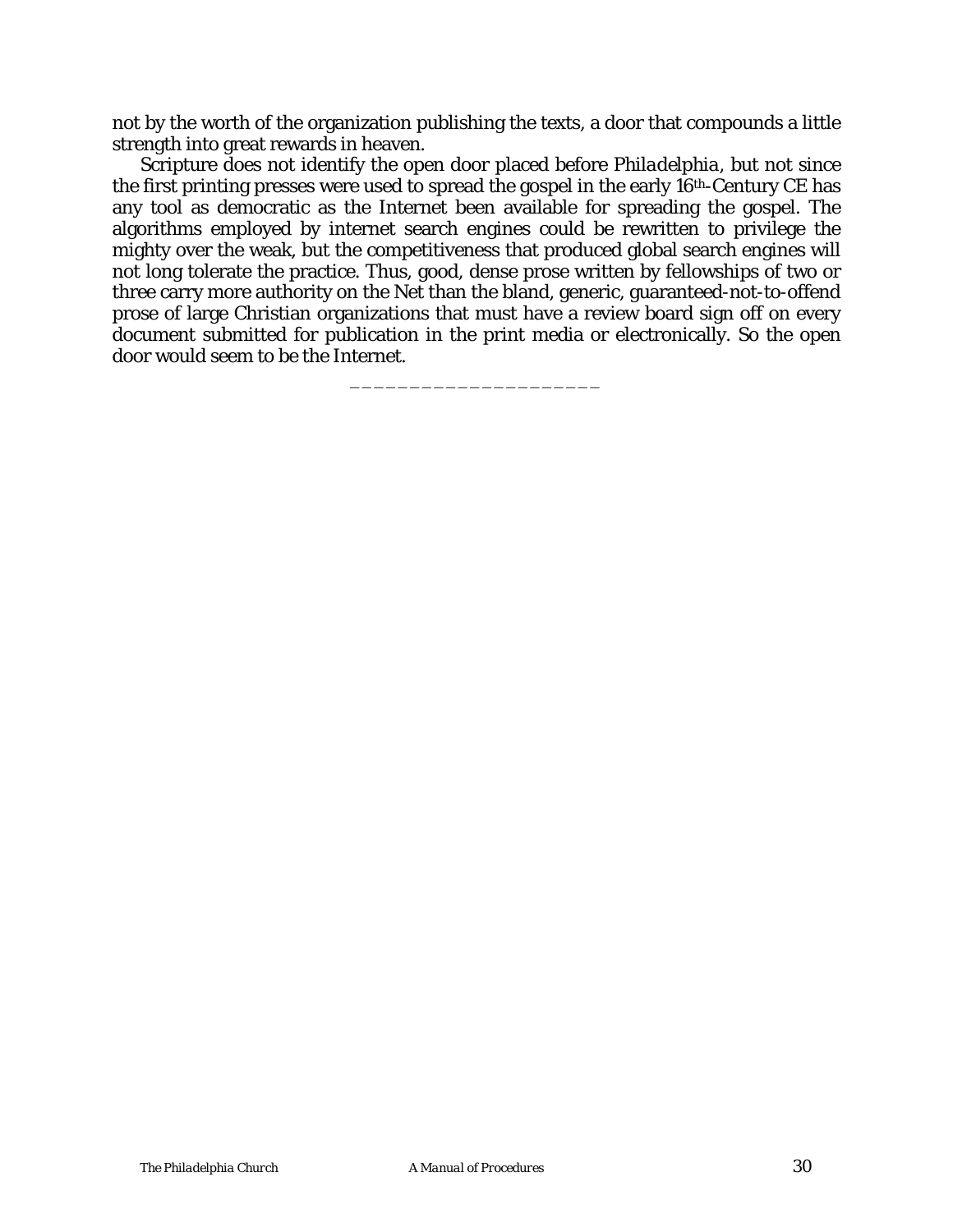not by the worth of the organization publishing the texts, a door that compounds a little strength into great rewards in heaven.

Scripture does not identify the open door placed before *Philadelphia*, but not since the first printing presses were used to spread the gospel in the early 16th-Century CE has any tool as democratic as the Internet been available for spreading the gospel. The algorithms employed by internet search engines could be rewritten to privilege the mighty over the weak, but the competitiveness that produced global search engines will not long tolerate the practice. Thus, good, dense prose written by fellowships of two or three carry more authority on the Net than the bland, generic, guaranteed-not-to-offend prose of large Christian organizations that must have a review board sign off on every document submitted for publication in the print media or electronically. So the open door would seem to be the Internet.

\_\_\_\_\_\_\_\_\_\_\_\_\_\_\_\_\_\_\_\_\_\_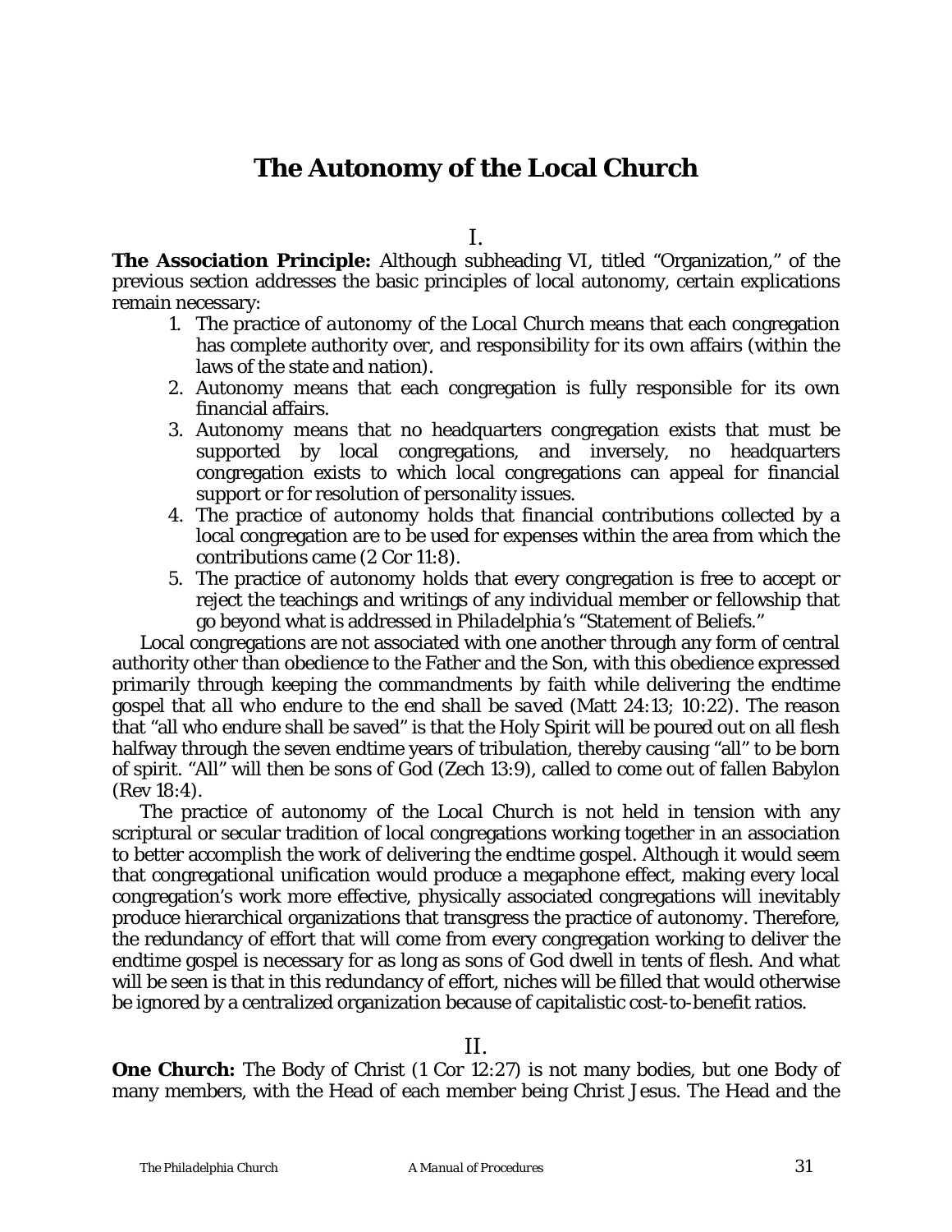# The Autonomy of the Local Church

I.

**The Association Principle:** Although subheading VI, titled "Organization," of the previous section addresses the basic principles of local autonomy, certain explications remain necessary:

1. The practice of *autonomy of the Local Church* means that each congregation has complete authority over, and responsibility for its own affairs (within the laws of the state and nation).
2. Autonomy means that each congregation is fully responsible for its own financial affairs.
3. Autonomy means that no headquarters congregation exists that must be supported by local congregations, and inversely, no headquarters congregation exists to which local congregations can appeal for financial support or for resolution of personality issues.
4. The practice of *autonomy* holds that financial contributions collected by a local congregation are to be used for expenses within the area from which the contributions came (2 Cor 11:8).
5. The practice of *autonomy* holds that every congregation is free to accept or reject the teachings and writings of any individual member or fellowship that go beyond what is addressed in *Philadelphia's* "Statement of Beliefs."

Local congregations are not associated with one another through any form of central authority other than obedience to the Father and the Son, with this obedience expressed primarily through keeping the commandments by faith while delivering the endtime gospel that *all who endure to the end shall be saved* (Matt 24:13; 10:22). The reason that "all who endure shall be saved" is that the Holy Spirit will be poured out on all flesh halfway through the seven endtime years of tribulation, thereby causing "all" to be born of spirit. "All" will then be sons of God (Zech 13:9), called to come out of fallen Babylon (Rev 18:4).

The practice of *autonomy of the Local Church* is not held in tension with any scriptural or secular tradition of local congregations working together in an association to better accomplish the work of delivering the endtime gospel. Although it would seem that congregational unification would produce a megaphone effect, making every local congregation's work more effective, physically associated congregations will inevitably produce hierarchical organizations that transgress the practice of *autonomy*. Therefore, the redundancy of effort that will come from every congregation working to deliver the endtime gospel is necessary for as long as sons of God dwell in tents of flesh. And what will be seen is that in this redundancy of effort, niches will be filled that would otherwise be ignored by a centralized organization because of capitalistic cost-to-benefit ratios.

II.

**One Church:** The Body of Christ (1 Cor 12:27) is not many bodies, but one Body of many members, with the Head of each member being Christ Jesus. The Head and the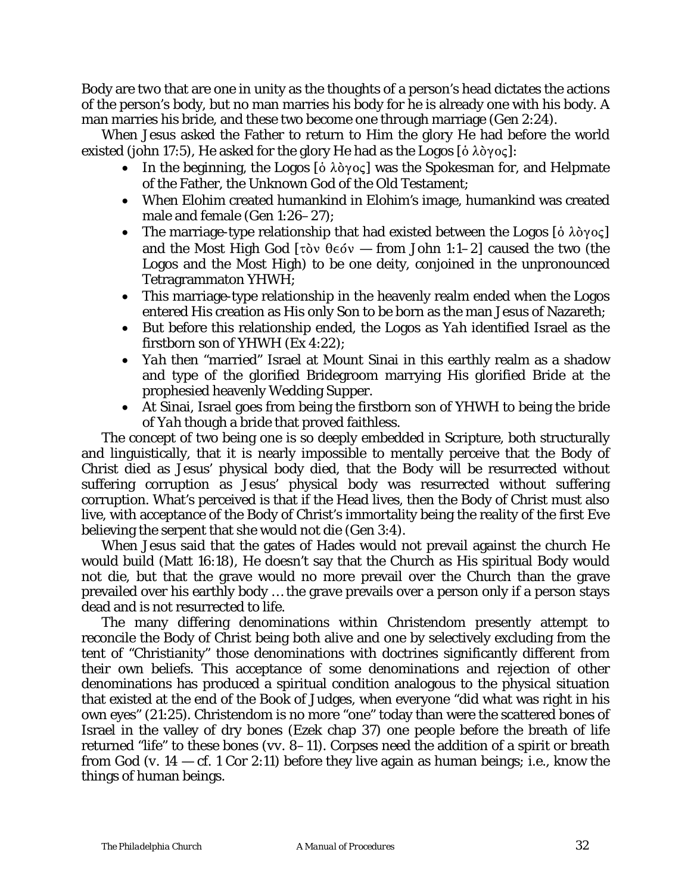Body are two that are one in unity as the thoughts of a person's head dictates the actions of the person's body, but no man marries his body for he is already one with his body. A man marries his bride, and these two become one through marriage (Gen 2:24).

When Jesus asked the Father to return to Him the glory He had before the world existed (john 17:5), He asked for the glory He had as the Logos [ὁ λὸγος]:

- In the beginning, the Logos [ὁ λὸγος] was the Spokesman for, and Helpmate of the Father, the Unknown God of the Old Testament;
- When Elohim created humankind in Elohim's image, humankind was created male and female (Gen 1:26–27);
- The marriage-type relationship that had existed between the Logos [ὁ λὸγος] and the Most High God [τὸν θεόν — from John 1:1–2] caused the two (the Logos and the Most High) to be one deity, conjoined in the unpronounced Tetragrammaton YHWH;
- This marriage-type relationship in the heavenly realm ended when the Logos entered His creation as His only Son to be born as the man Jesus of Nazareth;
- But before this relationship ended, the Logos as *Yah* identified Israel as the firstborn son of YHWH (Ex 4:22);
- *Yah* then "married" Israel at Mount Sinai in this earthly realm as a shadow and type of the glorified Bridegroom marrying His glorified Bride at the prophesied heavenly Wedding Supper.
- At Sinai, Israel goes from being the firstborn son of YHWH to being the bride of *Yah* though a bride that proved faithless.

The concept of two being one is so deeply embedded in Scripture, both structurally and linguistically, that it is nearly impossible to mentally perceive that the Body of Christ died as Jesus' physical body died, that the Body will be resurrected without suffering corruption as Jesus' physical body was resurrected without suffering corruption. What's perceived is that if the Head lives, then the Body of Christ must also live, with acceptance of the Body of Christ's immortality being the reality of the first Eve believing the serpent that she would not die (Gen 3:4).

When Jesus said that the gates of Hades would not prevail against the church He would build (Matt 16:18), He doesn't say that the Church as His spiritual Body would not die, but that the grave would no more prevail over the Church than the grave prevailed over his earthly body … the grave prevails over a person only if a person stays dead and is not resurrected to life.

The many differing denominations within Christendom presently attempt to reconcile the Body of Christ being both alive and one by selectively excluding from the tent of "Christianity" those denominations with doctrines significantly different from their own beliefs. This acceptance of some denominations and rejection of other denominations has produced a spiritual condition analogous to the physical situation that existed at the end of the Book of Judges, when everyone "did what was right in his own eyes" (21:25). Christendom is no more "one" today than were the scattered bones of Israel in the valley of dry bones (Ezek chap 37) one people before the breath of life returned "life" to these bones (vv. 8–11). Corpses need the addition of a spirit or breath from God (v. 14 — cf. 1 Cor 2:11) before they live again as human beings; i.e., know the things of human beings.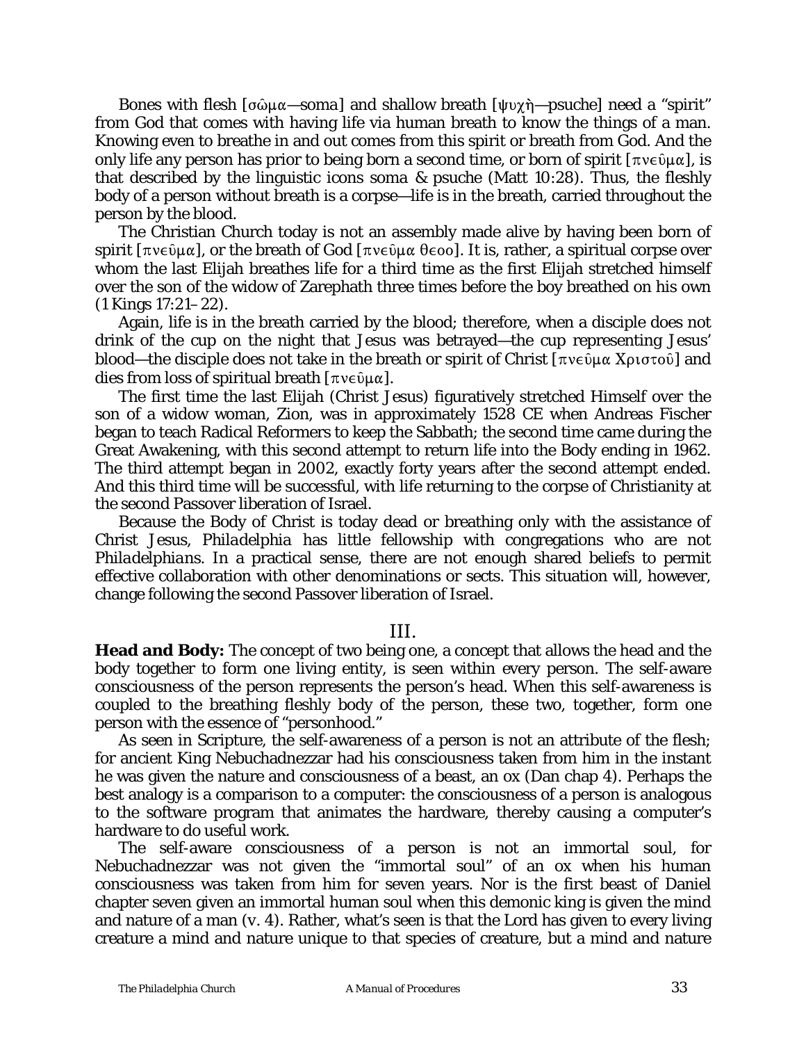Bones with flesh [σῶμα—soma] and shallow breath [ψυχὴ—psuche] need a "spirit" from God that comes with having life via human breath to know the things of a man. Knowing even to breathe in and out comes from this spirit or breath from God. And the only life any person has prior to being born a second time, or born of spirit [πνεῦμα], is that described by the linguistic icons soma & psuche (Matt 10:28). Thus, the fleshly body of a person without breath is a corpse—life is in the breath, carried throughout the person by the blood.

The Christian Church today is not an assembly made alive by having been born of spirit [πνεῦμα], or the breath of God [πνεῦμα θεοο]. It is, rather, a spiritual corpse over whom the last Elijah breathes life for a third time as the first Elijah stretched himself over the son of the widow of Zarephath three times before the boy breathed on his own (1 Kings 17:21–22).

Again, life is in the breath carried by the blood; therefore, when a disciple does not drink of the cup on the night that Jesus was betrayed—the cup representing Jesus' blood—the disciple does not take in the breath or spirit of Christ [πνεῦμα Χριστοῦ] and dies from loss of spiritual breath [πνεῦμα].

The first time the last Elijah (Christ Jesus) figuratively stretched Himself over the son of a widow woman, Zion, was in approximately 1528 CE when Andreas Fischer began to teach Radical Reformers to keep the Sabbath; the second time came during the Great Awakening, with this second attempt to return life into the Body ending in 1962. The third attempt began in 2002, exactly forty years after the second attempt ended. And this third time will be successful, with life returning to the corpse of Christianity at the second Passover liberation of Israel.

Because the Body of Christ is today dead or breathing only with the assistance of Christ Jesus, *Philadelphia* has little fellowship with congregations who are not *Philadelphians*. In a practical sense, there are not enough shared beliefs to permit effective collaboration with other denominations or sects. This situation will, however, change following the second Passover liberation of Israel.

## III.

**Head and Body:** The concept of two being one, a concept that allows the head and the body together to form one living entity, is seen within every person. The self-aware consciousness of the person represents the person's head. When this self-awareness is coupled to the breathing fleshly body of the person, these two, together, form one person with the essence of "personhood."

As seen in Scripture, the self-awareness of a person is not an attribute of the flesh; for ancient King Nebuchadnezzar had his consciousness taken from him in the instant he was given the nature and consciousness of a beast, an ox (Dan chap 4). Perhaps the best analogy is a comparison to a computer: the consciousness of a person is analogous to the software program that animates the hardware, thereby causing a computer's hardware to do useful work.

The self-aware consciousness of a person is not an immortal soul, for Nebuchadnezzar was not given the "immortal soul" of an ox when his human consciousness was taken from him for seven years. Nor is the first beast of Daniel chapter seven given an immortal human soul when this demonic king is given the mind and nature of a man (v. 4). Rather, what's seen is that the Lord has given to every living creature a mind and nature unique to that species of creature, but a mind and nature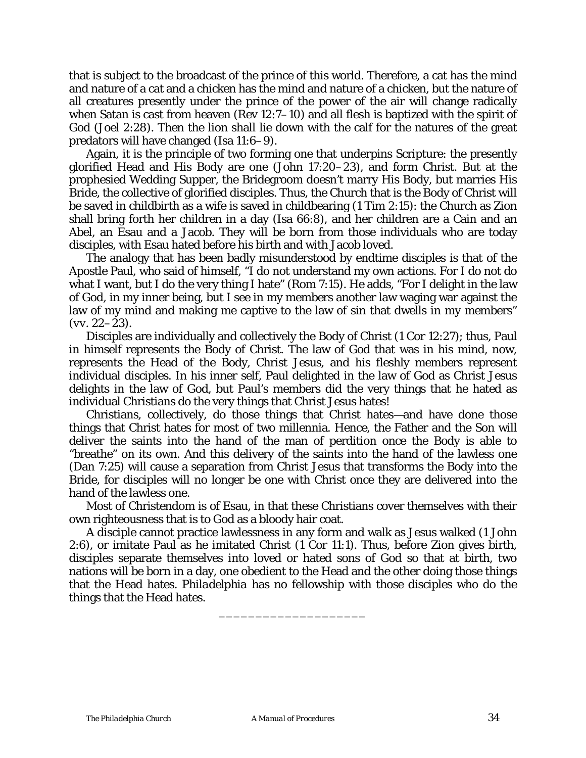that is subject to the broadcast of the prince of this world. Therefore, a cat has the mind and nature of a cat and a chicken has the mind and nature of a chicken, but the nature of all creatures presently under the prince of the power of the air will change radically when Satan is cast from heaven (Rev 12:7–10) and all flesh is baptized with the spirit of God (Joel 2:28). Then the lion shall lie down with the calf for the natures of the great predators will have changed (Isa 11:6–9).

Again, it is the principle of two forming one that underpins Scripture: the presently glorified Head and His Body are one (John 17:20–23), and form Christ. But at the prophesied Wedding Supper, the Bridegroom doesn't marry His Body, but marries His Bride, the collective of glorified disciples. Thus, the Church that is the Body of Christ will be saved in childbirth as a wife is saved in childbearing (1 Tim 2:15): the Church as Zion shall bring forth her children in a day (Isa 66:8), and her children are a Cain and an Abel, an Esau and a Jacob. They will be born from those individuals who are today disciples, with Esau hated before his birth and with Jacob loved.

The analogy that has been badly misunderstood by endtime disciples is that of the Apostle Paul, who said of himself, "I do not understand my own actions. For I do not do what I want, but I do the very thing I hate" (Rom 7:15). He adds, "For I delight in the law of God, in my inner being, but I see in my members another law waging war against the law of my mind and making me captive to the law of sin that dwells in my members" (vv. 22–23).

Disciples are individually and collectively the Body of Christ (1 Cor 12:27); thus, Paul in himself represents the Body of Christ. The law of God that was in his mind, now, represents the Head of the Body, Christ Jesus, and his fleshly members represent individual disciples. In his inner self, Paul delighted in the law of God as Christ Jesus delights in the law of God, but Paul's members did the very things that he hated as individual Christians do the very things that Christ Jesus hates!

Christians, collectively, do those things that Christ hates—and have done those things that Christ hates for most of two millennia. Hence, the Father and the Son will deliver the saints into the hand of the man of perdition once the Body is able to "breathe" on its own. And this delivery of the saints into the hand of the lawless one (Dan 7:25) will cause a separation from Christ Jesus that transforms the Body into the Bride, for disciples will no longer be one with Christ once they are delivered into the hand of the lawless one.

Most of Christendom is of Esau, in that these Christians cover themselves with their own righteousness that is to God as a bloody hair coat.

A disciple cannot practice lawlessness in any form and walk as Jesus walked (1 John 2:6), or imitate Paul as he imitated Christ (1 Cor 11:1). Thus, before Zion gives birth, disciples separate themselves into loved or hated sons of God so that at birth, two nations will be born in a day, one obedient to the Head and the other doing those things that the Head hates. *Philadelphia* has no fellowship with those disciples who do the things that the Head hates.

___________________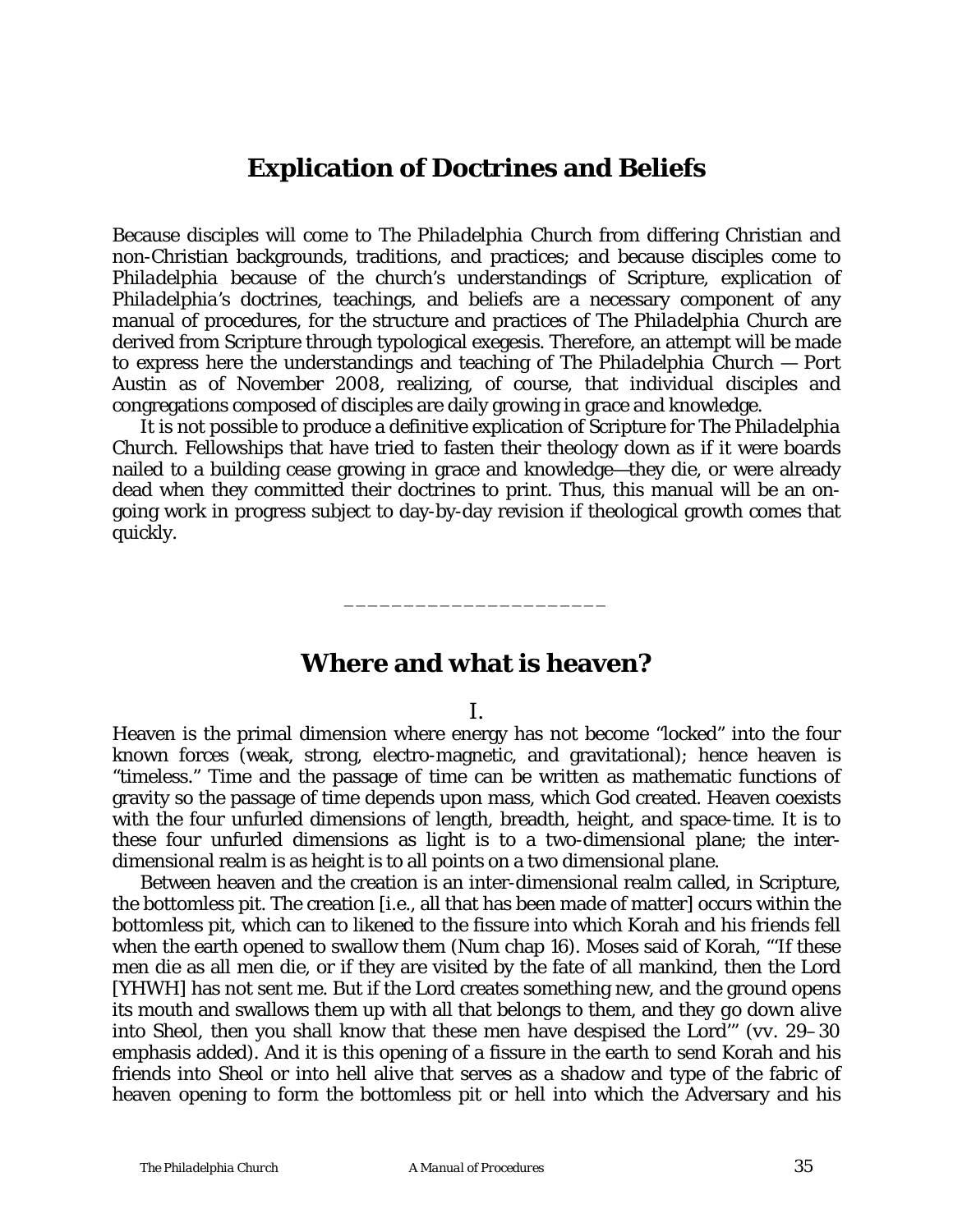# Explication of Doctrines and Beliefs

Because disciples will come to *The Philadelphia Church* from differing Christian and non-Christian backgrounds, traditions, and practices; and because disciples come to *Philadelphia* because of the church's understandings of Scripture, explication of *Philadelphia's* doctrines, teachings, and beliefs are a necessary component of any manual of procedures, for the structure and practices of *The Philadelphia Church* are derived from Scripture through typological exegesis. Therefore, an attempt will be made to express here the understandings and teaching of *The Philadelphia Church* — Port Austin as of November 2008, realizing, of course, that individual disciples and congregations composed of disciples are daily growing in grace and knowledge.

It is not possible to produce a definitive explication of Scripture for *The Philadelphia Church*. Fellowships that have tried to fasten their theology down as if it were boards nailed to a building cease growing in grace and knowledge—they die, or were already dead when they committed their doctrines to print. Thus, this manual will be an on-going work in progress subject to day-by-day revision if theological growth comes that quickly.

______________________

## Where and what is heaven?

I.

Heaven is the primal dimension where energy has not become "locked" into the four known forces (weak, strong, electro-magnetic, and gravitational); hence heaven is "timeless." Time and the passage of time can be written as mathematic functions of gravity so the passage of time depends upon mass, which God created. Heaven coexists with the four unfurled dimensions of length, breadth, height, and space-time. It is to these four unfurled dimensions as light is to a two-dimensional plane; the inter-dimensional realm is as height is to all points on a two dimensional plane.

Between heaven and the creation is an inter-dimensional realm called, in Scripture, the bottomless pit. The creation [i.e., all that has been made of matter] occurs within the bottomless pit, which can to likened to the fissure into which Korah and his friends fell when the earth opened to swallow them (Num chap 16). Moses said of Korah, "'If these men die as all men die, or if they are visited by the fate of all mankind, then the Lord [YHWH] has not sent me. But if the Lord creates something new, and the ground opens its mouth and swallows them up with all that belongs to them, and they go down alive into Sheol, then you shall know that these men have despised the Lord'" (vv. 29–30 emphasis added). And it is this opening of a fissure in the earth to send Korah and his friends into Sheol or into hell alive that serves as a shadow and type of the fabric of heaven opening to form the bottomless pit or hell into which the Adversary and his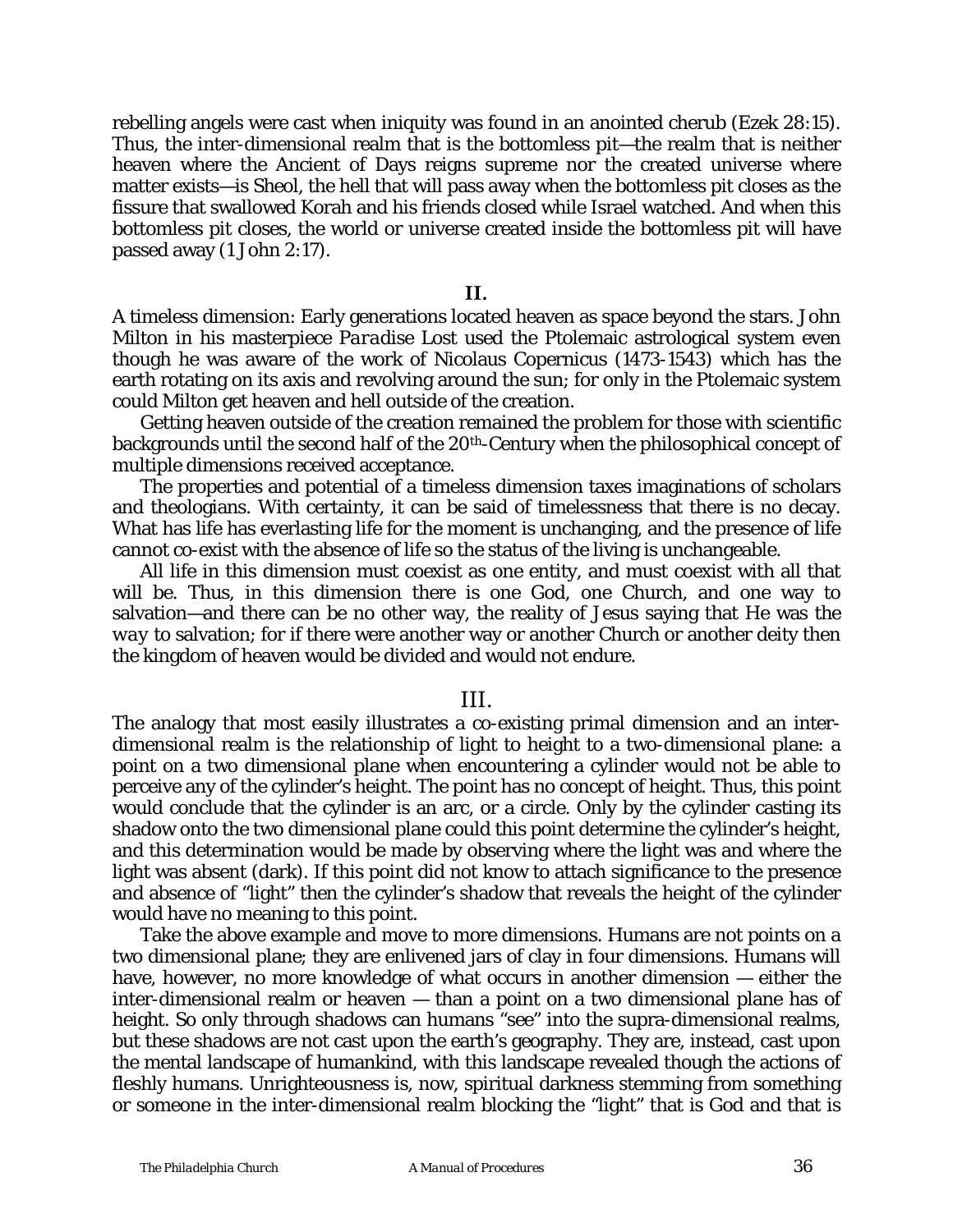rebelling angels were cast when iniquity was found in an anointed cherub (Ezek 28:15). Thus, the inter-dimensional realm that is the bottomless pit—the realm that is neither heaven where the Ancient of Days reigns supreme nor the created universe where matter exists—is Sheol, the hell that will pass away when the bottomless pit closes as the fissure that swallowed Korah and his friends closed while Israel watched. And when this bottomless pit closes, the world or universe created inside the bottomless pit will have passed away (1 John 2:17).

## II.

A timeless dimension: Early generations located heaven as space beyond the stars. John Milton in his masterpiece *Paradise Lost* used the Ptolemaic astrological system even though he was aware of the work of Nicolaus Copernicus (1473-1543) which has the earth rotating on its axis and revolving around the sun; for only in the Ptolemaic system could Milton get heaven and hell outside of the creation.

Getting heaven outside of the creation remained the problem for those with scientific backgrounds until the second half of the 20th-Century when the philosophical concept of multiple dimensions received acceptance.

The properties and potential of a timeless dimension taxes imaginations of scholars and theologians. With certainty, it can be said of timelessness that there is no decay. What has life has everlasting life for the moment is unchanging, and the presence of life cannot co-exist with the absence of life so the status of the living is unchangeable.

All life in this dimension must coexist as one entity, and must coexist with all that will be. Thus, in this dimension there is one God, one Church, and one way to salvation—and there can be no other way, the reality of Jesus saying that He was the *way* to salvation; for if there were another way or another Church or another deity then the kingdom of heaven would be divided and would not endure.

## III.

The analogy that most easily illustrates a co-existing primal dimension and an inter-dimensional realm is the relationship of light to height to a two-dimensional plane: a point on a two dimensional plane when encountering a cylinder would not be able to perceive any of the cylinder's height. The point has no concept of height. Thus, this point would conclude that the cylinder is an arc, or a circle. Only by the cylinder casting its shadow onto the two dimensional plane could this point determine the cylinder's height, and this determination would be made by observing where the light was and where the light was absent (dark). If this point did not know to attach significance to the presence and absence of "light" then the cylinder's shadow that reveals the height of the cylinder would have no meaning to this point.

Take the above example and move to more dimensions. Humans are not points on a two dimensional plane; they are enlivened jars of clay in four dimensions. Humans will have, however, no more knowledge of what occurs in another dimension — either the inter-dimensional realm or heaven — than a point on a two dimensional plane has of height. So only through shadows can humans "see" into the supra-dimensional realms, but these shadows are not cast upon the earth's geography. They are, instead, cast upon the mental landscape of humankind, with this landscape revealed though the actions of fleshly humans. Unrighteousness is, now, spiritual darkness stemming from something or someone in the inter-dimensional realm blocking the "light" that is God and that is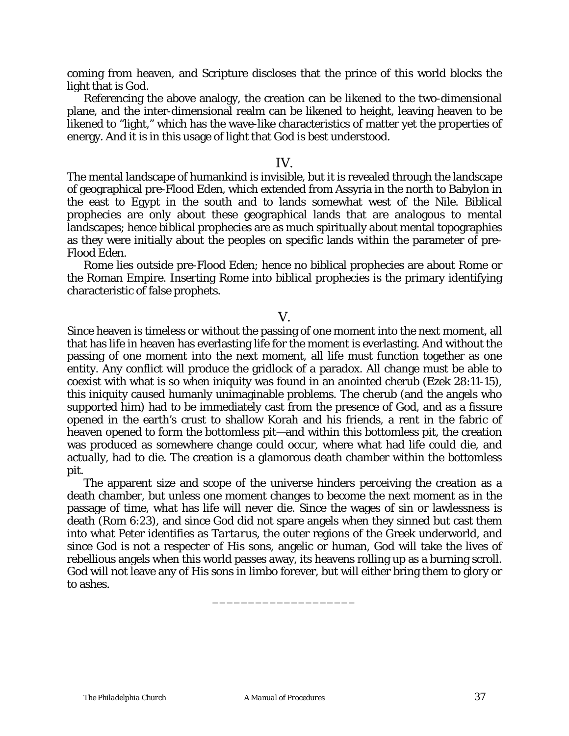coming from heaven, and Scripture discloses that the prince of this world blocks the light that is God.

Referencing the above analogy, the creation can be likened to the two-dimensional plane, and the inter-dimensional realm can be likened to height, leaving heaven to be likened to "light," which has the wave-like characteristics of matter yet the properties of energy. And it is in this usage of light that God is best understood.

## IV.

The mental landscape of humankind is invisible, but it is revealed through the landscape of geographical pre-Flood Eden, which extended from Assyria in the north to Babylon in the east to Egypt in the south and to lands somewhat west of the Nile. Biblical prophecies are only about these geographical lands that are analogous to mental landscapes; hence biblical prophecies are as much spiritually about mental topographies as they were initially about the peoples on specific lands within the parameter of pre-Flood Eden.

Rome lies outside pre-Flood Eden; hence no biblical prophecies are about Rome or the Roman Empire. Inserting Rome into biblical prophecies is the primary identifying characteristic of false prophets.

## V.

Since heaven is timeless or without the passing of one moment into the next moment, all that has life in heaven has everlasting life for the moment is everlasting. And without the passing of one moment into the next moment, all life must function together as one entity. Any conflict will produce the gridlock of a paradox. All change must be able to coexist with what is so when iniquity was found in an anointed cherub (Ezek 28:11-15), this iniquity caused humanly unimaginable problems. The cherub (and the angels who supported him) had to be immediately cast from the presence of God, and as a fissure opened in the earth's crust to shallow Korah and his friends, a rent in the fabric of heaven opened to form the bottomless pit—and within this bottomless pit, the creation was produced as somewhere change could occur, where what had life could die, and actually, had to die. The creation is a glamorous death chamber within the bottomless pit.

The apparent size and scope of the universe hinders perceiving the creation as a death chamber, but unless one moment changes to become the next moment as in the passage of time, what has life will never die. Since the wages of sin or lawlessness is death (Rom 6:23), and since God did not spare angels when they sinned but cast them into what Peter identifies as *Tartarus*, the outer regions of the Greek underworld, and since God is not a respecter of His sons, angelic or human, God will take the lives of rebellious angels when this world passes away, its heavens rolling up as a burning scroll. God will not leave any of His sons in limbo forever, but will either bring them to glory or to ashes.

____________________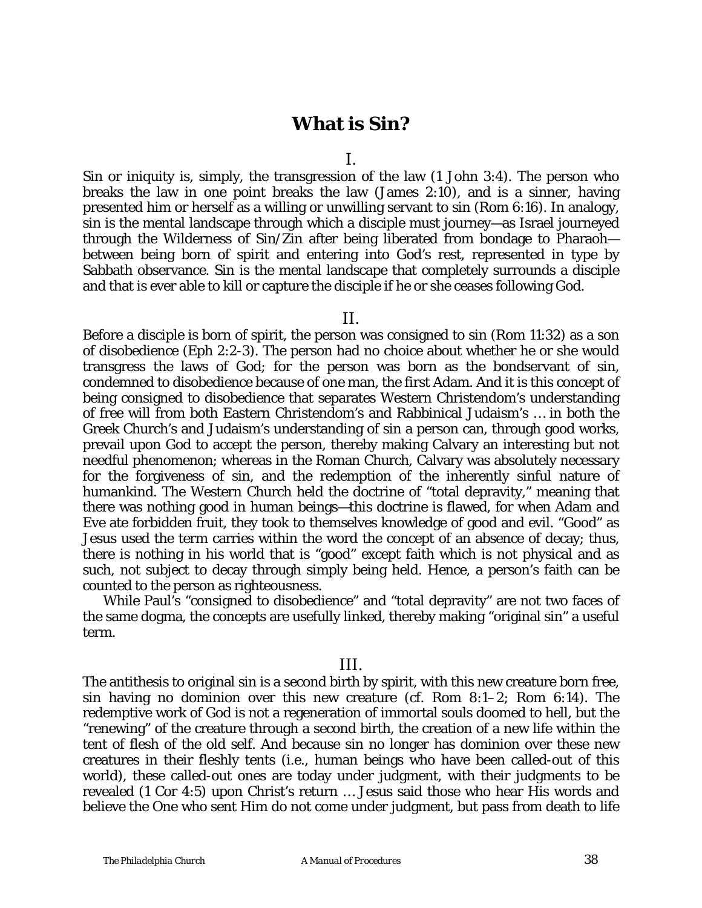# What is Sin?

I.

Sin or iniquity is, simply, the transgression of the law (1 John 3:4). The person who breaks the law in one point breaks the law (James 2:10), and is a sinner, having presented him or herself as a willing or unwilling servant to sin (Rom 6:16). In analogy, sin is the mental landscape through which a disciple must journey—as Israel journeyed through the Wilderness of Sin/Zin after being liberated from bondage to Pharaoh—between being born of spirit and entering into God's rest, represented in type by Sabbath observance. Sin is the mental landscape that completely surrounds a disciple and that is ever able to kill or capture the disciple if he or she ceases following God.

II.

Before a disciple is born of spirit, the person was consigned to sin (Rom 11:32) as a son of disobedience (Eph 2:2-3). The person had no choice about whether he or she would transgress the laws of God; for the person was born as the bondservant of sin, condemned to disobedience because of one man, the first Adam. And it is this concept of being consigned to disobedience that separates Western Christendom's understanding of free will from both Eastern Christendom's and Rabbinical Judaism's … in both the Greek Church's and Judaism's understanding of sin a person can, through good works, prevail upon God to accept the person, thereby making Calvary an interesting but not needful phenomenon; whereas in the Roman Church, Calvary was absolutely necessary for the forgiveness of sin, and the redemption of the inherently sinful nature of humankind. The Western Church held the doctrine of "total depravity," meaning that there was nothing good in human beings—this doctrine is flawed, for when Adam and Eve ate forbidden fruit, they took to themselves knowledge of good and evil. "Good" as Jesus used the term carries within the word the concept of an absence of decay; thus, there is nothing in his world that is "good" except faith which is not physical and as such, not subject to decay through simply being held. Hence, a person's faith can be counted to the person as righteousness.

While Paul's "consigned to disobedience" and "total depravity" are not two faces of the same dogma, the concepts are usefully linked, thereby making "original sin" a useful term.

III.

The antithesis to original sin is a second birth by spirit, with this new creature born free, sin having no dominion over this new creature (cf. Rom 8:1–2; Rom 6:14). The redemptive work of God is not a regeneration of immortal souls doomed to hell, but the "renewing" of the creature through a second birth, the creation of a new life within the tent of flesh of the old self. And because sin no longer has dominion over these new creatures in their fleshly tents (i.e., human beings who have been called-out of this world), these called-out ones are today under judgment, with their judgments to be revealed (1 Cor 4:5) upon Christ's return … Jesus said those who hear His words and believe the One who sent Him do not come under judgment, but pass from death to life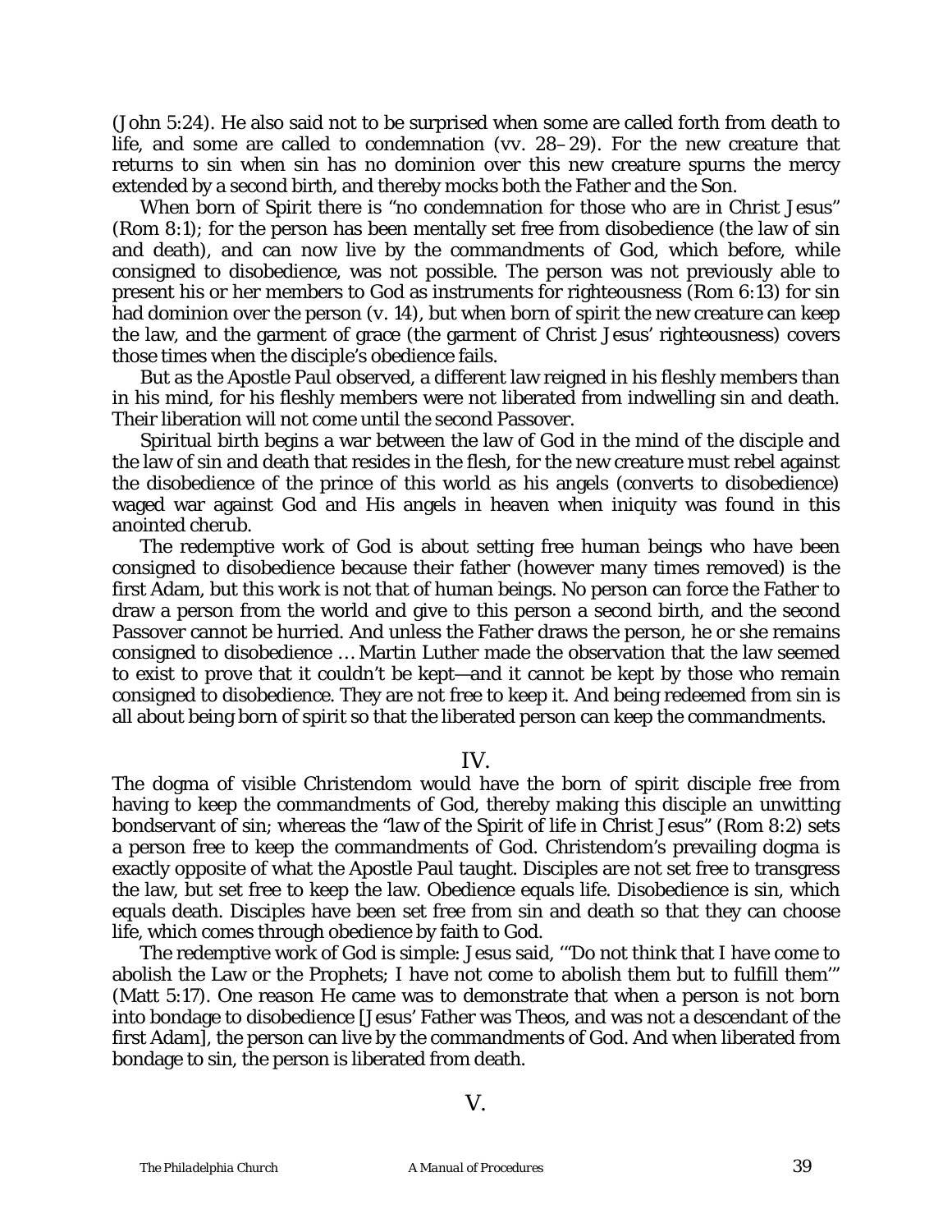(John 5:24). He also said not to be surprised when some are called forth from death to life, and some are called to condemnation (vv. 28–29). For the new creature that returns to sin when sin has no dominion over this new creature spurns the mercy extended by a second birth, and thereby mocks both the Father and the Son.

When born of Spirit there is "no condemnation for those who are in Christ Jesus" (Rom 8:1); for the person has been mentally set free from disobedience (the law of sin and death), and can now live by the commandments of God, which before, while consigned to disobedience, was not possible. The person was not previously able to present his or her members to God as instruments for righteousness (Rom 6:13) for sin had dominion over the person (v. 14), but when born of spirit the new creature can keep the law, and the garment of grace (the garment of Christ Jesus' righteousness) covers those times when the disciple's obedience fails.

But as the Apostle Paul observed, a different law reigned in his fleshly members than in his mind, for his fleshly members were not liberated from indwelling sin and death. Their liberation will not come until the second Passover.

Spiritual birth begins a war between the law of God in the mind of the disciple and the law of sin and death that resides in the flesh, for the new creature must rebel against the disobedience of the prince of this world as his angels (converts to disobedience) waged war against God and His angels in heaven when iniquity was found in this anointed cherub.

The redemptive work of God is about setting free human beings who have been consigned to disobedience because their father (however many times removed) is the first Adam, but this work is not that of human beings. No person can force the Father to draw a person from the world and give to this person a second birth, and the second Passover cannot be hurried. And unless the Father draws the person, he or she remains consigned to disobedience … Martin Luther made the observation that the law seemed to exist to prove that it couldn't be kept—and it cannot be kept by those who remain consigned to disobedience. They are not free to keep it. And being redeemed from sin is all about being born of spirit so that the liberated person can keep the commandments.

## IV.

The dogma of visible Christendom would have the born of spirit disciple free from having to keep the commandments of God, thereby making this disciple an unwitting bondservant of sin; whereas the "law of the Spirit of life in Christ Jesus" (Rom 8:2) sets a person free to keep the commandments of God. Christendom's prevailing dogma is exactly opposite of what the Apostle Paul taught. Disciples are not set free to transgress the law, but set free to keep the law. Obedience equals life. Disobedience is sin, which equals death. Disciples have been set free from sin and death so that they can choose life, which comes through obedience by faith to God.

The redemptive work of God is simple: Jesus said, '"Do not think that I have come to abolish the Law or the Prophets; I have not come to abolish them but to fulfill them'" (Matt 5:17). One reason He came was to demonstrate that when a person is not born into bondage to disobedience [Jesus' Father was Theos, and was not a descendant of the first Adam], the person can live by the commandments of God. And when liberated from bondage to sin, the person is liberated from death.

## V.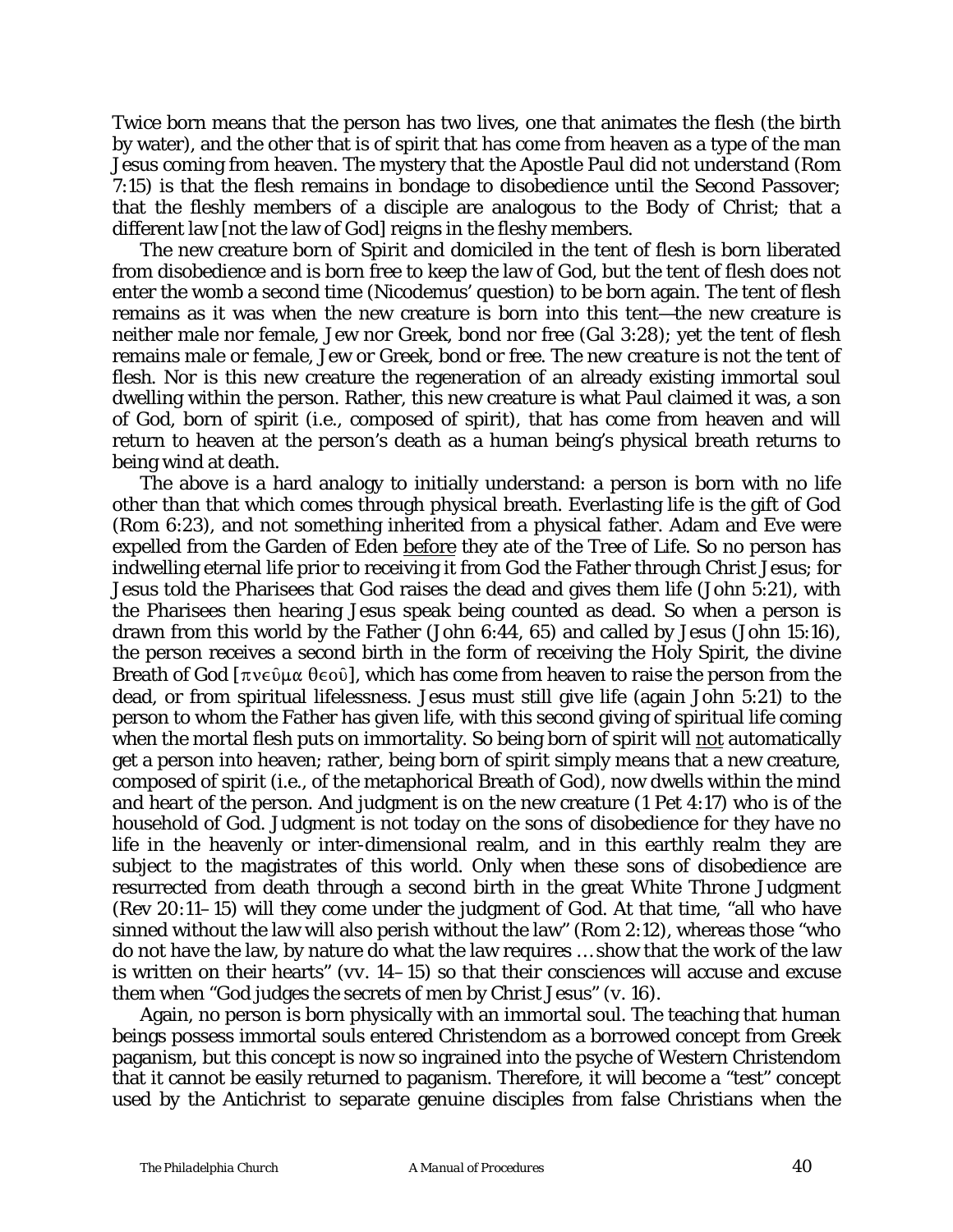Twice born means that the person has two lives, one that animates the flesh (the birth by water), and the other that is of spirit that has come from heaven as a type of the man Jesus coming from heaven. The mystery that the Apostle Paul did not understand (Rom 7:15) is that the flesh remains in bondage to disobedience until the Second Passover; that the fleshly members of a disciple are analogous to the Body of Christ; that a different law [not the law of God] reigns in the fleshy members.

The new creature born of Spirit and domiciled in the tent of flesh is born liberated from disobedience and is born free to keep the law of God, but the tent of flesh does not enter the womb a second time (Nicodemus' question) to be born again. The tent of flesh remains as it was when the new creature is born into this tent—the new creature is neither male nor female, Jew nor Greek, bond nor free (Gal 3:28); yet the tent of flesh remains male or female, Jew or Greek, bond or free. The new *creature* is not the tent of flesh. Nor is this new creature the regeneration of an already existing immortal soul dwelling within the person. Rather, this new creature is what Paul claimed it was, a son of God, born of spirit (i.e., composed of spirit), that has come from heaven and will return to heaven at the person's death as a human being's physical breath returns to being wind at death.

The above is a hard analogy to initially understand: a person is born with no life other than that which comes through physical breath. Everlasting life is the gift of God (Rom 6:23), and not something inherited from a physical father. Adam and Eve were expelled from the Garden of Eden <u>before</u> they ate of the Tree of Life. So no person has indwelling eternal life prior to receiving it from God the Father through Christ Jesus; for Jesus told the Pharisees that God raises the dead and gives them life (John 5:21), with the Pharisees then hearing Jesus speak being counted as dead. So when a person is drawn from this world by the Father (John 6:44, 65) and called by Jesus (John 15:16), the person receives a second birth in the form of receiving the Holy Spirit, the divine Breath of God [πνεῦμα θεοῦ], which has come from heaven to raise the person from the dead, or from spiritual lifelessness. Jesus must still give life (again John 5:21) to the person to whom the Father has given life, with this second giving of spiritual life coming when the mortal flesh puts on immortality. So being born of spirit will <u>not</u> automatically get a person into heaven; rather, being born of spirit simply means that a new creature, composed of spirit (i.e., of the metaphorical Breath of God), now dwells within the mind and heart of the person. And judgment is on the new creature (1 Pet 4:17) who is of the household of God. Judgment is not today on the sons of disobedience for they have no life in the heavenly or inter-dimensional realm, and in this earthly realm they are subject to the magistrates of this world. Only when these sons of disobedience are resurrected from death through a second birth in the great White Throne Judgment (Rev 20:11–15) will they come under the judgment of God. At that time, "all who have sinned without the law will also perish without the law" (Rom 2:12), whereas those "who do not have the law, by nature do what the law requires … show that the work of the law is written on their hearts" (vv. 14–15) so that their consciences will accuse and excuse them when "God judges the secrets of men by Christ Jesus" (v. 16).

Again, no person is born physically with an immortal soul. The teaching that human beings possess immortal souls entered Christendom as a borrowed concept from Greek paganism, but this concept is now so ingrained into the psyche of Western Christendom that it cannot be easily returned to paganism. Therefore, it will become a "test" concept used by the Antichrist to separate genuine disciples from false Christians when the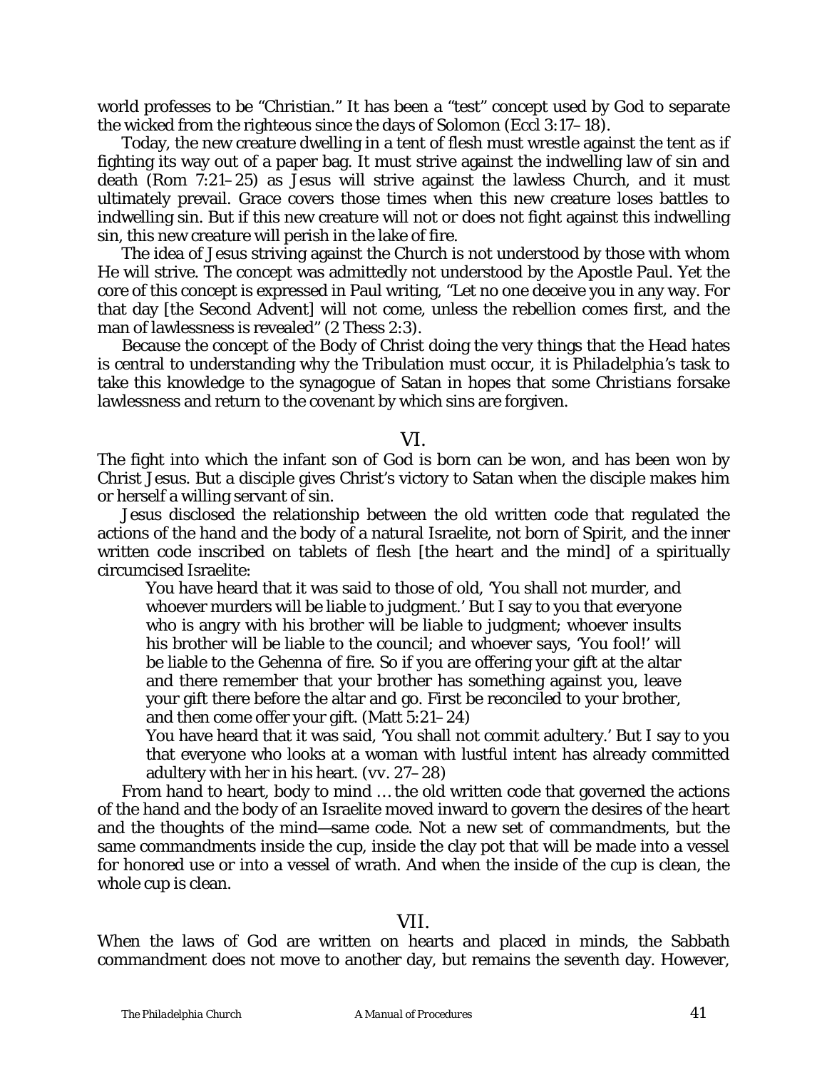world professes to be "Christian." It has been a "test" concept used by God to separate the wicked from the righteous since the days of Solomon (Eccl 3:17–18).

Today, the new creature dwelling in a tent of flesh must wrestle against the tent as if fighting its way out of a paper bag. It must strive against the indwelling law of sin and death (Rom 7:21–25) as Jesus will strive against the lawless Church, and it must ultimately prevail. Grace covers those times when this new creature loses battles to indwelling sin. But if this new creature will not or does not fight against this indwelling sin, this new creature will perish in the lake of fire.

The idea of Jesus striving against the Church is not understood by those with whom He will strive. The concept was admittedly not understood by the Apostle Paul. Yet the core of this concept is expressed in Paul writing, "Let no one deceive you in any way. For that day [the Second Advent] will not come, unless the rebellion comes first, and the man of lawlessness is revealed" (2 Thess 2:3).

Because the concept of the Body of Christ doing the very things that the Head hates is central to understanding why the Tribulation must occur, it is Philadelphia's task to take this knowledge to the synagogue of Satan in hopes that some *Christians* forsake lawlessness and return to the covenant by which sins are forgiven.

## VI.

The fight into which the infant son of God is born can be won, and has been won by Christ Jesus. But a disciple gives Christ's victory to Satan when the disciple makes him or herself a willing servant of sin.

Jesus disclosed the relationship between the old written code that regulated the actions of the hand and the body of a natural Israelite, not born of Spirit, and the inner written code inscribed on tablets of flesh [the heart and the mind] of a spiritually circumcised Israelite:

> You have heard that it was said to those of old, 'You shall not murder, and whoever murders will be liable to judgment.' But I say to you that everyone who is angry with his brother will be liable to judgment; whoever insults his brother will be liable to the council; and whoever says, 'You fool!' will be liable to the Gehenna of fire. So if you are offering your gift at the altar and there remember that your brother has something against you, leave your gift there before the altar and go. First be reconciled to your brother, and then come offer your gift. (Matt 5:21–24)
>
> You have heard that it was said, 'You shall not commit adultery.' But I say to you that everyone who looks at a woman with lustful intent has already committed adultery with her in his heart. (vv. 27–28)

From hand to heart, body to mind … the old written code that governed the actions of the hand and the body of an Israelite moved inward to govern the desires of the heart and the thoughts of the mind—same code. Not a new set of commandments, but the same commandments inside the cup, inside the clay pot that will be made into a vessel for honored use or into a vessel of wrath. And when the inside of the cup is clean, the whole cup is clean.

## VII.

When the laws of God are written on hearts and placed in minds, the Sabbath commandment does not move to another day, but remains the seventh day. However,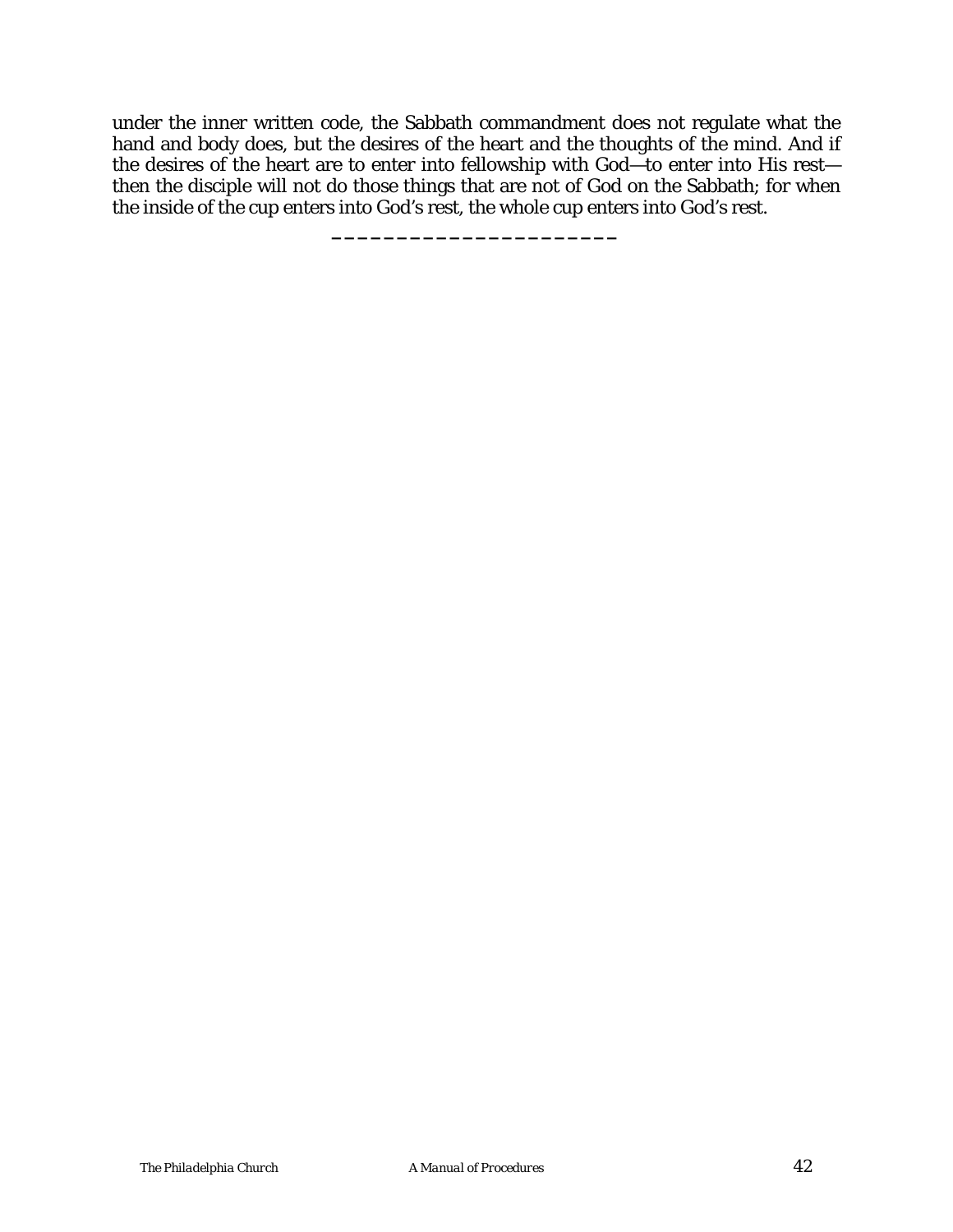under the inner written code, the Sabbath commandment does not regulate what the hand and body does, but the desires of the heart and the thoughts of the mind. And if the desires of the heart are to enter into fellowship with God—to enter into His rest—then the disciple will not do those things that are not of God on the Sabbath; for when the inside of the cup enters into God's rest, the whole cup enters into God's rest.

______________________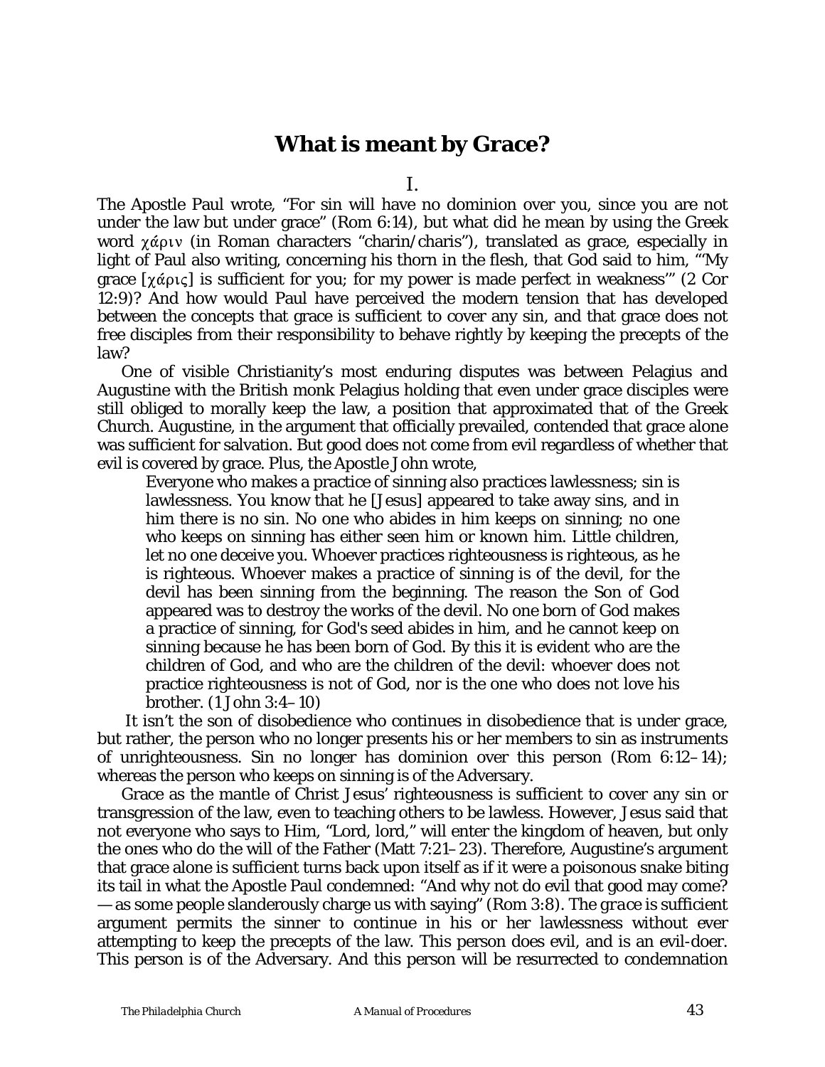# What is meant by Grace?

I.

The Apostle Paul wrote, "For sin will have no dominion over you, since you are not under the law but under grace" (Rom 6:14), but what did he mean by using the Greek word χάριν (in Roman characters "charin/charis"), translated as grace, especially in light of Paul also writing, concerning his thorn in the flesh, that God said to him, "'My grace [χάρις] is sufficient for you; for my power is made perfect in weakness'" (2 Cor 12:9)? And how would Paul have perceived the modern tension that has developed between the concepts that grace is sufficient to cover any sin, and that grace does not free disciples from their responsibility to behave rightly by keeping the precepts of the law?

One of visible Christianity's most enduring disputes was between Pelagius and Augustine with the British monk Pelagius holding that even under grace disciples were still obliged to morally keep the law, a position that approximated that of the Greek Church. Augustine, in the argument that officially prevailed, contended that grace alone was sufficient for salvation. But good does not come from evil regardless of whether that evil is covered by grace. Plus, the Apostle John wrote,

> Everyone who makes a practice of sinning also practices lawlessness; sin is lawlessness. You know that he [Jesus] appeared to take away sins, and in him there is no sin. No one who abides in him keeps on sinning; no one who keeps on sinning has either seen him or known him. Little children, let no one deceive you. Whoever practices righteousness is righteous, as he is righteous. Whoever makes a practice of sinning is of the devil, for the devil has been sinning from the beginning. The reason the Son of God appeared was to destroy the works of the devil. No one born of God makes a practice of sinning, for God's seed abides in him, and he cannot keep on sinning because he has been born of God. By this it is evident who are the children of God, and who are the children of the devil: whoever does not practice righteousness is not of God, nor is the one who does not love his brother. (1 John 3:4–10)

It isn't the son of disobedience who continues in disobedience that is under grace, but rather, the person who no longer presents his or her members to sin as instruments of unrighteousness. Sin no longer has dominion over this person (Rom 6:12–14); whereas the person who keeps on sinning is of the Adversary.

Grace as the mantle of Christ Jesus' righteousness is sufficient to cover any sin or transgression of the law, even to teaching others to be lawless. However, Jesus said that not everyone who says to Him, "Lord, lord," will enter the kingdom of heaven, but only the ones who do the will of the Father (Matt 7:21–23). Therefore, Augustine's argument that grace alone is sufficient turns back upon itself as if it were a poisonous snake biting its tail in what the Apostle Paul condemned: "And why not do evil that good may come? —as some people slanderously charge us with saying" (Rom 3:8). The *grace is sufficient* argument permits the sinner to continue in his or her lawlessness without ever attempting to keep the precepts of the law. This person does evil, and is an evil-doer. This person is of the Adversary. And this person will be resurrected to condemnation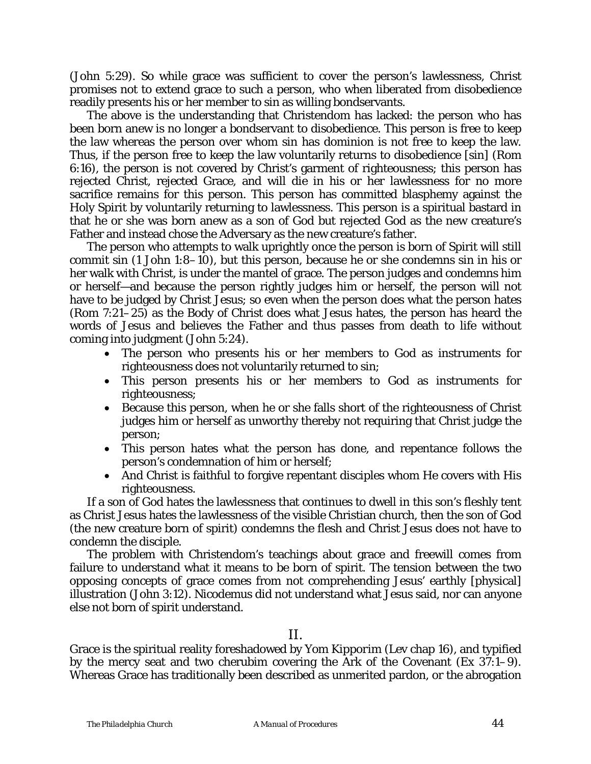(John 5:29). So while grace was sufficient to cover the person's lawlessness, Christ promises not to extend grace to such a person, who when liberated from disobedience readily presents his or her member to sin as willing bondservants.

The above is the understanding that Christendom has lacked: the person who has been born anew is no longer a bondservant to disobedience. This person is free to keep the law whereas the person over whom sin has dominion is not free to keep the law. Thus, if the person free to keep the law voluntarily returns to disobedience [sin] (Rom 6:16), the person is not covered by Christ's garment of righteousness; this person has rejected Christ, rejected Grace, and will die in his or her lawlessness for no more sacrifice remains for this person. This person has committed blasphemy against the Holy Spirit by voluntarily returning to lawlessness. This person is a spiritual bastard in that he or she was born anew as a son of God but rejected God as the new creature's Father and instead chose the Adversary as the new creature's father.

The person who attempts to walk uprightly once the person is born of Spirit will still commit sin (1 John 1:8–10), but this person, because he or she condemns sin in his or her walk with Christ, is under the mantel of grace. The person judges and condemns him or herself—and because the person rightly judges him or herself, the person will not have to be judged by Christ Jesus; so even when the person does what the person hates (Rom 7:21–25) as the Body of Christ does what Jesus hates, the person has heard the words of Jesus and believes the Father and thus passes from death to life without coming into judgment (John 5:24).

- The person who presents his or her members to God as instruments for righteousness does not voluntarily returned to sin;
- This person presents his or her members to God as instruments for righteousness;
- Because this person, when he or she falls short of the righteousness of Christ judges him or herself as unworthy thereby not requiring that Christ judge the person;
- This person hates what the person has done, and repentance follows the person's condemnation of him or herself;
- And Christ is faithful to forgive repentant disciples whom He covers with His righteousness.

If a son of God hates the lawlessness that continues to dwell in this son's fleshly tent as Christ Jesus hates the lawlessness of the visible Christian church, then the son of God (the new creature born of spirit) condemns the flesh and Christ Jesus does not have to condemn the disciple.

The problem with Christendom's teachings about grace and freewill comes from failure to understand what it means to be born of spirit. The tension between the two opposing concepts of grace comes from not comprehending Jesus' earthly [physical] illustration (John 3:12). Nicodemus did not understand what Jesus said, nor can anyone else not born of spirit understand.

## II.

Grace is the spiritual reality foreshadowed by Yom Kipporim (Lev chap 16), and typified by the mercy seat and two cherubim covering the Ark of the Covenant (Ex 37:1–9). Whereas Grace has traditionally been described as unmerited pardon, or the abrogation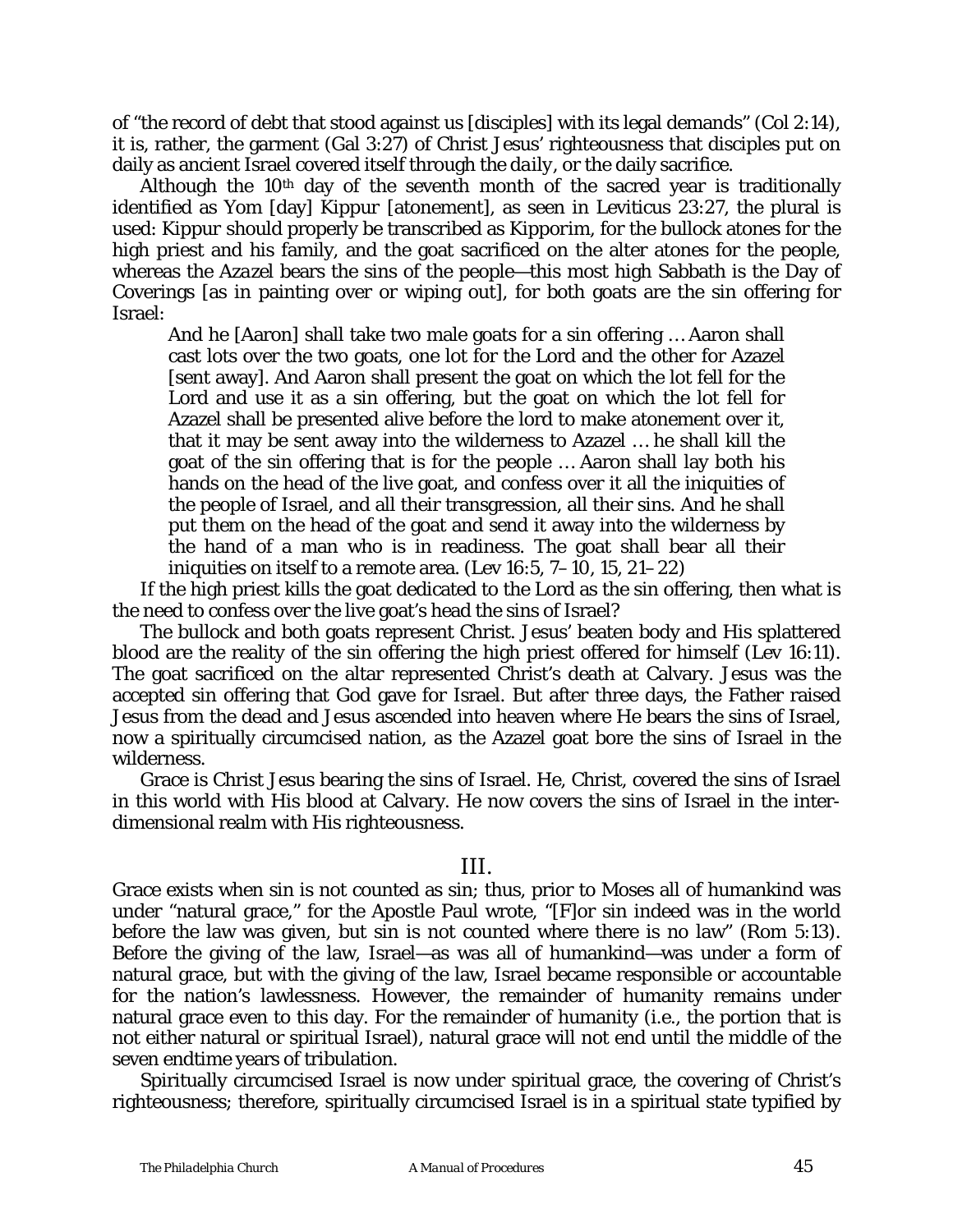of "the record of debt that stood against us [disciples] with its legal demands" (Col 2:14), it is, rather, the garment (Gal 3:27) of Christ Jesus' righteousness that disciples put on daily as ancient Israel covered itself through the *daily*, or the daily sacrifice.

Although the 10th day of the seventh month of the sacred year is traditionally identified as Yom [day] Kippur [atonement], as seen in Leviticus 23:27, the plural is used: Kippur should properly be transcribed as Kipporim, for the bullock atones for the high priest and his family, and the goat sacrificed on the alter atones for the people, whereas the *Azazel* bears the sins of the people—this most high Sabbath is the Day of Coverings [as in painting over or wiping out], for both goats are the sin offering for Israel:

> And he [Aaron] shall take two male goats for a sin offering … Aaron shall cast lots over the two goats, one lot for the Lord and the other for Azazel [sent away]. And Aaron shall present the goat on which the lot fell for the Lord and use it as a sin offering, but the goat on which the lot fell for Azazel shall be presented alive before the lord to make atonement over it, that it may be sent away into the wilderness to Azazel … he shall kill the goat of the sin offering that is for the people … Aaron shall lay both his hands on the head of the live goat, and confess over it all the iniquities of the people of Israel, and all their transgression, all their sins. And he shall put them on the head of the goat and send it away into the wilderness by the hand of a man who is in readiness. The goat shall bear all their iniquities on itself to a remote area. (Lev 16:5, 7–10, 15, 21–22)

If the high priest kills the goat dedicated to the Lord as the sin offering, then what is the need to confess over the live goat's head the sins of Israel?

The bullock and both goats represent Christ. Jesus' beaten body and His splattered blood are the reality of the sin offering the high priest offered for himself (Lev 16:11). The goat sacrificed on the altar represented Christ's death at Calvary. Jesus was the accepted sin offering that God gave for Israel. But after three days, the Father raised Jesus from the dead and Jesus ascended into heaven where He bears the sins of Israel, now a spiritually circumcised nation, as the Azazel goat bore the sins of Israel in the wilderness.

Grace is Christ Jesus bearing the sins of Israel. He, Christ, covered the sins of Israel in this world with His blood at Calvary. He now covers the sins of Israel in the inter-dimensional realm with His righteousness.

## III.

Grace exists when sin is not counted as sin; thus, prior to Moses all of humankind was under "natural grace," for the Apostle Paul wrote, "[F]or sin indeed was in the world before the law was given, but sin is not counted where there is no law" (Rom 5:13). Before the giving of the law, Israel—as was all of humankind—was under a form of natural grace, but with the giving of the law, Israel became responsible or accountable for the nation's lawlessness. However, the remainder of humanity remains under natural grace even to this day. For the remainder of humanity (i.e., the portion that is not either natural or spiritual Israel), natural grace will not end until the middle of the seven endtime years of tribulation.

Spiritually circumcised Israel is now under spiritual grace, the covering of Christ's righteousness; therefore, spiritually circumcised Israel is in a spiritual state typified by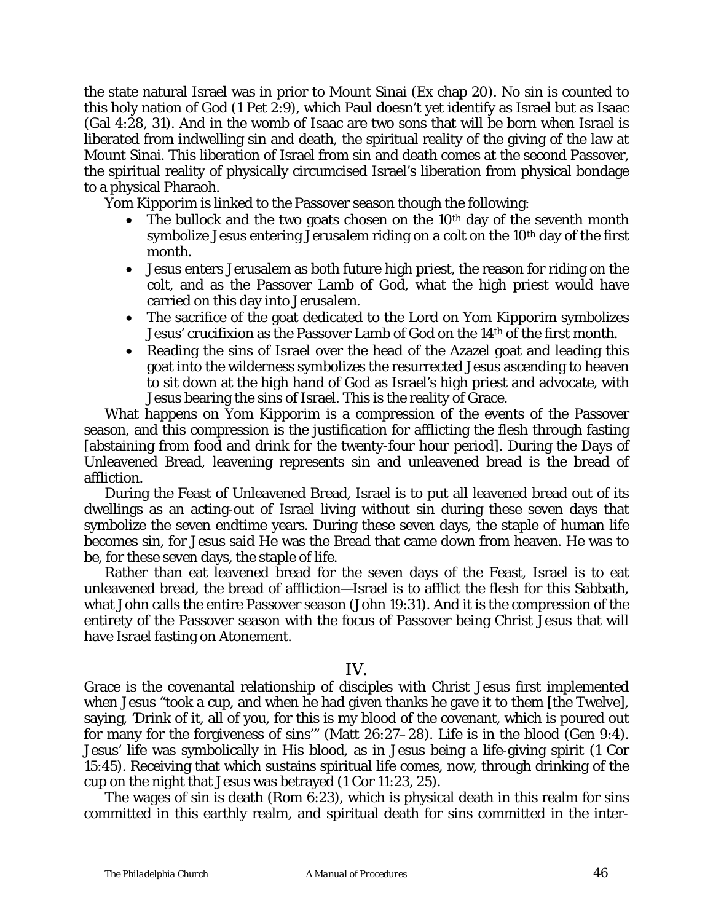the state natural Israel was in prior to Mount Sinai (Ex chap 20). No sin is counted to this holy nation of God (1 Pet 2:9), which Paul doesn't yet identify as Israel but as Isaac (Gal 4:28, 31). And in the womb of Isaac are two sons that will be born when Israel is liberated from indwelling sin and death, the spiritual reality of the giving of the law at Mount Sinai. This liberation of Israel from sin and death comes at the second Passover, the spiritual reality of physically circumcised Israel's liberation from physical bondage to a physical Pharaoh.

Yom Kipporim is linked to the Passover season though the following:

- The bullock and the two goats chosen on the 10th day of the seventh month symbolize Jesus entering Jerusalem riding on a colt on the 10th day of the first month.
- Jesus enters Jerusalem as both future high priest, the reason for riding on the colt, and as the Passover Lamb of God, what the high priest would have carried on this day into Jerusalem.
- The sacrifice of the goat dedicated to the Lord on Yom Kipporim symbolizes Jesus' crucifixion as the Passover Lamb of God on the 14th of the first month.
- Reading the sins of Israel over the head of the Azazel goat and leading this goat into the wilderness symbolizes the resurrected Jesus ascending to heaven to sit down at the high hand of God as Israel's high priest and advocate, with Jesus bearing the sins of Israel. This is the reality of Grace.

What happens on Yom Kipporim is a compression of the events of the Passover season, and this compression is the justification for afflicting the flesh through fasting [abstaining from food and drink for the twenty-four hour period]. During the Days of Unleavened Bread, leavening represents sin and unleavened bread is the bread of affliction.

During the Feast of Unleavened Bread, Israel is to put all leavened bread out of its dwellings as an acting-out of Israel living without sin during these seven days that symbolize the seven endtime years. During these seven days, the staple of human life becomes sin, for Jesus said He was the Bread that came down from heaven. He was to be, for these seven days, the staple of life.

Rather than eat leavened bread for the seven days of the Feast, Israel is to eat unleavened bread, the bread of affliction—Israel is to afflict the flesh for this Sabbath, what John calls the entire Passover season (John 19:31). And it is the compression of the entirety of the Passover season with the focus of Passover being Christ Jesus that will have Israel fasting on Atonement.

## IV.

Grace is the covenantal relationship of disciples with Christ Jesus first implemented when Jesus "took a cup, and when he had given thanks he gave it to them [the Twelve], saying, 'Drink of it, all of you, for this is my blood of the covenant, which is poured out for many for the forgiveness of sins'" (Matt 26:27–28). Life is in the blood (Gen 9:4). Jesus' life was symbolically in His blood, as in Jesus being a life-giving spirit (1 Cor 15:45). Receiving that which sustains spiritual life comes, now, through drinking of the cup on the night that Jesus was betrayed (1 Cor 11:23, 25).

The wages of sin is death (Rom 6:23), which is physical death in this realm for sins committed in this earthly realm, and spiritual death for sins committed in the inter-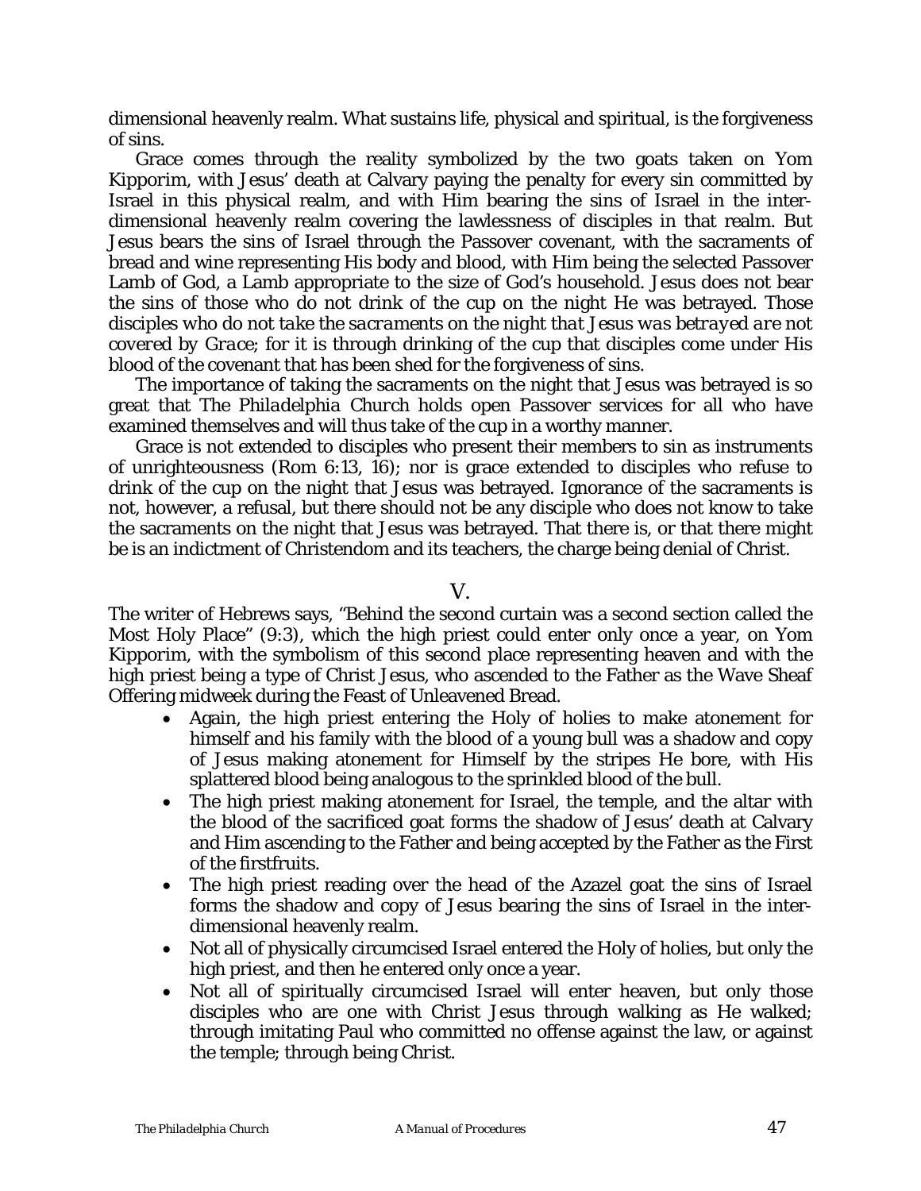dimensional heavenly realm. What sustains life, physical and spiritual, is the forgiveness of sins.

Grace comes through the reality symbolized by the two goats taken on Yom Kipporim, with Jesus' death at Calvary paying the penalty for every sin committed by Israel in this physical realm, and with Him bearing the sins of Israel in the inter-dimensional heavenly realm covering the lawlessness of disciples in that realm. But Jesus bears the sins of Israel through the Passover covenant, with the sacraments of bread and wine representing His body and blood, with Him being the selected Passover Lamb of God, a Lamb appropriate to the size of God's household. Jesus does not bear the sins of those who do not drink of the cup on the night He was betrayed. Those disciples *who do not take the sacraments on the night that Jesus was betrayed are not covered by Grace*; for it is through drinking of the cup that disciples come under His blood of the covenant that has been shed for the forgiveness of sins.

The importance of taking the sacraments on the night that Jesus was betrayed is so great that *The Philadelphia Church* holds open Passover services for all who have examined themselves and will thus take of the cup in a worthy manner.

Grace is not extended to disciples who present their members to sin as instruments of unrighteousness (Rom 6:13, 16); nor is grace extended to disciples who refuse to drink of the cup on the night that Jesus was betrayed. Ignorance of the sacraments is not, however, a refusal, but there should not be any disciple who does not know to take the sacraments on the night that Jesus was betrayed. That there is, or that there might be is an indictment of Christendom and its teachers, the charge being denial of Christ.

## V.

The writer of Hebrews says, "Behind the second curtain was a second section called the Most Holy Place" (9:3), which the high priest could enter only once a year, on Yom Kipporim, with the symbolism of this second place representing heaven and with the high priest being a type of Christ Jesus, who ascended to the Father as the Wave Sheaf Offering midweek during the Feast of Unleavened Bread.

- Again, the high priest entering the Holy of holies to make atonement for himself and his family with the blood of a young bull was a shadow and copy of Jesus making atonement for Himself by the stripes He bore, with His splattered blood being analogous to the sprinkled blood of the bull.
- The high priest making atonement for Israel, the temple, and the altar with the blood of the sacrificed goat forms the shadow of Jesus' death at Calvary and Him ascending to the Father and being accepted by the Father as the First of the firstfruits.
- The high priest reading over the head of the Azazel goat the sins of Israel forms the shadow and copy of Jesus bearing the sins of Israel in the inter-dimensional heavenly realm.
- Not all of physically circumcised Israel entered the Holy of holies, but only the high priest, and then he entered only once a year.
- Not all of spiritually circumcised Israel will enter heaven, but only those disciples who are one with Christ Jesus through walking as He walked; through imitating Paul who committed no offense against the law, or against the temple; through being Christ.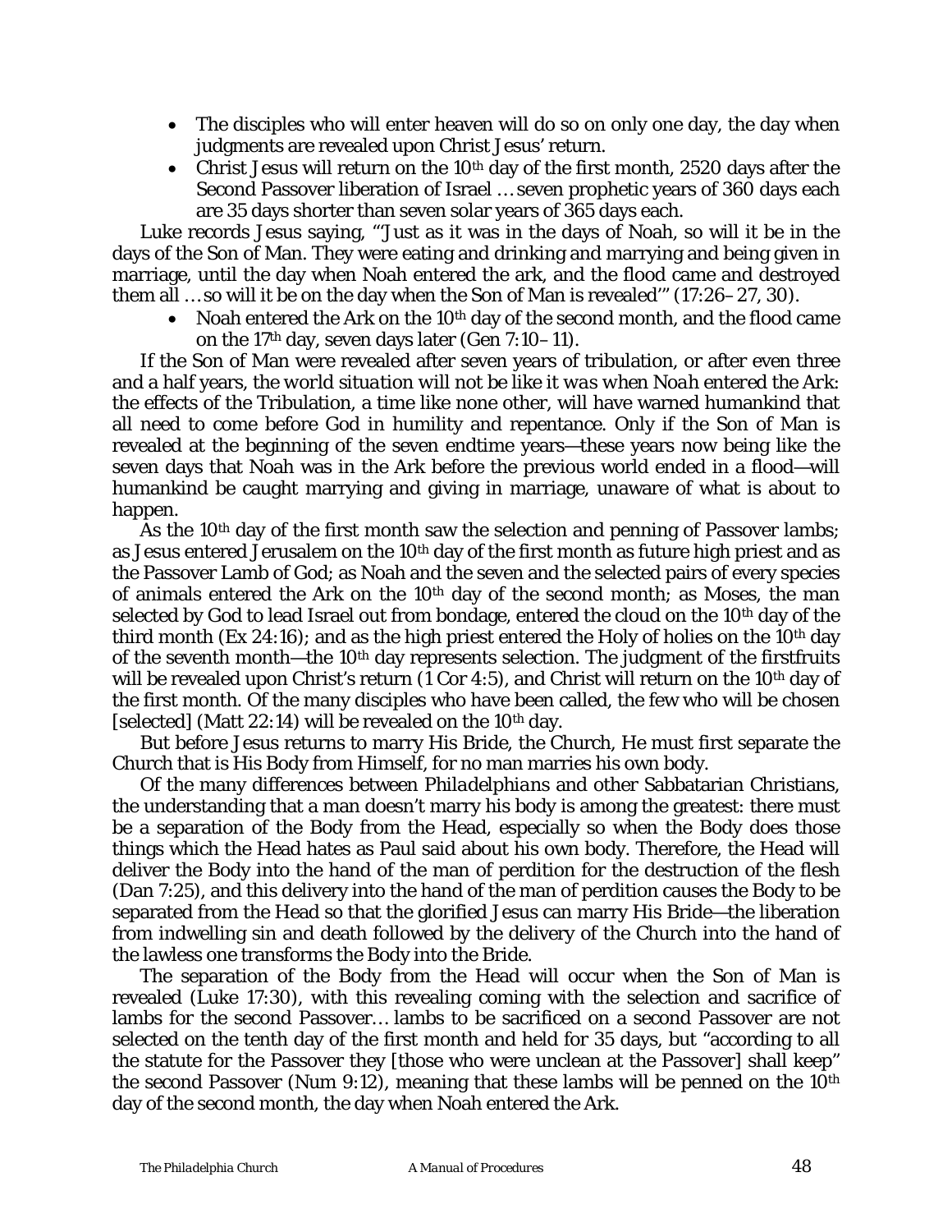- The disciples who will enter heaven will do so on only one day, the day when judgments are revealed upon Christ Jesus' return.
- Christ Jesus will return on the 10th day of the first month, 2520 days after the Second Passover liberation of Israel … seven prophetic years of 360 days each are 35 days shorter than seven solar years of 365 days each.

Luke records Jesus saying, "'Just as it was in the days of Noah, so will it be in the days of the Son of Man. They were eating and drinking and marrying and being given in marriage, until the day when Noah entered the ark, and the flood came and destroyed them all … so will it be on the day when the Son of Man is revealed'" (17:26–27, 30).

- Noah entered the Ark on the 10th day of the second month, and the flood came on the 17th day, seven days later (Gen 7:10–11).

If the Son of Man were revealed after seven years of tribulation, or after even three and a half years, *the world situation will not be like it was when Noah entered the Ark*: the effects of the Tribulation, a time like none other, will have warned humankind that all need to come before God in humility and repentance. Only if the Son of Man is revealed at the beginning of the seven endtime years—these years now being like the seven days that Noah was in the Ark before the previous world ended in a flood—will humankind be caught marrying and giving in marriage, unaware of what is about to happen.

As the 10th day of the first month saw the selection and penning of Passover lambs; as Jesus entered Jerusalem on the 10th day of the first month as future high priest and as the Passover Lamb of God; as Noah and the seven and the selected pairs of every species of animals entered the Ark on the 10th day of the second month; as Moses, the man selected by God to lead Israel out from bondage, entered the cloud on the 10th day of the third month (Ex 24:16); and as the high priest entered the Holy of holies on the 10th day of the seventh month—the 10th day represents selection. The judgment of the firstfruits will be revealed upon Christ's return (1 Cor 4:5), and Christ will return on the 10th day of the first month. Of the many disciples who have been called, the few who will be chosen [selected] (Matt 22:14) will be revealed on the 10th day.

But before Jesus returns to marry His Bride, the Church, He must first separate the Church that is His Body from Himself, for no man marries his own body.

Of the many differences between *Philadelphians* and other Sabbatarian Christians, the understanding that a man doesn't marry his body is among the greatest: there must be a separation of the Body from the Head, especially so when the Body does those things which the Head hates as Paul said about his own body. Therefore, the Head will deliver the Body into the hand of the man of perdition for the destruction of the flesh (Dan 7:25), and this delivery into the hand of the man of perdition causes the Body to be separated from the Head so that the glorified Jesus can marry His Bride—the liberation from indwelling sin and death followed by the delivery of the Church into the hand of the lawless one transforms the Body into the Bride.

The separation of the Body from the Head will occur when the Son of Man is revealed (Luke 17:30), with this revealing coming with the selection and sacrifice of lambs for the second Passover… lambs to be sacrificed on a second Passover are not selected on the tenth day of the first month and held for 35 days, but "according to all the statute for the Passover they [those who were unclean at the Passover] shall keep" the second Passover (Num 9:12), meaning that these lambs will be penned on the 10th day of the second month, the day when Noah entered the Ark.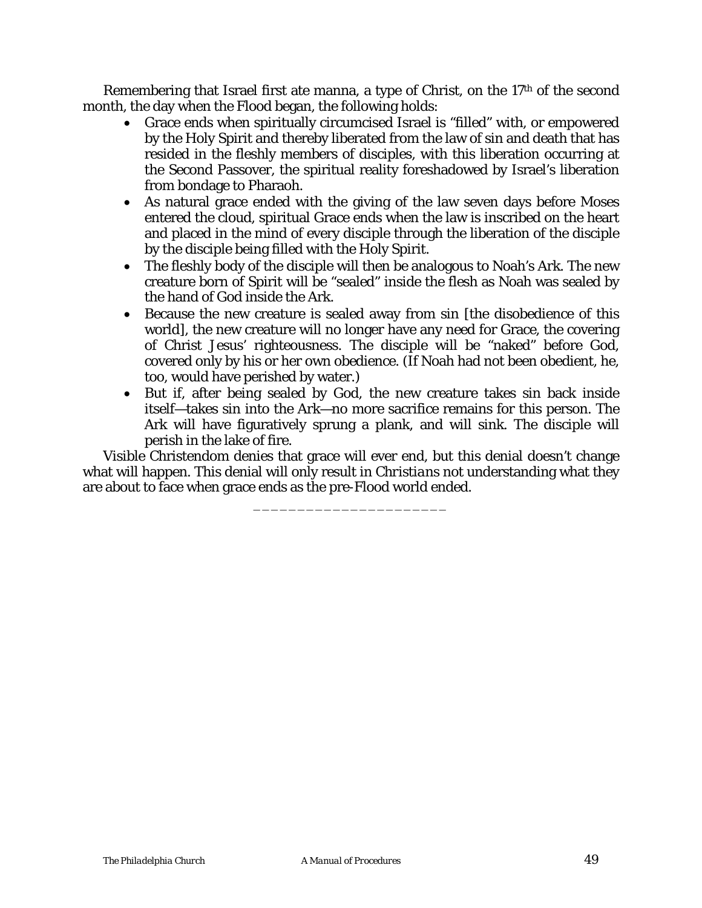Remembering that Israel first ate manna, a type of Christ, on the 17th of the second month, the day when the Flood began, the following holds:

- Grace ends when spiritually circumcised Israel is "filled" with, or empowered by the Holy Spirit and thereby liberated from the law of sin and death that has resided in the fleshly members of disciples, with this liberation occurring at the Second Passover, the spiritual reality foreshadowed by Israel's liberation from bondage to Pharaoh.
- As natural grace ended with the giving of the law seven days before Moses entered the cloud, spiritual Grace ends when the law is inscribed on the heart and placed in the mind of every disciple through the liberation of the disciple by the disciple being filled with the Holy Spirit.
- The fleshly body of the disciple will then be analogous to Noah's Ark. The new creature born of Spirit will be "sealed" inside the flesh as Noah was sealed by the hand of God inside the Ark.
- Because the new creature is sealed away from sin [the disobedience of this world], the new creature will no longer have any need for Grace, the covering of Christ Jesus' righteousness. The disciple will be "naked" before God, covered only by his or her own obedience. (If Noah had not been obedient, he, too, would have perished by water.)
- But if, after being sealed by God, the new creature takes sin back inside itself—takes sin into the Ark—no more sacrifice remains for this person. The Ark will have figuratively sprung a plank, and will sink. The disciple will perish in the lake of fire.

Visible Christendom denies that grace will ever end, but this denial doesn't change what will happen. This denial will only result in *Christians* not understanding what they are about to face when grace ends as the pre-Flood world ended.

______________________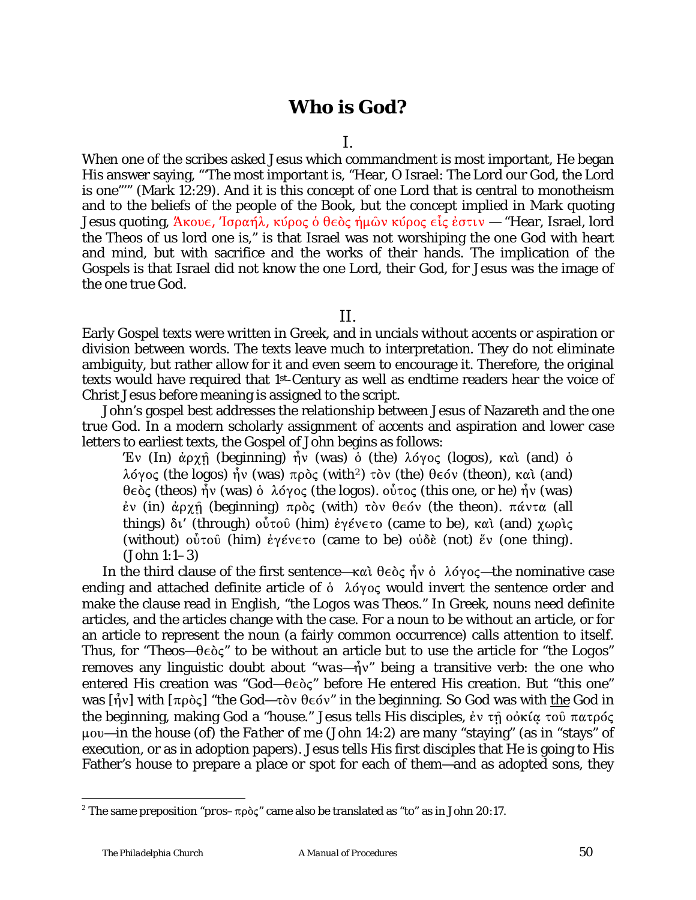# Who is God?

I.

When one of the scribes asked Jesus which commandment is most important, He began His answer saying, "'The most important is, "Hear, O Israel: The Lord our God, the Lord is one"'" (Mark 12:29). And it is this concept of one Lord that is central to monotheism and to the beliefs of the people of the Book, but the concept implied in Mark quoting Jesus quoting, Ἄκουε, Ἰσραήλ, κύρος ὁ θεὸς ἡμῶν κύρος εἷς ἐστιν — "Hear, Israel, lord the Theos of us lord one is," is that Israel was not worshiping the one God with heart and mind, but with sacrifice and the works of their hands. The implication of the Gospels is that Israel did not know the one Lord, their God, for Jesus was the image of the one true God.

II.

Early Gospel texts were written in Greek, and in uncials without accents or aspiration or division between words. The texts leave much to interpretation. They do not eliminate ambiguity, but rather allow for it and even seem to encourage it. Therefore, the original texts would have required that 1st-Century as well as endtime readers hear the voice of Christ Jesus before meaning is assigned to the script.

John's gospel best addresses the relationship between Jesus of Nazareth and the one true God. In a modern scholarly assignment of accents and aspiration and lower case letters to earliest texts, the Gospel of John begins as follows:

> Ἐν (In) ἀρχῇ (beginning) ἦν (was) ὁ (the) λόγος (logos), καὶ (and) ὁ λόγος (the logos) ἦν (was) πρὸς (with[2]) τὸν (the) θεόν (theon), καὶ (and) θεὸς (theos) ἦν (was) ὁ λόγος (the logos). οὗτος (this one, or he) ἦν (was) ἐν (in) ἀρχῇ (beginning) πρὸς (with) τὸν θεόν (the theon). πάντα (all things) δι' (through) οὗτοῦ (him) ἐγένετο (came to be), καὶ (and) χωρὶς (without) οὗτοῦ (him) ἐγένετο (came to be) οὐδὲ (not) ἕν (one thing). (John 1:1–3)

In the third clause of the first sentence—καὶ θεὸς ἦν ὁ λόγος—the nominative case ending and attached definite article of ὁ λόγος would invert the sentence order and make the clause read in English, "the Logos *was* Theos." In Greek, nouns need definite articles, and the articles change with the case. For a noun to be without an article, or for an article to represent the noun (a fairly common occurrence) calls attention to itself. Thus, for "Theos—θεὸς" to be without an article but to use the article for "the Logos" removes any linguistic doubt about "*was*—ἦν" being a transitive verb: the one who entered His creation was "God—θεὸς" before He entered His creation. But "this one" was [ἦν] with [πρὸς] "the God—τὸν θεόν" in the beginning. So God was with <u>the</u> God in the beginning, making God a "house." Jesus tells His disciples, ἐν τῇ οἰκίᾳ τοῦ πατρός μου—in the house (of) the Father of me (John 14:2) are many "staying" (as in "stays" of execution, or as in adoption papers). Jesus tells His first disciples that He is going to His Father's house to prepare a place or spot for each of them—and as adopted sons, they

---

[2] The same preposition "*pros*–πρὸς" came also be translated as "to" as in John 20:17.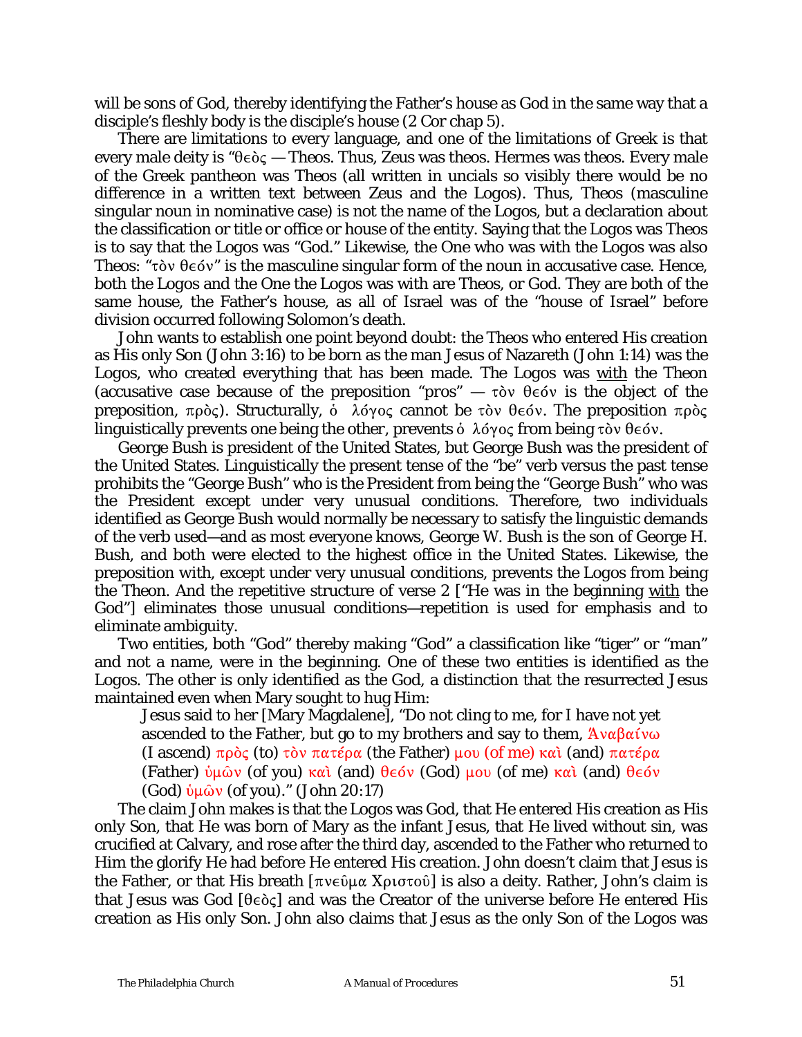will be sons of God, thereby identifying the Father's house as God in the same way that a disciple's fleshly body is the disciple's house (2 Cor chap 5).

There are limitations to every language, and one of the limitations of Greek is that every male deity is "θεὸς — Theos. Thus, Zeus was theos. Hermes was theos. Every male of the Greek pantheon was Theos (all written in uncials so visibly there would be no difference in a written text between Zeus and the Logos). Thus, Theos (masculine singular noun in nominative case) is not the name of the Logos, but a declaration about the classification or title or office or house of the entity. Saying that the Logos was Theos is to say that the Logos was "God." Likewise, the One who was with the Logos was also Theos: "τὸν θεόν" is the masculine singular form of the noun in accusative case. Hence, both the Logos and the One the Logos was with are Theos, or God. They are both of the same house, the Father's house, as all of Israel was of the "house of Israel" before division occurred following Solomon's death.

John wants to establish one point beyond doubt: the Theos who entered His creation as His only Son (John 3:16) to be born as the man Jesus of Nazareth (John 1:14) was the Logos, who created everything that has been made. The Logos was <u>with</u> the Theon (accusative case because of the preposition "pros" — τὸν θεόν is the object of the preposition, πρὸς). Structurally, ὁ λόγος cannot be τὸν θεόν. The preposition πρὸς linguistically prevents one being the other, prevents ὁ λόγος from being τὸν θεόν.

George Bush is president of the United States, but George Bush was the president of the United States. Linguistically the present tense of the "be" verb versus the past tense prohibits the "George Bush" who is the President from being the "George Bush" who was the President except under very unusual conditions. Therefore, two individuals identified as George Bush would normally be necessary to satisfy the linguistic demands of the verb used—and as most everyone knows, George W. Bush is the son of George H. Bush, and both were elected to the highest office in the United States. Likewise, the preposition with, except under very unusual conditions, prevents the Logos from being the Theon. And the repetitive structure of verse 2 ["He was in the beginning <u>with</u> the God"] eliminates those unusual conditions—repetition is used for emphasis and to eliminate ambiguity.

Two entities, both "God" thereby making "God" a classification like "tiger" or "man" and not a name, were in the beginning. One of these two entities is identified as the Logos. The other is only identified as the God, a distinction that the resurrected Jesus maintained even when Mary sought to hug Him:

> Jesus said to her [Mary Magdalene], "Do not cling to me, for I have not yet ascended to the Father, but go to my brothers and say to them, Ἀναβαίνω (I ascend) πρὸς (to) τὸν πατέρα (the Father) μου (of me) καὶ (and) πατέρα (Father) ὑμῶν (of you) καὶ (and) θεόν (God) μου (of me) καὶ (and) θεόν (God) ὑμῶν (of you)." (John 20:17)

The claim John makes is that the Logos was God, that He entered His creation as His only Son, that He was born of Mary as the infant Jesus, that He lived without sin, was crucified at Calvary, and rose after the third day, ascended to the Father who returned to Him the glorify He had before He entered His creation. John doesn't claim that Jesus is the Father, or that His breath [πνεῦμα Χριστοῦ] is also a deity. Rather, John's claim is that Jesus was God [θεὸς] and was the Creator of the universe before He entered His creation as His only Son. John also claims that Jesus as the only Son of the Logos was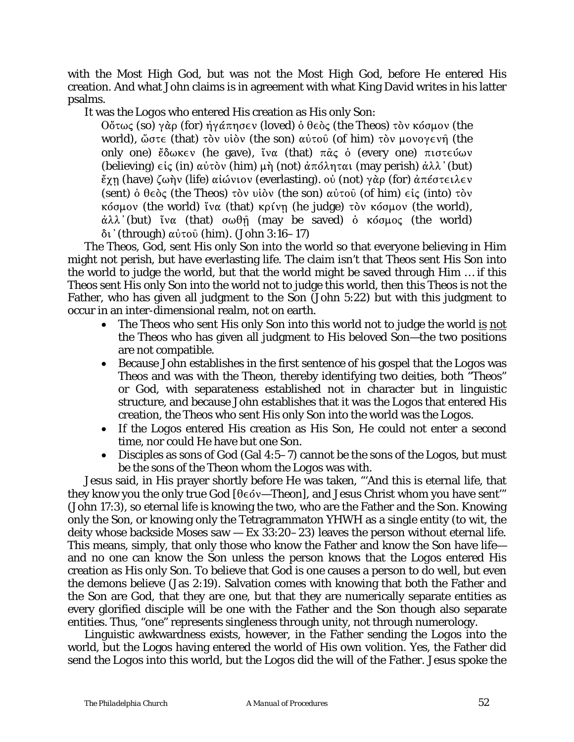with the Most High God, but was not the Most High God, before He entered His creation. And what John claims is in agreement with what King David writes in his latter psalms.

It was the Logos who entered His creation as His only Son:

> Οὕτως (so) γὰρ (for) ἠγάπησεν (loved) ὁ θεὸς (the Theos) τὸν κόσμον (the world), ὥστε (that) τὸν υἱὸν (the son) αὐτοῦ (of him) τὸν μονογενῆ (the only one) ἔδωκεν (he gave), ἵνα (that) πᾶς ὁ (every one) πιστεύων (believing) εἰς (in) αὐτὸν (him) μὴ (not) ἀπόληται (may perish) ἀλλ᾽ (but) ἔχῃ (have) ζωὴν (life) αἰώνιον (everlasting). οὐ (not) γὰρ (for) ἀπέστειλεν (sent) ὁ θεὸς (the Theos) τὸν υἱὸν (the son) αὐτοῦ (of him) εἰς (into) τὸν κόσμον (the world) ἵνα (that) κρίνῃ (he judge) τὸν κόσμον (the world), ἀλλ᾽ (but) ἵνα (that) σωθῇ (may be saved) ὁ κόσμος (the world) δι᾽ (through) αὐτοῦ (him). (John 3:16–17)

The Theos, God, sent His only Son into the world so that everyone believing in Him might not perish, but have everlasting life. The claim isn't that Theos sent His Son into the world to judge the world, but that the world might be saved through Him … if this Theos sent His only Son into the world not to judge this world, then this Theos is not the Father, who has given all judgment to the Son (John 5:22) but with this judgment to occur in an inter-dimensional realm, not on earth.

- The Theos who sent His only Son into this world not to judge the world <u>is not</u> the Theos who has given all judgment to His beloved Son—the two positions are not compatible.
- Because John establishes in the first sentence of his gospel that the Logos was Theos and was with the Theon, thereby identifying two deities, both "Theos" or God, with separateness established not in character but in linguistic structure, and because John establishes that it was the Logos that entered His creation, the Theos who sent His only Son into the world was the Logos.
- If the Logos entered His creation as His Son, He could not enter a second time, nor could He have but one Son.
- Disciples as sons of God (Gal 4:5–7) cannot be the sons of the Logos, but must be the sons of the Theon whom the Logos was with.

Jesus said, in His prayer shortly before He was taken, "'And this is eternal life, that they know you the only true God [θεόν—Theon], and Jesus Christ whom you have sent'" (John 17:3), so eternal life is knowing the two, who are the Father and the Son. Knowing only the Son, or knowing only the Tetragrammaton YHWH as a single entity (to wit, the deity whose backside Moses saw — Ex 33:20–23) leaves the person without eternal life. This means, simply, that only those who know the Father and know the Son have life—and no one can know the Son unless the person knows that the Logos entered His creation as His only Son. To believe that God is one causes a person to do well, but even the demons believe (Jas 2:19). Salvation comes with knowing that both the Father and the Son are God, that they are one, but that they are numerically separate entities as every glorified disciple will be one with the Father and the Son though also separate entities. Thus, "one" represents singleness through unity, not through numerology.

Linguistic awkwardness exists, however, in the Father sending the Logos into the world, but the Logos having entered the world of His own volition. Yes, the Father did send the Logos into this world, but the Logos did the will of the Father. Jesus spoke the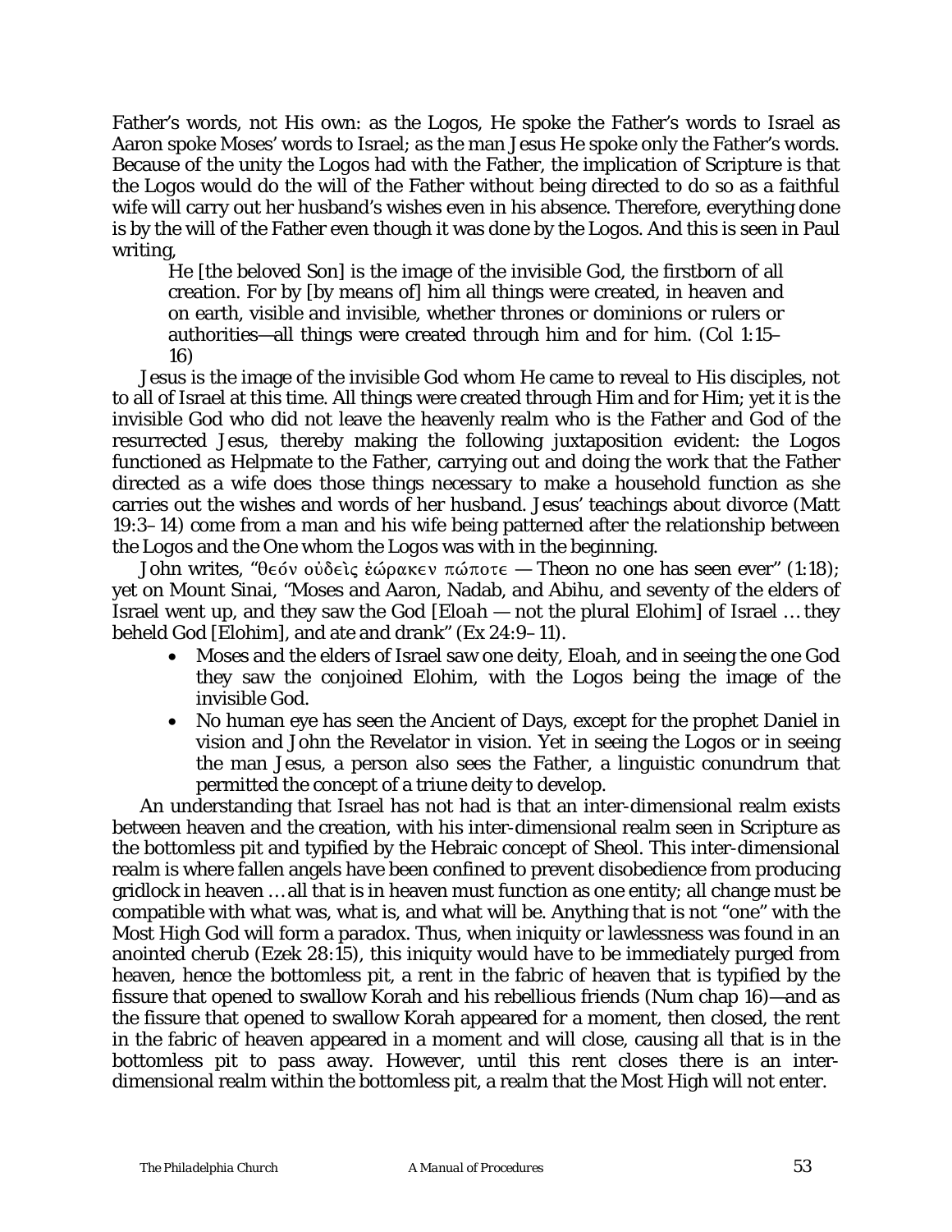Father's words, not His own: as the Logos, He spoke the Father's words to Israel as Aaron spoke Moses' words to Israel; as the man Jesus He spoke only the Father's words. Because of the unity the Logos had with the Father, the implication of Scripture is that the Logos would do the will of the Father without being directed to do so as a faithful wife will carry out her husband's wishes even in his absence. Therefore, everything done is by the will of the Father even though it was done by the Logos. And this is seen in Paul writing,

> He [the beloved Son] is the image of the invisible God, the firstborn of all creation. For by [by means of] him all things were created, in heaven and on earth, visible and invisible, whether thrones or dominions or rulers or authorities—all things were created through him and for him. (Col 1:15–16)

Jesus is the image of the invisible God whom He came to reveal to His disciples, not to all of Israel at this time. All things were created through Him and for Him; yet it is the invisible God who did not leave the heavenly realm who is the Father and God of the resurrected Jesus, thereby making the following juxtaposition evident: the Logos functioned as Helpmate to the Father, carrying out and doing the work that the Father directed as a wife does those things necessary to make a household function as she carries out the wishes and words of her husband. Jesus' teachings about divorce (Matt 19:3–14) come from a man and his wife being patterned after the relationship between the Logos and the One whom the Logos was with in the beginning.

John writes, "θεόν οὐδεὶς ἑώρακεν πώποτε — Theon no one has seen ever" (1:18); yet on Mount Sinai, "Moses and Aaron, Nadab, and Abihu, and seventy of the elders of Israel went up, and they saw the God [*Eloah* — not the plural Elohim] of Israel … they beheld God [Elohim], and ate and drank" (Ex 24:9–11).

- Moses and the elders of Israel saw one deity, *Eloah*, and in seeing the one God they saw the conjoined Elohim, with the Logos being the image of the invisible God.
- No human eye has seen the Ancient of Days, except for the prophet Daniel in vision and John the Revelator in vision. Yet in seeing the Logos or in seeing the man Jesus, a person also sees the Father, a linguistic conundrum that permitted the concept of a triune deity to develop.

An understanding that Israel has not had is that an inter-dimensional realm exists between heaven and the creation, with his inter-dimensional realm seen in Scripture as the bottomless pit and typified by the Hebraic concept of Sheol. This inter-dimensional realm is where fallen angels have been confined to prevent disobedience from producing gridlock in heaven … all that is in heaven must function as one entity; all change must be compatible with what was, what is, and what will be. Anything that is not "one" with the Most High God will form a paradox. Thus, when iniquity or lawlessness was found in an anointed cherub (Ezek 28:15), this iniquity would have to be immediately purged from heaven, hence the bottomless pit, a rent in the fabric of heaven that is typified by the fissure that opened to swallow Korah and his rebellious friends (Num chap 16)—and as the fissure that opened to swallow Korah appeared for a moment, then closed, the rent in the fabric of heaven appeared in a moment and will close, causing all that is in the bottomless pit to pass away. However, until this rent closes there is an inter-dimensional realm within the bottomless pit, a realm that the Most High will not enter.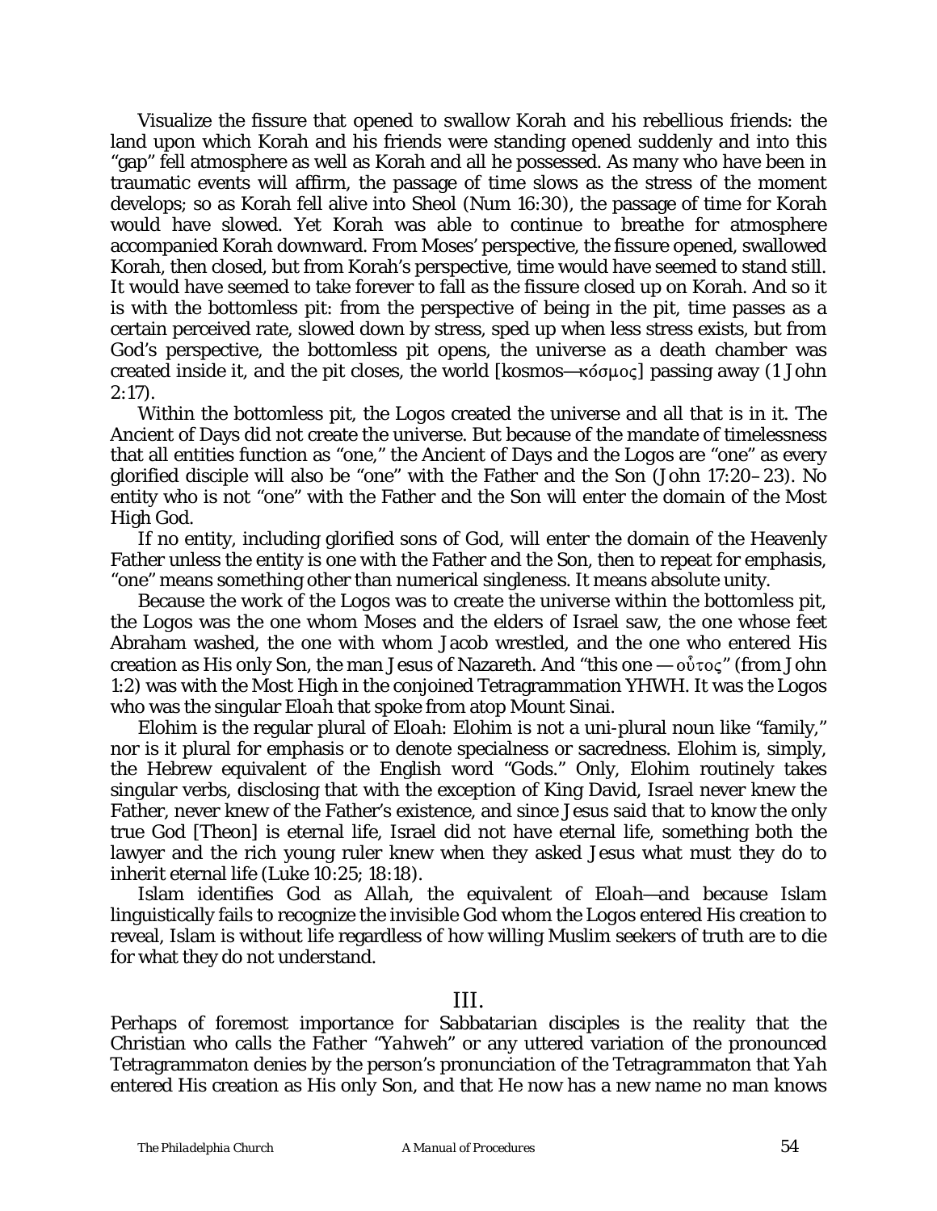Visualize the fissure that opened to swallow Korah and his rebellious friends: the land upon which Korah and his friends were standing opened suddenly and into this "gap" fell atmosphere as well as Korah and all he possessed. As many who have been in traumatic events will affirm, the passage of time slows as the stress of the moment develops; so as Korah fell alive into Sheol (Num 16:30), the passage of time for Korah would have slowed. Yet Korah was able to continue to breathe for atmosphere accompanied Korah downward. From Moses' perspective, the fissure opened, swallowed Korah, then closed, but from Korah's perspective, time would have seemed to stand still. It would have seemed to take forever to fall as the fissure closed up on Korah. And so it is with the bottomless pit: from the perspective of being in the pit, time passes as a certain perceived rate, slowed down by stress, sped up when less stress exists, but from God's perspective, the bottomless pit opens, the universe as a death chamber was created inside it, and the pit closes, the world [kosmos—κόσμος] passing away (1 John 2:17).

Within the bottomless pit, the Logos created the universe and all that is in it. The Ancient of Days did not create the universe. But because of the mandate of timelessness that all entities function as "one," the Ancient of Days and the Logos are "one" as every glorified disciple will also be "one" with the Father and the Son (John 17:20–23). No entity who is not "one" with the Father and the Son will enter the domain of the Most High God.

If no entity, including glorified sons of God, will enter the domain of the Heavenly Father unless the entity is one with the Father and the Son, then to repeat for emphasis, "one" means something other than numerical singleness. It means absolute unity.

Because the work of the Logos was to create the universe within the bottomless pit, the Logos was the one whom Moses and the elders of Israel saw, the one whose feet Abraham washed, the one with whom Jacob wrestled, and the one who entered His creation as His only Son, the man Jesus of Nazareth. And "this one — οὗτος" (from John 1:2) was with the Most High in the conjoined Tetragrammation YHWH. It was the Logos who was the singular *Eloah* that spoke from atop Mount Sinai.

Elohim is the regular plural of *Eloah*: Elohim is not a uni-plural noun like "family," nor is it plural for emphasis or to denote specialness or sacredness. Elohim is, simply, the Hebrew equivalent of the English word "Gods." Only, Elohim routinely takes singular verbs, disclosing that with the exception of King David, Israel never knew the Father, never knew of the Father's existence, and since Jesus said that to know the only true God [Theon] is eternal life, Israel did not have eternal life, something both the lawyer and the rich young ruler knew when they asked Jesus what must they do to inherit eternal life (Luke 10:25; 18:18).

Islam identifies God as *Allah*, the equivalent of *Eloah*—and because Islam linguistically fails to recognize the invisible God whom the Logos entered His creation to reveal, Islam is without life regardless of how willing Muslim seekers of truth are to die for what they do not understand.

## III.

Perhaps of foremost importance for Sabbatarian disciples is the reality that the Christian who calls the Father "*Yahweh*" or any uttered variation of the pronounced Tetragrammaton denies by the person's pronunciation of the Tetragrammaton that *Yah* entered His creation as His only Son, and that He now has a new name no man knows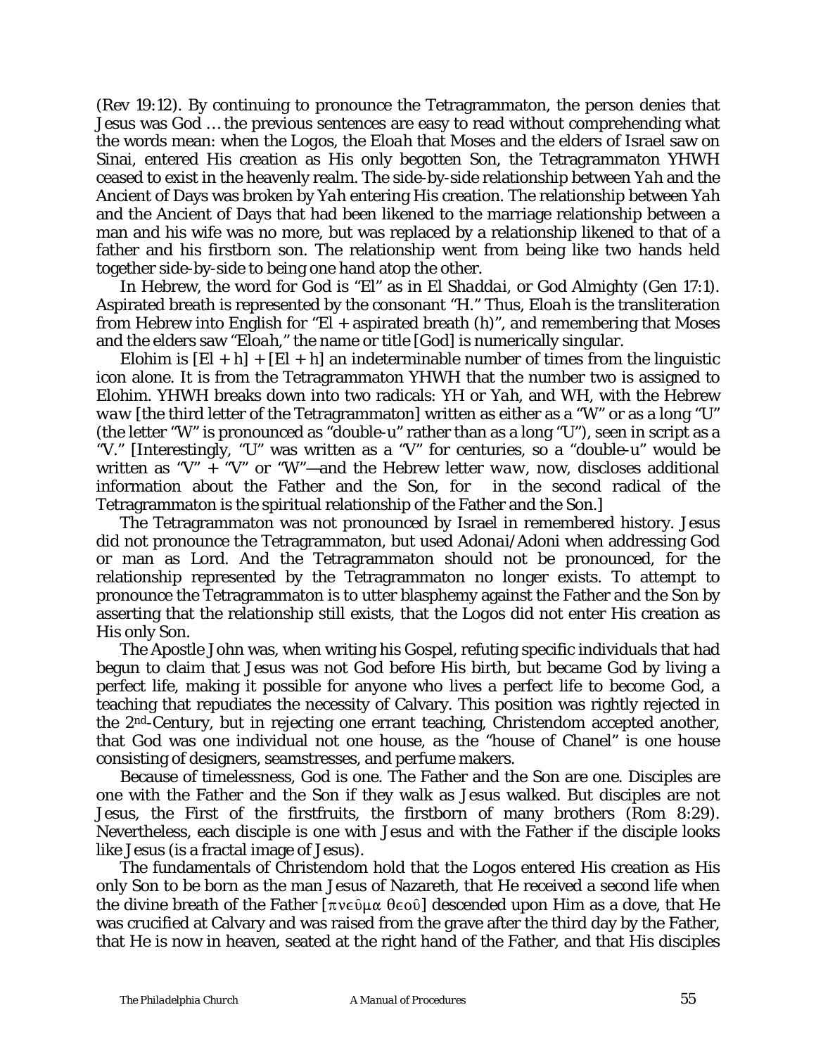(Rev 19:12). By continuing to pronounce the Tetragrammaton, the person denies that Jesus was God … the previous sentences are easy to read without comprehending what the words mean: when the Logos, the *Eloah* that Moses and the elders of Israel saw on Sinai, entered His creation as His only begotten Son, the Tetragrammaton *YHWH* ceased to exist in the heavenly realm. The side-by-side relationship between *Yah* and the Ancient of Days was broken by *Yah* entering His creation. The relationship between *Yah* and the Ancient of Days that had been likened to the marriage relationship between a man and his wife was no more, but was replaced by a relationship likened to that of a father and his firstborn son. The relationship went from being like two hands held together side-by-side to being one hand atop the other.

In Hebrew, the word for God is "*El*" as in *El Shaddai*, or God Almighty (Gen 17:1). Aspirated breath is represented by the consonant "H." Thus, *Eloah* is the transliteration from Hebrew into English for "*El* + aspirated breath (h)", and remembering that Moses and the elders saw "*Eloah*," the name or title [God] is numerically singular.

Elohim is [*El* + h] + [*El* + h] an indeterminable number of times from the linguistic icon alone. It is from the Tetragrammaton *YHWH* that the number two is assigned to Elohim. *YHWH* breaks down into two radicals: *YH* or *Yah*, and *WH*, with the Hebrew *waw* [the third letter of the Tetragrammaton] written as either as a "W" or as a long "U" (the letter "W" is pronounced as "double-u" rather than as a long "U"), seen in script as a "V." [Interestingly, "U" was written as a "V" for centuries, so a "double-u" would be written as "V" + "V" or "W"—and the Hebrew letter *waw*, now, discloses additional information about the Father and the Son, for in the second radical of the Tetragrammaton is the spiritual relationship of the Father and the Son.]

The Tetragrammaton was not pronounced by Israel in remembered history. Jesus did not pronounce the Tetragrammaton, but used *Adonai*/*Adoni* when addressing God or man as Lord. And the Tetragrammaton should not be pronounced, for the relationship represented by the Tetragrammaton no longer exists. To attempt to pronounce the Tetragrammaton is to utter blasphemy against the Father and the Son by asserting that the relationship still exists, that the Logos did not enter His creation as His only Son.

The Apostle John was, when writing his Gospel, refuting specific individuals that had begun to claim that Jesus was not God before His birth, but became God by living a perfect life, making it possible for anyone who lives a perfect life to become God, a teaching that repudiates the necessity of Calvary. This position was rightly rejected in the 2nd-Century, but in rejecting one errant teaching, Christendom accepted another, that God was one individual not one house, as the "house of Chanel" is one house consisting of designers, seamstresses, and perfume makers.

Because of timelessness, God is one. The Father and the Son are one. Disciples are one with the Father and the Son if they walk as Jesus walked. But disciples are not Jesus, the First of the firstfruits, the firstborn of many brothers (Rom 8:29). Nevertheless, each disciple is one with Jesus and with the Father if the disciple looks like Jesus (is a fractal image of Jesus).

The fundamentals of Christendom hold that the Logos entered His creation as His only Son to be born as the man Jesus of Nazareth, that He received a second life when the divine breath of the Father [πνεῦμα θεοῦ] descended upon Him as a dove, that He was crucified at Calvary and was raised from the grave after the third day by the Father, that He is now in heaven, seated at the right hand of the Father, and that His disciples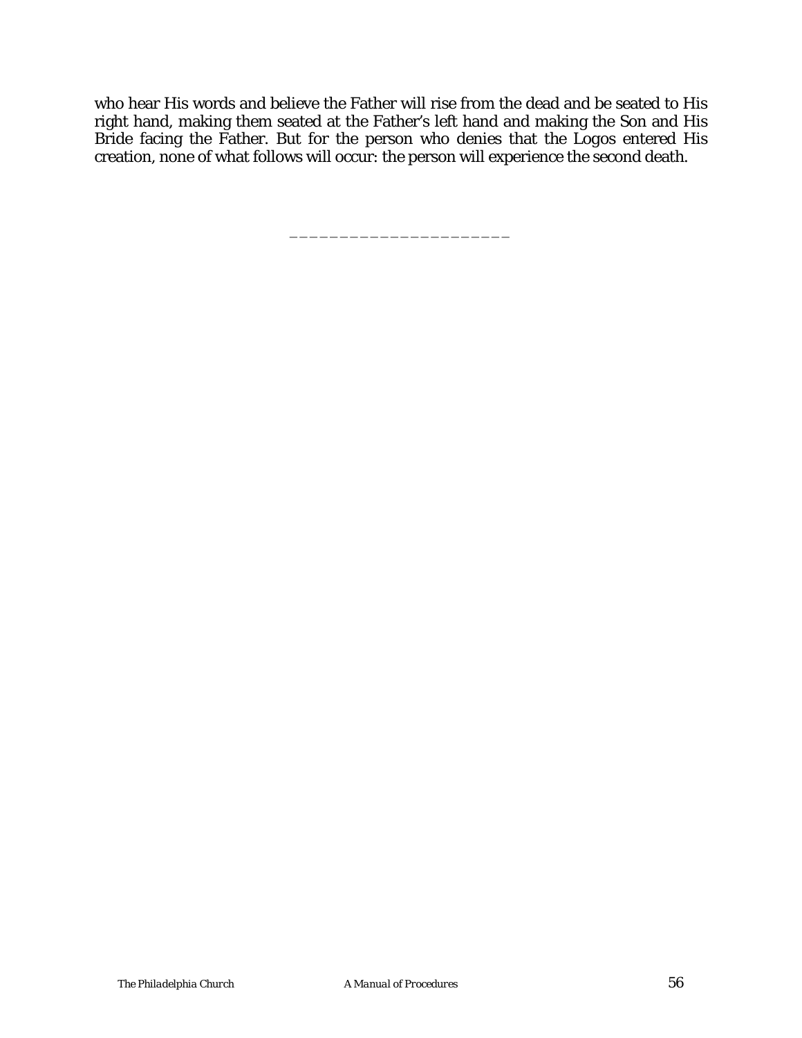who hear His words and believe the Father will rise from the dead and be seated to His right hand, making them seated at the Father's left hand and making the Son and His Bride facing the Father. But for the person who denies that the Logos entered His creation, none of what follows will occur: the person will experience the second death.

______________________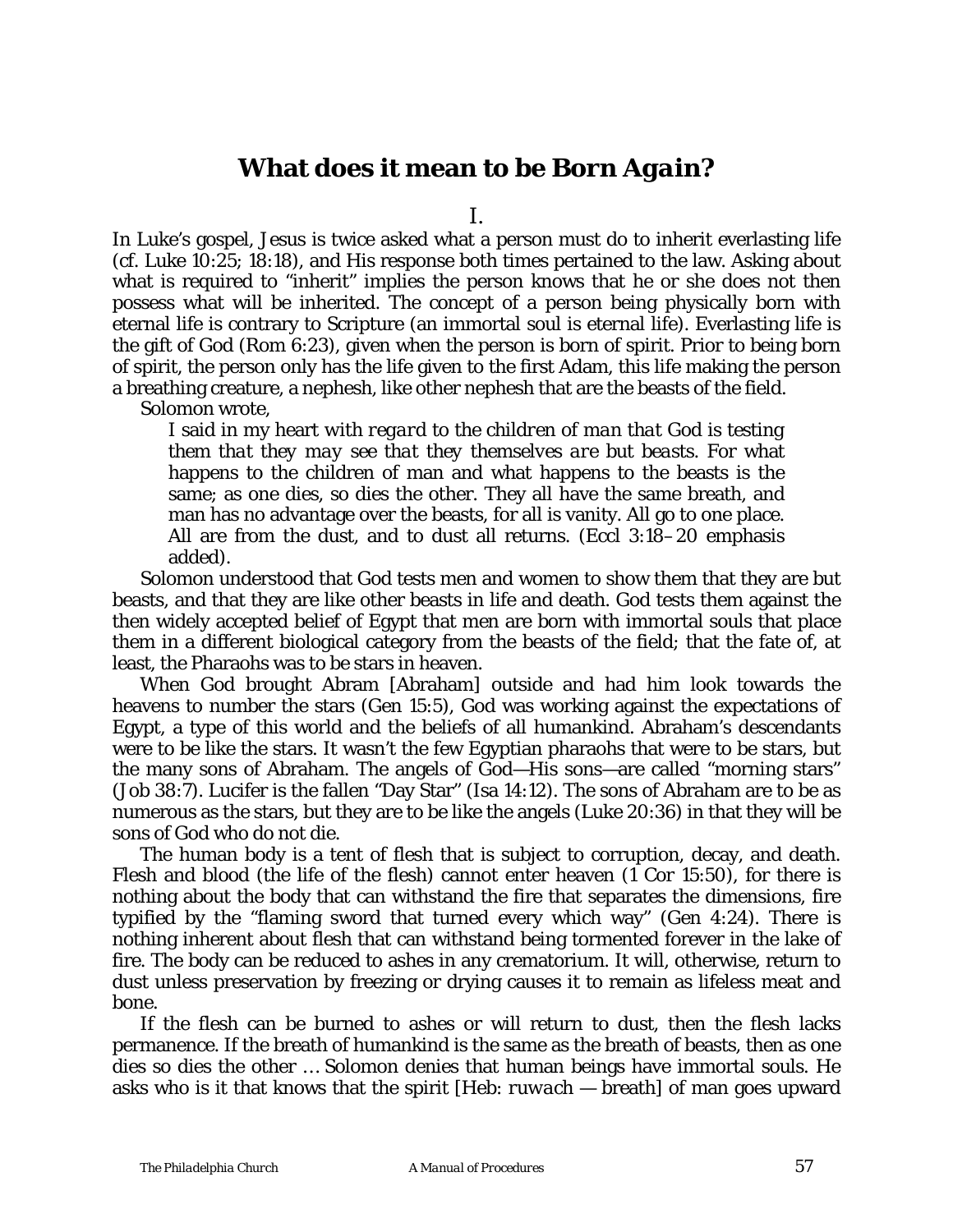## *What does it mean to be Born Again?*

*I.*

In Luke's gospel, Jesus is twice asked what a person must do to inherit everlasting life (cf. Luke 10:25; 18:18), and His response both times pertained to the law. Asking about what is required to "inherit" implies the person knows that he or she does not then possess what will be inherited. The concept of a person being physically born with eternal life is contrary to Scripture (an immortal soul is eternal life). Everlasting life is the gift of God (Rom 6:23), given when the person is born of spirit. Prior to being born of spirit, the person only has the life given to the first Adam, this life making the person a breathing creature, a nephesh, like other nephesh that are the beasts of the field.

Solomon wrote,

> I said in my heart with *regard to the children of man that God is testing them that they may see that they themselves are but beasts.* For what happens to the children of man and what happens to the beasts is the same; as one dies, so dies the other. They all have the same breath, and man has no advantage over the beasts, for all is vanity. All go to one place. All are from the dust, and to dust all returns. (Eccl 3:18–20 emphasis added).

Solomon understood that God tests men and women to show them that they are but beasts, and that they are like other beasts in life and death. God tests them against the then widely accepted belief of Egypt that men are born with immortal souls that place them in a different biological category from the beasts of the field; that the fate of, at least, the Pharaohs was to be stars in heaven.

When God brought Abram [Abraham] outside and had him look towards the heavens to number the stars (Gen 15:5), God was working against the expectations of Egypt, a type of this world and the beliefs of all humankind. Abraham's descendants were to be like the stars. It wasn't the few Egyptian pharaohs that were to be stars, but the many sons of Abraham. The angels of God—His sons—are called "morning stars" (Job 38:7). Lucifer is the fallen "Day Star" (Isa 14:12). The sons of Abraham are to be as numerous as the stars, but they are to be like the angels (Luke 20:36) in that they will be sons of God who do not die.

The human body is a tent of flesh that is subject to corruption, decay, and death. Flesh and blood (the life of the flesh) cannot enter heaven (1 Cor 15:50), for there is nothing about the body that can withstand the fire that separates the dimensions, fire typified by the "flaming sword that turned every which way" (Gen 4:24). There is nothing inherent about flesh that can withstand being tormented forever in the lake of fire. The body can be reduced to ashes in any crematorium. It will, otherwise, return to dust unless preservation by freezing or drying causes it to remain as lifeless meat and bone.

If the flesh can be burned to ashes or will return to dust, then the flesh lacks permanence. If the breath of humankind is the same as the breath of beasts, then as one dies so dies the other … Solomon denies that human beings have immortal souls. He asks who is it that knows that the spirit [Heb: *ruwach* — breath] of man goes upward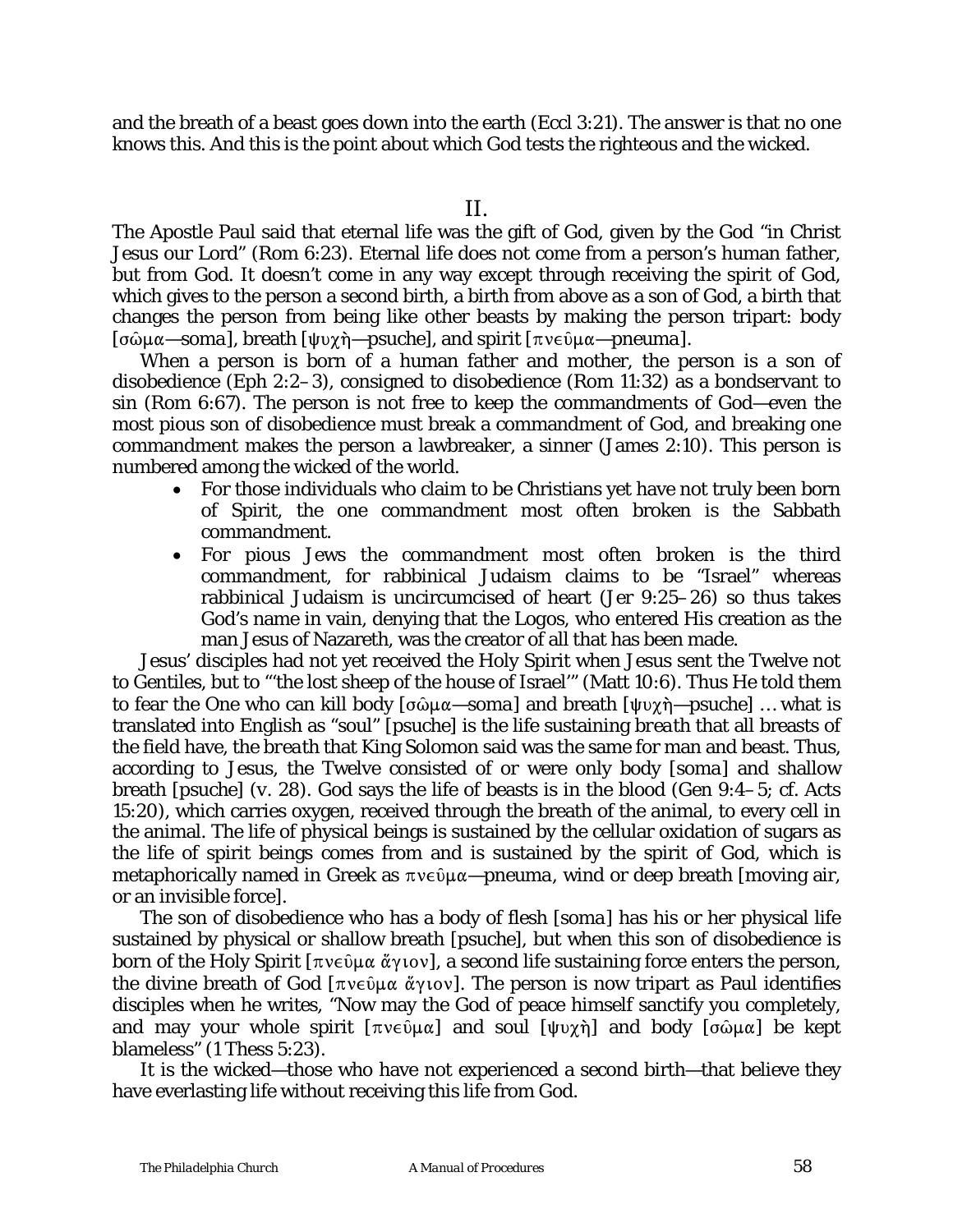and the breath of a beast goes down into the earth (Eccl 3:21). The answer is that no one knows this. And this is the point about which God tests the righteous and the wicked.

## II.

The Apostle Paul said that eternal life was the gift of God, given by the God "in Christ Jesus our Lord" (Rom 6:23). Eternal life does not come from a person's human father, but from God. It doesn't come in any way except through receiving the spirit of God, which gives to the person a second birth, a birth from above as a son of God, a birth that changes the person from being like other beasts by making the person tripart: body [σῶμα—soma], breath [ψυχὴ—psuche], and spirit [πνεῦμα—pneuma].

When a person is born of a human father and mother, the person is a son of disobedience (Eph 2:2–3), consigned to disobedience (Rom 11:32) as a bondservant to sin (Rom 6:67). The person is not free to keep the commandments of God—even the most pious son of disobedience must break a commandment of God, and breaking one commandment makes the person a lawbreaker, a sinner (James 2:10). This person is numbered among the wicked of the world.

- For those individuals who claim to be Christians yet have not truly been born of Spirit, the one commandment most often broken is the Sabbath commandment.
- For pious Jews the commandment most often broken is the third commandment, for rabbinical Judaism claims to be "Israel" whereas rabbinical Judaism is uncircumcised of heart (Jer 9:25–26) so thus takes God's name in vain, denying that the Logos, who entered His creation as the man Jesus of Nazareth, was the creator of all that has been made.

Jesus' disciples had not yet received the Holy Spirit when Jesus sent the Twelve not to Gentiles, but to "'the lost sheep of the house of Israel'" (Matt 10:6). Thus He told them to fear the One who can kill body [σῶμα—soma] and breath [ψυχὴ—psuche] … what is translated into English as "soul" [psuche] is the life sustaining *breath* that all breasts of the field have, the *breath* that King Solomon said was the same for man and beast. Thus, according to Jesus, the Twelve consisted of or were only body [soma] and shallow breath [psuche] (v. 28). God says the life of beasts is in the blood (Gen 9:4–5; cf. Acts 15:20), which carries oxygen, received through the breath of the animal, to every cell in the animal. The life of physical beings is sustained by the cellular oxidation of sugars as the life of spirit beings comes from and is sustained by the spirit of God, which is metaphorically named in Greek as πνεῦμα—*pneuma*, wind or deep breath [moving air, or an invisible force].

The son of disobedience who has a body of flesh [soma] has his or her physical life sustained by physical or shallow breath [psuche], but when this son of disobedience is born of the Holy Spirit [πνεῦμα ἅγιον], a second life sustaining force enters the person, the divine breath of God [πνεῦμα ἅγιον]. The person is now tripart as Paul identifies disciples when he writes, "Now may the God of peace himself sanctify you completely, and may your whole spirit [πνεῦμα] and soul [ψυχὴ] and body [σῶμα] be kept blameless" (1 Thess 5:23).

It is the wicked—those who have not experienced a second birth—that believe they have everlasting life without receiving this life from God.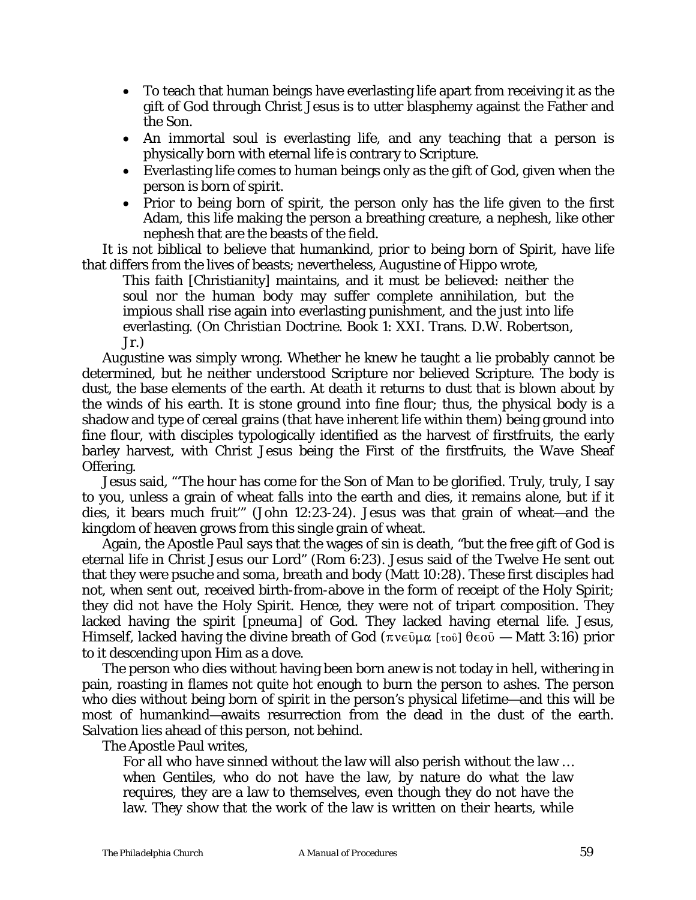- To teach that human beings have everlasting life apart from receiving it as the gift of God through Christ Jesus is to utter blasphemy against the Father and the Son.
- An immortal soul is everlasting life, and any teaching that a person is physically born with eternal life is contrary to Scripture.
- Everlasting life comes to human beings only as the gift of God, given when the person is born of spirit.
- Prior to being born of spirit, the person only has the life given to the first Adam, this life making the person a breathing creature, a nephesh, like other nephesh that are the beasts of the field.

It is not biblical to believe that humankind, prior to being born of Spirit, have life that differs from the lives of beasts; nevertheless, Augustine of Hippo wrote,

> This faith [Christianity] maintains, and it must be believed: neither the soul nor the human body may suffer complete annihilation, but the impious shall rise again into everlasting punishment, and the just into life everlasting. (*On Christian Doctrine*. Book 1: XXI. Trans. D.W. Robertson, Jr.)

Augustine was simply wrong. Whether he knew he taught a lie probably cannot be determined, but he neither understood Scripture nor believed Scripture. The body is dust, the base elements of the earth. At death it returns to dust that is blown about by the winds of his earth. It is stone ground into fine flour; thus, the physical body is a shadow and type of cereal grains (that have inherent life within them) being ground into fine flour, with disciples typologically identified as the harvest of firstfruits, the early barley harvest, with Christ Jesus being the First of the firstfruits, the Wave Sheaf Offering.

Jesus said, "'The hour has come for the Son of Man to be glorified. Truly, truly, I say to you, unless a grain of wheat falls into the earth and dies, it remains alone, but if it dies, it bears much fruit'" (John 12:23-24). Jesus was that grain of wheat—and the kingdom of heaven grows from this single grain of wheat.

Again, the Apostle Paul says that the wages of sin is death, "but the free gift of God is eternal life in Christ Jesus our Lord" (Rom 6:23). Jesus said of the Twelve He sent out that they were psuche and soma, breath and body (Matt 10:28). These first disciples had not, when sent out, received birth-from-above in the form of receipt of the Holy Spirit; they did not have the Holy Spirit. Hence, they were not of tripart composition. They lacked having the spirit [pneuma] of God. They lacked having eternal life. Jesus, Himself, lacked having the divine breath of God (πνεῦμα [τοῦ] θεοῦ — Matt 3:16) prior to it descending upon Him as a dove.

The person who dies without having been born anew is not today in hell, withering in pain, roasting in flames not quite hot enough to burn the person to ashes. The person who dies without being born of spirit in the person's physical lifetime—and this will be most of humankind—awaits resurrection from the dead in the dust of the earth. Salvation lies ahead of this person, not behind.

The Apostle Paul writes,

> For all who have sinned without the law will also perish without the law … when Gentiles, who do not have the law, by nature do what the law requires, they are a law to themselves, even though they do not have the law. They show that the work of the law is written on their hearts, while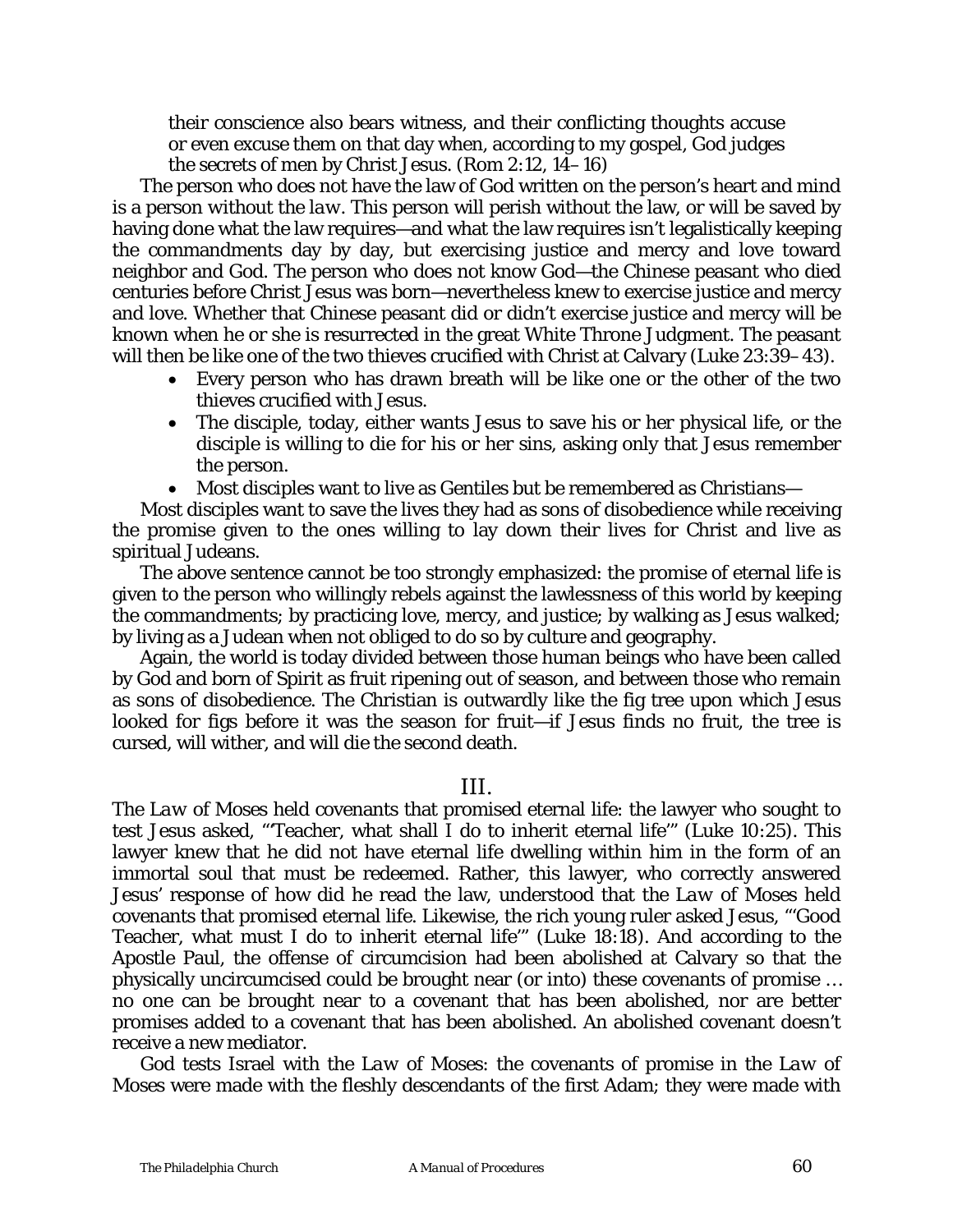their conscience also bears witness, and their conflicting thoughts accuse or even excuse them on that day when, according to my gospel, God judges the secrets of men by Christ Jesus. (Rom 2:12, 14–16)

The person who does not have the law of God written on the person's heart and mind is a person *without the law*. This person will perish without the law, or will be saved by having done what the law requires—and what the law requires isn't legalistically keeping the commandments day by day, but exercising justice and mercy and love toward neighbor and God. The person who does not know God—the Chinese peasant who died centuries before Christ Jesus was born—nevertheless knew to exercise justice and mercy and love. Whether that Chinese peasant did or didn't exercise justice and mercy will be known when he or she is resurrected in the great White Throne Judgment. The peasant will then be like one of the two thieves crucified with Christ at Calvary (Luke 23:39–43).

- Every person who has drawn breath will be like one or the other of the two thieves crucified with Jesus.
- The disciple, today, either wants Jesus to save his or her physical life, or the disciple is willing to die for his or her sins, asking only that Jesus remember the person.
- Most disciples want to live as Gentiles but be remembered as Christians—

Most disciples want to save the lives they had as sons of disobedience while receiving the promise given to the ones willing to lay down their lives for Christ and live as spiritual Judeans.

The above sentence cannot be too strongly emphasized: the promise of eternal life is given to the person who willingly rebels against the lawlessness of this world by keeping the commandments; by practicing love, mercy, and justice; by walking as Jesus walked; by living as a Judean when not obliged to do so by culture and geography.

Again, the world is today divided between those human beings who have been called by God and born of Spirit as fruit ripening out of season, and between those who remain as sons of disobedience. The Christian is outwardly like the fig tree upon which Jesus looked for figs before it was the season for fruit—if Jesus finds no fruit, the tree is cursed, will wither, and will die the second death.

## III.

The *Law of Moses* held covenants that promised eternal life: the lawyer who sought to test Jesus asked, "'Teacher, what shall I do to inherit eternal life'" (Luke 10:25). This lawyer knew that he did not have eternal life dwelling within him in the form of an immortal soul that must be redeemed. Rather, this lawyer, who correctly answered Jesus' response of how did he read the law, understood that the *Law of Moses* held covenants that promised eternal life. Likewise, the rich young ruler asked Jesus, "'Good Teacher, what must I do to inherit eternal life'" (Luke 18:18). And according to the Apostle Paul, the offense of circumcision had been abolished at Calvary so that the physically uncircumcised could be brought near (or into) these covenants of promise … no one can be brought near to a covenant that has been abolished, nor are better promises added to a covenant that has been abolished. An abolished covenant doesn't receive a new mediator.

God tests Israel with the *Law of Moses*: the covenants of promise in the *Law of Moses* were made with the fleshly descendants of the first Adam; they were made with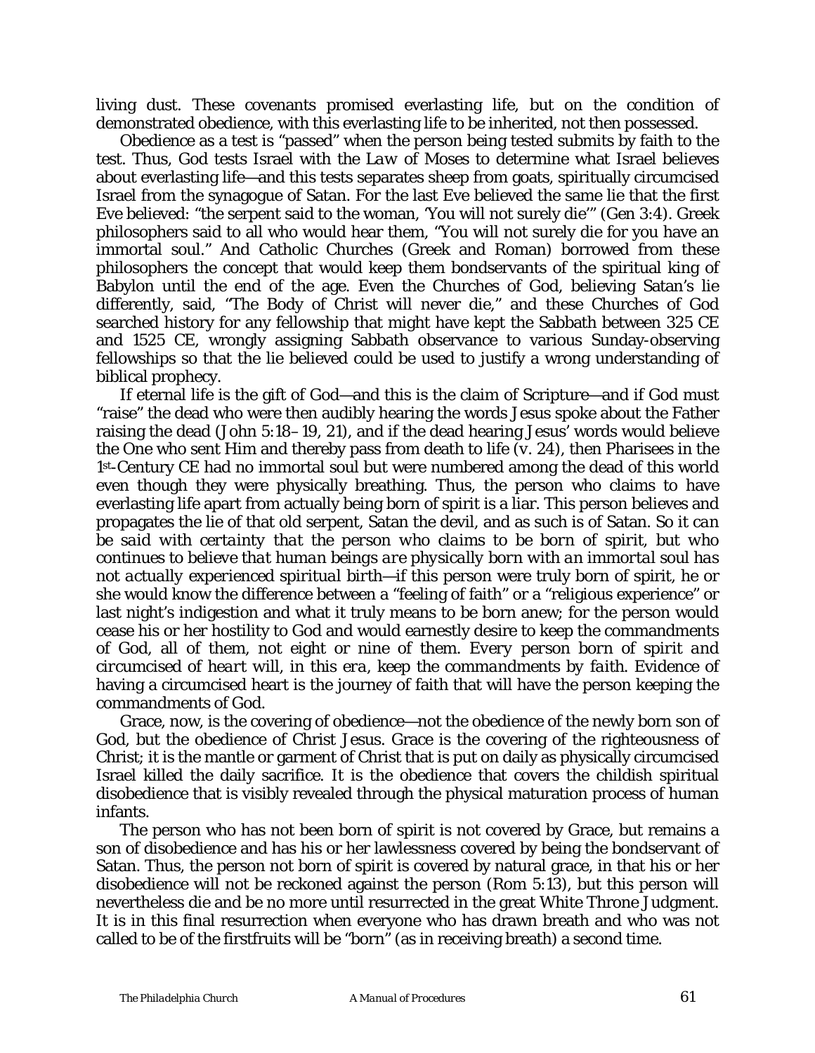living dust. These covenants promised everlasting life, but on the condition of demonstrated obedience, with this everlasting life to be inherited, not then possessed.

Obedience as a test is "passed" when the person being tested submits by faith to the test. Thus, God tests Israel with the *Law* of Moses to determine what Israel believes about everlasting life—and this tests separates sheep from goats, spiritually circumcised Israel from the synagogue of Satan. For the last Eve believed the same lie that the first Eve believed: "the serpent said to the woman, 'You will not surely die'" (Gen 3:4). Greek philosophers said to all who would hear them, "You will not surely die for you have an immortal soul." And Catholic Churches (Greek and Roman) borrowed from these philosophers the concept that would keep them bondservants of the spiritual king of Babylon until the end of the age. Even the Churches of God, believing Satan's lie differently, said, "The Body of Christ will never die," and these Churches of God searched history for any fellowship that might have kept the Sabbath between 325 CE and 1525 CE, wrongly assigning Sabbath observance to various Sunday-observing fellowships so that the lie believed could be used to justify a wrong understanding of biblical prophecy.

If eternal life is the gift of God—and this is the claim of Scripture—and if God must "raise" the dead who were then audibly hearing the words Jesus spoke about the Father raising the dead (John 5:18–19, 21), and if the dead hearing Jesus' words would believe the One who sent Him and thereby pass from death to life (v. 24), then Pharisees in the 1st-Century CE had no immortal soul but were numbered among the dead of this world even though they were physically breathing. Thus, the person who claims to have everlasting life apart from actually being born of spirit is a liar. This person believes and propagates the lie of that old serpent, Satan the devil, and as such is of Satan. *So it can be said with certainty that the person who claims to be born of spirit, but who continues to believe that human beings are physically born with an immortal soul has not actually experienced spiritual birth*—if this person were truly born of spirit, he or she would know the difference between a "feeling of faith" or a "religious experience" or last night's indigestion and what it truly means to be born anew; for the person would cease his or her hostility to God and would earnestly desire to keep the commandments of God, all of them, not eight or nine of them. *Every person born of spirit and circumcised of heart will, in this era, keep the commandments by faith.* Evidence of having a circumcised heart is the journey of faith that will have the person keeping the commandments of God.

Grace, now, is the covering of obedience—not the obedience of the newly born son of God, but the obedience of Christ Jesus. Grace is the covering of the righteousness of Christ; it is the mantle or garment of Christ that is put on daily as physically circumcised Israel killed the daily sacrifice. It is the obedience that covers the childish spiritual disobedience that is visibly revealed through the physical maturation process of human infants.

The person who has not been born of spirit is not covered by Grace, but remains a son of disobedience and has his or her lawlessness covered by being the bondservant of Satan. Thus, the person not born of spirit is covered by natural grace, in that his or her disobedience will not be reckoned against the person (Rom 5:13), but this person will nevertheless die and be no more until resurrected in the great White Throne Judgment. It is in this final resurrection when everyone who has drawn breath and who was not called to be of the firstfruits will be "born" (as in receiving breath) a second time.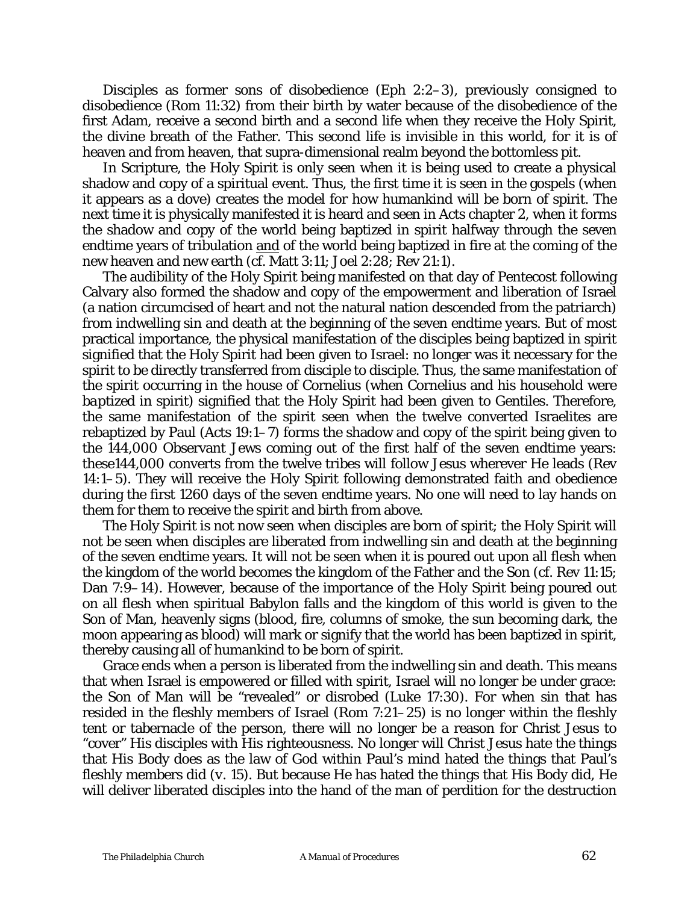Disciples as former sons of disobedience (Eph 2:2–3), previously consigned to disobedience (Rom 11:32) from their birth by water because of the disobedience of the first Adam, receive a second birth and a second life when they receive the Holy Spirit, the divine breath of the Father. This second life is invisible in this world, for it is of heaven and from heaven, that supra-dimensional realm beyond the bottomless pit.

In Scripture, the Holy Spirit is only seen when it is being used to create a physical shadow and copy of a spiritual event. Thus, the first time it is seen in the gospels (when it appears as a dove) creates the model for how humankind will be born of spirit. The next time it is physically manifested it is heard and seen in Acts chapter 2, when it forms the shadow and copy of the world being baptized in spirit halfway through the seven endtime years of tribulation <u>and</u> of the world being baptized in fire at the coming of the new heaven and new earth (cf. Matt 3:11; Joel 2:28; Rev 21:1).

The audibility of the Holy Spirit being manifested on that day of Pentecost following Calvary also formed the shadow and copy of the empowerment and liberation of Israel (a nation circumcised of heart and not the natural nation descended from the patriarch) from indwelling sin and death at the beginning of the seven endtime years. But of most practical importance, the physical manifestation of the disciples being baptized in spirit signified that the Holy Spirit had been given to Israel: no longer was it necessary for the spirit to be directly transferred from disciple to disciple. Thus, the same manifestation of the spirit occurring in the house of Cornelius (when Cornelius and his household were baptized in spirit) signified that the Holy Spirit had been given to Gentiles. Therefore, the same manifestation of the spirit seen when the twelve converted Israelites are rebaptized by Paul (Acts 19:1–7) forms the shadow and copy of the spirit being given to the 144,000 Observant Jews coming out of the first half of the seven endtime years: these144,000 converts from the twelve tribes will follow Jesus wherever He leads (Rev 14:1–5). They will receive the Holy Spirit following demonstrated faith and obedience during the first 1260 days of the seven endtime years. No one will need to lay hands on them for them to receive the spirit and birth from above.

The Holy Spirit is not now seen when disciples are born of spirit; the Holy Spirit will not be seen when disciples are liberated from indwelling sin and death at the beginning of the seven endtime years. It will not be seen when it is poured out upon all flesh when the kingdom of the world becomes the kingdom of the Father and the Son (cf. Rev 11:15; Dan 7:9–14). However, because of the importance of the Holy Spirit being poured out on all flesh when spiritual Babylon falls and the kingdom of this world is given to the Son of Man, heavenly signs (blood, fire, columns of smoke, the sun becoming dark, the moon appearing as blood) will mark or signify that the world has been baptized in spirit, thereby causing all of humankind to be born of spirit.

Grace ends when a person is liberated from the indwelling sin and death. This means that when Israel is empowered or filled with spirit, Israel will no longer be under grace: the Son of Man will be "revealed" or disrobed (Luke 17:30). For when sin that has resided in the fleshly members of Israel (Rom 7:21–25) is no longer within the fleshly tent or tabernacle of the person, there will no longer be a reason for Christ Jesus to "cover" His disciples with His righteousness. No longer will Christ Jesus hate the things that His Body does as the law of God within Paul's mind hated the things that Paul's fleshly members did (v. 15). But because He has hated the things that His Body did, He will deliver liberated disciples into the hand of the man of perdition for the destruction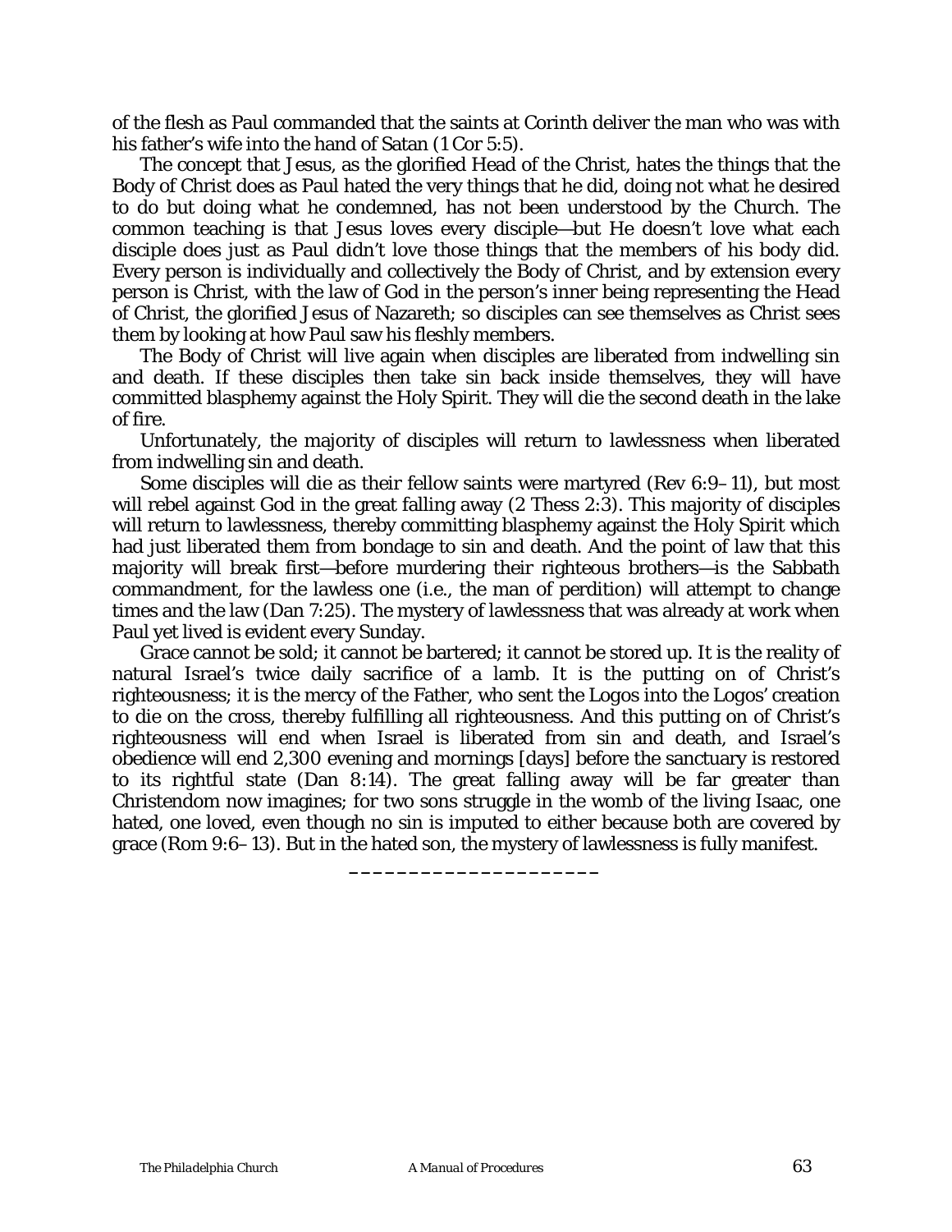of the flesh as Paul commanded that the saints at Corinth deliver the man who was with his father's wife into the hand of Satan (1 Cor 5:5).

The concept that Jesus, as the glorified Head of the Christ, hates the things that the Body of Christ does as Paul hated the very things that he did, doing not what he desired to do but doing what he condemned, has not been understood by the Church. The common teaching is that Jesus loves every disciple—but He doesn't love what each disciple does just as Paul didn't love those things that the members of his body did. Every person is individually and collectively the Body of Christ, and by extension every person is Christ, with the law of God in the person's inner being representing the Head of Christ, the glorified Jesus of Nazareth; so disciples can see themselves as Christ sees them by looking at how Paul saw his fleshly members.

The Body of Christ will live again when disciples are liberated from indwelling sin and death. If these disciples then take sin back inside themselves, they will have committed blasphemy against the Holy Spirit. They will die the second death in the lake of fire.

Unfortunately, the majority of disciples will return to lawlessness when liberated from indwelling sin and death.

Some disciples will die as their fellow saints were martyred (Rev 6:9–11), but most will rebel against God in the great falling away (2 Thess 2:3). This majority of disciples will return to lawlessness, thereby committing blasphemy against the Holy Spirit which had just liberated them from bondage to sin and death. And the point of law that this majority will break first—before murdering their righteous brothers—is the Sabbath commandment, for the lawless one (i.e., the man of perdition) will attempt to change times and the law (Dan 7:25). The mystery of lawlessness that was already at work when Paul yet lived is evident every Sunday.

Grace cannot be sold; it cannot be bartered; it cannot be stored up. It is the reality of natural Israel's twice daily sacrifice of a lamb. It is the putting on of Christ's righteousness; it is the mercy of the Father, who sent the Logos into the Logos' creation to die on the cross, thereby fulfilling all righteousness. And this putting on of Christ's righteousness will end when Israel is liberated from sin and death, and Israel's obedience will end 2,300 evening and mornings [days] before the sanctuary is restored to its rightful state (Dan 8:14). The great falling away will be far greater than Christendom now imagines; for two sons struggle in the womb of the living Isaac, one hated, one loved, even though no sin is imputed to either because both are covered by grace (Rom 9:6–13). But in the hated son, the mystery of lawlessness is fully manifest.

______________________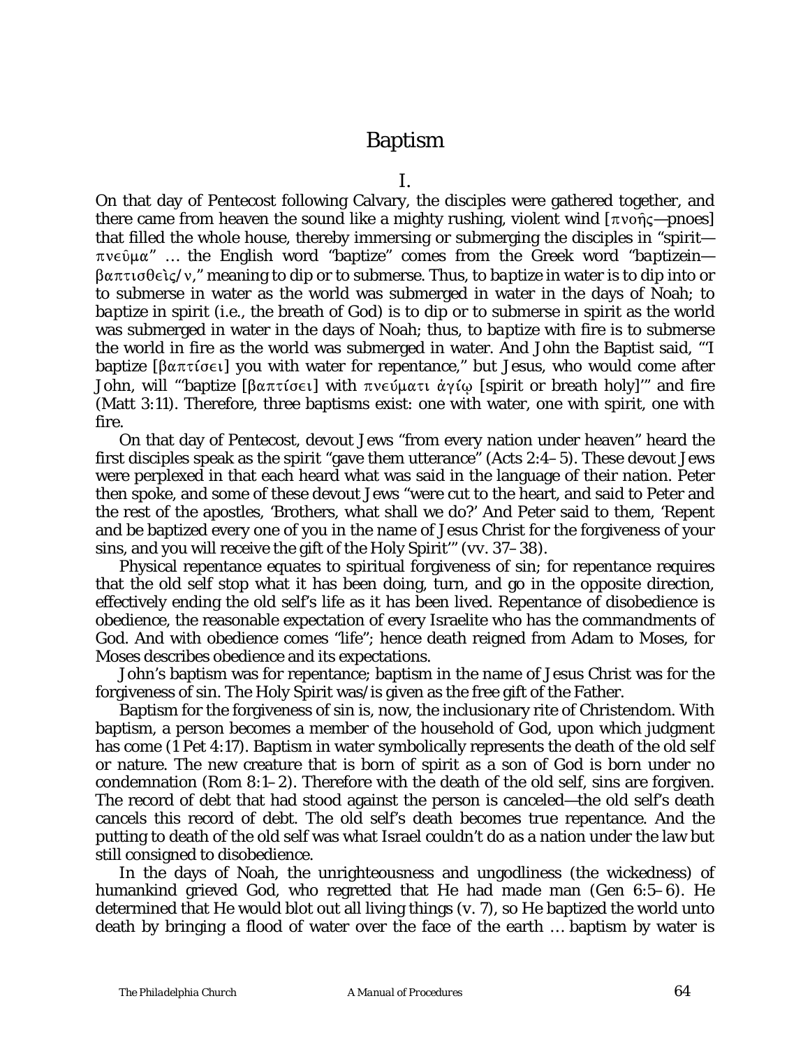# Baptism

## I.

On that day of Pentecost following Calvary, the disciples were gathered together, and there came from heaven the sound like a mighty rushing, violent wind [πνοῆς—pnoes] that filled the whole house, thereby immersing or submerging the disciples in "spirit—πνεῦμα" … the English word "baptize" comes from the Greek word "*baptizein*—βαπτισθεὶς/ν," meaning to dip or to submerse. Thus, to *baptize* in water is to dip into or to submerse in water as the world was submerged in water in the days of Noah; to *baptize* in spirit (i.e., the breath of God) is to dip or to submerse in spirit as the world was submerged in water in the days of Noah; thus, to *baptize* with fire is to submerse the world in fire as the world was submerged in water. And John the Baptist said, "'I baptize [βαπτίσει] you with water for repentance," but Jesus, who would come after John, will "'baptize [βαπτίσει] with πνεύματι ἁγίῳ [spirit or breath holy]'" and fire (Matt 3:11). Therefore, three baptisms exist: one with water, one with spirit, one with fire.

On that day of Pentecost, devout Jews "from every nation under heaven" heard the first disciples speak as the spirit "gave them utterance" (Acts 2:4–5). These devout Jews were perplexed in that each heard what was said in the language of their nation. Peter then spoke, and some of these devout Jews "were cut to the heart, and said to Peter and the rest of the apostles, 'Brothers, what shall we do?' And Peter said to them, 'Repent and be baptized every one of you in the name of Jesus Christ for the forgiveness of your sins, and you will receive the gift of the Holy Spirit'" (vv. 37–38).

Physical repentance equates to spiritual forgiveness of sin; for repentance requires that the old self stop what it has been doing, turn, and go in the opposite direction, effectively ending the old self's life as it has been lived. Repentance of disobedience is obedience, the reasonable expectation of every Israelite who has the commandments of God. And with obedience comes "life"; hence death reigned from Adam to Moses, for Moses describes obedience and its expectations.

John's baptism was for repentance; baptism in the name of Jesus Christ was for the forgiveness of sin. The Holy Spirit was/is given as the free gift of the Father.

Baptism for the forgiveness of sin is, now, the inclusionary rite of Christendom. With baptism, a person becomes a member of the household of God, upon which judgment has come (1 Pet 4:17). Baptism in water symbolically represents the death of the old self or nature. The new creature that is born of spirit as a son of God is born under no condemnation (Rom 8:1–2). Therefore with the death of the old self, sins are forgiven. The record of debt that had stood against the person is canceled—the old self's death cancels this record of debt. The old self's death becomes true repentance. And the putting to death of the old self was what Israel couldn't do as a nation under the law but still consigned to disobedience.

In the days of Noah, the unrighteousness and ungodliness (the wickedness) of humankind grieved God, who regretted that He had made man (Gen 6:5–6). He determined that He would blot out all living things (v. 7), so He baptized the world unto death by bringing a flood of water over the face of the earth … baptism by water is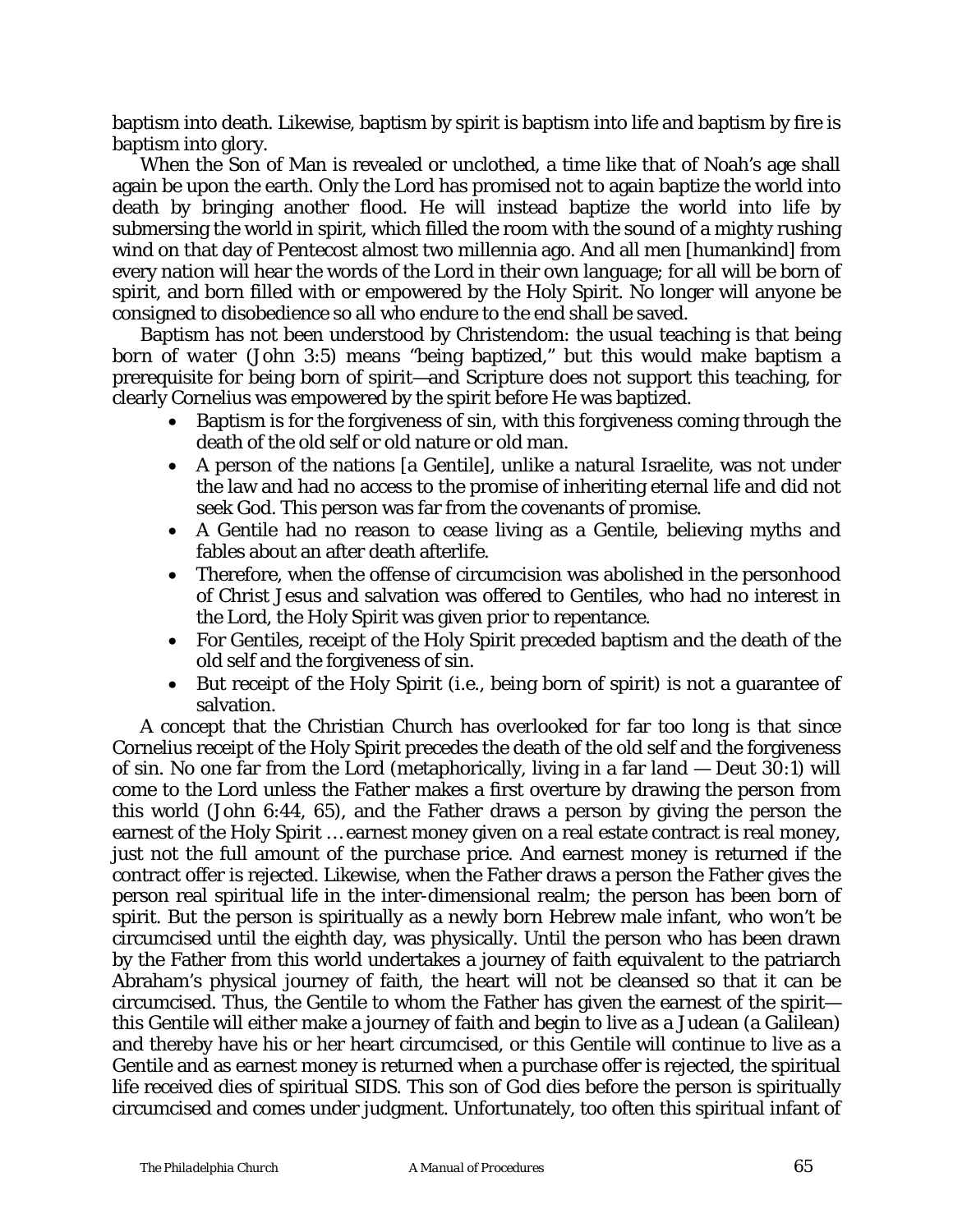baptism into death. Likewise, baptism by spirit is baptism into life and baptism by fire is baptism into glory.

When the Son of Man is revealed or unclothed, a time like that of Noah's age shall again be upon the earth. Only the Lord has promised not to again baptize the world into death by bringing another flood. He will instead baptize the world into life by submersing the world in spirit, which filled the room with the sound of a mighty rushing wind on that day of Pentecost almost two millennia ago. And all men [humankind] from every nation will hear the words of the Lord in their own language; for all will be born of spirit, and born filled with or empowered by the Holy Spirit. No longer will anyone be consigned to disobedience so all who endure to the end shall be saved.

Baptism has not been understood by Christendom: the usual teaching is that being born of *water* (John 3:5) means "being baptized," but this would make baptism a prerequisite for being born of spirit—and Scripture does not support this teaching, for clearly Cornelius was empowered by the spirit before He was baptized.

- Baptism is for the forgiveness of sin, with this forgiveness coming through the death of the old self or old nature or old man.
- A person of the nations [a Gentile], unlike a natural Israelite, was not under the law and had no access to the promise of inheriting eternal life and did not seek God. This person was far from the covenants of promise.
- A Gentile had no reason to cease living as a Gentile, believing myths and fables about an after death afterlife.
- Therefore, when the offense of circumcision was abolished in the personhood of Christ Jesus and salvation was offered to Gentiles, who had no interest in the Lord, the Holy Spirit was given prior to repentance.
- For Gentiles, receipt of the Holy Spirit preceded baptism and the death of the old self and the forgiveness of sin.
- But receipt of the Holy Spirit (i.e., being born of spirit) is not a guarantee of salvation.

A concept that the Christian Church has overlooked for far too long is that since Cornelius receipt of the Holy Spirit precedes the death of the old self and the forgiveness of sin. No one far from the Lord (metaphorically, living in a far land — Deut 30:1) will come to the Lord unless the Father makes a first overture by drawing the person from this world (John 6:44, 65), and the Father draws a person by giving the person the earnest of the Holy Spirit … earnest money given on a real estate contract is real money, just not the full amount of the purchase price. And earnest money is returned if the contract offer is rejected. Likewise, when the Father draws a person the Father gives the person real spiritual life in the inter-dimensional realm; the person has been born of spirit. But the person is spiritually as a newly born Hebrew male infant, who won't be circumcised until the eighth day, was physically. Until the person who has been drawn by the Father from this world undertakes a journey of faith equivalent to the patriarch Abraham's physical journey of faith, the heart will not be cleansed so that it can be circumcised. Thus, the Gentile to whom the Father has given the earnest of the spirit—this Gentile will either make a journey of faith and begin to live as a Judean (a Galilean) and thereby have his or her heart circumcised, or this Gentile will continue to live as a Gentile and as earnest money is returned when a purchase offer is rejected, the spiritual life received dies of spiritual SIDS. This son of God dies before the person is spiritually circumcised and comes under judgment. Unfortunately, too often this spiritual infant of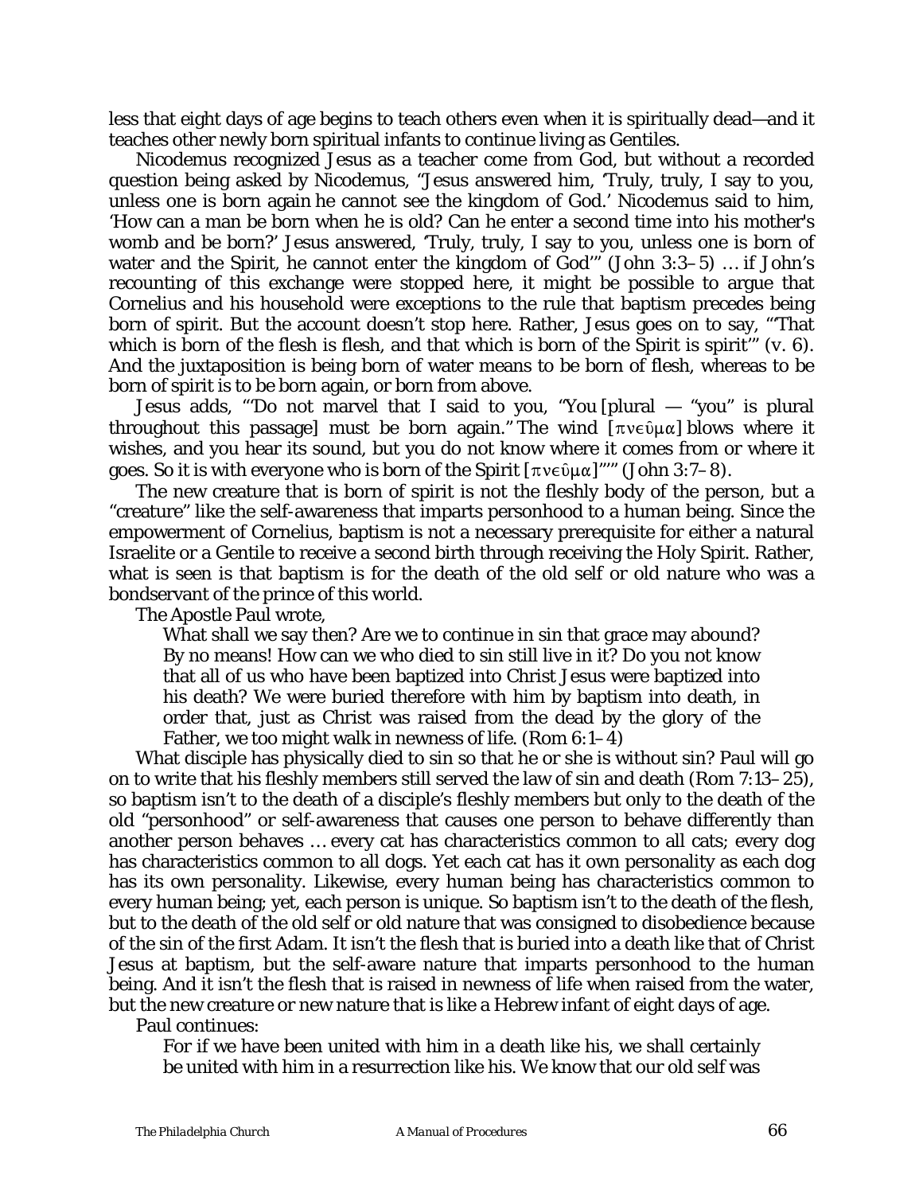less that eight days of age begins to teach others even when it is spiritually dead—and it teaches other newly born spiritual infants to continue living as Gentiles.

Nicodemus recognized Jesus as a teacher come from God, but without a recorded question being asked by Nicodemus, "Jesus answered him, 'Truly, truly, I say to you, unless one is born again he cannot see the kingdom of God.' Nicodemus said to him, 'How can a man be born when he is old? Can he enter a second time into his mother's womb and be born?' Jesus answered, 'Truly, truly, I say to you, unless one is born of water and the Spirit, he cannot enter the kingdom of God'" (John 3:3–5) … if John's recounting of this exchange were stopped here, it might be possible to argue that Cornelius and his household were exceptions to the rule that baptism precedes being born of spirit. But the account doesn't stop here. Rather, Jesus goes on to say, "'That which is born of the flesh is flesh, and that which is born of the Spirit is spirit'" (v. 6). And the juxtaposition is being born of water means to be born of flesh, whereas to be born of spirit is to be born again, or born from above.

Jesus adds, "'Do not marvel that I said to you, "You [plural — "you" is plural throughout this passage] must be born again." The wind [πνεῦμα] blows where it wishes, and you hear its sound, but you do not know where it comes from or where it goes. So it is with everyone who is born of the Spirit [πνεῦμα]'"" (John 3:7–8).

The new creature that is born of spirit is not the fleshly body of the person, but a "creature" like the self-awareness that imparts personhood to a human being. Since the empowerment of Cornelius, baptism is not a necessary prerequisite for either a natural Israelite or a Gentile to receive a second birth through receiving the Holy Spirit. Rather, what is seen is that baptism is for the death of the old self or old nature who was a bondservant of the prince of this world.

The Apostle Paul wrote,

> What shall we say then? Are we to continue in sin that grace may abound? By no means! How can we who died to sin still live in it? Do you not know that all of us who have been baptized into Christ Jesus were baptized into his death? We were buried therefore with him by baptism into death, in order that, just as Christ was raised from the dead by the glory of the Father, we too might walk in newness of life. (Rom 6:1–4)

What disciple has physically died to sin so that he or she is without sin? Paul will go on to write that his fleshly members still served the law of sin and death (Rom 7:13–25), so baptism isn't to the death of a disciple's fleshly members but only to the death of the old "personhood" or self-awareness that causes one person to behave differently than another person behaves … every cat has characteristics common to all cats; every dog has characteristics common to all dogs. Yet each cat has it own personality as each dog has its own personality. Likewise, every human being has characteristics common to every human being; yet, each person is unique. So baptism isn't to the death of the flesh, but to the death of the old self or old nature that was consigned to disobedience because of the sin of the first Adam. It isn't the flesh that is buried into a death like that of Christ Jesus at baptism, but the self-aware nature that imparts personhood to the human being. And it isn't the flesh that is raised in newness of life when raised from the water, but the new creature or new nature that is like a Hebrew infant of eight days of age.

Paul continues:

> For if we have been united with him in a death like his, we shall certainly be united with him in a resurrection like his. We know that our old self was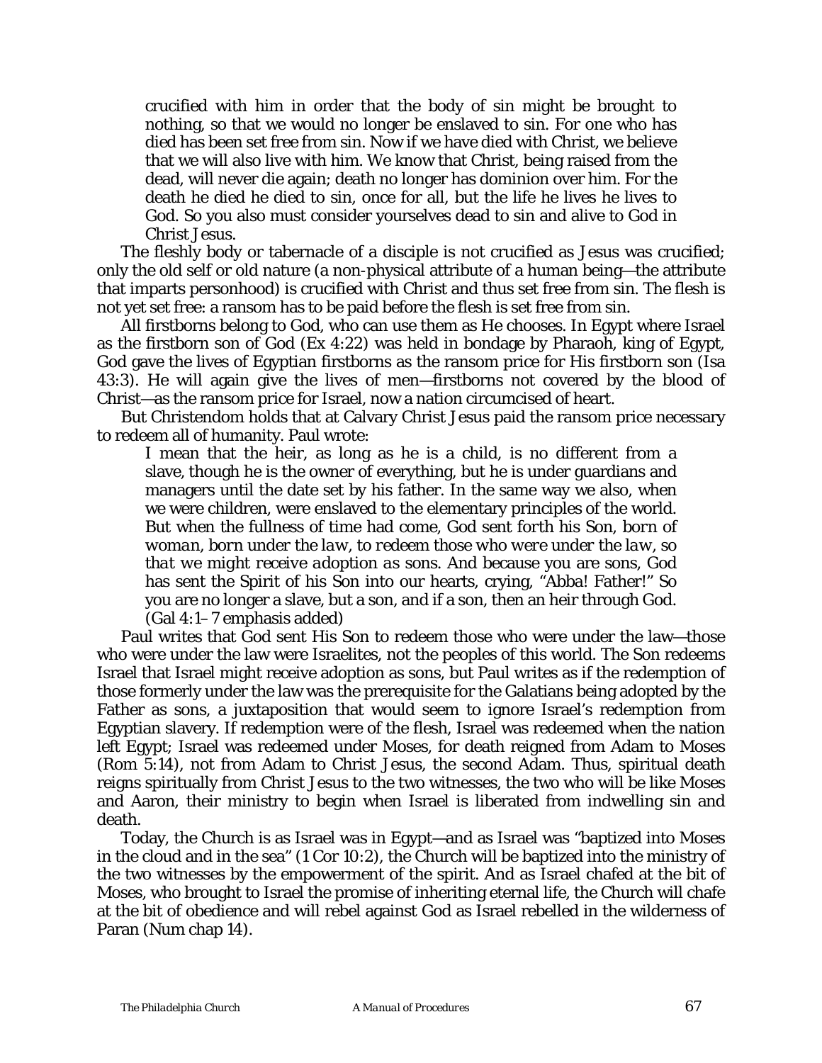> crucified with him in order that the body of sin might be brought to nothing, so that we would no longer be enslaved to sin. For one who has died has been set free from sin. Now if we have died with Christ, we believe that we will also live with him. We know that Christ, being raised from the dead, will never die again; death no longer has dominion over him. For the death he died he died to sin, once for all, but the life he lives he lives to God. So you also must consider yourselves dead to sin and alive to God in Christ Jesus.

The fleshly body or tabernacle of a disciple is not crucified as Jesus was crucified; only the old self or old nature (a non-physical attribute of a human being—the attribute that imparts personhood) is crucified with Christ and thus set free from sin. The flesh is not yet set free: a ransom has to be paid before the flesh is set free from sin.

All firstborns belong to God, who can use them as He chooses. In Egypt where Israel as the firstborn son of God (Ex 4:22) was held in bondage by Pharaoh, king of Egypt, God gave the lives of Egyptian firstborns as the ransom price for His firstborn son (Isa 43:3). He will again give the lives of men—firstborns not covered by the blood of Christ—as the ransom price for Israel, now a nation circumcised of heart.

But Christendom holds that at Calvary Christ Jesus paid the ransom price necessary to redeem all of humanity. Paul wrote:

> I mean that the heir, as long as he is a child, is no different from a slave, though he is the owner of everything, but he is under guardians and managers until the date set by his father. In the same way we also, when we were children, were enslaved to the elementary principles of the world. But when the fullness of time had come, God sent forth his Son, *born of woman, born under the law, to redeem those who were under the law, so that we might receive adoption as sons*. And because you are sons, God has sent the Spirit of his Son into our hearts, crying, "Abba! Father!" So you are no longer a slave, but a son, and if a son, then an heir through God. (Gal 4:1–7 emphasis added)

Paul writes that God sent His Son to redeem those who were under the law—those who were under the law were Israelites, not the peoples of this world. The Son redeems Israel that Israel might receive adoption as sons, but Paul writes as if the redemption of those formerly under the law was the prerequisite for the Galatians being adopted by the Father as sons, a juxtaposition that would seem to ignore Israel's redemption from Egyptian slavery. If redemption were of the flesh, Israel was redeemed when the nation left Egypt; Israel was redeemed under Moses, for death reigned from Adam to Moses (Rom 5:14), not from Adam to Christ Jesus, the second Adam. Thus, spiritual death reigns spiritually from Christ Jesus to the two witnesses, the two who will be like Moses and Aaron, their ministry to begin when Israel is liberated from indwelling sin and death.

Today, the Church is as Israel was in Egypt—and as Israel was "baptized into Moses in the cloud and in the sea" (1 Cor 10:2), the Church will be baptized into the ministry of the two witnesses by the empowerment of the spirit. And as Israel chafed at the bit of Moses, who brought to Israel the promise of inheriting eternal life, the Church will chafe at the bit of obedience and will rebel against God as Israel rebelled in the wilderness of Paran (Num chap 14).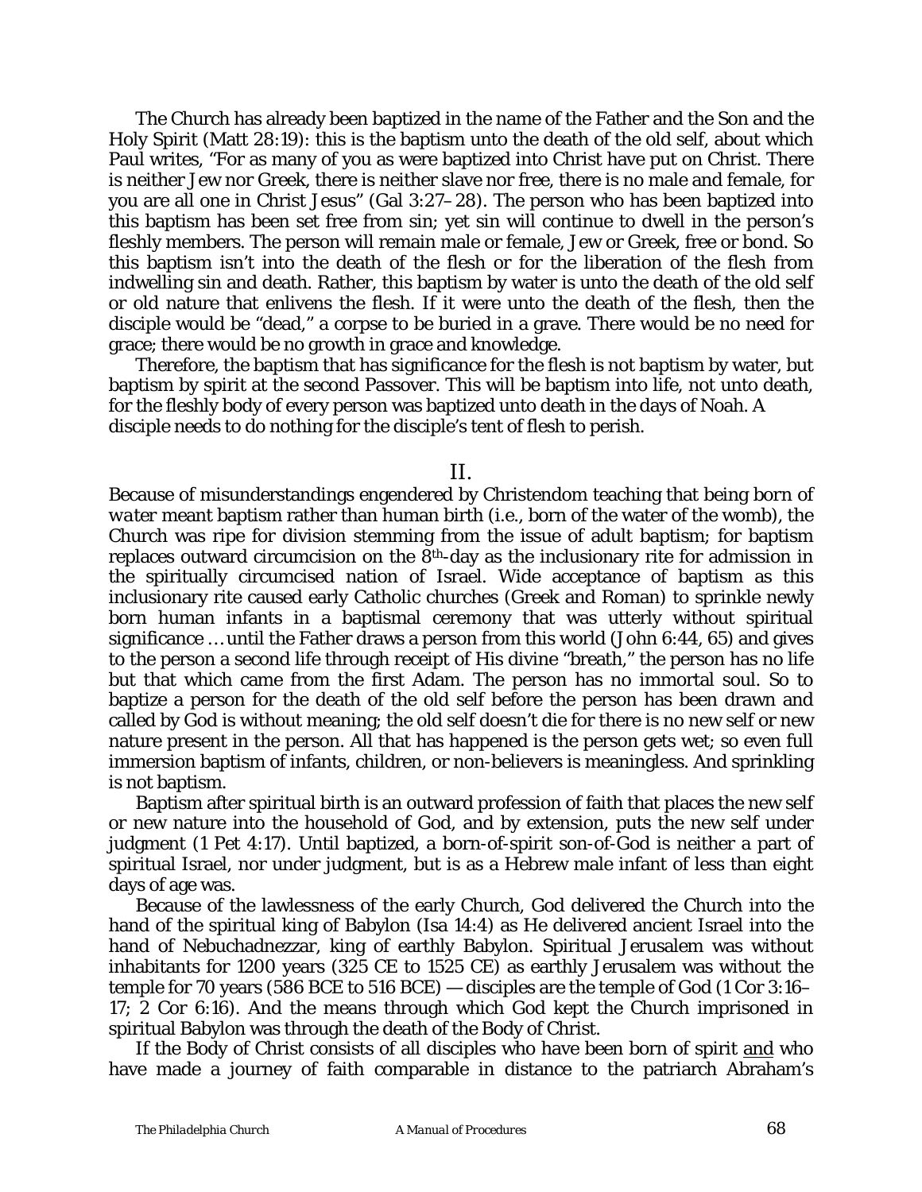The Church has already been baptized in the name of the Father and the Son and the Holy Spirit (Matt 28:19): this is the baptism unto the death of the old self, about which Paul writes, "For as many of you as were baptized into Christ have put on Christ. There is neither Jew nor Greek, there is neither slave nor free, there is no male and female, for you are all one in Christ Jesus" (Gal 3:27–28). The person who has been baptized into this baptism has been set free from sin; yet sin will continue to dwell in the person's fleshly members. The person will remain male or female, Jew or Greek, free or bond. So this baptism isn't into the death of the flesh or for the liberation of the flesh from indwelling sin and death. Rather, this baptism by water is unto the death of the old self or old nature that enlivens the flesh. If it were unto the death of the flesh, then the disciple would be "dead," a corpse to be buried in a grave. There would be no need for grace; there would be no growth in grace and knowledge.

Therefore, the baptism that has significance for the flesh is not baptism by water, but baptism by spirit at the second Passover. This will be baptism into life, not unto death, for the fleshly body of every person was baptized unto death in the days of Noah. A disciple needs to do nothing for the disciple's tent of flesh to perish.

## II.

Because of misunderstandings engendered by Christendom teaching that being born of *water* meant baptism rather than human birth (i.e., born of the water of the womb), the Church was ripe for division stemming from the issue of adult baptism; for baptism replaces outward circumcision on the 8th-day as the inclusionary rite for admission in the spiritually circumcised nation of Israel. Wide acceptance of baptism as this inclusionary rite caused early Catholic churches (Greek and Roman) to sprinkle newly born human infants in a baptismal ceremony that was utterly without spiritual significance … until the Father draws a person from this world (John 6:44, 65) and gives to the person a second life through receipt of His divine "breath," the person has no life but that which came from the first Adam. The person has no immortal soul. So to baptize a person for the death of the old self before the person has been drawn and called by God is without meaning; the old self doesn't die for there is no new self or new nature present in the person. All that has happened is the person gets wet; so even full immersion baptism of infants, children, or non-believers is meaningless. And sprinkling is not baptism.

Baptism after spiritual birth is an outward profession of faith that places the new self or new nature into the household of God, and by extension, puts the new self under judgment (1 Pet 4:17). Until baptized, a born-of-spirit son-of-God is neither a part of spiritual Israel, nor under judgment, but is as a Hebrew male infant of less than eight days of age was.

Because of the lawlessness of the early Church, God delivered the Church into the hand of the spiritual king of Babylon (Isa 14:4) as He delivered ancient Israel into the hand of Nebuchadnezzar, king of earthly Babylon. Spiritual Jerusalem was without inhabitants for 1200 years (325 CE to 1525 CE) as earthly Jerusalem was without the temple for 70 years (586 BCE to 516 BCE) — disciples are the temple of God (1 Cor 3:16–17; 2 Cor 6:16). And the means through which God kept the Church imprisoned in spiritual Babylon was through the death of the Body of Christ.

If the Body of Christ consists of all disciples who have been born of spirit <u>and</u> who have made a journey of faith comparable in distance to the patriarch Abraham's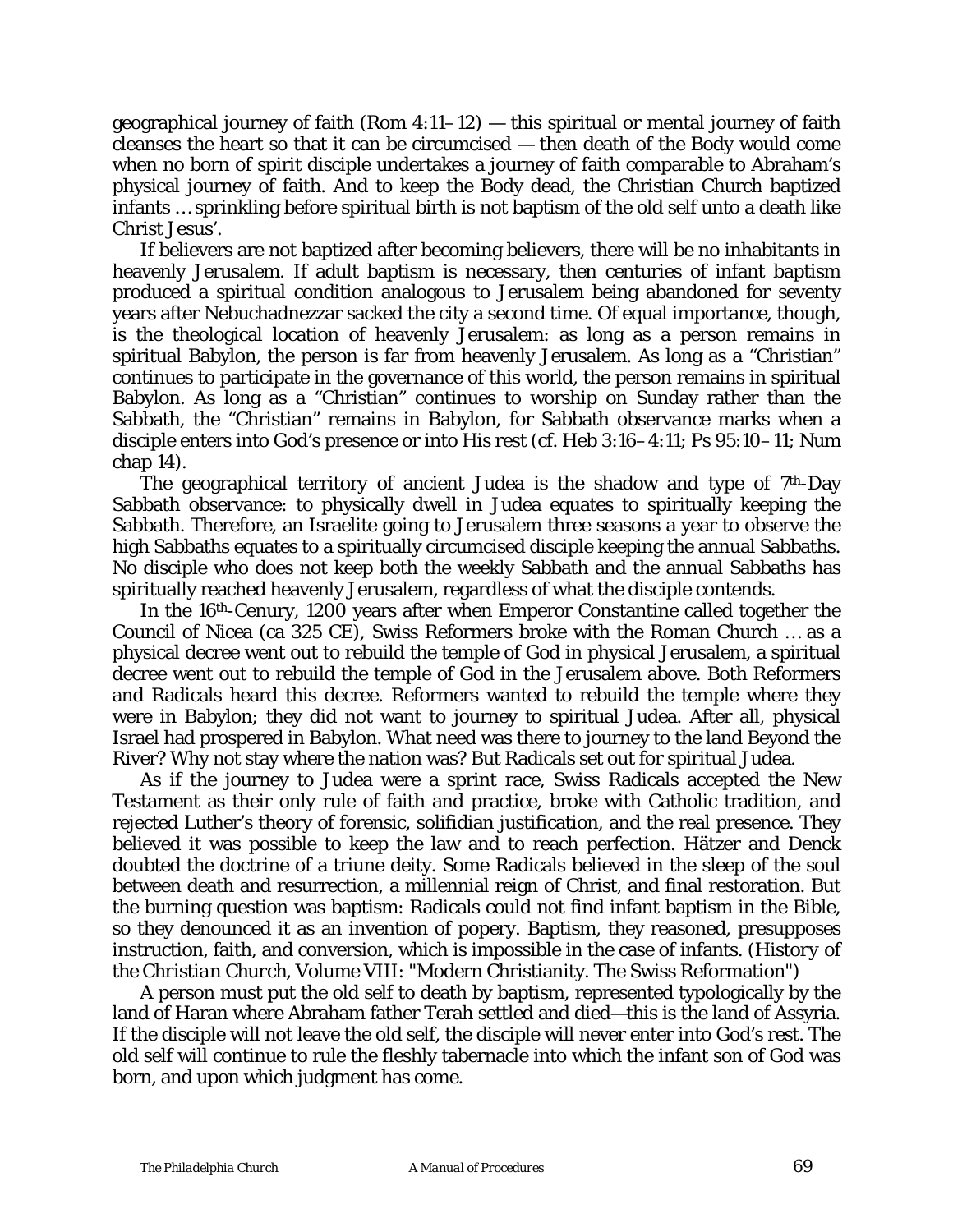geographical journey of faith (Rom 4:11–12) — this spiritual or mental journey of faith cleanses the heart so that it can be circumcised — then death of the Body would come when no born of spirit disciple undertakes a journey of faith comparable to Abraham's physical journey of faith. And to keep the Body dead, the Christian Church baptized infants … sprinkling before spiritual birth is not baptism of the old self unto a death like Christ Jesus'.

If believers are not baptized after becoming believers, there will be no inhabitants in heavenly Jerusalem. If adult baptism is necessary, then centuries of infant baptism produced a spiritual condition analogous to Jerusalem being abandoned for seventy years after Nebuchadnezzar sacked the city a second time. Of equal importance, though, is the theological location of heavenly Jerusalem: as long as a person remains in spiritual Babylon, the person is far from heavenly Jerusalem. As long as a "Christian" continues to participate in the governance of this world, the person remains in spiritual Babylon. As long as a "Christian" continues to worship on Sunday rather than the Sabbath, the "Christian" remains in Babylon, for Sabbath observance marks when a disciple enters into God's presence or into His rest (cf. Heb 3:16–4:11; Ps 95:10–11; Num chap 14).

The geographical territory of ancient Judea is the shadow and type of 7th-Day Sabbath observance: to physically dwell in Judea equates to spiritually keeping the Sabbath. Therefore, an Israelite going to Jerusalem three seasons a year to observe the high Sabbaths equates to a spiritually circumcised disciple keeping the annual Sabbaths. No disciple who does not keep both the weekly Sabbath and the annual Sabbaths has spiritually reached heavenly Jerusalem, regardless of what the disciple contends.

In the 16th-Cenury, 1200 years after when Emperor Constantine called together the Council of Nicea (ca 325 CE), Swiss Reformers broke with the Roman Church … as a physical decree went out to rebuild the temple of God in physical Jerusalem, a spiritual decree went out to rebuild the temple of God in the Jerusalem above. Both Reformers and Radicals heard this decree. Reformers wanted to rebuild the temple where they were in Babylon; they did not want to journey to spiritual Judea. After all, physical Israel had prospered in Babylon. What need was there to journey to the land Beyond the River? Why not stay where the nation was? But Radicals set out for spiritual Judea.

As if the journey to Judea were a sprint race, Swiss Radicals accepted the New Testament as their only rule of faith and practice, broke with Catholic tradition, and rejected Luther's theory of forensic, solifidian justification, and the real presence. They believed it was possible to keep the law and to reach perfection. Hätzer and Denck doubted the doctrine of a triune deity. Some Radicals believed in the sleep of the soul between death and resurrection, a millennial reign of Christ, and final restoration. But the burning question was baptism: Radicals could not find infant baptism in the Bible, so they denounced it as an invention of popery. Baptism, they reasoned, presupposes instruction, faith, and conversion, which is impossible in the case of infants. (*History of the Christian Church, Volume VIII*: "Modern Christianity. The Swiss Reformation")

A person must put the old self to death by baptism, represented typologically by the land of Haran where Abraham father Terah settled and died—this is the land of Assyria. If the disciple will not leave the old self, the disciple will never enter into God's rest. The old self will continue to rule the fleshly tabernacle into which the infant son of God was born, and upon which judgment has come.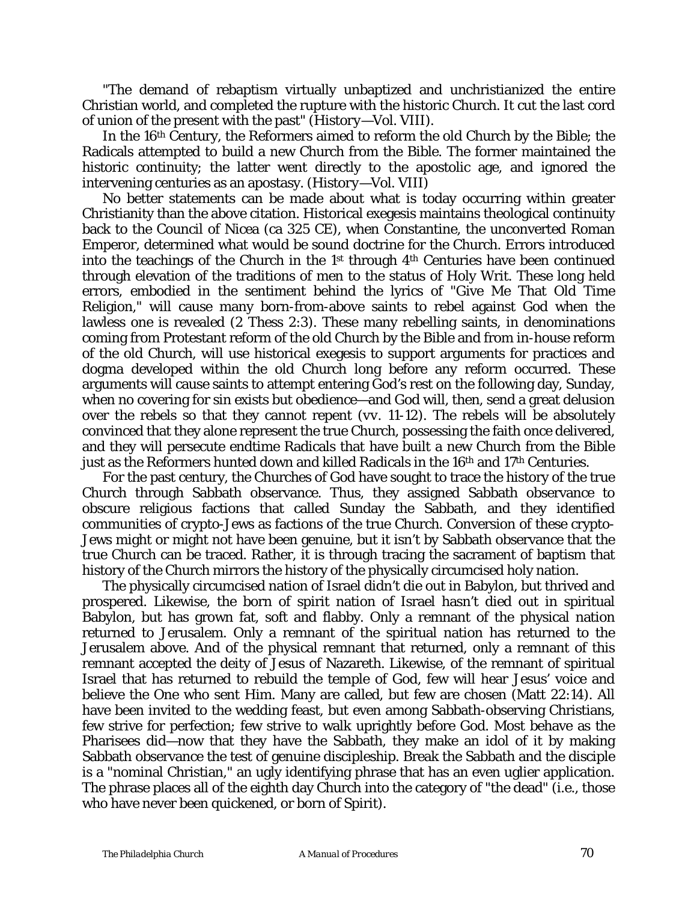"The demand of rebaptism virtually unbaptized and unchristianized the entire Christian world, and completed the rupture with the historic Church. It cut the last cord of union of the present with the past" (History—Vol. VIII).

In the 16th Century, the Reformers aimed to reform the old Church by the Bible; the Radicals attempted to build a new Church from the Bible. The former maintained the historic continuity; the latter went directly to the apostolic age, and ignored the intervening centuries as an apostasy. (History—Vol. VIII)

No better statements can be made about what is today occurring within greater Christianity than the above citation. Historical exegesis maintains theological continuity back to the Council of Nicea (ca 325 CE), when Constantine, the unconverted Roman Emperor, determined what would be sound doctrine for the Church. Errors introduced into the teachings of the Church in the 1st through 4th Centuries have been continued through elevation of the traditions of men to the status of Holy Writ. These long held errors, embodied in the sentiment behind the lyrics of "Give Me That Old Time Religion," will cause many born-from-above saints to rebel against God when the lawless one is revealed (2 Thess 2:3). These many rebelling saints, in denominations coming from Protestant reform of the old Church by the Bible and from in-house reform of the old Church, will use historical exegesis to support arguments for practices and dogma developed within the old Church long before any reform occurred. These arguments will cause saints to attempt entering God's rest on the following day, Sunday, when no covering for sin exists but obedience—and God will, then, send a great delusion over the rebels so that they cannot repent (vv. 11-12). The rebels will be absolutely convinced that they alone represent the true Church, possessing the faith once delivered, and they will persecute endtime Radicals that have built a new Church from the Bible just as the Reformers hunted down and killed Radicals in the 16th and 17th Centuries.

For the past century, the Churches of God have sought to trace the history of the true Church through Sabbath observance. Thus, they assigned Sabbath observance to obscure religious factions that called Sunday the Sabbath, and they identified communities of crypto-Jews as factions of the true Church. Conversion of these crypto-Jews might or might not have been genuine, but it isn't by Sabbath observance that the true Church can be traced. Rather, it is through tracing the sacrament of baptism that history of the Church mirrors the history of the physically circumcised holy nation.

The physically circumcised nation of Israel didn't die out in Babylon, but thrived and prospered. Likewise, the born of spirit nation of Israel hasn't died out in spiritual Babylon, but has grown fat, soft and flabby. Only a remnant of the physical nation returned to Jerusalem. Only a remnant of the spiritual nation has returned to the Jerusalem above. And of the physical remnant that returned, only a remnant of this remnant accepted the deity of Jesus of Nazareth. Likewise, of the remnant of spiritual Israel that has returned to rebuild the temple of God, few will hear Jesus' voice and believe the One who sent Him. Many are called, but few are chosen (Matt 22:14). All have been invited to the wedding feast, but even among Sabbath-observing Christians, few strive for perfection; few strive to walk uprightly before God. Most behave as the Pharisees did—now that they have the Sabbath, they make an idol of it by making Sabbath observance the test of genuine discipleship. Break the Sabbath and the disciple is a "nominal Christian," an ugly identifying phrase that has an even uglier application. The phrase places all of the eighth day Church into the category of "the dead" (i.e., those who have never been quickened, or born of Spirit).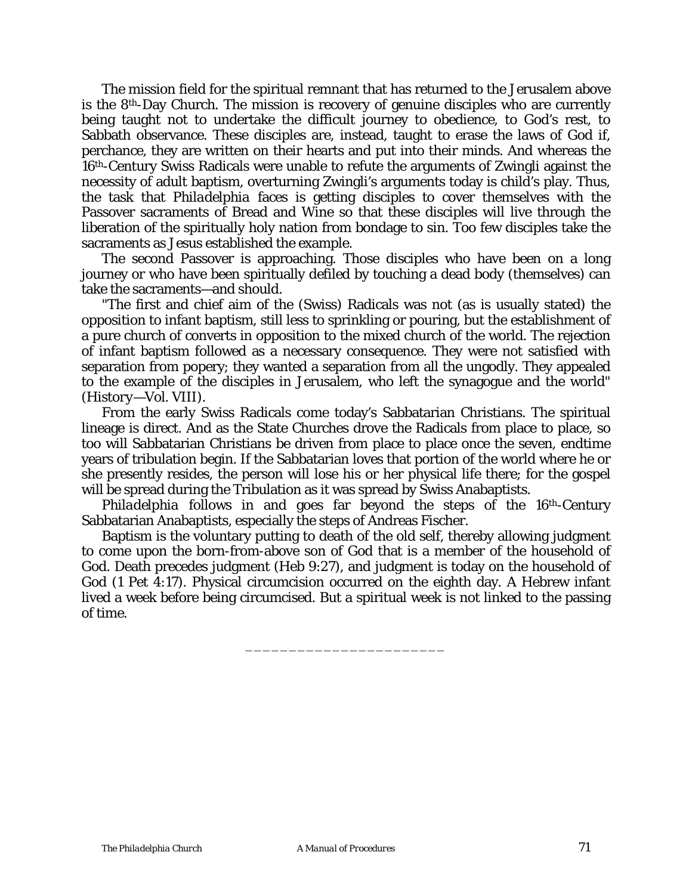The mission field for the spiritual remnant that has returned to the Jerusalem above is the 8th-Day Church. The mission is recovery of genuine disciples who are currently being taught not to undertake the difficult journey to obedience, to God's rest, to Sabbath observance. These disciples are, instead, taught to erase the laws of God if, perchance, they are written on their hearts and put into their minds. And whereas the 16th-Century Swiss Radicals were unable to refute the arguments of Zwingli against the necessity of adult baptism, overturning Zwingli's arguments today is child's play. Thus, the task that *Philadelphia* faces is getting disciples to cover themselves with the Passover sacraments of Bread and Wine so that these disciples will live through the liberation of the spiritually holy nation from bondage to sin. Too few disciples take the sacraments as Jesus established the example.

The second Passover is approaching. Those disciples who have been on a long journey or who have been spiritually defiled by touching a dead body (themselves) can take the sacraments—and should.

"The first and chief aim of the (Swiss) Radicals was not (as is usually stated) the opposition to infant baptism, still less to sprinkling or pouring, but the establishment of a pure church of converts in opposition to the mixed church of the world. The rejection of infant baptism followed as a necessary consequence. They were not satisfied with separation from popery; they wanted a separation from all the ungodly. They appealed to the example of the disciples in Jerusalem, who left the synagogue and the world" (History—Vol. VIII).

From the early Swiss Radicals come today's Sabbatarian Christians. The spiritual lineage is direct. And as the State Churches drove the Radicals from place to place, so too will Sabbatarian Christians be driven from place to place once the seven, endtime years of tribulation begin. If the Sabbatarian loves that portion of the world where he or she presently resides, the person will lose his or her physical life there; for the gospel will be spread during the Tribulation as it was spread by Swiss Anabaptists.

*Philadelphia* follows in and goes far beyond the steps of the 16th-Century Sabbatarian Anabaptists, especially the steps of Andreas Fischer.

Baptism is the voluntary putting to death of the old self, thereby allowing judgment to come upon the born-from-above son of God that is a member of the household of God. Death precedes judgment (Heb 9:27), and judgment is today on the household of God (1 Pet 4:17). Physical circumcision occurred on the eighth day. A Hebrew infant lived a week before being circumcised. But a spiritual week is not linked to the passing of time.

_______________________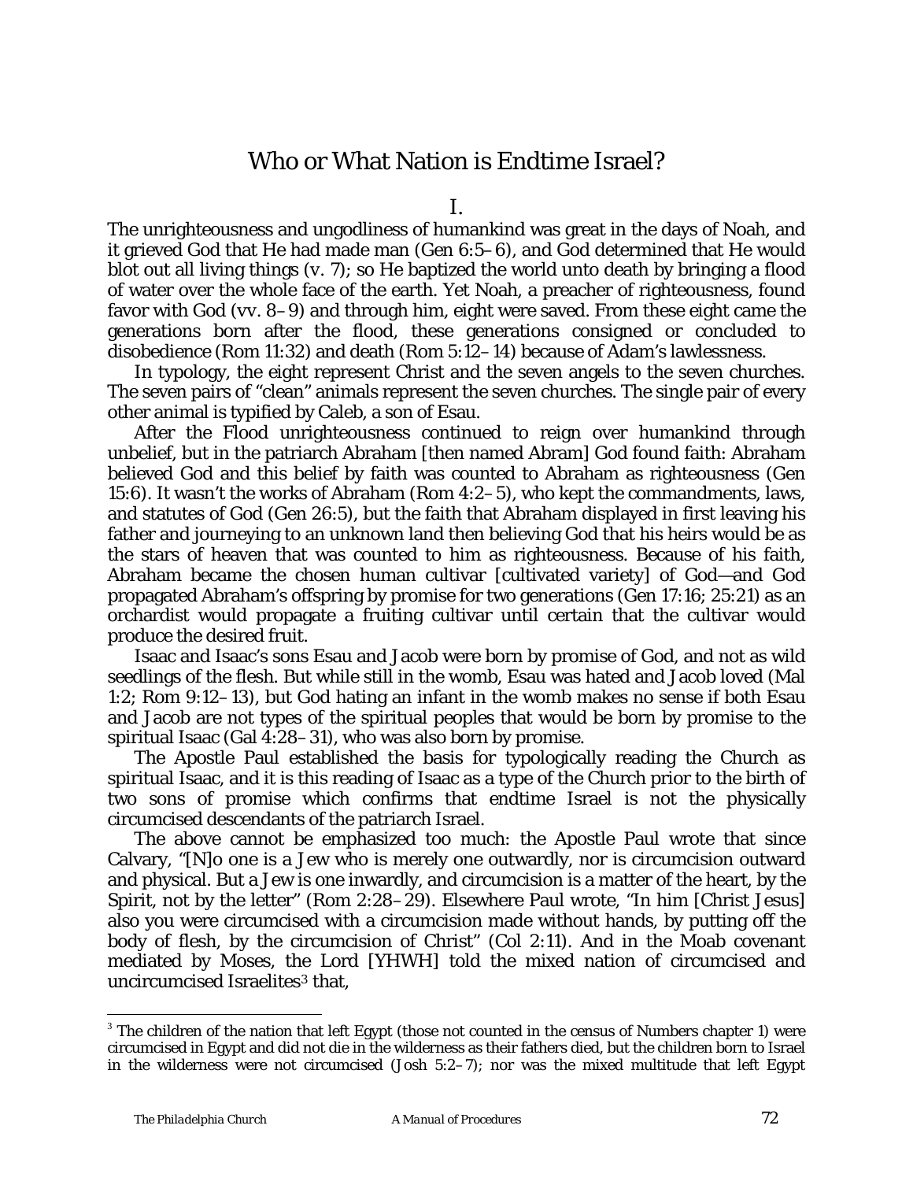# Who or What Nation is Endtime Israel?

I.

The unrighteousness and ungodliness of humankind was great in the days of Noah, and it grieved God that He had made man (Gen 6:5–6), and God determined that He would blot out all living things (v. 7); so He baptized the world unto death by bringing a flood of water over the whole face of the earth. Yet Noah, a preacher of righteousness, found favor with God (vv. 8–9) and through him, eight were saved. From these eight came the generations born after the flood, these generations consigned or concluded to disobedience (Rom 11:32) and death (Rom 5:12–14) because of Adam's lawlessness.

In typology, the eight represent Christ and the seven angels to the seven churches. The seven pairs of "clean" animals represent the seven churches. The single pair of every other animal is typified by Caleb, a son of Esau.

After the Flood unrighteousness continued to reign over humankind through unbelief, but in the patriarch Abraham [then named Abram] God found faith: Abraham believed God and this belief by faith was counted to Abraham as righteousness (Gen 15:6). It wasn't the works of Abraham (Rom 4:2–5), who kept the commandments, laws, and statutes of God (Gen 26:5), but the faith that Abraham displayed in first leaving his father and journeying to an unknown land then believing God that his heirs would be as the stars of heaven that was counted to him as righteousness. Because of his faith, Abraham became the chosen human cultivar [cultivated variety] of God—and God propagated Abraham's offspring by promise for two generations (Gen 17:16; 25:21) as an orchardist would propagate a fruiting cultivar until certain that the cultivar would produce the desired fruit.

Isaac and Isaac's sons Esau and Jacob were born by promise of God, and not as wild seedlings of the flesh. But while still in the womb, Esau was hated and Jacob loved (Mal 1:2; Rom 9:12–13), but God hating an infant in the womb makes no sense if both Esau and Jacob are not types of the spiritual peoples that would be born by promise to the spiritual Isaac (Gal 4:28–31), who was also born by promise.

The Apostle Paul established the basis for typologically reading the Church as spiritual Isaac, and it is this reading of Isaac as a type of the Church prior to the birth of two sons of promise which confirms that endtime Israel is not the physically circumcised descendants of the patriarch Israel.

The above cannot be emphasized too much: the Apostle Paul wrote that since Calvary, "[N]o one is a Jew who is merely one outwardly, nor is circumcision outward and physical. But a Jew is one inwardly, and circumcision is a matter of the heart, by the Spirit, not by the letter" (Rom 2:28–29). Elsewhere Paul wrote, "In him [Christ Jesus] also you were circumcised with a circumcision made without hands, by putting off the body of flesh, by the circumcision of Christ" (Col 2:11). And in the Moab covenant mediated by Moses, the Lord [YHWH] told the mixed nation of circumcised and uncircumcised Israelites[3] that,

[3] The children of the nation that left Egypt (those not counted in the census of Numbers chapter 1) were circumcised in Egypt and did not die in the wilderness as their fathers died, but the children born to Israel in the wilderness were not circumcised (Josh 5:2–7); nor was the mixed multitude that left Egypt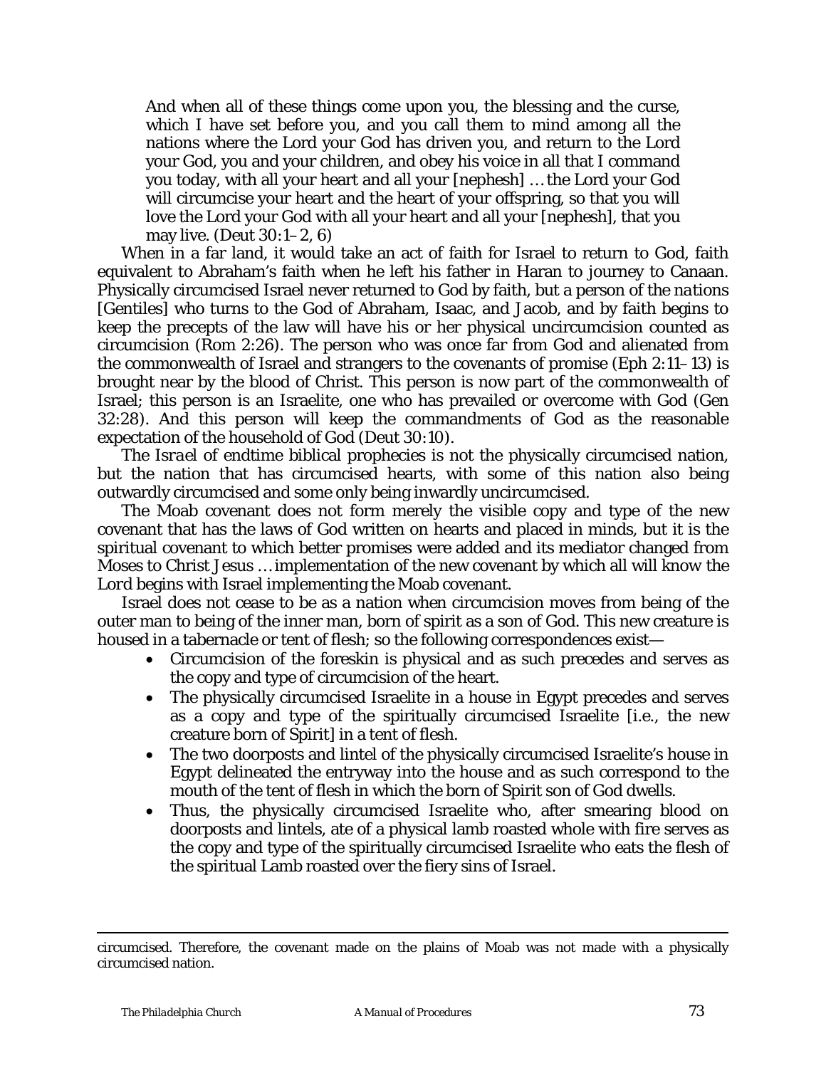> And when all of these things come upon you, the blessing and the curse, which I have set before you, and you call them to mind among all the nations where the Lord your God has driven you, and return to the Lord your God, you and your children, and obey his voice in all that I command you today, with all your heart and all your [nephesh] … the Lord your God will circumcise your heart and the heart of your offspring, so that you will love the Lord your God with all your heart and all your [nephesh], that you may live. (Deut 30:1–2, 6)

When in a far land, it would take an act of faith for Israel to return to God, faith equivalent to Abraham's faith when he left his father in Haran to journey to Canaan. Physically circumcised Israel never returned to God by faith, but a person of *the nations* [Gentiles] who turns to the God of Abraham, Isaac, and Jacob, and by faith begins to keep the precepts of the law will have his or her physical uncircumcision counted as circumcision (Rom 2:26). The person who was once far from God and alienated from the commonwealth of Israel and strangers to the covenants of promise (Eph 2:11–13) is brought near by the blood of Christ. This person is now part of the commonwealth of Israel; this person is an Israelite, one who has prevailed or overcome with God (Gen 32:28). And this person will keep the commandments of God as the reasonable expectation of the household of God (Deut 30:10).

The *Israel* of endtime biblical prophecies is not the physically circumcised nation, but the nation that has circumcised hearts, with some of this nation also being outwardly circumcised and some only being inwardly uncircumcised.

The Moab covenant does not form merely the visible copy and type of the new covenant that has the laws of God written on hearts and placed in minds, but it is the spiritual covenant to which better promises were added and its mediator changed from Moses to Christ Jesus … implementation of the new covenant by which all will know the Lord begins with Israel implementing the Moab covenant.

Israel does not cease to be as a nation when circumcision moves from being of the outer man to being of the inner man, born of spirit as a son of God. This new creature is housed in a tabernacle or tent of flesh; so the following correspondences exist—

- Circumcision of the foreskin is physical and as such precedes and serves as the copy and type of circumcision of the heart.
- The physically circumcised Israelite in a house in Egypt precedes and serves as a copy and type of the spiritually circumcised Israelite [i.e., the new creature born of Spirit] in a tent of flesh.
- The two doorposts and lintel of the physically circumcised Israelite's house in Egypt delineated the entryway into the house and as such correspond to the mouth of the tent of flesh in which the born of Spirit son of God dwells.
- Thus, the physically circumcised Israelite who, after smearing blood on doorposts and lintels, ate of a physical lamb roasted whole with fire serves as the copy and type of the spiritually circumcised Israelite who eats the flesh of the spiritual Lamb roasted over the fiery sins of Israel.

---

circumcised. Therefore, the covenant made on the plains of Moab was not made with a physically circumcised nation.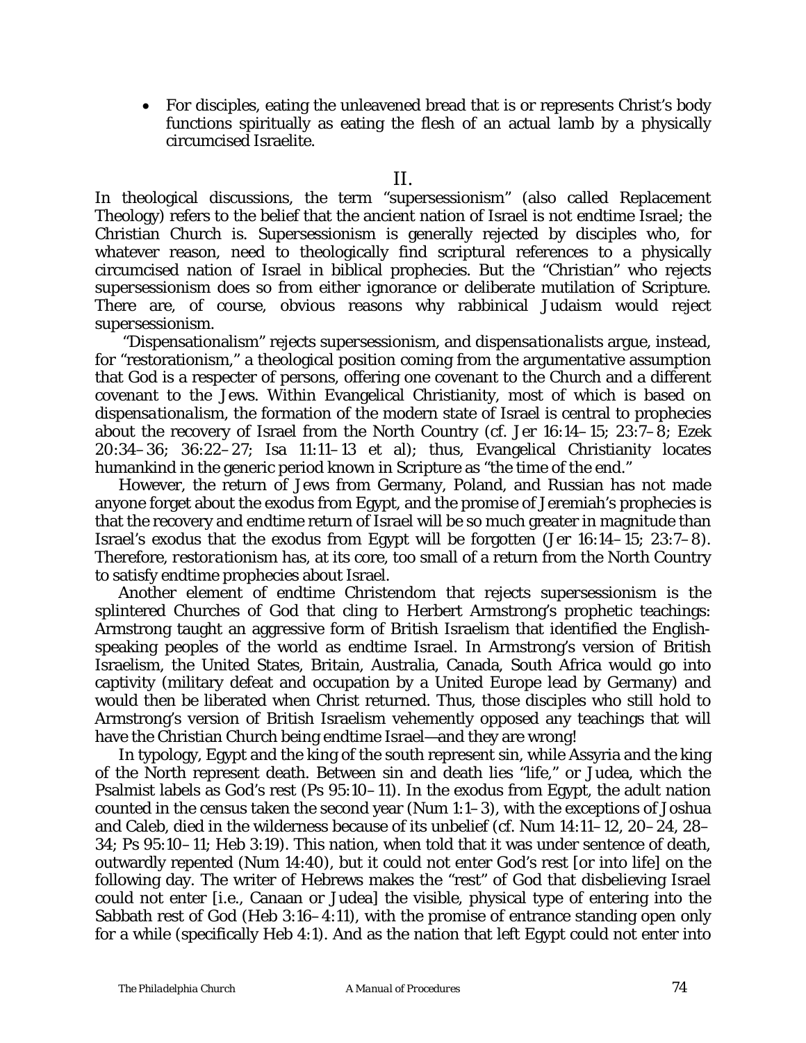- For disciples, eating the unleavened bread that is or represents Christ's body functions spiritually as eating the flesh of an actual lamb by a physically circumcised Israelite.

## II.

In theological discussions, the term "supersessionism" (also called Replacement Theology) refers to the belief that the ancient nation of Israel is not endtime Israel; the Christian Church is. Supersessionism is generally rejected by disciples who, for whatever reason, need to theologically find scriptural references to a physically circumcised nation of Israel in biblical prophecies. But the "Christian" who rejects supersessionism does so from either ignorance or deliberate mutilation of Scripture. There are, of course, obvious reasons why rabbinical Judaism would reject supersessionism.

"Dispensationalism" rejects supersessionism, and dispensation*alists* argue, instead, for "restorationism," a theological position coming from the argumentative assumption that God is a respecter of persons, offering one covenant to the Church and a different covenant to the Jews. Within Evangelical Christianity, most of which is based on dispensation*alism*, the formation of the modern state of Israel is central to prophecies about the recovery of Israel from the North Country (cf. Jer 16:14–15; 23:7–8; Ezek 20:34–36; 36:22–27; Isa 11:11–13 et al); thus, Evangelical Christianity locates humankind in the generic period known in Scripture as "the time of the end."

However, the return of Jews from Germany, Poland, and Russian has not made anyone forget about the exodus from Egypt, and the promise of Jeremiah's prophecies is that the recovery and endtime return of Israel will be so much greater in magnitude than Israel's exodus that the exodus from Egypt will be forgotten (Jer 16:14–15; 23:7–8). Therefore, *restorationism* has, at its core, too small of a return from the North Country to satisfy endtime prophecies about Israel.

Another element of endtime Christendom that rejects supersessionism is the splintered Churches of God that cling to Herbert Armstrong's prophetic teachings: Armstrong taught an aggressive form of British Israelism that identified the English-speaking peoples of the world as endtime Israel. In Armstrong's version of British Israelism, the United States, Britain, Australia, Canada, South Africa would go into captivity (military defeat and occupation by a United Europe lead by Germany) and would then be liberated when Christ returned. Thus, those disciples who still hold to Armstrong's version of British Israelism vehemently opposed any teachings that will have the Christian Church being endtime Israel—and they are wrong!

In typology, Egypt and the king of the south represent sin, while Assyria and the king of the North represent death. Between sin and death lies "life," or Judea, which the Psalmist labels as God's rest (Ps 95:10–11). In the exodus from Egypt, the adult nation counted in the census taken the second year (Num 1:1–3), with the exceptions of Joshua and Caleb, died in the wilderness because of its unbelief (cf. Num 14:11–12, 20–24, 28–34; Ps 95:10–11; Heb 3:19). This nation, when told that it was under sentence of death, outwardly repented (Num 14:40), but it could not enter God's rest [or into life] on the following day. The writer of Hebrews makes the "rest" of God that disbelieving Israel could not enter [i.e., Canaan or Judea] the visible, physical type of entering into the Sabbath rest of God (Heb 3:16–4:11), with the promise of entrance standing open only for a while (specifically Heb 4:1). And as the nation that left Egypt could not enter into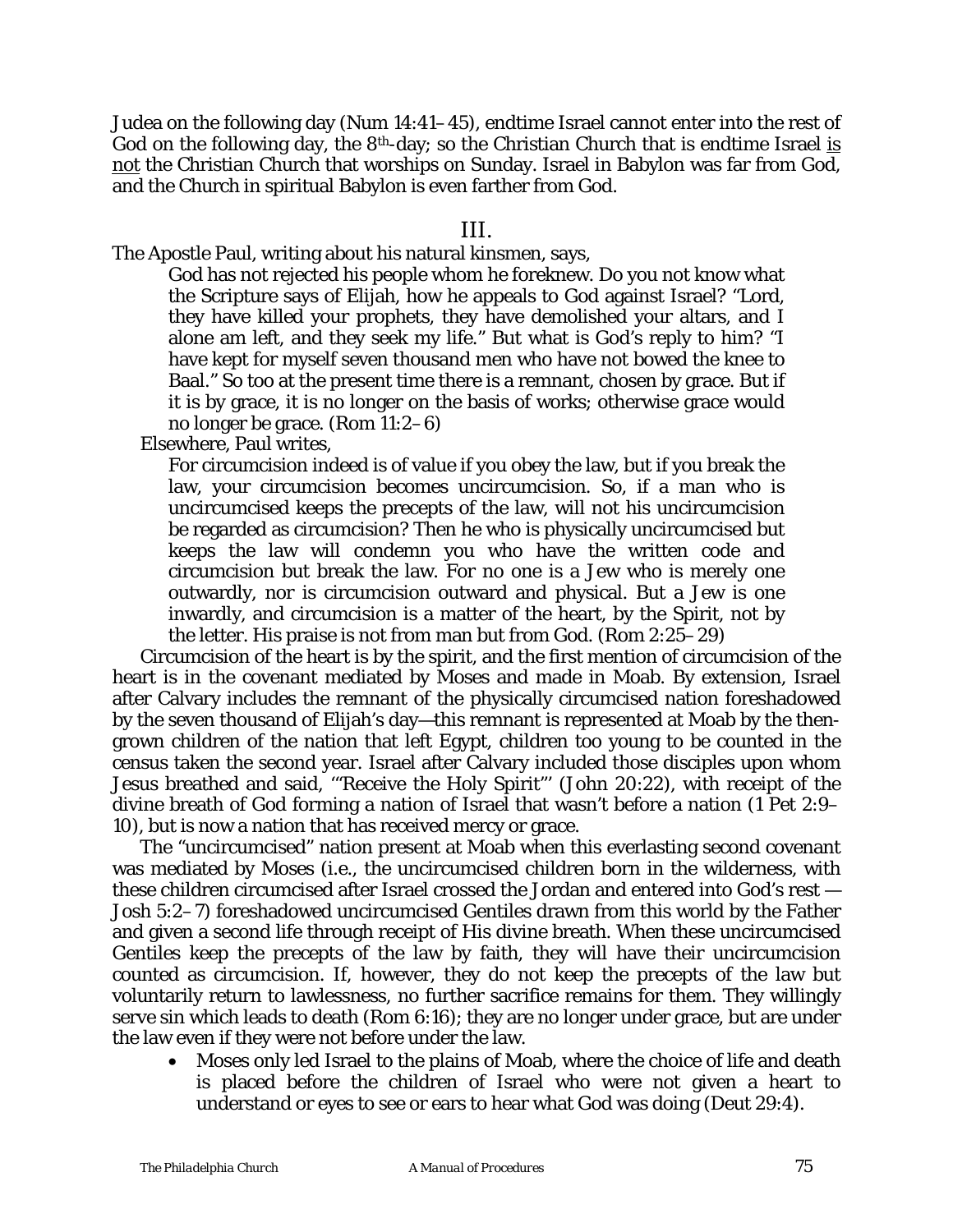Judea on the following day (Num 14:41–45), endtime Israel cannot enter into the rest of God on the following day, the 8th-day; so the Christian Church that is endtime Israel is not the Christian Church that worships on Sunday. Israel in Babylon was far from God, and the Church in spiritual Babylon is even farther from God.

## III.

The Apostle Paul, writing about his natural kinsmen, says,

> God has not rejected his people whom he foreknew. Do you not know what the Scripture says of Elijah, how he appeals to God against Israel? "Lord, they have killed your prophets, they have demolished your altars, and I alone am left, and they seek my life." But what is God's reply to him? "I have kept for myself seven thousand men who have not bowed the knee to Baal." So too at the present time there is a remnant, chosen by grace. But if it is by grace, it is no longer on the basis of works; otherwise grace would no longer be grace. (Rom 11:2–6)

Elsewhere, Paul writes,

> For circumcision indeed is of value if you obey the law, but if you break the law, your circumcision becomes uncircumcision. So, if a man who is uncircumcised keeps the precepts of the law, will not his uncircumcision be regarded as circumcision? Then he who is physically uncircumcised but keeps the law will condemn you who have the written code and circumcision but break the law. For no one is a Jew who is merely one outwardly, nor is circumcision outward and physical. But a Jew is one inwardly, and circumcision is a matter of the heart, by the Spirit, not by the letter. His praise is not from man but from God. (Rom 2:25–29)

Circumcision of the heart is by the spirit, and the first mention of circumcision of the heart is in the covenant mediated by Moses and made in Moab. By extension, Israel after Calvary includes the remnant of the physically circumcised nation foreshadowed by the seven thousand of Elijah's day—this remnant is represented at Moab by the then-grown children of the nation that left Egypt, children too young to be counted in the census taken the second year. Israel after Calvary included those disciples upon whom Jesus breathed and said, "'Receive the Holy Spirit'" (John 20:22), with receipt of the divine breath of God forming a nation of Israel that wasn't before a nation (1 Pet 2:9–10), but is now a nation that has received mercy or grace.

The "uncircumcised" nation present at Moab when this everlasting second covenant was mediated by Moses (i.e., the uncircumcised children born in the wilderness, with these children circumcised after Israel crossed the Jordan and entered into God's rest — Josh 5:2–7) foreshadowed uncircumcised Gentiles drawn from this world by the Father and given a second life through receipt of His divine breath. When these uncircumcised Gentiles keep the precepts of the law by faith, they will have their uncircumcision counted as circumcision. If, however, they do not keep the precepts of the law but voluntarily return to lawlessness, no further sacrifice remains for them. They willingly serve sin which leads to death (Rom 6:16); they are no longer under grace, but are under the law even if they were not before under the law.

- Moses only led Israel to the plains of Moab, where the choice of life and death is placed before the children of Israel who were not given a heart to understand or eyes to see or ears to hear what God was doing (Deut 29:4).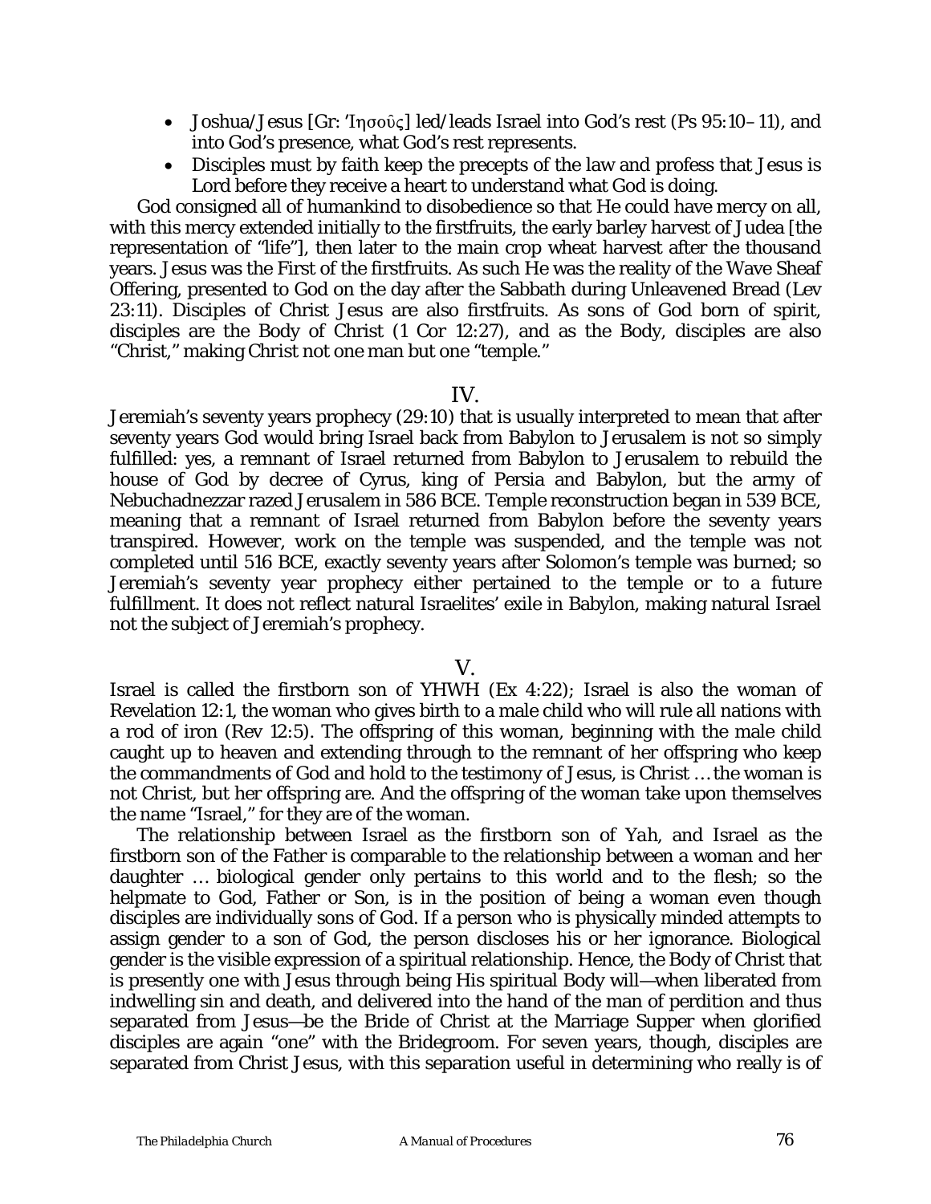- Joshua/Jesus [Gr: Ἰησοῦς] led/leads Israel into God's rest (Ps 95:10–11), and into God's presence, what God's rest represents.
- Disciples must by faith keep the precepts of the law and profess that Jesus is Lord before they receive a heart to understand what God is doing.

God consigned all of humankind to disobedience so that He could have mercy on all, with this mercy extended initially to the firstfruits, the early barley harvest of Judea [the representation of "life"], then later to the main crop wheat harvest after the thousand years. Jesus was the First of the firstfruits. As such He was the reality of the Wave Sheaf Offering, presented to God on the day after the Sabbath during Unleavened Bread (Lev 23:11). Disciples of Christ Jesus are also firstfruits. As sons of God born of spirit, disciples are the Body of Christ (1 Cor 12:27), and as the Body, disciples are also "Christ," making Christ not one man but one "temple."

## IV.

Jeremiah's seventy years prophecy (29:10) that is usually interpreted to mean that after seventy years God would bring Israel back from Babylon to Jerusalem is not so simply fulfilled: yes, a remnant of Israel returned from Babylon to Jerusalem to rebuild the house of God by decree of Cyrus, king of Persia and Babylon, but the army of Nebuchadnezzar razed Jerusalem in 586 BCE. Temple reconstruction began in 539 BCE, meaning that a remnant of Israel returned from Babylon before the seventy years transpired. However, work on the temple was suspended, and the temple was not completed until 516 BCE, exactly seventy years after Solomon's temple was burned; so Jeremiah's seventy year prophecy either pertained to the temple or to a future fulfillment. It does not reflect natural Israelites' exile in Babylon, making natural Israel not the subject of Jeremiah's prophecy.

## V.

Israel is called the firstborn son of YHWH (Ex 4:22); Israel is also the woman of Revelation 12:1, the woman who gives birth to a male child who will rule all nations with a rod of iron (Rev 12:5). The offspring of this woman, beginning with the male child caught up to heaven and extending through to the remnant of her offspring who keep the commandments of God and hold to the testimony of Jesus, is Christ … the woman is not Christ, but her offspring are. And the offspring of the woman take upon themselves the name "Israel," for they are of the woman.

The relationship between Israel as the firstborn son of *Yah*, and Israel as the firstborn son of the Father is comparable to the relationship between a woman and her daughter … biological gender only pertains to this world and to the flesh; so the helpmate to God, Father or Son, is in the position of being a woman even though disciples are individually sons of God. If a person who is physically minded attempts to assign gender to a son of God, the person discloses his or her ignorance. Biological gender is the visible expression of a spiritual relationship. Hence, the Body of Christ that is presently one with Jesus through being His spiritual Body will—when liberated from indwelling sin and death, and delivered into the hand of the man of perdition and thus separated from Jesus—be the Bride of Christ at the Marriage Supper when glorified disciples are again "one" with the Bridegroom. For seven years, though, disciples are separated from Christ Jesus, with this separation useful in determining who really is of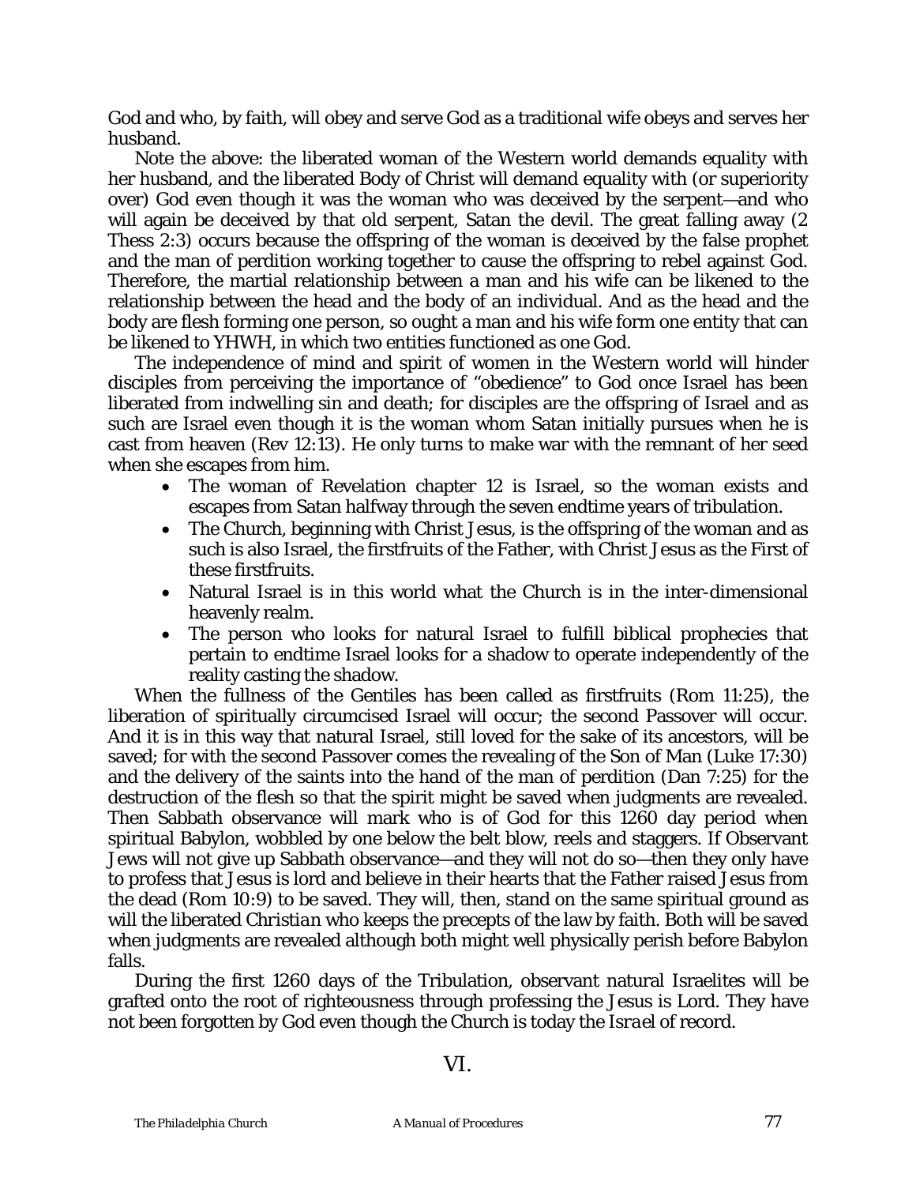God and who, by faith, will obey and serve God as a traditional wife obeys and serves her husband.

Note the above: the liberated woman of the Western world demands equality with her husband, and the liberated Body of Christ will demand equality with (or superiority over) God even though it was the woman who was deceived by the serpent—and who will again be deceived by that old serpent, Satan the devil. The great falling away (2 Thess 2:3) occurs because the offspring of the woman is deceived by the false prophet and the man of perdition working together to cause the offspring to rebel against God. Therefore, the martial relationship between a man and his wife can be likened to the relationship between the head and the body of an individual. And as the head and the body are flesh forming one person, so ought a man and his wife form one entity that can be likened to YHWH, in which two entities functioned as one God.

The independence of mind and spirit of women in the Western world will hinder disciples from perceiving the importance of "obedience" to God once Israel has been liberated from indwelling sin and death; for disciples are the offspring of Israel and as such are Israel even though it is the woman whom Satan initially pursues when he is cast from heaven (Rev 12:13). He only turns to make war with the remnant of her seed when she escapes from him.

- The woman of Revelation chapter 12 is Israel, so the woman exists and escapes from Satan halfway through the seven endtime years of tribulation.
- The Church, beginning with Christ Jesus, is the offspring of the woman and as such is also Israel, the firstfruits of the Father, with Christ Jesus as the First of these firstfruits.
- Natural Israel is in this world what the Church is in the inter-dimensional heavenly realm.
- The person who looks for natural Israel to fulfill biblical prophecies that pertain to endtime Israel looks for a shadow to operate independently of the reality casting the shadow.

When the fullness of the Gentiles has been called as firstfruits (Rom 11:25), the liberation of spiritually circumcised Israel will occur; the second Passover will occur. And it is in this way that natural Israel, still loved for the sake of its ancestors, will be saved; for with the second Passover comes the revealing of the Son of Man (Luke 17:30) and the delivery of the saints into the hand of the man of perdition (Dan 7:25) for the destruction of the flesh so that the spirit might be saved when judgments are revealed. Then Sabbath observance will mark who is of God for this 1260 day period when spiritual Babylon, wobbled by one below the belt blow, reels and staggers. If Observant Jews will not give up Sabbath observance—and they will not do so—then they only have to profess that Jesus is lord and believe in their hearts that the Father raised Jesus from the dead (Rom 10:9) to be saved. They will, then, stand on the same spiritual ground as will the liberated *Christian* who keeps the precepts of the law by faith. Both will be saved when judgments are revealed although both might well physically perish before Babylon falls.

During the first 1260 days of the Tribulation, observant natural Israelites will be grafted onto the root of righteousness through professing the Jesus is Lord. They have not been forgotten by God even though the Church is today the *Israel* of record.

## VI.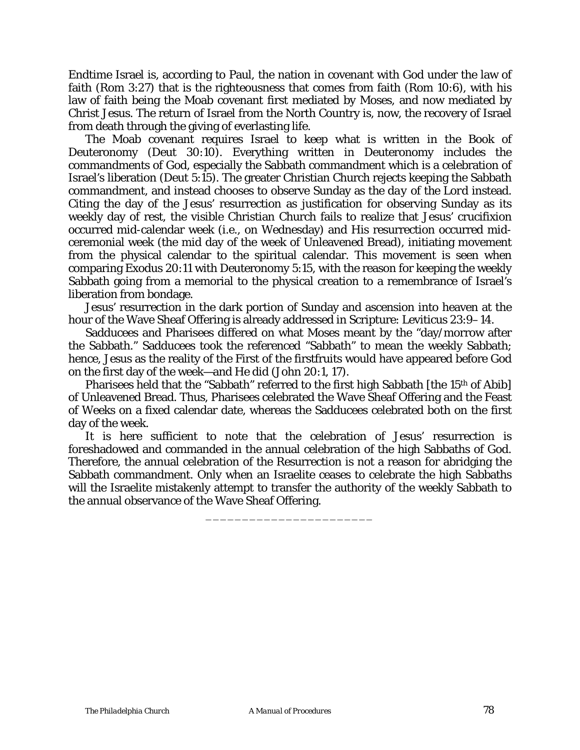Endtime Israel is, according to Paul, the nation in covenant with God under the law of faith (Rom 3:27) that is the righteousness that comes from faith (Rom 10:6), with his law of faith being the Moab covenant first mediated by Moses, and now mediated by Christ Jesus. The return of Israel from the North Country is, now, the recovery of Israel from death through the giving of everlasting life.

The Moab covenant requires Israel to keep what is written in the Book of Deuteronomy (Deut 30:10). Everything written in Deuteronomy includes the commandments of God, especially the Sabbath commandment which is a celebration of Israel's liberation (Deut 5:15). The greater Christian Church rejects keeping the Sabbath commandment, and instead chooses to observe Sunday as the *day of the Lord* instead. Citing the day of the Jesus' resurrection as justification for observing Sunday as its weekly day of rest, the visible Christian Church fails to realize that Jesus' crucifixion occurred mid-calendar week (i.e., on Wednesday) and His resurrection occurred mid-ceremonial week (the mid day of the week of Unleavened Bread), initiating movement from the physical calendar to the spiritual calendar. This movement is seen when comparing Exodus 20:11 with Deuteronomy 5:15, with the reason for keeping the weekly Sabbath going from a memorial to the physical creation to a remembrance of Israel's liberation from bondage.

Jesus' resurrection in the dark portion of Sunday and ascension into heaven at the hour of the Wave Sheaf Offering is already addressed in Scripture: Leviticus 23:9–14.

Sadducees and Pharisees differed on what Moses meant by the "day/morrow after the Sabbath." Sadducees took the referenced "Sabbath" to mean the weekly Sabbath; hence, Jesus as the reality of the First of the firstfruits would have appeared before God on the first day of the week—and He did (John 20:1, 17).

Pharisees held that the "Sabbath" referred to the first high Sabbath [the 15th of Abib] of Unleavened Bread. Thus, Pharisees celebrated the Wave Sheaf Offering and the Feast of Weeks on a fixed calendar date, whereas the Sadducees celebrated both on the first day of the week.

It is here sufficient to note that the celebration of Jesus' resurrection is foreshadowed and commanded in the annual celebration of the high Sabbaths of God. Therefore, the annual celebration of the Resurrection is not a reason for abridging the Sabbath commandment. Only when an Israelite ceases to celebrate the high Sabbaths will the Israelite mistakenly attempt to transfer the authority of the weekly Sabbath to the annual observance of the Wave Sheaf Offering.

______________________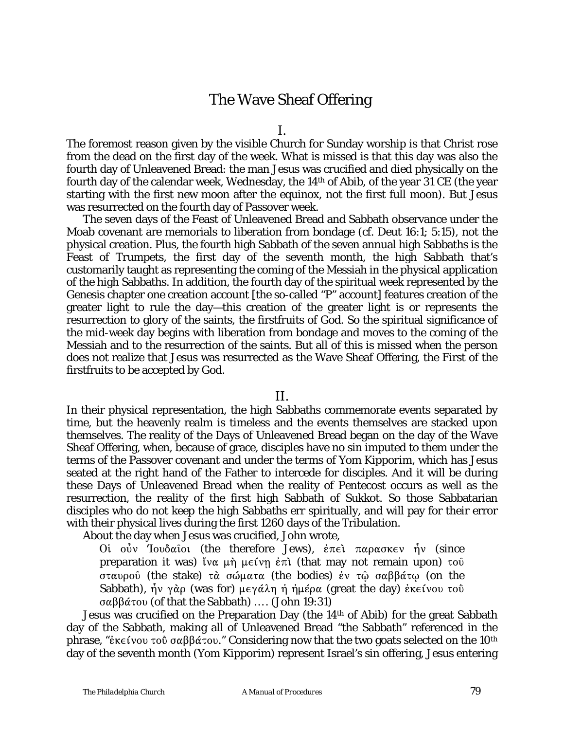# The Wave Sheaf Offering

I.

The foremost reason given by the visible Church for Sunday worship is that Christ rose from the dead on the first day of the week. What is missed is that this day was also the fourth day of Unleavened Bread: the man Jesus was crucified and died physically on the fourth day of the calendar week, Wednesday, the 14th of Abib, of the year 31 CE (the year starting with the first new moon after the equinox, not the first full moon). But Jesus was resurrected on the fourth day of Passover week.

The seven days of the Feast of Unleavened Bread and Sabbath observance under the Moab covenant are memorials to liberation from bondage (cf. Deut 16:1; 5:15), not the physical creation. Plus, the fourth high Sabbath of the seven annual high Sabbaths is the Feast of Trumpets, the first day of the seventh month, the high Sabbath that's customarily taught as representing the coming of the Messiah in the physical application of the high Sabbaths. In addition, the fourth day of the spiritual week represented by the Genesis chapter one creation account [the so-called "P" account] features creation of the greater light to rule the day—this creation of the greater light is or represents the resurrection to glory of the saints, the firstfruits of God. So the spiritual significance of the mid-week day begins with liberation from bondage and moves to the coming of the Messiah and to the resurrection of the saints. But all of this is missed when the person does not realize that Jesus was resurrected as the Wave Sheaf Offering, the First of the firstfruits to be accepted by God.

II.

In their physical representation, the high Sabbaths commemorate events separated by time, but the heavenly realm is timeless and the events themselves are stacked upon themselves. The reality of the Days of Unleavened Bread began on the day of the Wave Sheaf Offering, when, because of grace, disciples have no sin imputed to them under the terms of the Passover covenant and under the terms of Yom Kipporim, which has Jesus seated at the right hand of the Father to intercede for disciples. And it will be during these Days of Unleavened Bread when the reality of Pentecost occurs as well as the resurrection, the reality of the first high Sabbath of Sukkot. So those Sabbatarian disciples who do not keep the high Sabbaths err spiritually, and will pay for their error with their physical lives during the first 1260 days of the Tribulation.

About the day when Jesus was crucified, John wrote,

> Οἱ οὖν Ἰουδαῖοι (the therefore Jews), ἐπεὶ παρασκεν ἦν (since preparation it was) ἵνα μὴ μείνῃ ἐπὶ (that may not remain upon) τοῦ σταυροῦ (the stake) τὰ σώματα (the bodies) ἐν τῷ σαββάτῳ (on the Sabbath), ἦν γὰρ (was for) μεγάλη ἡ ἡμέρα (great the day) ἐκείνου τοῦ σαββάτου (of that the Sabbath) …. (John 19:31)

Jesus was crucified on the Preparation Day (the 14th of Abib) for the great Sabbath day of the Sabbath, making all of Unleavened Bread "the Sabbath" referenced in the phrase, "ἐκείνου τοῦ σαββάτου." Considering now that the two goats selected on the 10th day of the seventh month (Yom Kipporim) represent Israel's sin offering, Jesus entering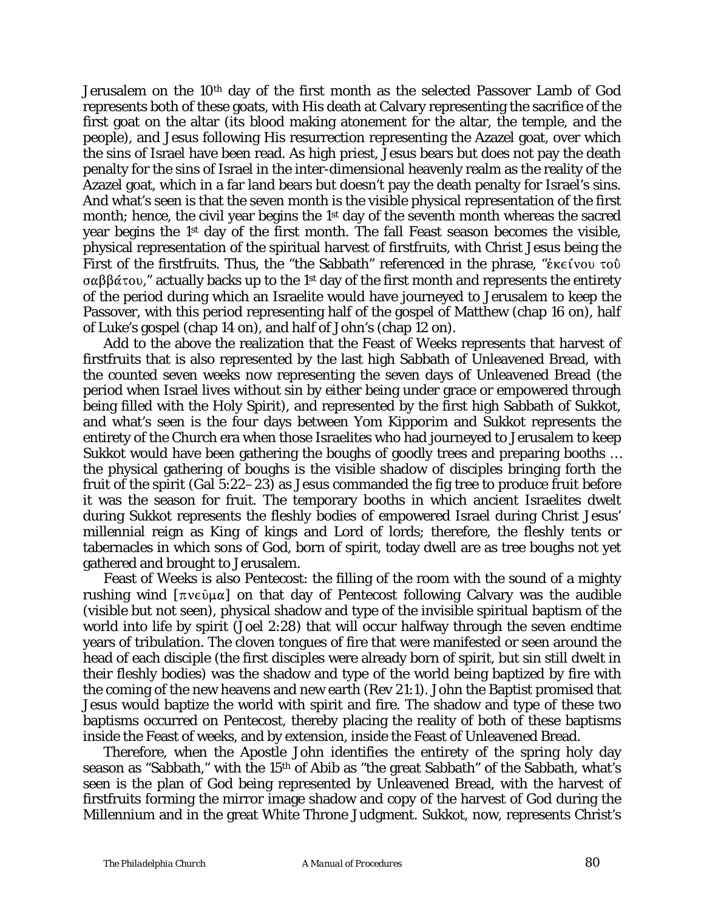Jerusalem on the 10th day of the first month as the selected Passover Lamb of God represents both of these goats, with His death at Calvary representing the sacrifice of the first goat on the altar (its blood making atonement for the altar, the temple, and the people), and Jesus following His resurrection representing the Azazel goat, over which the sins of Israel have been read. As high priest, Jesus bears but does not pay the death penalty for the sins of Israel in the inter-dimensional heavenly realm as the reality of the Azazel goat, which in a far land bears but doesn't pay the death penalty for Israel's sins. And what's seen is that the seven month is the visible physical representation of the first month; hence, the civil year begins the 1st day of the seventh month whereas the sacred year begins the 1st day of the first month. The fall Feast season becomes the visible, physical representation of the spiritual harvest of firstfruits, with Christ Jesus being the First of the firstfruits. Thus, the "the Sabbath" referenced in the phrase, "ἐκείνου τοῦ σαββάτου," actually backs up to the 1st day of the first month and represents the entirety of the period during which an Israelite would have journeyed to Jerusalem to keep the Passover, with this period representing half of the gospel of Matthew (chap 16 on), half of Luke's gospel (chap 14 on), and half of John's (chap 12 on).

Add to the above the realization that the Feast of Weeks represents that harvest of firstfruits that is also represented by the last high Sabbath of Unleavened Bread, with the counted seven weeks now representing the seven days of Unleavened Bread (the period when Israel lives without sin by either being under grace or empowered through being filled with the Holy Spirit), and represented by the first high Sabbath of Sukkot, and what's seen is the four days between Yom Kipporim and Sukkot represents the entirety of the Church era when those Israelites who had journeyed to Jerusalem to keep Sukkot would have been gathering the boughs of goodly trees and preparing booths … the physical gathering of boughs is the visible shadow of disciples bringing forth the fruit of the spirit (Gal 5:22–23) as Jesus commanded the fig tree to produce fruit before it was the season for fruit. The temporary booths in which ancient Israelites dwelt during Sukkot represents the fleshly bodies of empowered Israel during Christ Jesus' millennial reign as King of kings and Lord of lords; therefore, the fleshly tents or tabernacles in which sons of God, born of spirit, today dwell are as tree boughs not yet gathered and brought to Jerusalem.

Feast of Weeks is also Pentecost: the filling of the room with the sound of a mighty rushing wind [πνεῦμα] on that day of Pentecost following Calvary was the audible (visible but not seen), physical shadow and type of the invisible spiritual baptism of the world into life by spirit (Joel 2:28) that will occur halfway through the seven endtime years of tribulation. The cloven tongues of fire that were manifested or seen around the head of each disciple (the first disciples were already born of spirit, but sin still dwelt in their fleshly bodies) was the shadow and type of the world being baptized by fire with the coming of the new heavens and new earth (Rev 21:1). John the Baptist promised that Jesus would baptize the world with spirit and fire. The shadow and type of these two baptisms occurred on Pentecost, thereby placing the reality of both of these baptisms inside the Feast of weeks, and by extension, inside the Feast of Unleavened Bread.

Therefore, when the Apostle John identifies the entirety of the spring holy day season as "Sabbath," with the 15th of Abib as "the great Sabbath" of the Sabbath, what's seen is the plan of God being represented by Unleavened Bread, with the harvest of firstfruits forming the mirror image shadow and copy of the harvest of God during the Millennium and in the great White Throne Judgment. Sukkot, now, represents Christ's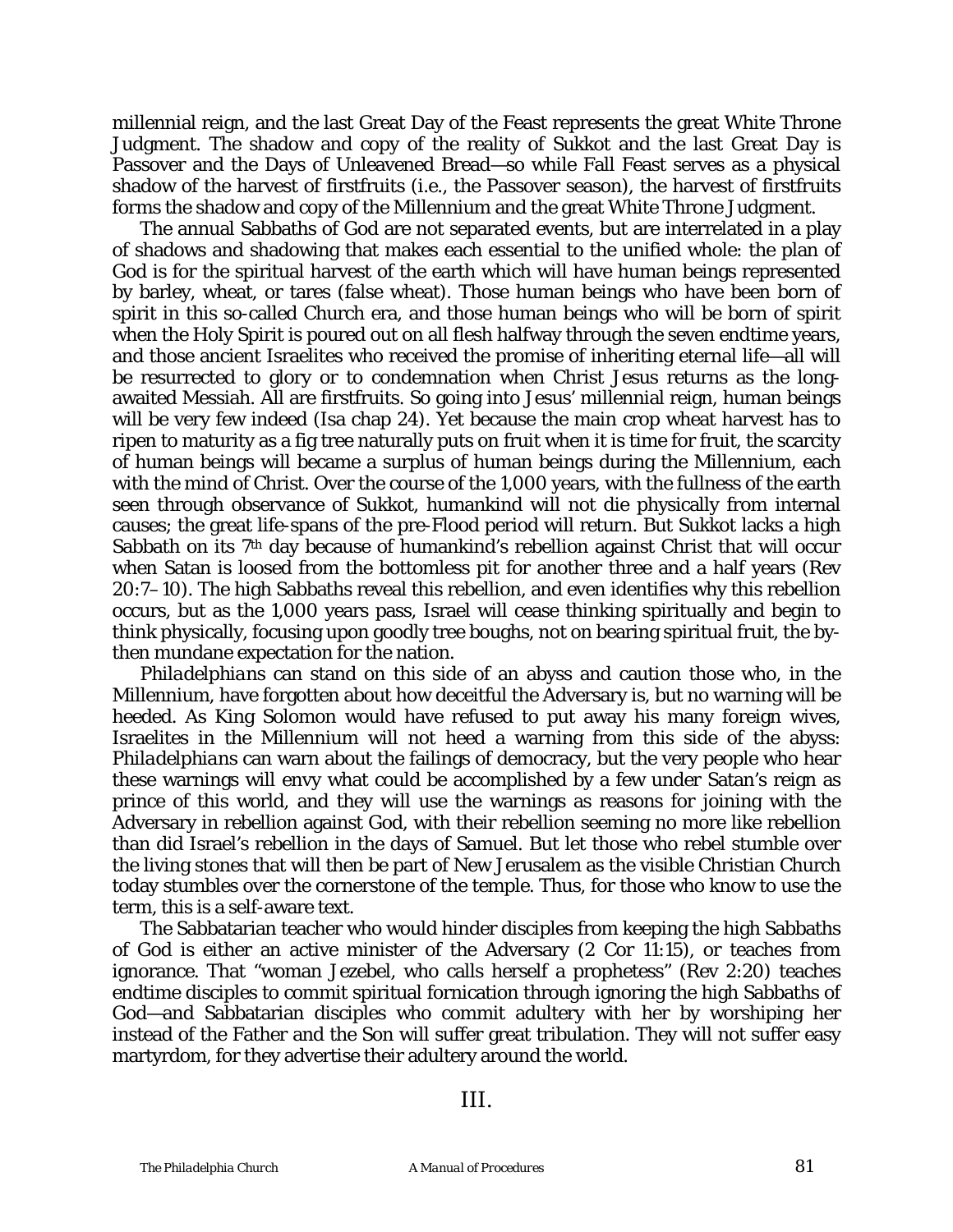millennial reign, and the last Great Day of the Feast represents the great White Throne Judgment. The shadow and copy of the reality of Sukkot and the last Great Day is Passover and the Days of Unleavened Bread—so while Fall Feast serves as a physical shadow of the harvest of firstfruits (i.e., the Passover season), the harvest of firstfruits forms the shadow and copy of the Millennium and the great White Throne Judgment.

The annual Sabbaths of God are not separated events, but are interrelated in a play of shadows and shadowing that makes each essential to the unified whole: the plan of God is for the spiritual harvest of the earth which will have human beings represented by barley, wheat, or tares (false wheat). Those human beings who have been born of spirit in this so-called Church era, and those human beings who will be born of spirit when the Holy Spirit is poured out on all flesh halfway through the seven endtime years, and those ancient Israelites who received the promise of inheriting eternal life—all will be resurrected to glory or to condemnation when Christ Jesus returns as the long-awaited Messiah. All are firstfruits. So going into Jesus' millennial reign, human beings will be very few indeed (Isa chap 24). Yet because the main crop wheat harvest has to ripen to maturity as a fig tree naturally puts on fruit when it is time for fruit, the scarcity of human beings will became a surplus of human beings during the Millennium, each with the mind of Christ. Over the course of the 1,000 years, with the fullness of the earth seen through observance of Sukkot, humankind will not die physically from internal causes; the great life-spans of the pre-Flood period will return. But Sukkot lacks a high Sabbath on its 7th day because of humankind's rebellion against Christ that will occur when Satan is loosed from the bottomless pit for another three and a half years (Rev 20:7–10). The high Sabbaths reveal this rebellion, and even identifies why this rebellion occurs, but as the 1,000 years pass, Israel will cease thinking spiritually and begin to think physically, focusing upon goodly tree boughs, not on bearing spiritual fruit, the by-then mundane expectation for the nation.

*Philadelphians* can stand on this side of an abyss and caution those who, in the Millennium, have forgotten about how deceitful the Adversary is, but no warning will be heeded. As King Solomon would have refused to put away his many foreign wives, Israelites in the Millennium will not heed a warning from this side of the abyss: *Philadelphians* can warn about the failings of democracy, but the very people who hear these warnings will envy what could be accomplished by a few under Satan's reign as prince of this world, and they will use the warnings as reasons for joining with the Adversary in rebellion against God, with their rebellion seeming no more like rebellion than did Israel's rebellion in the days of Samuel. But let those who rebel stumble over the living stones that will then be part of New Jerusalem as the visible Christian Church today stumbles over the cornerstone of the temple. Thus, for those who know to use the term, this is a self-aware text.

The Sabbatarian teacher who would hinder disciples from keeping the high Sabbaths of God is either an active minister of the Adversary (2 Cor 11:15), or teaches from ignorance. That "woman Jezebel, who calls herself a prophetess" (Rev 2:20) teaches endtime disciples to commit spiritual fornication through ignoring the high Sabbaths of God—and Sabbatarian disciples who commit adultery with her by worshiping her instead of the Father and the Son will suffer great tribulation. They will not suffer easy martyrdom, for they advertise their adultery around the world.

## III.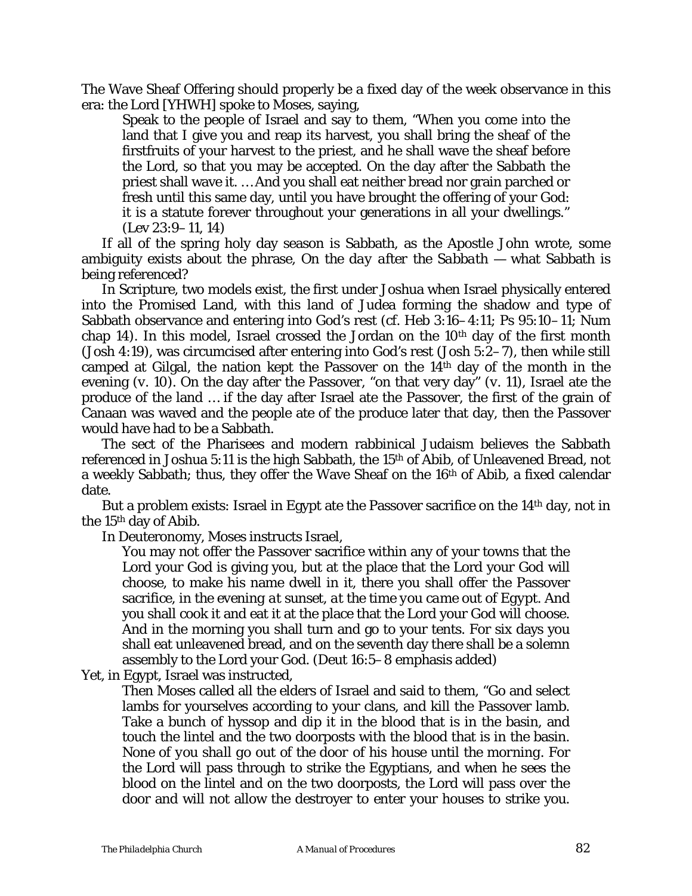The Wave Sheaf Offering should properly be a fixed day of the week observance in this era: the Lord [YHWH] spoke to Moses, saying,

> Speak to the people of Israel and say to them, "When you come into the land that I give you and reap its harvest, you shall bring the sheaf of the firstfruits of your harvest to the priest, and he shall wave the sheaf before the Lord, so that you may be accepted. On the day after the Sabbath the priest shall wave it. … And you shall eat neither bread nor grain parched or fresh until this same day, until you have brought the offering of your God: it is a statute forever throughout your generations in all your dwellings." (Lev 23:9–11, 14)

If all of the spring holy day season is Sabbath, as the Apostle John wrote, some ambiguity exists about the phrase, *On the day after the Sabbath* — what Sabbath is being referenced?

In Scripture, two models exist, the first under Joshua when Israel physically entered into the Promised Land, with this land of Judea forming the shadow and type of Sabbath observance and entering into God's rest (cf. Heb 3:16–4:11; Ps 95:10–11; Num chap 14). In this model, Israel crossed the Jordan on the 10th day of the first month (Josh 4:19), was circumcised after entering into God's rest (Josh 5:2–7), then while still camped at Gilgal, the nation kept the Passover on the 14th day of the month in the evening (v. 10). On the day after the Passover, "on that very day" (v. 11), Israel ate the produce of the land … if the day after Israel ate the Passover, the first of the grain of Canaan was waved and the people ate of the produce later that day, then the Passover would have had to be a Sabbath.

The sect of the Pharisees and modern rabbinical Judaism believes the Sabbath referenced in Joshua 5:11 is the high Sabbath, the 15th of Abib, of Unleavened Bread, not a weekly Sabbath; thus, they offer the Wave Sheaf on the 16th of Abib, a fixed calendar date.

But a problem exists: Israel in Egypt ate the Passover sacrifice on the 14th day, not in the 15th day of Abib.

In Deuteronomy, Moses instructs Israel,

> You may not offer the Passover sacrifice within any of your towns that the Lord your God is giving you, but at the place that the Lord your God will choose, to make his name dwell in it, there you shall offer the Passover sacrifice, *in the evening at sunset, at the time you came out of Egypt*. And you shall cook it and eat it at the place that the Lord your God will choose. And in the morning you shall turn and go to your tents. For six days you shall eat unleavened bread, and on the seventh day there shall be a solemn assembly to the Lord your God. (Deut 16:5–8 emphasis added)

Yet, in Egypt, Israel was instructed,

> Then Moses called all the elders of Israel and said to them, "Go and select lambs for yourselves according to your clans, and kill the Passover lamb. Take a bunch of hyssop and dip it in the blood that is in the basin, and touch the lintel and the two doorposts with the blood that is in the basin. *None of you shall go out of the door of his house until the morning*. For the Lord will pass through to strike the Egyptians, and when he sees the blood on the lintel and on the two doorposts, the Lord will pass over the door and will not allow the destroyer to enter your houses to strike you.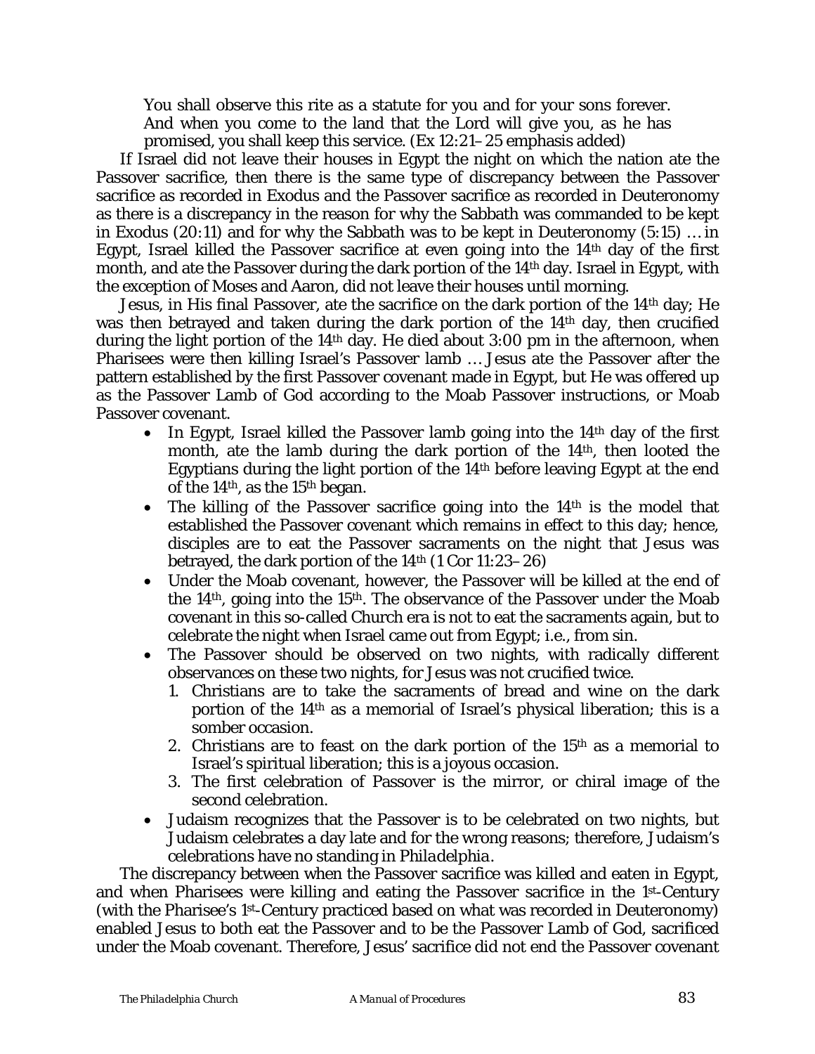> You shall observe this rite as a statute for you and for your sons forever. And when you come to the land that the Lord will give you, as he has promised, you shall keep this service. (Ex 12:21–25 emphasis added)

If Israel did not leave their houses in Egypt the night on which the nation ate the Passover sacrifice, then there is the same type of discrepancy between the Passover sacrifice as recorded in Exodus and the Passover sacrifice as recorded in Deuteronomy as there is a discrepancy in the reason for why the Sabbath was commanded to be kept in Exodus (20:11) and for why the Sabbath was to be kept in Deuteronomy (5:15) … in Egypt, Israel killed the Passover sacrifice at even going into the 14th day of the first month, and ate the Passover during the dark portion of the 14th day. Israel in Egypt, with the exception of Moses and Aaron, did not leave their houses until morning.

Jesus, in His final Passover, ate the sacrifice on the dark portion of the 14th day; He was then betrayed and taken during the dark portion of the 14th day, then crucified during the light portion of the 14th day. He died about 3:00 pm in the afternoon, when Pharisees were then killing Israel's Passover lamb … Jesus ate the Passover after the pattern established by the first Passover covenant made in Egypt, but He was offered up as the Passover Lamb of God according to the Moab Passover instructions, or Moab Passover covenant.

- In Egypt, Israel killed the Passover lamb going into the 14th day of the first month, ate the lamb during the dark portion of the 14th, then looted the Egyptians during the light portion of the 14th before leaving Egypt at the end of the 14th, as the 15th began.
- The killing of the Passover sacrifice going into the 14th is the model that established the Passover covenant which remains in effect to this day; hence, disciples are to eat the Passover sacraments on the night that Jesus was betrayed, the dark portion of the 14th (1 Cor 11:23–26)
- Under the Moab covenant, however, the Passover will be killed at the end of the 14th, going into the 15th. The observance of the Passover under the Moab covenant in this so-called Church era is not to eat the sacraments again, but to celebrate the night when Israel came out from Egypt; i.e., from sin.
- The Passover should be observed on two nights, with radically different observances on these two nights, for Jesus was not crucified twice.
  1. Christians are to take the sacraments of bread and wine on the dark portion of the 14th as a memorial of Israel's physical liberation; this is a somber occasion.
  2. Christians are to feast on the dark portion of the 15th as a memorial to Israel's spiritual liberation; this is a joyous occasion.
  3. The first celebration of Passover is the mirror, or chiral image of the second celebration.
- Judaism recognizes that the Passover is to be celebrated on two nights, but Judaism celebrates a day late and for the wrong reasons; therefore, Judaism's celebrations have no standing in *Philadelphia*.

The discrepancy between when the Passover sacrifice was killed and eaten in Egypt, and when Pharisees were killing and eating the Passover sacrifice in the 1st-Century (with the Pharisee's 1st-Century practiced based on what was recorded in Deuteronomy) enabled Jesus to both eat the Passover and to be the Passover Lamb of God, sacrificed under the Moab covenant. Therefore, Jesus' sacrifice did not end the Passover covenant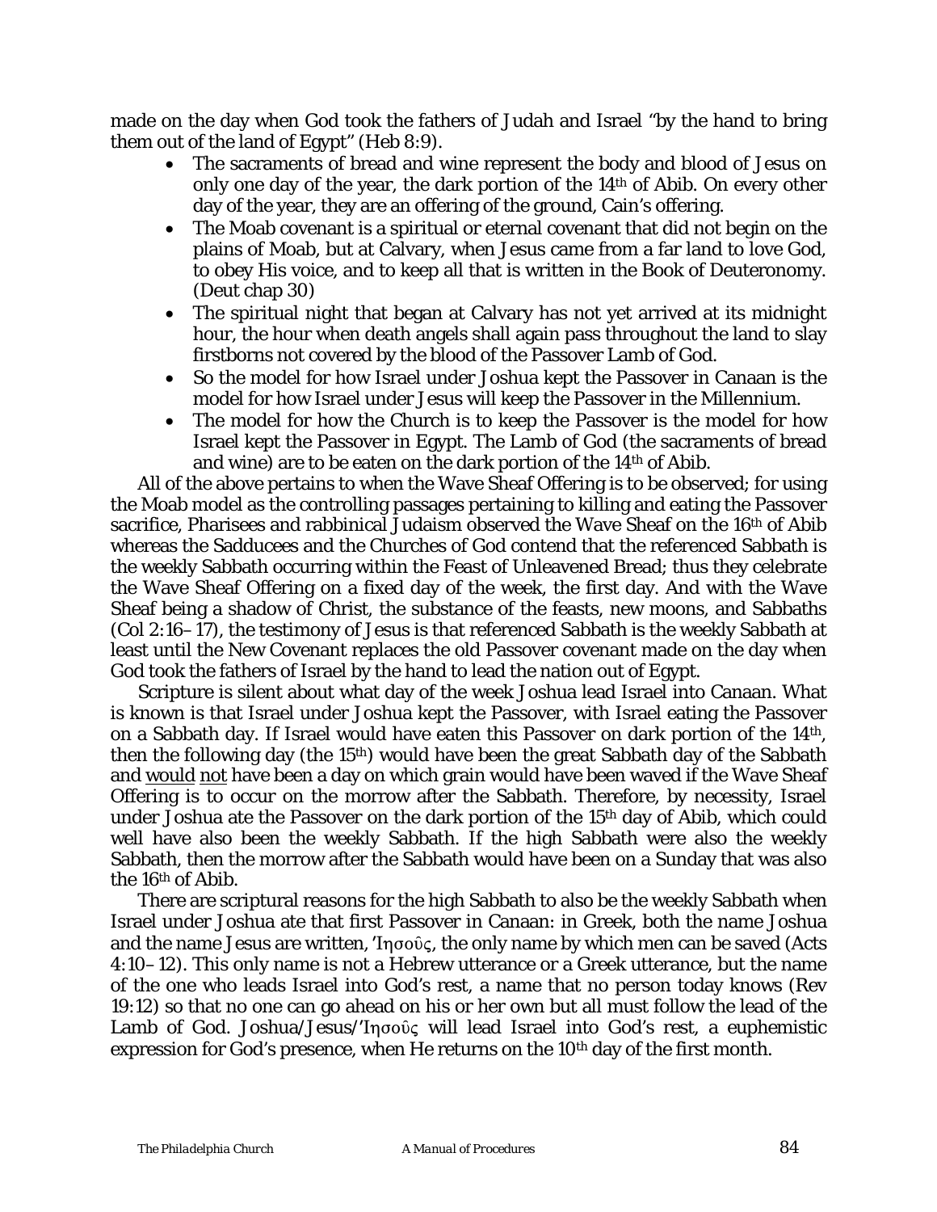made on the day when God took the fathers of Judah and Israel "by the hand to bring them out of the land of Egypt" (Heb 8:9).

- The sacraments of bread and wine represent the body and blood of Jesus on only one day of the year, the dark portion of the 14th of Abib. On every other day of the year, they are an offering of the ground, Cain's offering.
- The Moab covenant is a spiritual or eternal covenant that did not begin on the plains of Moab, but at Calvary, when Jesus came from a far land to love God, to obey His voice, and to keep all that is written in the Book of Deuteronomy. (Deut chap 30)
- The spiritual night that began at Calvary has not yet arrived at its midnight hour, the hour when death angels shall again pass throughout the land to slay firstborns not covered by the blood of the Passover Lamb of God.
- So the model for how Israel under Joshua kept the Passover in Canaan is the model for how Israel under Jesus will keep the Passover in the Millennium.
- The model for how the Church is to keep the Passover is the model for how Israel kept the Passover in Egypt. The Lamb of God (the sacraments of bread and wine) are to be eaten on the dark portion of the 14th of Abib.

All of the above pertains to when the Wave Sheaf Offering is to be observed; for using the Moab model as the controlling passages pertaining to killing and eating the Passover sacrifice, Pharisees and rabbinical Judaism observed the Wave Sheaf on the 16th of Abib whereas the Sadducees and the Churches of God contend that the referenced Sabbath is the weekly Sabbath occurring within the Feast of Unleavened Bread; thus they celebrate the Wave Sheaf Offering on a fixed day of the week, the first day. And with the Wave Sheaf being a shadow of Christ, the substance of the feasts, new moons, and Sabbaths (Col 2:16–17), the testimony of Jesus is that referenced Sabbath is the weekly Sabbath at least until the New Covenant replaces the old Passover covenant made on the day when God took the fathers of Israel by the hand to lead the nation out of Egypt.

Scripture is silent about what day of the week Joshua lead Israel into Canaan. What is known is that Israel under Joshua kept the Passover, with Israel eating the Passover on a Sabbath day. If Israel would have eaten this Passover on dark portion of the 14th, then the following day (the 15th) would have been the great Sabbath day of the Sabbath and <u>would</u> <u>not</u> have been a day on which grain would have been waved if the Wave Sheaf Offering is to occur on the morrow after the Sabbath. Therefore, by necessity, Israel under Joshua ate the Passover on the dark portion of the 15th day of Abib, which could well have also been the weekly Sabbath. If the high Sabbath were also the weekly Sabbath, then the morrow after the Sabbath would have been on a Sunday that was also the 16th of Abib.

There are scriptural reasons for the high Sabbath to also be the weekly Sabbath when Israel under Joshua ate that first Passover in Canaan: in Greek, both the name Joshua and the name Jesus are written, Ἰησοῦς, the only name by which men can be saved (Acts 4:10–12). This only name is not a Hebrew utterance or a Greek utterance, but the name of the one who leads Israel into God's rest, a name that no person today knows (Rev 19:12) so that no one can go ahead on his or her own but all must follow the lead of the Lamb of God. Joshua/Jesus/Ἰησοῦς will lead Israel into God's rest, a euphemistic expression for God's presence, when He returns on the 10th day of the first month.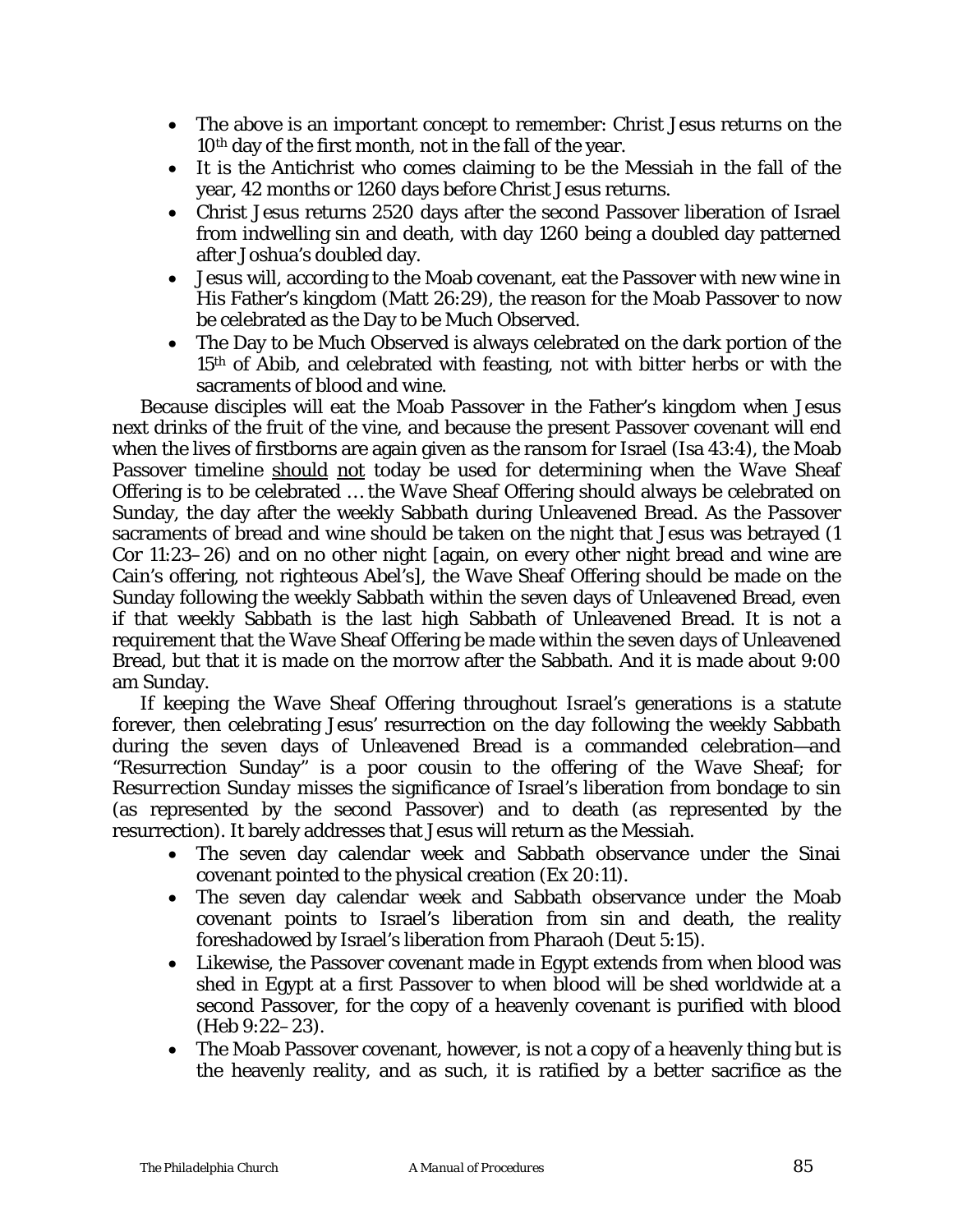- The above is an important concept to remember: Christ Jesus returns on the 10th day of the first month, not in the fall of the year.
- It is the Antichrist who comes claiming to be the Messiah in the fall of the year, 42 months or 1260 days before Christ Jesus returns.
- Christ Jesus returns 2520 days after the second Passover liberation of Israel from indwelling sin and death, with day 1260 being a doubled day patterned after Joshua's doubled day.
- Jesus will, according to the Moab covenant, eat the Passover with new wine in His Father's kingdom (Matt 26:29), the reason for the Moab Passover to now be celebrated as the Day to be Much Observed.
- The Day to be Much Observed is always celebrated on the dark portion of the 15th of Abib, and celebrated with feasting, not with bitter herbs or with the sacraments of blood and wine.

Because disciples will eat the Moab Passover in the Father's kingdom when Jesus next drinks of the fruit of the vine, and because the present Passover covenant will end when the lives of firstborns are again given as the ransom for Israel (Isa 43:4), the Moab Passover timeline <u>should</u> <u>not</u> today be used for determining when the Wave Sheaf Offering is to be celebrated … the Wave Sheaf Offering should always be celebrated on Sunday, the day after the weekly Sabbath during Unleavened Bread. As the Passover sacraments of bread and wine should be taken on the night that Jesus was betrayed (1 Cor 11:23–26) and on no other night [again, on every other night bread and wine are Cain's offering, not righteous Abel's], the Wave Sheaf Offering should be made on the Sunday following the weekly Sabbath within the seven days of Unleavened Bread, even if that weekly Sabbath is the last high Sabbath of Unleavened Bread. It is not a requirement that the Wave Sheaf Offering be made within the seven days of Unleavened Bread, but that it is made on the morrow after the Sabbath. And it is made about 9:00 am Sunday.

If keeping the Wave Sheaf Offering throughout Israel's generations is a statute forever, then celebrating Jesus' resurrection on the day following the weekly Sabbath during the seven days of Unleavened Bread is a commanded celebration—and "Resurrection Sunday" is a poor cousin to the offering of the Wave Sheaf; for *Resurrection Sunday* misses the significance of Israel's liberation from bondage to sin (as represented by the second Passover) and to death (as represented by the resurrection). It barely addresses that Jesus will return as the Messiah.

- The seven day calendar week and Sabbath observance under the Sinai covenant pointed to the physical creation (Ex 20:11).
- The seven day calendar week and Sabbath observance under the Moab covenant points to Israel's liberation from sin and death, the reality foreshadowed by Israel's liberation from Pharaoh (Deut 5:15).
- Likewise, the Passover covenant made in Egypt extends from when blood was shed in Egypt at a first Passover to when blood will be shed worldwide at a second Passover, for the copy of a heavenly covenant is purified with blood (Heb 9:22–23).
- The Moab Passover covenant, however, is not a copy of a heavenly thing but is the heavenly reality, and as such, it is ratified by a better sacrifice as the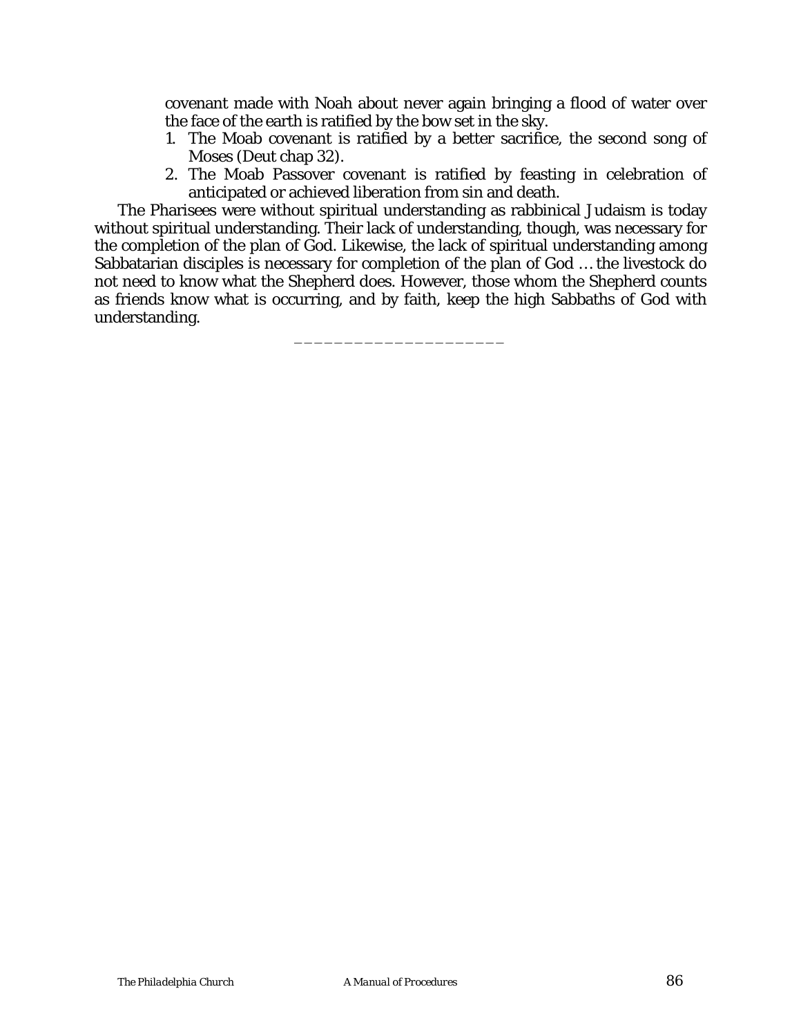covenant made with Noah about never again bringing a flood of water over the face of the earth is ratified by the bow set in the sky.

1. The Moab covenant is ratified by a better sacrifice, the second song of Moses (Deut chap 32).
2. The Moab Passover covenant is ratified by feasting in celebration of anticipated or achieved liberation from sin and death.

The Pharisees were without spiritual understanding as rabbinical Judaism is today without spiritual understanding. Their lack of understanding, though, was necessary for the completion of the plan of God. Likewise, the lack of spiritual understanding among Sabbatarian disciples is necessary for completion of the plan of God … the livestock do not need to know what the Shepherd does. However, those whom the Shepherd counts as friends know what is occurring, and by faith, keep the high Sabbaths of God with understanding.

\_\_\_\_\_\_\_\_\_\_\_\_\_\_\_\_\_\_\_\_\_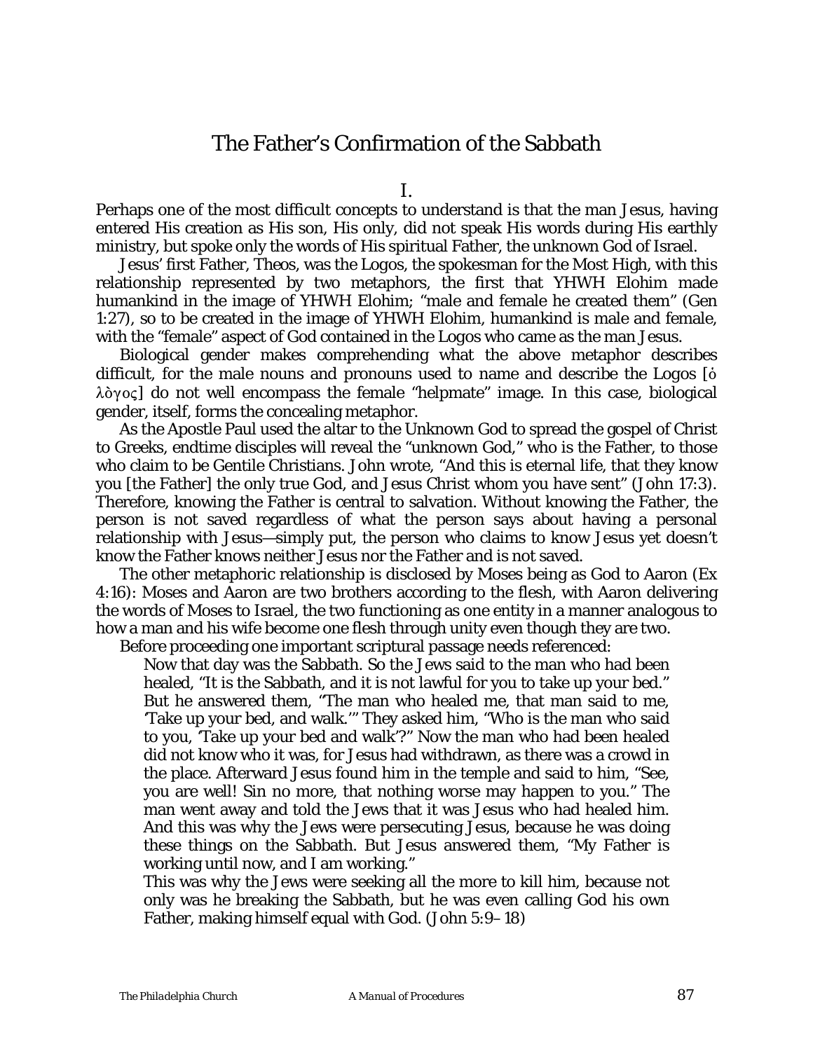# The Father's Confirmation of the Sabbath

## I.

Perhaps one of the most difficult concepts to understand is that the man Jesus, having entered His creation as His son, His only, did not speak His words during His earthly ministry, but spoke only the words of His spiritual Father, the unknown God of Israel.

Jesus' first Father, Theos, was the Logos, the spokesman for the Most High, with this relationship represented by two metaphors, the first that YHWH Elohim made humankind in the image of YHWH Elohim; "male and female he created them" (Gen 1:27), so to be created in the image of YHWH Elohim, humankind is male and female, with the "female" aspect of God contained in the Logos who came as the man Jesus.

Biological gender makes comprehending what the above metaphor describes difficult, for the male nouns and pronouns used to name and describe the Logos [ὁ λὸγος] do not well encompass the female "helpmate" image. In this case, biological gender, itself, forms the concealing metaphor.

As the Apostle Paul used the altar to the Unknown God to spread the gospel of Christ to Greeks, endtime disciples will reveal the "unknown God," who is the Father, to those who claim to be Gentile Christians. John wrote, "And this is eternal life, that they know you [the Father] the only true God, and Jesus Christ whom you have sent" (John 17:3). Therefore, knowing the Father is central to salvation. Without knowing the Father, the person is not saved regardless of what the person says about having a personal relationship with Jesus—simply put, the person who claims to know Jesus yet doesn't know the Father knows neither Jesus nor the Father and is not saved.

The other metaphoric relationship is disclosed by Moses being as God to Aaron (Ex 4:16): Moses and Aaron are two brothers according to the flesh, with Aaron delivering the words of Moses to Israel, the two functioning as one entity in a manner analogous to how a man and his wife become one flesh through unity even though they are two.

Before proceeding one important scriptural passage needs referenced:

> Now that day was the Sabbath. So the Jews said to the man who had been healed, "It is the Sabbath, and it is not lawful for you to take up your bed." But he answered them, "The man who healed me, that man said to me, 'Take up your bed, and walk.'" They asked him, "Who is the man who said to you, 'Take up your bed and walk'?" Now the man who had been healed did not know who it was, for Jesus had withdrawn, as there was a crowd in the place. Afterward Jesus found him in the temple and said to him, "See, you are well! Sin no more, that nothing worse may happen to you." The man went away and told the Jews that it was Jesus who had healed him. And this was why the Jews were persecuting Jesus, because he was doing these things on the Sabbath. But Jesus answered them, "My Father is working until now, and I am working."
>
> This was why the Jews were seeking all the more to kill him, because not only was he breaking the Sabbath, but he was even calling God his own Father, making himself equal with God. (John 5:9–18)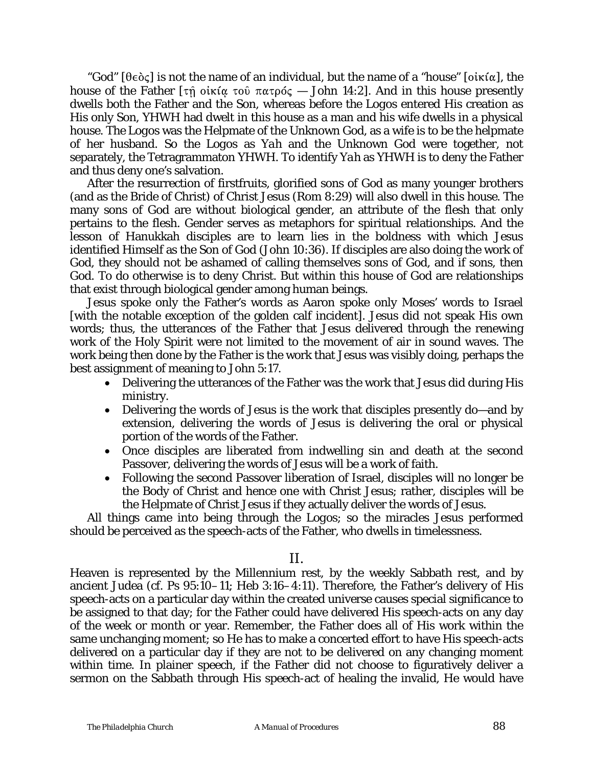"God" [θεὸς] is not the name of an individual, but the name of a "house" [οἰκία], the house of the Father [τῇ οἰκίᾳ τοῦ πατρός — John 14:2]. And in this house presently dwells both the Father and the Son, whereas before the Logos entered His creation as His only Son, YHWH had dwelt in this house as a man and his wife dwells in a physical house. The Logos was the Helpmate of the Unknown God, as a wife is to be the helpmate of her husband. So the Logos as *Yah* and the Unknown God were together, not separately, the Tetragrammaton YHWH. To identify *Yah* as YHWH is to deny the Father and thus deny one's salvation.

After the resurrection of firstfruits, glorified sons of God as many younger brothers (and as the Bride of Christ) of Christ Jesus (Rom 8:29) will also dwell in this house. The many sons of God are without biological gender, an attribute of the flesh that only pertains to the flesh. Gender serves as metaphors for spiritual relationships. And the lesson of Hanukkah disciples are to learn lies in the boldness with which Jesus identified Himself as the Son of God (John 10:36). If disciples are also doing the work of God, they should not be ashamed of calling themselves sons of God, and if sons, then God. To do otherwise is to deny Christ. But within this house of God are relationships that exist through biological gender among human beings.

Jesus spoke only the Father's words as Aaron spoke only Moses' words to Israel [with the notable exception of the golden calf incident]. Jesus did not speak His own words; thus, the utterances of the Father that Jesus delivered through the renewing work of the Holy Spirit were not limited to the movement of air in sound waves. The work being then done by the Father is the work that Jesus was visibly doing, perhaps the best assignment of meaning to John 5:17.

- Delivering the utterances of the Father was the work that Jesus did during His ministry.
- Delivering the words of Jesus is the work that disciples presently do—and by extension, delivering the words of Jesus is delivering the oral or physical portion of the words of the Father.
- Once disciples are liberated from indwelling sin and death at the second Passover, delivering the words of Jesus will be a work of faith.
- Following the second Passover liberation of Israel, disciples will no longer be the Body of Christ and hence one with Christ Jesus; rather, disciples will be the Helpmate of Christ Jesus if they actually deliver the words of Jesus.

All things came into being through the Logos; so the miracles Jesus performed should be perceived as the speech-acts of the Father, who dwells in timelessness.

## II.

Heaven is represented by the Millennium rest, by the weekly Sabbath rest, and by ancient Judea (cf. Ps 95:10–11; Heb 3:16–4:11). Therefore, the Father's delivery of His speech-acts on a particular day within the created universe causes special significance to be assigned to that day; for the Father could have delivered His speech-acts on any day of the week or month or year. Remember, the Father does all of His work within the same unchanging moment; so He has to make a concerted effort to have His speech-acts delivered on a particular day if they are not to be delivered on any changing moment within time. In plainer speech, if the Father did not choose to figuratively deliver a sermon on the Sabbath through His speech-act of healing the invalid, He would have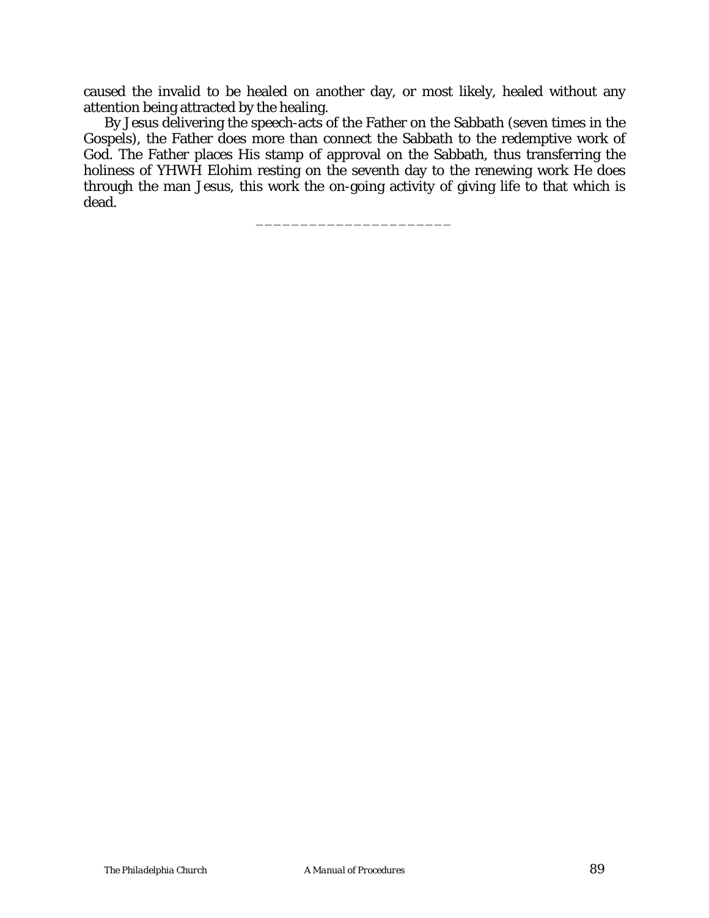caused the invalid to be healed on another day, or most likely, healed without any attention being attracted by the healing.

By Jesus delivering the speech-acts of the Father on the Sabbath (seven times in the Gospels), the Father does more than connect the Sabbath to the redemptive work of God. The Father places His stamp of approval on the Sabbath, thus transferring the holiness of YHWH Elohim resting on the seventh day to the renewing work He does through the man Jesus, this work the on-going activity of giving life to that which is dead.

---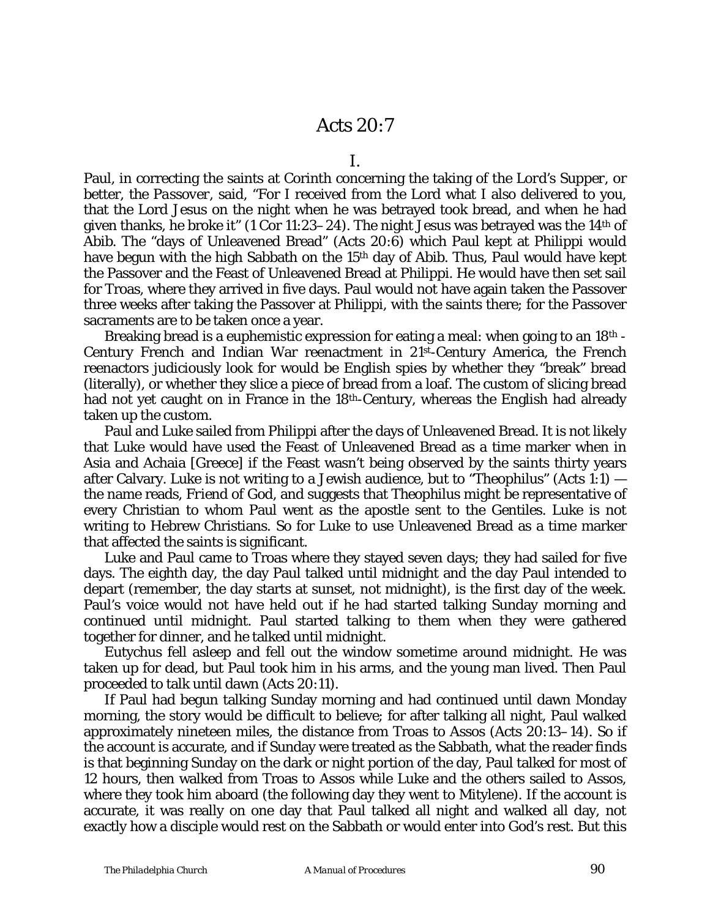# Acts 20:7

## I.

Paul, in correcting the saints at Corinth concerning the taking of the *Lord's Supper*, or better, the *Passover*, said, "For I received from the Lord what I also delivered to you, that the Lord Jesus on the night when he was betrayed took bread, and when he had given thanks, he broke it" (1 Cor 11:23–24). The night Jesus was betrayed was the 14th of Abib. The "days of Unleavened Bread" (Acts 20:6) which Paul kept at Philippi would have begun with the high Sabbath on the 15th day of Abib. Thus, Paul would have kept the Passover and the Feast of Unleavened Bread at Philippi. He would have then set sail for Troas, where they arrived in five days. Paul would not have again taken the Passover three weeks after taking the Passover at Philippi, with the saints there; for the Passover sacraments are to be taken once a year.

Breaking bread is a euphemistic expression for eating a meal: when going to an 18th-Century French and Indian War reenactment in 21st-Century America, the French reenactors judiciously look for would be English spies by whether they "break" bread (literally), or whether they slice a piece of bread from a loaf. The custom of slicing bread had not yet caught on in France in the 18th-Century, whereas the English had already taken up the custom.

Paul and Luke sailed from Philippi after the days of Unleavened Bread. It is not likely that Luke would have used the Feast of Unleavened Bread as a time marker when in Asia and Achaia [Greece] if the Feast wasn't being observed by the saints thirty years after Calvary. Luke is not writing to a Jewish audience, but to "Theophilus" (Acts 1:1) — the name reads, *Friend of God*, and suggests that Theophilus might be representative of every Christian to whom Paul went as the apostle sent to the Gentiles. Luke is not writing to Hebrew Christians. So for Luke to use Unleavened Bread as a time marker that affected the saints is significant.

Luke and Paul came to Troas where they stayed seven days; they had sailed for five days. The eighth day, the day Paul talked until midnight and the day Paul intended to depart (remember, the day starts at sunset, not midnight), is the first day of the week. Paul's voice would not have held out if he had started talking Sunday morning and continued until midnight. Paul started talking to them when they were gathered together for dinner, and he talked until midnight.

Eutychus fell asleep and fell out the window sometime around midnight. He was taken up for dead, but Paul took him in his arms, and the young man lived. Then Paul proceeded to talk until dawn (Acts 20:11).

If Paul had begun talking Sunday morning and had continued until dawn Monday morning, the story would be difficult to believe; for after talking all night, Paul walked approximately nineteen miles, the distance from Troas to Assos (Acts 20:13–14). So if the account is accurate, and if Sunday were treated as the Sabbath, what the reader finds is that beginning Sunday on the dark or night portion of the day, Paul talked for most of 12 hours, then walked from Troas to Assos while Luke and the others sailed to Assos, where they took him aboard (the following day they went to Mitylene). If the account is accurate, it was really on one day that Paul talked all night and walked all day, not exactly how a disciple would rest on the Sabbath or would enter into God's rest. But this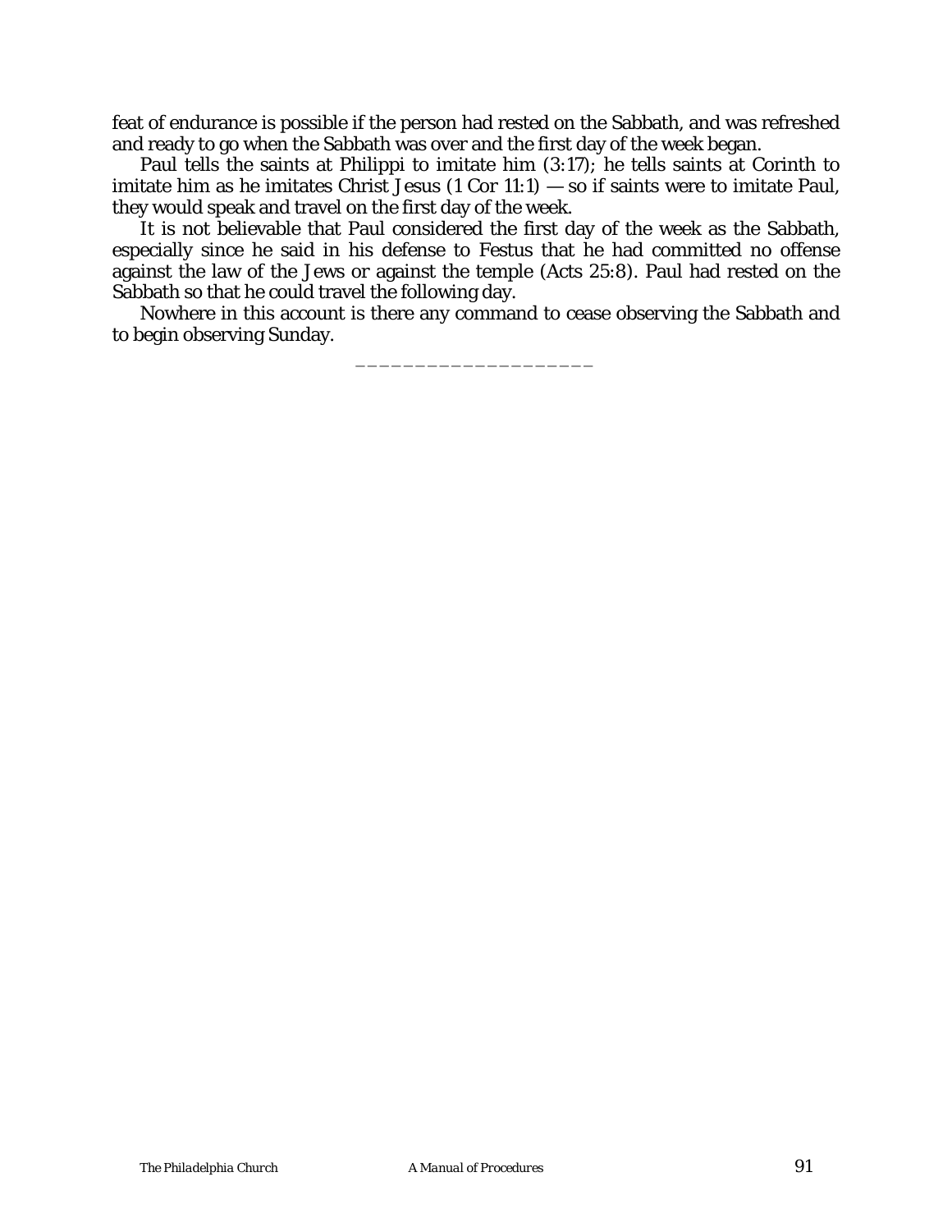feat of endurance is possible if the person had rested on the Sabbath, and was refreshed and ready to go when the Sabbath was over and the first day of the week began.

Paul tells the saints at Philippi to imitate him (3:17); he tells saints at Corinth to imitate him as he imitates Christ Jesus (1 Cor 11:1) — so if saints were to imitate Paul, they would speak and travel on the first day of the week.

It is not believable that Paul considered the first day of the week as the Sabbath, especially since he said in his defense to Festus that he had committed no offense against the law of the Jews or against the temple (Acts 25:8). Paul had rested on the Sabbath so that he could travel the following day.

Nowhere in this account is there any command to cease observing the Sabbath and to begin observing Sunday.

____________________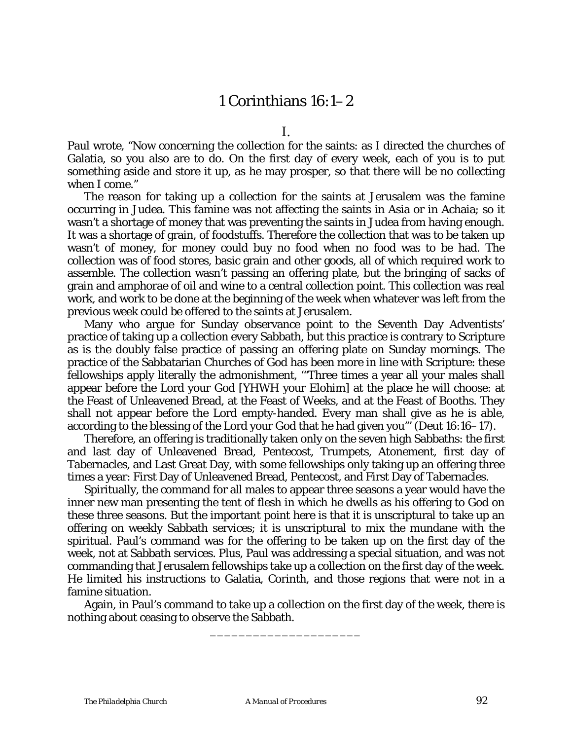# 1 Corinthians 16:1–2

I.

Paul wrote, "Now concerning the collection for the saints: as I directed the churches of Galatia, so you also are to do. On the first day of every week, each of you is to put something aside and store it up, as he may prosper, so that there will be no collecting when I come."

The reason for taking up a collection for the saints at Jerusalem was the famine occurring in Judea. This famine was not affecting the saints in Asia or in Achaia; so it wasn't a shortage of money that was preventing the saints in Judea from having enough. It was a shortage of grain, of foodstuffs. Therefore the collection that was to be taken up wasn't of money, for money could buy no food when no food was to be had. The collection was of food stores, basic grain and other goods, all of which required work to assemble. The collection wasn't passing an offering plate, but the bringing of sacks of grain and amphorae of oil and wine to a central collection point. This collection was real work, and work to be done at the beginning of the week when whatever was left from the previous week could be offered to the saints at Jerusalem.

Many who argue for Sunday observance point to the Seventh Day Adventists' practice of taking up a collection every Sabbath, but this practice is contrary to Scripture as is the doubly false practice of passing an offering plate on Sunday mornings. The practice of the Sabbatarian Churches of God has been more in line with Scripture: these fellowships apply literally the admonishment, '"Three times a year all your males shall appear before the Lord your God [YHWH your Elohim] at the place he will choose: at the Feast of Unleavened Bread, at the Feast of Weeks, and at the Feast of Booths. They shall not appear before the Lord empty-handed. Every man shall give as he is able, according to the blessing of the Lord your God that he had given you"' (Deut 16:16–17).

Therefore, an offering is traditionally taken only on the seven high Sabbaths: the first and last day of Unleavened Bread, Pentecost, Trumpets, Atonement, first day of Tabernacles, and Last Great Day, with some fellowships only taking up an offering three times a year: First Day of Unleavened Bread, Pentecost, and First Day of Tabernacles.

Spiritually, the command for all males to appear three seasons a year would have the inner new man presenting the tent of flesh in which he dwells as his offering to God on these three seasons. But the important point here is that it is unscriptural to take up an offering on weekly Sabbath services; it is unscriptural to mix the mundane with the spiritual. Paul's command was for the offering to be taken up on the first day of the week, not at Sabbath services. Plus, Paul was addressing a special situation, and was not commanding that Jerusalem fellowships take up a collection on the first day of the week. He limited his instructions to Galatia, Corinth, and those regions that were not in a famine situation.

Again, in Paul's command to take up a collection on the first day of the week, there is nothing about ceasing to observe the Sabbath.

____________________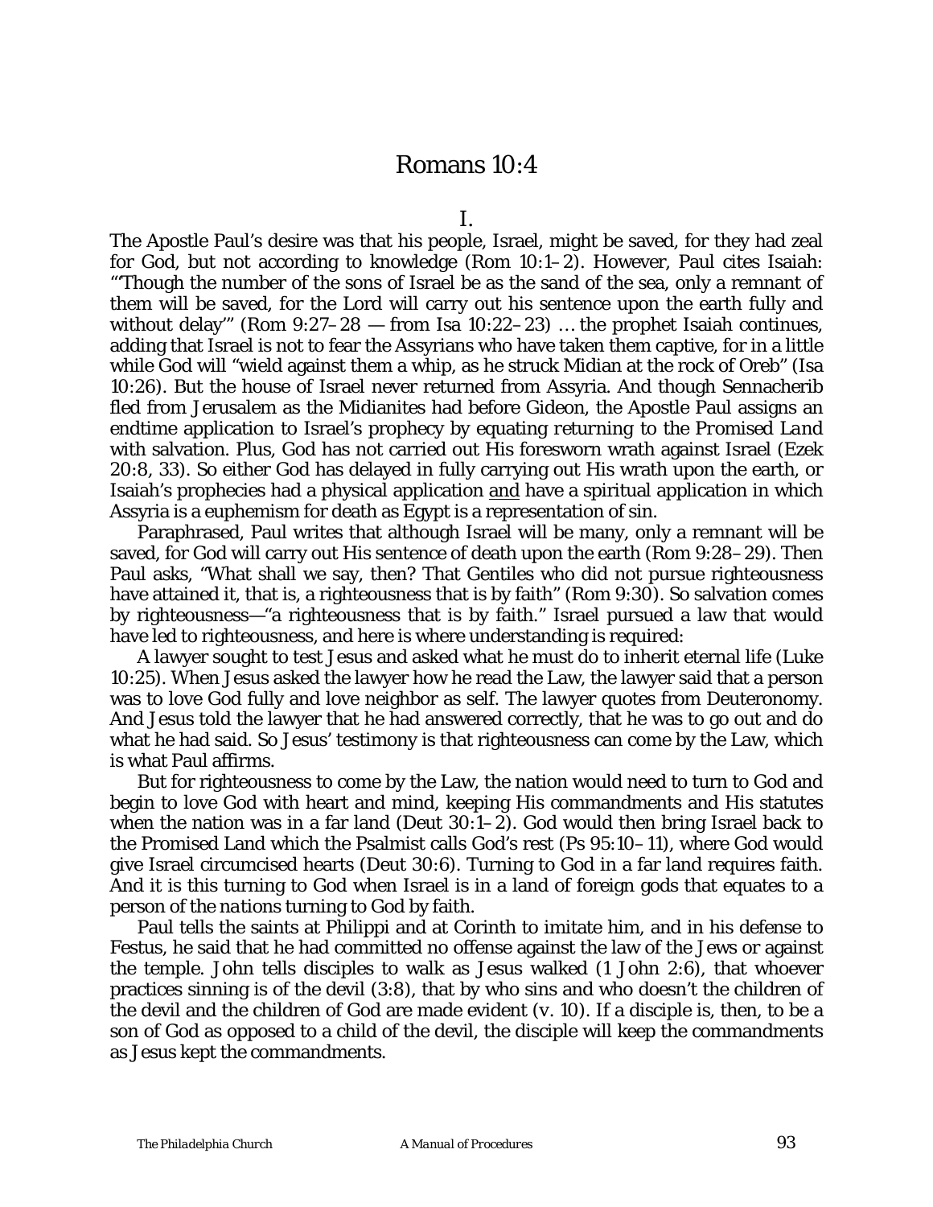# Romans 10:4

I.

The Apostle Paul's desire was that his people, Israel, might be saved, for they had zeal for God, but not according to knowledge (Rom 10:1–2). However, Paul cites Isaiah: "'Though the number of the sons of Israel be as the sand of the sea, only a remnant of them will be saved, for the Lord will carry out his sentence upon the earth fully and without delay'" (Rom 9:27–28 — from Isa 10:22–23) … the prophet Isaiah continues, adding that Israel is not to fear the Assyrians who have taken them captive, for in a little while God will "wield against them a whip, as he struck Midian at the rock of Oreb" (Isa 10:26). But the house of Israel never returned from Assyria. And though Sennacherib fled from Jerusalem as the Midianites had before Gideon, the Apostle Paul assigns an endtime application to Israel's prophecy by *equating returning to the Promised Land* with salvation. Plus, God has not carried out His foresworn wrath against Israel (Ezek 20:8, 33). So either God has delayed in fully carrying out His wrath upon the earth, or Isaiah's prophecies had a physical application and have a spiritual application in which Assyria is a euphemism for death as Egypt is a representation of sin.

Paraphrased, Paul writes that although Israel will be many, only a remnant will be saved, for God will carry out His sentence of death upon the earth (Rom 9:28–29). Then Paul asks, "What shall we say, then? That Gentiles who did not pursue righteousness have attained it, that is, a righteousness that is by faith" (Rom 9:30). So salvation comes by righteousness—"a righteousness that is by faith." Israel pursued a law that would have led to righteousness, and here is where understanding is required:

A lawyer sought to test Jesus and asked what he must do to inherit eternal life (Luke 10:25). When Jesus asked the lawyer how he read the Law, the lawyer said that a person was to love God fully and love neighbor as self. The lawyer quotes from Deuteronomy. And Jesus told the lawyer that he had answered correctly, that he was to go out and do what he had said. So Jesus' testimony is that righteousness can come by the Law, which is what Paul affirms.

But for righteousness to come by the Law, the nation would need to turn to God and begin to love God with heart and mind, keeping His commandments and His statutes when the nation was in a far land (Deut 30:1–2). God would then bring Israel back to the Promised Land which the Psalmist calls God's rest (Ps 95:10–11), where God would give Israel circumcised hearts (Deut 30:6). Turning to God in a far land requires faith. And it is this turning to God when Israel is in a land of foreign gods that equates to a person *of the nations turning to God by faith*.

Paul tells the saints at Philippi and at Corinth to imitate him, and in his defense to Festus, he said that he had committed no offense against the law of the Jews or against the temple. John tells disciples to walk as Jesus walked (1 John 2:6), that whoever practices sinning is of the devil (3:8), that by who sins and who doesn't the children of the devil and the children of God are made evident (v. 10). If a disciple is, then, to be a son of God as opposed to a child of the devil, the disciple will keep the commandments as Jesus kept the commandments.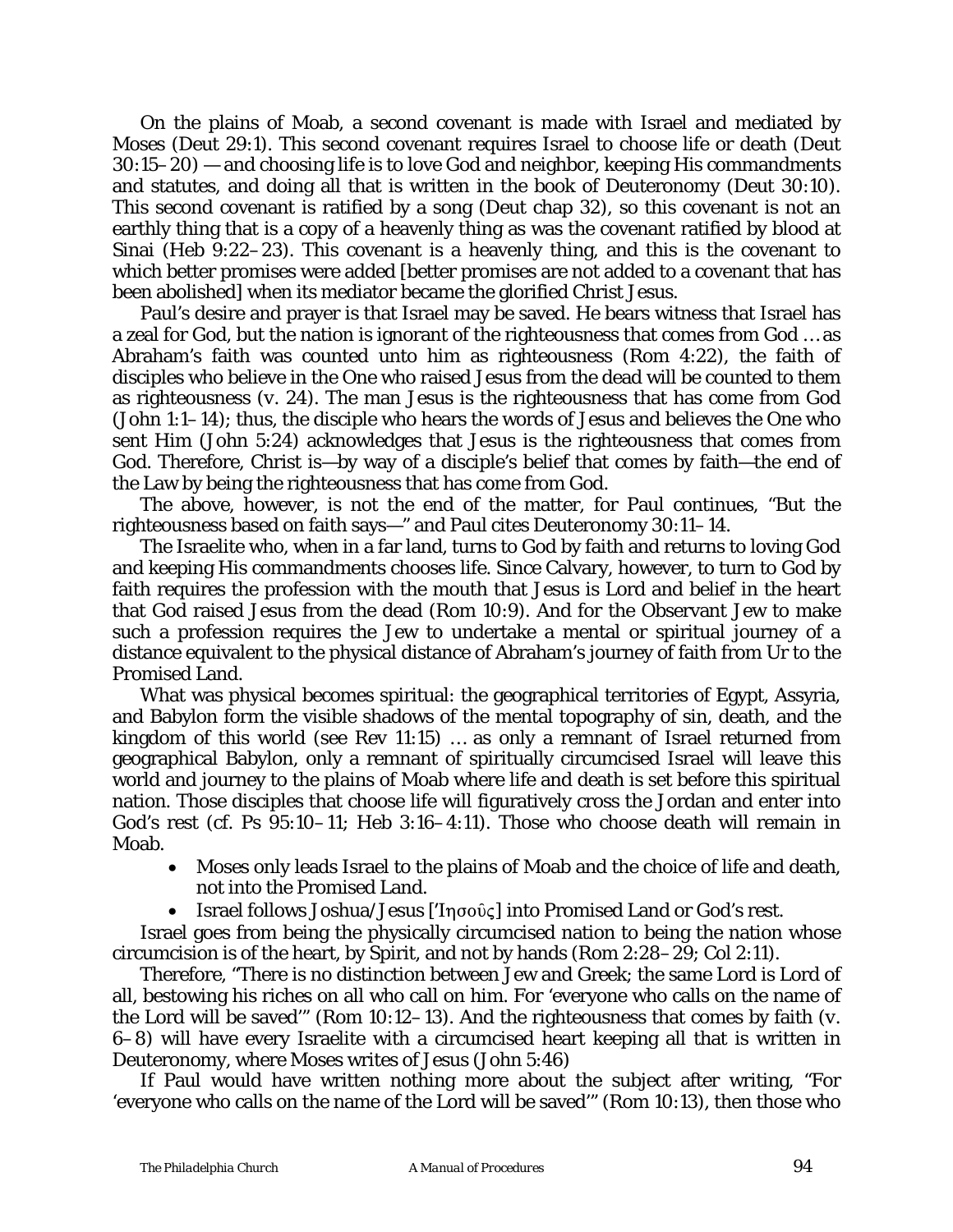On the plains of Moab, a second covenant is made with Israel and mediated by Moses (Deut 29:1). This second covenant requires Israel to choose life or death (Deut 30:15–20) — and choosing life is to love God and neighbor, keeping His commandments and statutes, and doing all that is written in the book of Deuteronomy (Deut 30:10). This second covenant is ratified by a song (Deut chap 32), so this covenant is not an earthly thing that is a copy of a heavenly thing as was the covenant ratified by blood at Sinai (Heb 9:22–23). This covenant is a heavenly thing, and this is the covenant to which better promises were added [better promises are not added to a covenant that has been abolished] when its mediator became the glorified Christ Jesus.

Paul's desire and prayer is that Israel may be saved. He bears witness that Israel has a zeal for God, but the nation is ignorant of the righteousness that comes from God … as Abraham's faith was counted unto him as righteousness (Rom 4:22), the faith of disciples who believe in the One who raised Jesus from the dead will be counted to them as righteousness (v. 24). The man Jesus is the righteousness that has come from God (John 1:1–14); thus, the disciple who hears the words of Jesus and believes the One who sent Him (John 5:24) acknowledges that Jesus is the righteousness that comes from God. Therefore, Christ is—by way of a disciple's belief that comes by faith—the end of the Law by being the righteousness that has come from God.

The above, however, is not the end of the matter, for Paul continues, "But the righteousness based on faith says—" and Paul cites Deuteronomy 30:11–14.

The Israelite who, when in a far land, turns to God by faith and returns to loving God and keeping His commandments chooses life. Since Calvary, however, to turn to God by faith requires the profession with the mouth that Jesus is Lord and belief in the heart that God raised Jesus from the dead (Rom 10:9). And for the Observant Jew to make such a profession requires the Jew to undertake a mental or spiritual journey of a distance equivalent to the physical distance of Abraham's journey of faith from Ur to the Promised Land.

What was physical becomes spiritual: the geographical territories of Egypt, Assyria, and Babylon form the visible shadows of the mental topography of sin, death, and the kingdom of this world (see Rev 11:15) … as only a remnant of Israel returned from geographical Babylon, only a remnant of spiritually circumcised Israel will leave this world and journey to the plains of Moab where life and death is set before this spiritual nation. Those disciples that choose life will figuratively cross the Jordan and enter into God's rest (cf. Ps 95:10–11; Heb 3:16–4:11). Those who choose death will remain in Moab.

- Moses only leads Israel to the plains of Moab and the choice of life and death, not into the Promised Land.
- Israel follows Joshua/Jesus [Ἰησοῦς] into Promised Land or God's rest.

Israel goes from being the physically circumcised nation to being the nation whose circumcision is of the heart, by Spirit, and not by hands (Rom 2:28–29; Col 2:11).

Therefore, "There is no distinction between Jew and Greek; the same Lord is Lord of all, bestowing his riches on all who call on him. For 'everyone who calls on the name of the Lord will be saved'" (Rom 10:12–13). And the righteousness that comes by faith (v. 6–8) will have every Israelite with a circumcised heart keeping all that is written in Deuteronomy, where Moses writes of Jesus (John 5:46)

If Paul would have written nothing more about the subject after writing, "For 'everyone who calls on the name of the Lord will be saved'" (Rom 10:13), then those who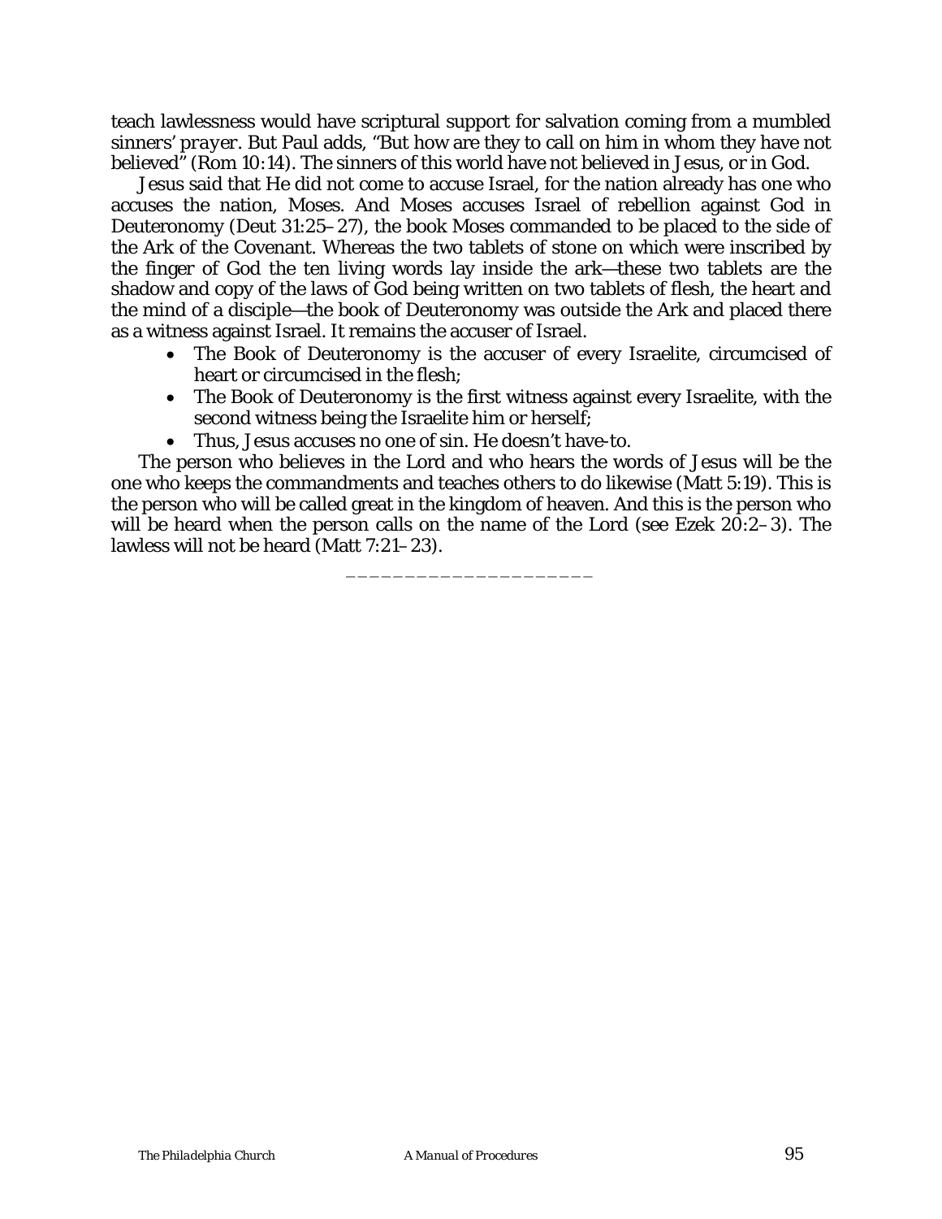teach lawlessness would have scriptural support for salvation coming from a mumbled sinners' *prayer*. But Paul adds, "But how are they to call on him in whom they have not believed" (Rom 10:14). The sinners of this world have not believed in Jesus, or in God.

Jesus said that He did not come to accuse Israel, for the nation already has one who accuses the nation, Moses. And Moses accuses Israel of rebellion against God in Deuteronomy (Deut 31:25–27), the book Moses commanded to be placed to the side of the Ark of the Covenant. Whereas the two tablets of stone on which were inscribed by the finger of God the ten living words lay inside the ark—these two tablets are the shadow and copy of the laws of God being written on two tablets of flesh, the heart and the mind of a disciple—the book of Deuteronomy was outside the Ark and placed there as a witness against Israel. It remains the accuser of Israel.

- The Book of Deuteronomy is the accuser of every Israelite, circumcised of heart or circumcised in the flesh;
- The Book of Deuteronomy is the first witness against every Israelite, with the second witness being the Israelite him or herself;
- Thus, Jesus accuses no one of sin. He doesn't have-to.

The person who believes in the Lord and who hears the words of Jesus will be the one who keeps the commandments and teaches others to do likewise (Matt 5:19). This is the person who will be called great in the kingdom of heaven. And this is the person who will be heard when the person calls on the name of the Lord (see Ezek 20:2–3). The lawless will not be heard (Matt 7:21–23).

\_\_\_\_\_\_\_\_\_\_\_\_\_\_\_\_\_\_\_\_\_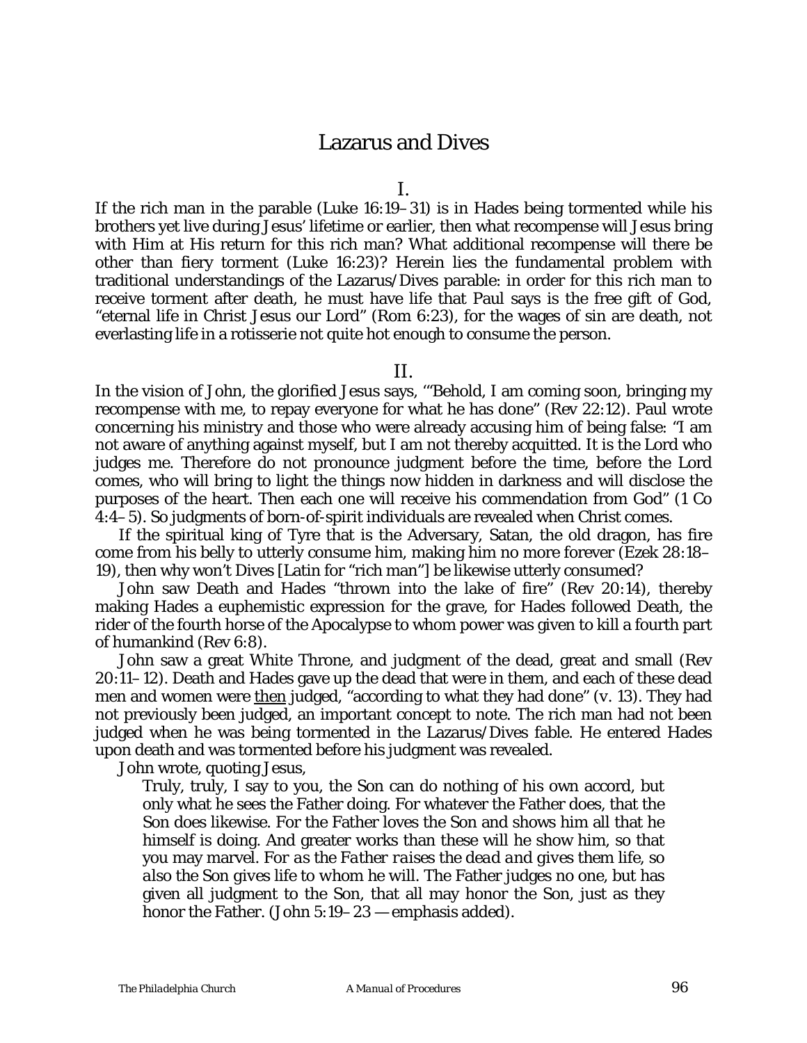# Lazarus and Dives

## I.

If the rich man in the parable (Luke 16:19–31) is in Hades being tormented while his brothers yet live during Jesus' lifetime or earlier, then what recompense will Jesus bring with Him at His return for this rich man? What additional recompense will there be other than fiery torment (Luke 16:23)? Herein lies the fundamental problem with traditional understandings of the Lazarus/Dives parable: in order for this rich man to receive torment after death, he must have life that Paul says is the free gift of God, "eternal life in Christ Jesus our Lord" (Rom 6:23), for the wages of sin are death, not everlasting life in a rotisserie not quite hot enough to consume the person.

## II.

In the vision of John, the glorified Jesus says, "'Behold, I am coming soon, bringing my recompense with me, to repay everyone for what he has done" (Rev 22:12). Paul wrote concerning his ministry and those who were already accusing him of being false: "I am not aware of anything against myself, but I am not thereby acquitted. It is the Lord who judges me. Therefore do not pronounce judgment before the time, before the Lord comes, who will bring to light the things now hidden in darkness and will disclose the purposes of the heart. Then each one will receive his commendation from God" (1 Co 4:4–5). So judgments of born-of-spirit individuals are revealed when Christ comes.

If the spiritual king of Tyre that is the Adversary, Satan, the old dragon, has fire come from his belly to utterly consume him, making him no more forever (Ezek 28:18–19), then why won't Dives [Latin for "rich man"] be likewise utterly consumed?

John saw Death and Hades "thrown into the lake of fire" (Rev 20:14), thereby making Hades a euphemistic expression for the grave, for Hades followed Death, the rider of the fourth horse of the Apocalypse to whom power was given to kill a fourth part of humankind (Rev 6:8).

John saw a great White Throne, and judgment of the dead, great and small (Rev 20:11–12). Death and Hades gave up the dead that were in them, and each of these dead men and women were <u>then</u> judged, "according to what they had done" (v. 13). They had not previously been judged, an important concept to note. The rich man had not been judged when he was being tormented in the Lazarus/Dives fable. He entered Hades upon death and was tormented before his judgment was revealed.

John wrote, quoting Jesus,

> Truly, truly, I say to you, the Son can do nothing of his own accord, but only what he sees the Father doing. For whatever the Father does, that the Son does likewise. For the Father loves the Son and shows him all that he himself is doing. And greater works than these will he show him, so that you may marvel. *For as the Father raises the dead and gives them life, so also the Son gives life to whom he will.* The Father judges no one, but has given all judgment to the Son, that all may honor the Son, just as they honor the Father. (John 5:19–23 — emphasis added).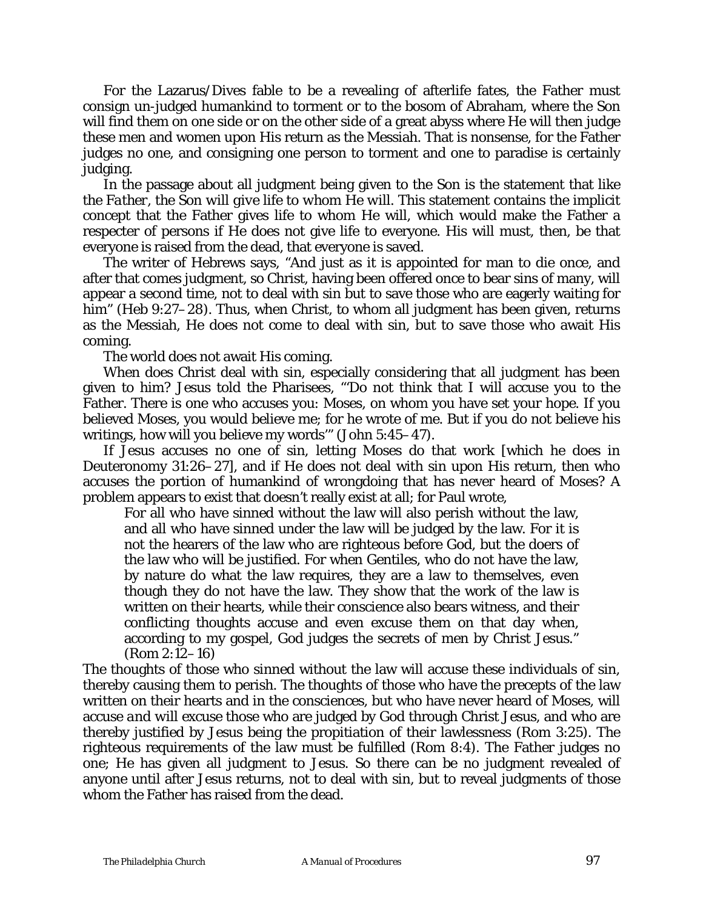For the Lazarus/Dives fable to be a revealing of afterlife fates, the Father must consign un-judged humankind to torment or to the bosom of Abraham, where the Son will find them on one side or on the other side of a great abyss where He will then judge these men and women upon His return as the Messiah. That is nonsense, for the Father judges no one, and consigning one person to torment and one to paradise is certainly judging.

In the passage about all judgment being given to the Son is the statement that *like the Father*, the Son will give life to whom He will. This statement contains the implicit concept that the Father gives life to whom He will, which would make the Father a respecter of persons if He does not give life to everyone. His will must, then, be that everyone is raised from the dead, that everyone is saved.

The writer of Hebrews says, "And just as it is appointed for man to die once, and after that comes judgment, so Christ, having been offered once to bear sins of many, will appear a second time, not to deal with sin but to save those who are eagerly waiting for him" (Heb 9:27–28). Thus, when Christ, to whom all judgment has been given, returns as the Messiah, He does not come to deal with sin, but to save those who await His coming.

The world does not await His coming.

When does Christ deal with sin, especially considering that all judgment has been given to him? Jesus told the Pharisees, "'Do not think that I will accuse you to the Father. There is one who accuses you: Moses, on whom you have set your hope. If you believed Moses, you would believe me; for he wrote of me. But if you do not believe his writings, how will you believe my words'" (John 5:45–47).

If Jesus accuses no one of sin, letting Moses do that work [which he does in Deuteronomy 31:26–27], and if He does not deal with sin upon His return, then who accuses the portion of humankind of wrongdoing that has never heard of Moses? A problem appears to exist that doesn't really exist at all; for Paul wrote,

> For all who have sinned without the law will also perish without the law, and all who have sinned under the law will be judged by the law. For it is not the hearers of the law who are righteous before God, but the doers of the law who will be justified. For when Gentiles, who do not have the law, by nature do what the law requires, they are a law to themselves, even though they do not have the law. They show that the work of the law is written on their hearts, while their conscience also bears witness, and their conflicting thoughts accuse and even excuse them on that day when, according to my gospel, God judges the secrets of men by Christ Jesus." (Rom 2:12–16)

The thoughts of those who sinned without the law will accuse these individuals of sin, thereby causing them to perish. The thoughts of those who have the precepts of the law written on their hearts and in the consciences, but who have never heard of Moses, will accuse *and* will excuse those who are judged by God through Christ Jesus, and who are thereby justified by Jesus being the propitiation of their lawlessness (Rom 3:25). The righteous requirements of the law must be fulfilled (Rom 8:4). The Father judges no one; He has given all judgment to Jesus. So there can be no judgment revealed of anyone until after Jesus returns, not to deal with sin, but to reveal judgments of those whom the Father has raised from the dead.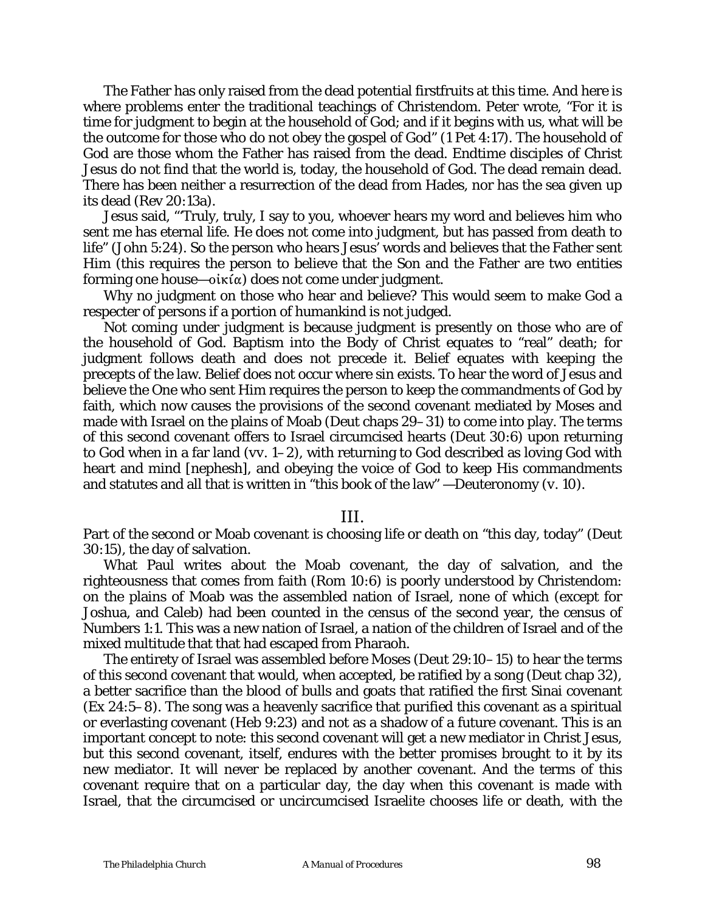The Father has only raised from the dead potential firstfruits at this time. And here is where problems enter the traditional teachings of Christendom. Peter wrote, "For it is time for judgment to begin at the household of God; and if it begins with us, what will be the outcome for those who do not obey the gospel of God" (1 Pet 4:17). The household of God are those whom the Father has raised from the dead. Endtime disciples of Christ Jesus do not find that the world is, today, the household of God. The dead remain dead. There has been neither a resurrection of the dead from Hades, nor has the sea given up its dead (Rev 20:13a).

Jesus said, "'Truly, truly, I say to you, whoever hears my word and believes him who sent me has eternal life. He does not come into judgment, but has passed from death to life" (John 5:24). So the person who hears Jesus' words and believes that the Father sent Him (this requires the person to believe that the Son and the Father are two entities forming one house—οἰκία) does not come under judgment.

Why no judgment on those who hear and believe? This would seem to make God a respecter of persons if a portion of humankind is not judged.

Not coming under judgment is because judgment is presently on those who are of the household of God. Baptism into the Body of Christ equates to "real" death; for judgment follows death and does not precede it. Belief equates with keeping the precepts of the law. Belief does not occur where sin exists. To hear the word of Jesus and believe the One who sent Him requires the person to keep the commandments of God by faith, which now causes the provisions of the second covenant mediated by Moses and made with Israel on the plains of Moab (Deut chaps 29–31) to come into play. The terms of this second covenant offers to Israel circumcised hearts (Deut 30:6) upon returning to God when in a far land (vv. 1–2), with returning to God described as loving God with heart and mind [nephesh], and obeying the voice of God to keep His commandments and statutes and all that is written in "this book of the law" —Deuteronomy (v. 10).

## III.

Part of the second or Moab covenant is choosing life or death on "this day, today" (Deut 30:15), the day of salvation.

What Paul writes about the Moab covenant, the day of salvation, and the righteousness that comes from faith (Rom 10:6) is poorly understood by Christendom: on the plains of Moab was the assembled nation of Israel, none of which (except for Joshua, and Caleb) had been counted in the census of the second year, the census of Numbers 1:1. This was a new nation of Israel, a nation of the children of Israel and of the mixed multitude that that had escaped from Pharaoh.

The entirety of Israel was assembled before Moses (Deut 29:10–15) to hear the terms of this second covenant that would, when accepted, be ratified by a song (Deut chap 32), a better sacrifice than the blood of bulls and goats that ratified the first Sinai covenant (Ex 24:5–8). The song was a heavenly sacrifice that purified this covenant as a spiritual or everlasting covenant (Heb 9:23) and not as a shadow of a future covenant. This is an important concept to note: this second covenant will get a new mediator in Christ Jesus, but this second covenant, itself, endures with the better promises brought to it by its new mediator. It will never be replaced by another covenant. And the terms of this covenant require that on a particular day, the day when this covenant is made with Israel, that the circumcised or uncircumcised Israelite chooses life or death, with the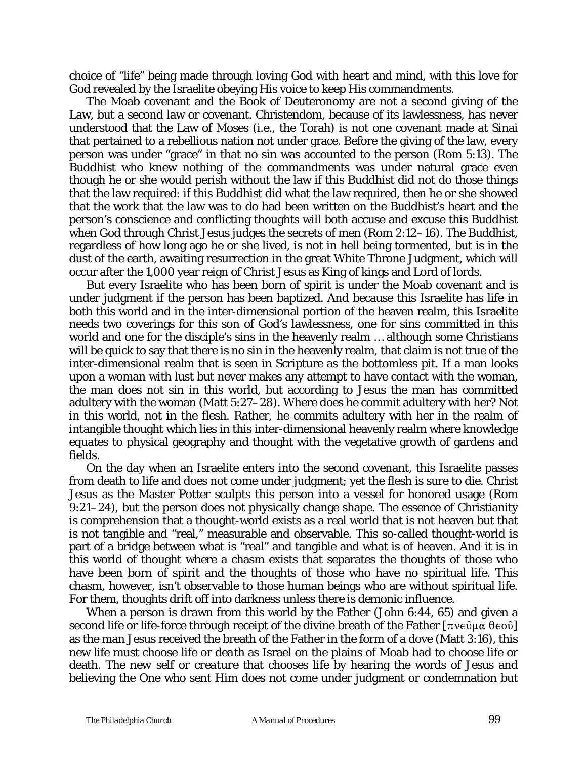choice of "life" being made through loving God with heart and mind, with this love for God revealed by the Israelite obeying His voice to keep His commandments.

The Moab covenant and the Book of Deuteronomy are not a second giving of the Law, but a second law or covenant. Christendom, because of its lawlessness, has never understood that the Law of Moses (i.e., the Torah) is not one covenant made at Sinai that pertained to a rebellious nation not under grace. Before the giving of the law, every person was under "grace" in that no sin was accounted to the person (Rom 5:13). The Buddhist who knew nothing of the commandments was under natural grace even though he or she would perish without the law if this Buddhist did not do those things that the law required: if this Buddhist did what the law required, then he or she showed that the work that the law was to do had been written on the Buddhist's heart and the person's conscience and conflicting thoughts will both accuse and excuse this Buddhist when God through Christ Jesus judges the secrets of men (Rom 2:12–16). The Buddhist, regardless of how long ago he or she lived, is not in hell being tormented, but is in the dust of the earth, awaiting resurrection in the great White Throne Judgment, which will occur after the 1,000 year reign of Christ Jesus as King of kings and Lord of lords.

But every Israelite who has been born of spirit is under the Moab covenant and is under judgment if the person has been baptized. And because this Israelite has life in both this world and in the inter-dimensional portion of the heaven realm, this Israelite needs two coverings for this son of God's lawlessness, one for sins committed in this world and one for the disciple's sins in the heavenly realm … although some Christians will be quick to say that there is no sin in the heavenly realm, that claim is not true of the inter-dimensional realm that is seen in Scripture as the bottomless pit. If a man looks upon a woman with lust but never makes any attempt to have contact with the woman, the man does not sin in this world, but according to Jesus the man has committed adultery with the woman (Matt 5:27–28). Where does he commit adultery with her? Not in this world, not in the flesh. Rather, he commits adultery with her in the realm of intangible thought which lies in this inter-dimensional heavenly realm where knowledge equates to physical geography and thought with the vegetative growth of gardens and fields.

On the day when an Israelite enters into the second covenant, this Israelite passes from death to life and does not come under judgment; yet the flesh is sure to die. Christ Jesus as the Master Potter sculpts this person into a vessel for honored usage (Rom 9:21–24), but the person does not physically change shape. The essence of Christianity is comprehension that a thought-world exists as a real world that is not heaven but that is not tangible and "real," measurable and observable. This so-called thought-world is part of a bridge between what is "real" and tangible and what is of heaven. And it is in this world of thought where a chasm exists that separates the thoughts of those who have been born of spirit and the thoughts of those who have no spiritual life. This chasm, however, isn't observable to those human beings who are without spiritual life. For them, thoughts drift off into darkness unless there is demonic influence.

When a person is drawn from this world by the Father (John 6:44, 65) and given a second life or life-force through receipt of the divine breath of the Father [πνεῦμα θεοῦ] as the man Jesus received the breath of the Father in the form of a dove (Matt 3:16), this new life must choose life or death as Israel on the plains of Moab had to choose life or death. The new self or *creature* that chooses life by hearing the words of Jesus and believing the One who sent Him does not come under judgment or condemnation but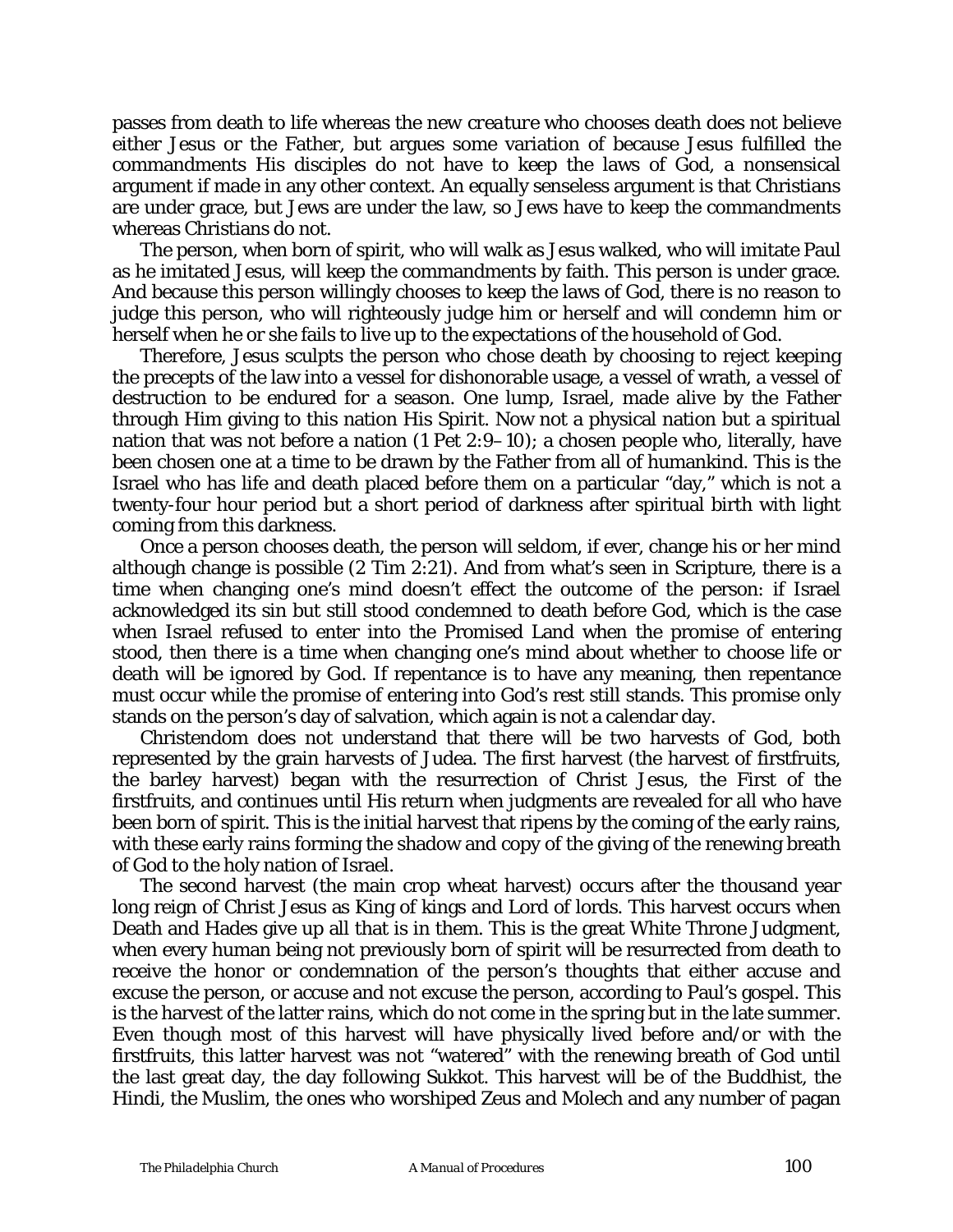passes from death to life whereas the new *creature* who chooses death does not believe either Jesus or the Father, but argues some variation of because Jesus fulfilled the commandments His disciples do not have to keep the laws of God, a nonsensical argument if made in any other context. An equally senseless argument is that Christians are under grace, but Jews are under the law, so Jews have to keep the commandments whereas Christians do not.

The person, when born of spirit, who will walk as Jesus walked, who will imitate Paul as he imitated Jesus, will keep the commandments by faith. This person is under grace. And because this person willingly chooses to keep the laws of God, there is no reason to judge this person, who will righteously judge him or herself and will condemn him or herself when he or she fails to live up to the expectations of the household of God.

Therefore, Jesus sculpts the person who chose death by choosing to reject keeping the precepts of the law into a vessel for dishonorable usage, a vessel of wrath, a vessel of destruction to be endured for a season. One lump, Israel, made alive by the Father through Him giving to this nation His Spirit. Now not a physical nation but a spiritual nation that was not before a nation (1 Pet 2:9–10); a chosen people who, literally, have been chosen one at a time to be drawn by the Father from all of humankind. This is the Israel who has life and death placed before them on a particular "day," which is not a twenty-four hour period but a short period of darkness after spiritual birth with light coming from this darkness.

Once a person chooses death, the person will seldom, if ever, change his or her mind although change is possible (2 Tim 2:21). And from what's seen in Scripture, there is a time when changing one's mind doesn't effect the outcome of the person: if Israel acknowledged its sin but still stood condemned to death before God, which is the case when Israel refused to enter into the Promised Land when the promise of entering stood, then there is a time when changing one's mind about whether to choose life or death will be ignored by God. If repentance is to have any meaning, then repentance must occur while the promise of entering into God's rest still stands. This promise only stands on the person's day of salvation, which again is not a calendar day.

Christendom does not understand that there will be two harvests of God, both represented by the grain harvests of Judea. The first harvest (the harvest of firstfruits, the barley harvest) began with the resurrection of Christ Jesus, the First of the firstfruits, and continues until His return when judgments are revealed for all who have been born of spirit. This is the initial harvest that ripens by the coming of the early rains, with these early rains forming the shadow and copy of the giving of the renewing breath of God to the holy nation of Israel.

The second harvest (the main crop wheat harvest) occurs after the thousand year long reign of Christ Jesus as King of kings and Lord of lords. This harvest occurs when Death and Hades give up all that is in them. This is the great White Throne Judgment, when every human being not previously born of spirit will be resurrected from death to receive the honor or condemnation of the person's thoughts that either accuse and excuse the person, or accuse and not excuse the person, according to Paul's gospel. This is the harvest of the latter rains, which do not come in the spring but in the late summer. Even though most of this harvest will have physically lived before and/or with the firstfruits, this latter harvest was not "watered" with the renewing breath of God until the last great day, the day following Sukkot. This harvest will be of the Buddhist, the Hindi, the Muslim, the ones who worshiped Zeus and Molech and any number of pagan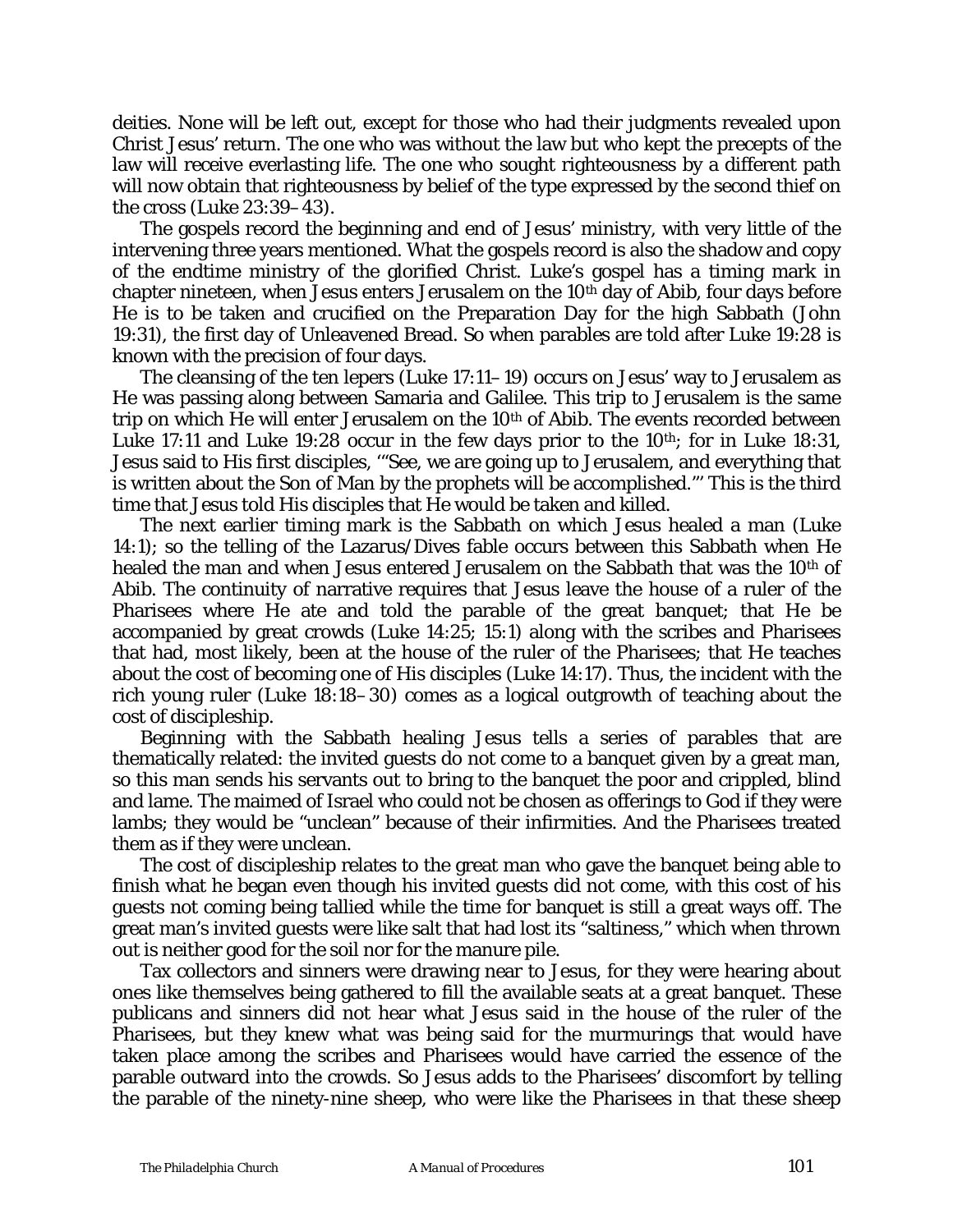deities. None will be left out, except for those who had their judgments revealed upon Christ Jesus' return. The one who was without the law but who kept the precepts of the law will receive everlasting life. The one who sought righteousness by a different path will now obtain that righteousness by belief of the type expressed by the second thief on the cross (Luke 23:39–43).

The gospels record the beginning and end of Jesus' ministry, with very little of the intervening three years mentioned. What the gospels record is also the shadow and copy of the endtime ministry of the glorified Christ. Luke's gospel has a timing mark in chapter nineteen, when Jesus enters Jerusalem on the 10th day of Abib, four days before He is to be taken and crucified on the Preparation Day for the high Sabbath (John 19:31), the first day of Unleavened Bread. So when parables are told after Luke 19:28 is known with the precision of four days.

The cleansing of the ten lepers (Luke 17:11–19) occurs on Jesus' way to Jerusalem as He was passing along between Samaria and Galilee. This trip to Jerusalem is the same trip on which He will enter Jerusalem on the 10th of Abib. The events recorded between Luke 17:11 and Luke 19:28 occur in the few days prior to the 10th; for in Luke 18:31, Jesus said to His first disciples, '"See, we are going up to Jerusalem, and everything that is written about the Son of Man by the prophets will be accomplished."' This is the third time that Jesus told His disciples that He would be taken and killed.

The next earlier timing mark is the Sabbath on which Jesus healed a man (Luke 14:1); so the telling of the Lazarus/Dives fable occurs between this Sabbath when He healed the man and when Jesus entered Jerusalem on the Sabbath that was the 10th of Abib. The continuity of narrative requires that Jesus leave the house of a ruler of the Pharisees where He ate and told the parable of the great banquet; that He be accompanied by great crowds (Luke 14:25; 15:1) along with the scribes and Pharisees that had, most likely, been at the house of the ruler of the Pharisees; that He teaches about the cost of becoming one of His disciples (Luke 14:17). Thus, the incident with the rich young ruler (Luke 18:18–30) comes as a logical outgrowth of teaching about the cost of discipleship.

Beginning with the Sabbath healing Jesus tells a series of parables that are thematically related: the invited guests do not come to a banquet given by a great man, so this man sends his servants out to bring to the banquet the poor and crippled, blind and lame. The maimed of Israel who could not be chosen as offerings to God if they were lambs; they would be "unclean" because of their infirmities. And the Pharisees treated them as if they were unclean.

The cost of discipleship relates to the great man who gave the banquet being able to finish what he began even though his invited guests did not come, with this cost of his guests not coming being tallied while the time for banquet is still a great ways off. The great man's invited guests were like salt that had lost its "saltiness," which when thrown out is neither good for the soil nor for the manure pile.

Tax collectors and sinners were drawing near to Jesus, for they were hearing about ones like themselves being gathered to fill the available seats at a great banquet. These publicans and sinners did not hear what Jesus said in the house of the ruler of the Pharisees, but they knew what was being said for the murmurings that would have taken place among the scribes and Pharisees would have carried the essence of the parable outward into the crowds. So Jesus adds to the Pharisees' discomfort by telling the parable of the ninety-nine sheep, who were like the Pharisees in that these sheep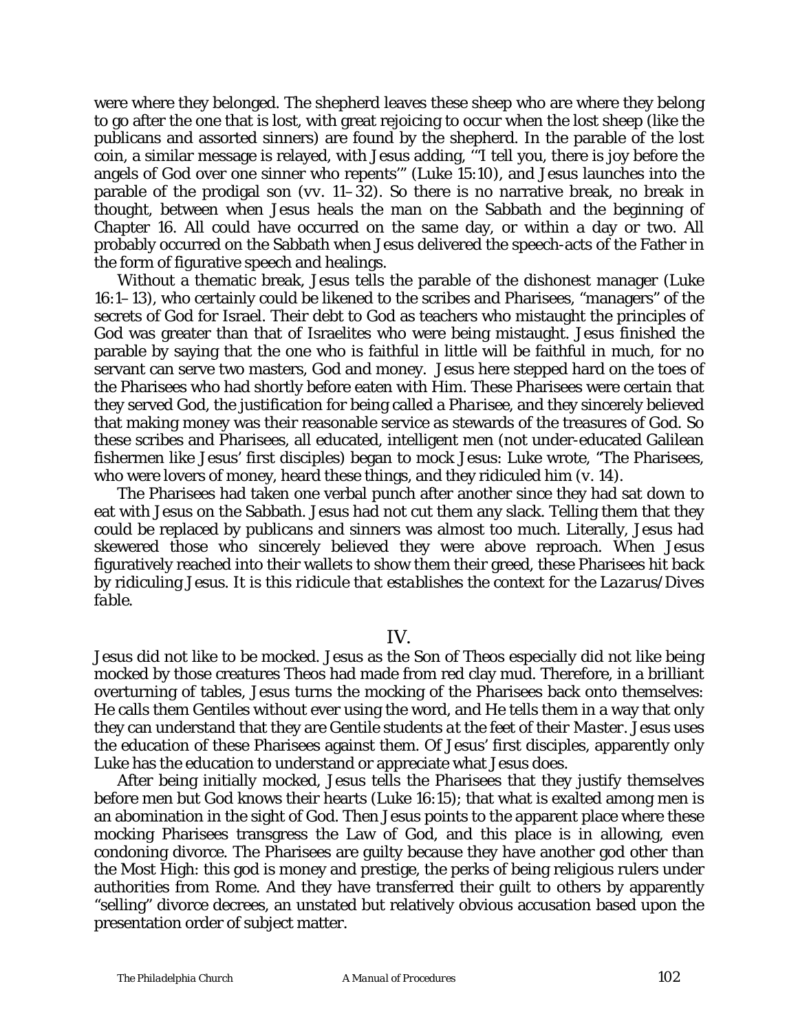were where they belonged. The shepherd leaves these sheep who are where they belong to go after the one that is lost, with great rejoicing to occur when the lost sheep (like the publicans and assorted sinners) are found by the shepherd. In the parable of the lost coin, a similar message is relayed, with Jesus adding, '"I tell you, there is joy before the angels of God over one sinner who repents'" (Luke 15:10), and Jesus launches into the parable of the prodigal son (vv. 11–32). So there is no narrative break, no break in thought, between when Jesus heals the man on the Sabbath and the beginning of Chapter 16. All could have occurred on the same day, or within a day or two. All probably occurred on the Sabbath when Jesus delivered the speech-acts of the Father in the form of figurative speech and healings.

Without a thematic break, Jesus tells the parable of the dishonest manager (Luke 16:1–13), who certainly could be likened to the scribes and Pharisees, "managers" of the secrets of God for Israel. Their debt to God as teachers who mistaught the principles of God was greater than that of Israelites who were being mistaught. Jesus finished the parable by saying that the one who is faithful in little will be faithful in much, for no servant can serve two masters, God and money. Jesus here stepped hard on the toes of the Pharisees who had shortly before eaten with Him. These Pharisees were certain that they served God, the justification for being called a *Pharisee*, and they sincerely believed that making money was their reasonable service as stewards of the treasures of God. So these scribes and Pharisees, all educated, intelligent men (not under-educated Galilean fishermen like Jesus' first disciples) began to mock Jesus: Luke wrote, "The Pharisees, who were lovers of money, heard these things, and they ridiculed him (v. 14).

The Pharisees had taken one verbal punch after another since they had sat down to eat with Jesus on the Sabbath. Jesus had not cut them any slack. Telling them that they could be replaced by publicans and sinners was almost too much. Literally, Jesus had skewered those who sincerely believed they were above reproach. When Jesus figuratively reached into their wallets to show them their greed, these Pharisees hit back by ridiculing Jesus. *It is this ridicule that establishes the context for the Lazarus/Dives fable*.

## IV.

Jesus did not like to be mocked. Jesus as the Son of Theos especially did not like being mocked by those creatures Theos had made from red clay mud. Therefore, in a brilliant overturning of tables, Jesus turns the mocking of the Pharisees back onto themselves: He calls them Gentiles without ever using the word, and He tells them in a way that only they can understand that they are *Gentile students at the feet of their Master*. Jesus uses the education of these Pharisees against them. Of Jesus' first disciples, apparently only Luke has the education to understand or appreciate what Jesus does.

After being initially mocked, Jesus tells the Pharisees that they justify themselves before men but God knows their hearts (Luke 16:15); that what is exalted among men is an abomination in the sight of God. Then Jesus points to the apparent place where these mocking Pharisees transgress the Law of God, and this place is in allowing, even condoning divorce. The Pharisees are guilty because they have another god other than the Most High: this god is money and prestige, the perks of being religious rulers under authorities from Rome. And they have transferred their guilt to others by apparently "selling" divorce decrees, an unstated but relatively obvious accusation based upon the presentation order of subject matter.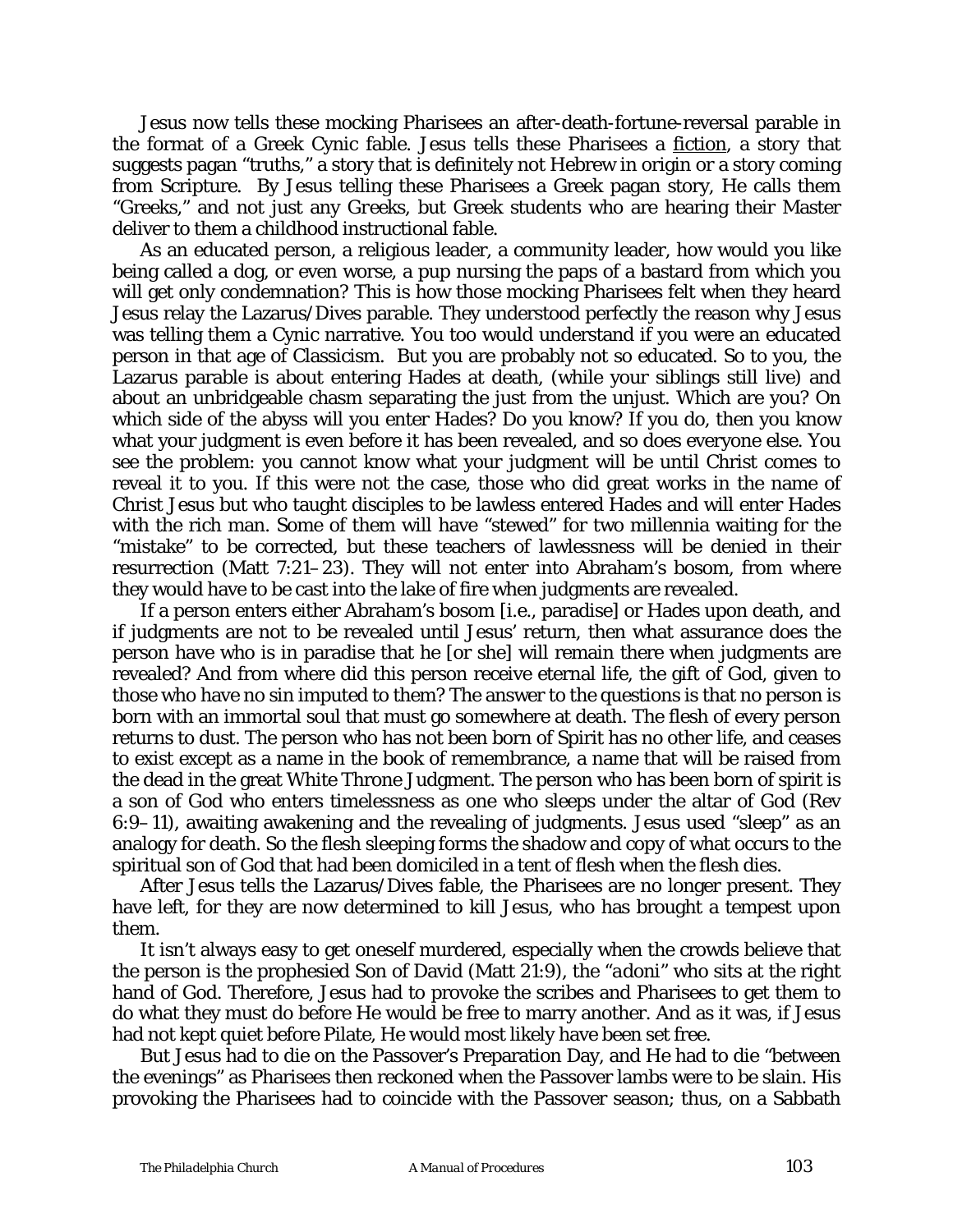Jesus now tells these mocking Pharisees an after-death-fortune-reversal parable in the format of a Greek Cynic fable. Jesus tells these Pharisees a <u>fiction</u>, a story that suggests pagan "truths," a story that is definitely not Hebrew in origin or a story coming from Scripture. By Jesus telling these Pharisees a Greek pagan story, He calls them "Greeks," and not just any Greeks, but Greek students who are hearing their Master deliver to them a childhood instructional fable.

As an educated person, a religious leader, a community leader, how would you like being called a dog, or even worse, a pup nursing the paps of a bastard from which you will get only condemnation? This is how those mocking Pharisees felt when they heard Jesus relay the Lazarus/Dives parable. They understood perfectly the reason why Jesus was telling them a Cynic narrative. You too would understand if you were an educated person in that age of Classicism. But you are probably not so educated. So to you, the Lazarus parable is about entering Hades at death, (while your siblings still live) and about an unbridgeable chasm separating the just from the unjust. Which are you? On which side of the abyss will you enter Hades? Do you know? If you do, then you know what your judgment is even before it has been revealed, and so does everyone else. You see the problem: you cannot know what your judgment will be until Christ comes to reveal it to you. If this were not the case, those who did great works in the name of Christ Jesus but who taught disciples to be lawless entered Hades and will enter Hades with the rich man. Some of them will have "stewed" for two millennia waiting for the "mistake" to be corrected, but these teachers of lawlessness will be denied in their resurrection (Matt 7:21–23). They will not enter into Abraham's bosom, from where they would have to be cast into the lake of fire when judgments are revealed.

If a person enters either Abraham's bosom [i.e., paradise] or Hades upon death, and if judgments are not to be revealed until Jesus' return, then what assurance does the person have who is in paradise that he [or she] will remain there when judgments are revealed? And from where did this person receive eternal life, the gift of God, given to those who have no sin imputed to them? The answer to the questions is that no person is born with an immortal soul that must go somewhere at death. The flesh of every person returns to dust. The person who has not been born of Spirit has no other life, and ceases to exist except as a name in the book of remembrance, a name that will be raised from the dead in the great White Throne Judgment. The person who has been born of spirit is a son of God who enters timelessness as one who sleeps under the altar of God (Rev 6:9–11), awaiting awakening and the revealing of judgments. Jesus used "sleep" as an analogy for death. So the flesh sleeping forms the shadow and copy of what occurs to the spiritual son of God that had been domiciled in a tent of flesh when the flesh dies.

After Jesus tells the Lazarus/Dives fable, the Pharisees are no longer present. They have left, for they are now determined to kill Jesus, who has brought a tempest upon them.

It isn't always easy to get oneself murdered, especially when the crowds believe that the person is the prophesied Son of David (Matt 21:9), the "adoni" who sits at the right hand of God. Therefore, Jesus had to provoke the scribes and Pharisees to get them to do what they must do before He would be free to marry another. And as it was, if Jesus had not kept quiet before Pilate, He would most likely have been set free.

But Jesus had to die on the Passover's Preparation Day, and He had to die "between the evenings" as Pharisees then reckoned when the Passover lambs were to be slain. His provoking the Pharisees had to coincide with the Passover season; thus, on a Sabbath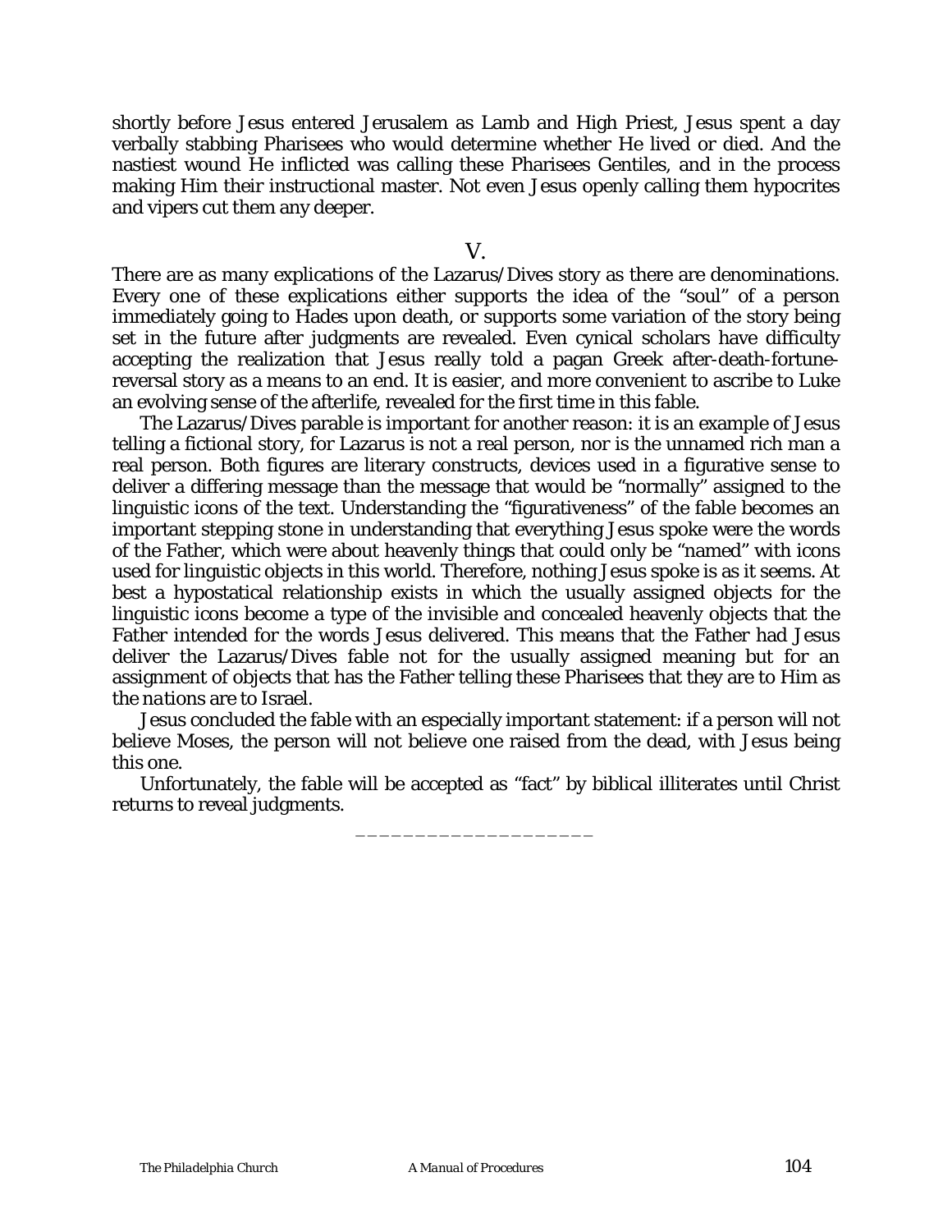shortly before Jesus entered Jerusalem as Lamb and High Priest, Jesus spent a day verbally stabbing Pharisees who would determine whether He lived or died. And the nastiest wound He inflicted was calling these Pharisees Gentiles, and in the process making Him their instructional master. Not even Jesus openly calling them hypocrites and vipers cut them any deeper.

## V.

There are as many explications of the Lazarus/Dives story as there are denominations. Every one of these explications either supports the idea of the "soul" of a person immediately going to Hades upon death, or supports some variation of the story being set in the future after judgments are revealed. Even cynical scholars have difficulty accepting the realization that Jesus really told a pagan Greek after-death-fortune-reversal story as a means to an end. It is easier, and more convenient to ascribe to Luke an evolving sense of the afterlife, revealed for the first time in this fable.

The Lazarus/Dives parable is important for another reason: it is an example of Jesus telling a fictional story, for Lazarus is not a real person, nor is the unnamed rich man a real person. Both figures are literary constructs, devices used in a figurative sense to deliver a differing message than the message that would be "normally" assigned to the linguistic icons of the text. Understanding the "figurativeness" of the fable becomes an important stepping stone in understanding that everything Jesus spoke were the words of the Father, which were about heavenly things that could only be "named" with icons used for linguistic objects in this world. Therefore, nothing Jesus spoke is as it seems. At best a hypostatical relationship exists in which the usually assigned objects for the linguistic icons become a type of the invisible and concealed heavenly objects that the Father intended for the words Jesus delivered. This means that the Father had Jesus deliver the Lazarus/Dives fable not for the usually assigned meaning but for an assignment of objects that has the Father telling these Pharisees that they are to Him as the *nations* are to Israel.

Jesus concluded the fable with an especially important statement: if a person will not believe Moses, the person will not believe one raised from the dead, with Jesus being this one.

Unfortunately, the fable will be accepted as "fact" by biblical illiterates until Christ returns to reveal judgments.

____________________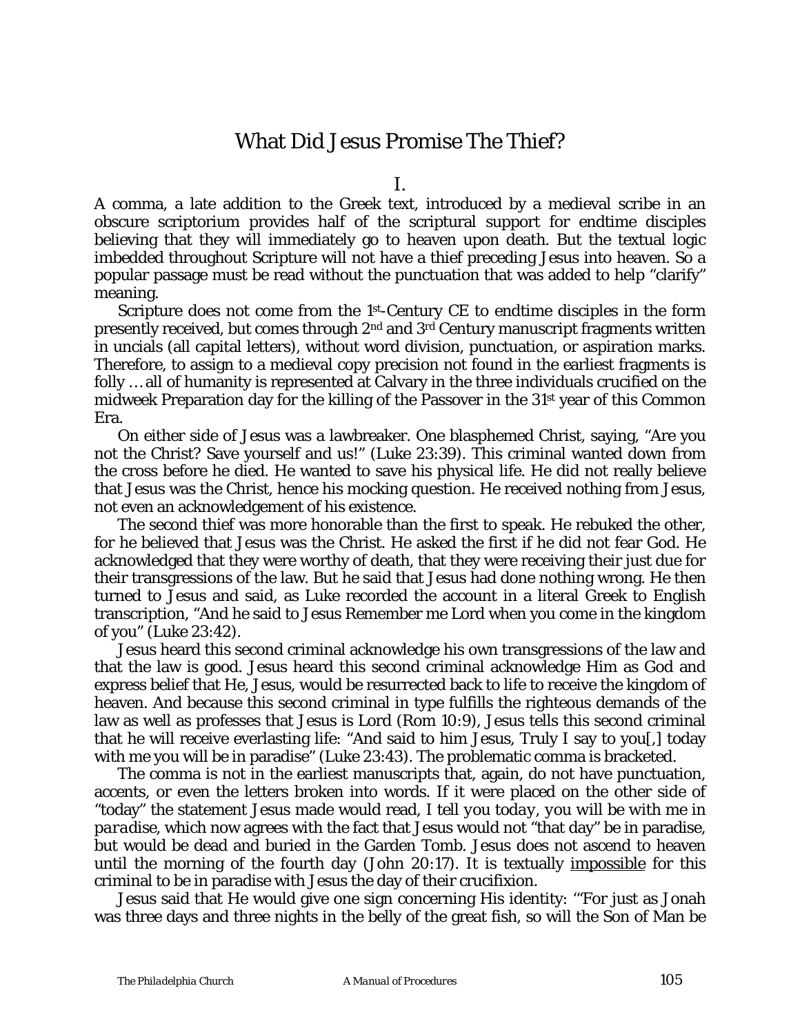# What Did Jesus Promise The Thief?

I.

A comma, a late addition to the Greek text, introduced by a medieval scribe in an obscure scriptorium provides half of the scriptural support for endtime disciples believing that they will immediately go to heaven upon death. But the textual logic imbedded throughout Scripture will not have a thief preceding Jesus into heaven. So a popular passage must be read without the punctuation that was added to help "clarify" meaning.

Scripture does not come from the 1st-Century CE to endtime disciples in the form presently received, but comes through 2nd and 3rd Century manuscript fragments written in uncials (all capital letters), without word division, punctuation, or aspiration marks. Therefore, to assign to a medieval copy precision not found in the earliest fragments is folly … all of humanity is represented at Calvary in the three individuals crucified on the midweek Preparation day for the killing of the Passover in the 31st year of this Common Era.

On either side of Jesus was a lawbreaker. One blasphemed Christ, saying, "Are you not the Christ? Save yourself and us!" (Luke 23:39). This criminal wanted down from the cross before he died. He wanted to save his physical life. He did not really believe that Jesus was the Christ, hence his mocking question. He received nothing from Jesus, not even an acknowledgement of his existence.

The second thief was more honorable than the first to speak. He rebuked the other, for he believed that Jesus was the Christ. He asked the first if he did not fear God. He acknowledged that they were worthy of death, that they were receiving their just due for their transgressions of the law. But he said that Jesus had done nothing wrong. He then turned to Jesus and said, as Luke recorded the account in a literal Greek to English transcription, "And he said to Jesus Remember me Lord when you come in the kingdom of you" (Luke 23:42).

Jesus heard this second criminal acknowledge his own transgressions of the law and that the law is good. Jesus heard this second criminal acknowledge Him as God and express belief that He, Jesus, would be resurrected back to life to receive the kingdom of heaven. And because this second criminal in type fulfills the righteous demands of the law as well as professes that Jesus is Lord (Rom 10:9), Jesus tells this second criminal that he will receive everlasting life: "And said to him Jesus, Truly I say to you[,] today with me you will be in paradise" (Luke 23:43). The problematic comma is bracketed.

The comma is not in the earliest manuscripts that, again, do not have punctuation, accents, or even the letters broken into words. If it were placed on the other side of "today" the statement Jesus made would read, *I tell you today, you will be with me in paradise*, which now agrees with the fact that Jesus would not "that day" be in paradise, but would be dead and buried in the Garden Tomb. Jesus does not ascend to heaven until the morning of the fourth day (John 20:17). It is textually <u>impossible</u> for this criminal to be in paradise with Jesus the day of their crucifixion.

Jesus said that He would give one sign concerning His identity: '"For just as Jonah was three days and three nights in the belly of the great fish, so will the Son of Man be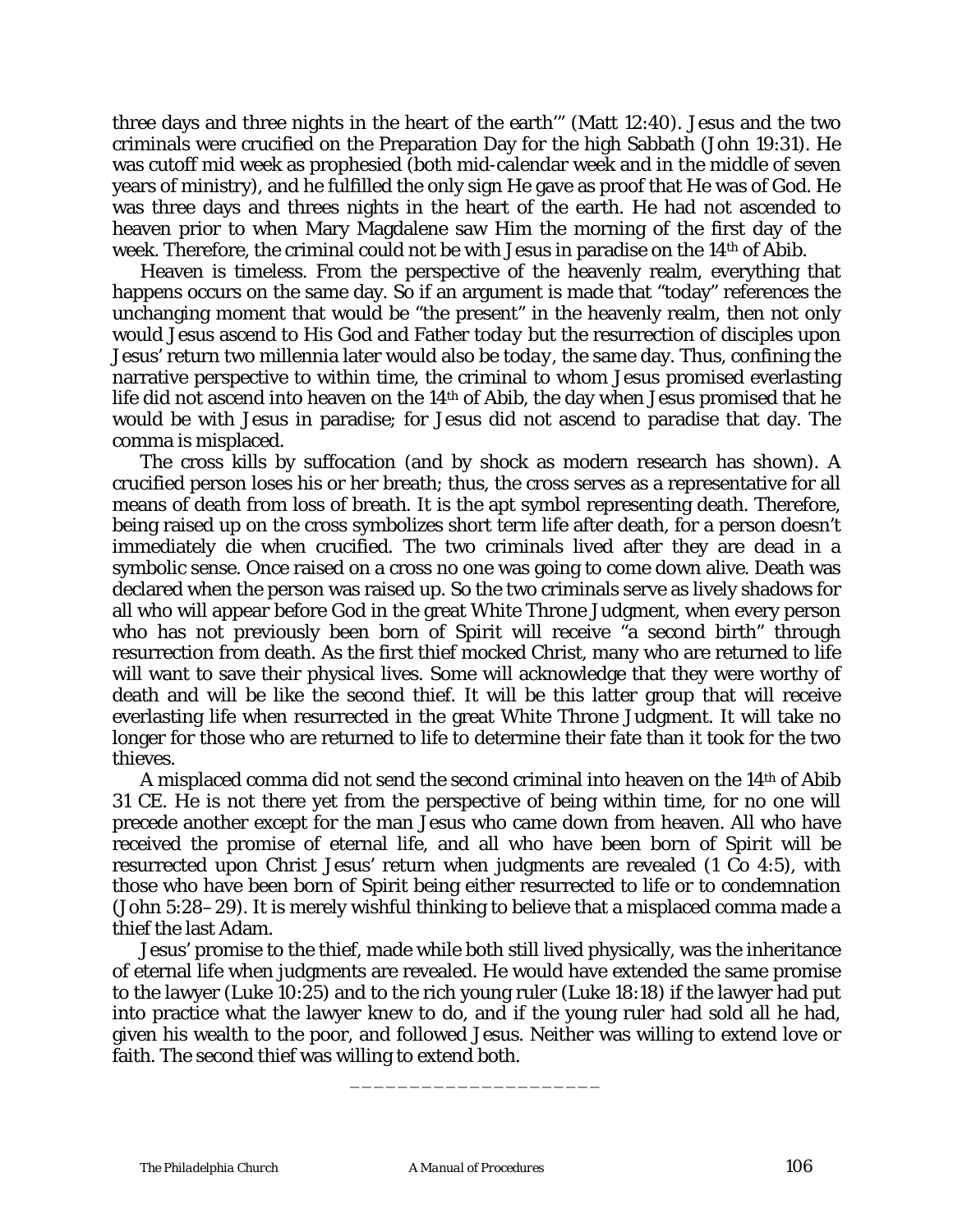three days and three nights in the heart of the earth'" (Matt 12:40). Jesus and the two criminals were crucified on the Preparation Day for the high Sabbath (John 19:31). He was cutoff mid week as prophesied (both mid-calendar week and in the middle of seven years of ministry), and he fulfilled the only sign He gave as proof that He was of God. He was three days and threes nights in the heart of the earth. He had not ascended to heaven prior to when Mary Magdalene saw Him the morning of the first day of the week. Therefore, the criminal could not be with Jesus in paradise on the 14th of Abib.

Heaven is timeless. From the perspective of the heavenly realm, everything that happens occurs on the same day. So if an argument is made that "today" references the unchanging moment that would be "the present" in the heavenly realm, then not only would Jesus ascend to His God and Father *today* but the resurrection of disciples upon Jesus' return two millennia later would also be *today*, the same day. Thus, confining the narrative perspective to within time, the criminal to whom Jesus promised everlasting life did not ascend into heaven on the 14th of Abib, the day when Jesus promised that he would be with Jesus in paradise; for Jesus did not ascend to paradise that day. The comma is misplaced.

The cross kills by suffocation (and by shock as modern research has shown). A crucified person loses his or her breath; thus, the cross serves as a representative for all means of death from loss of breath. It is the apt symbol representing death. Therefore, being raised up on the cross symbolizes short term life after death, for a person doesn't immediately die when crucified. The two criminals lived after they are dead in a symbolic sense. Once raised on a cross no one was going to come down alive. Death was declared when the person was raised up. So the two criminals serve as lively shadows for all who will appear before God in the great White Throne Judgment, when every person who has not previously been born of Spirit will receive "a second birth" through resurrection from death. As the first thief mocked Christ, many who are returned to life will want to save their physical lives. Some will acknowledge that they were worthy of death and will be like the second thief. It will be this latter group that will receive everlasting life when resurrected in the great White Throne Judgment. It will take no longer for those who are returned to life to determine their fate than it took for the two thieves.

A misplaced comma did not send the second criminal into heaven on the 14th of Abib 31 CE. He is not there yet from the perspective of being within time, for no one will precede another except for the man Jesus who came down from heaven. All who have received the promise of eternal life, and all who have been born of Spirit will be resurrected upon Christ Jesus' return when judgments are revealed (1 Co 4:5), with those who have been born of Spirit being either resurrected to life or to condemnation (John 5:28–29). It is merely wishful thinking to believe that a misplaced comma made a thief the last Adam.

Jesus' promise to the thief, made while both still lived physically, was the inheritance of eternal life when judgments are revealed. He would have extended the same promise to the lawyer (Luke 10:25) and to the rich young ruler (Luke 18:18) if the lawyer had put into practice what the lawyer knew to do, and if the young ruler had sold all he had, given his wealth to the poor, and followed Jesus. Neither was willing to extend love or faith. The second thief was willing to extend both.

\_\_\_\_\_\_\_\_\_\_\_\_\_\_\_\_\_\_\_\_\_\_\_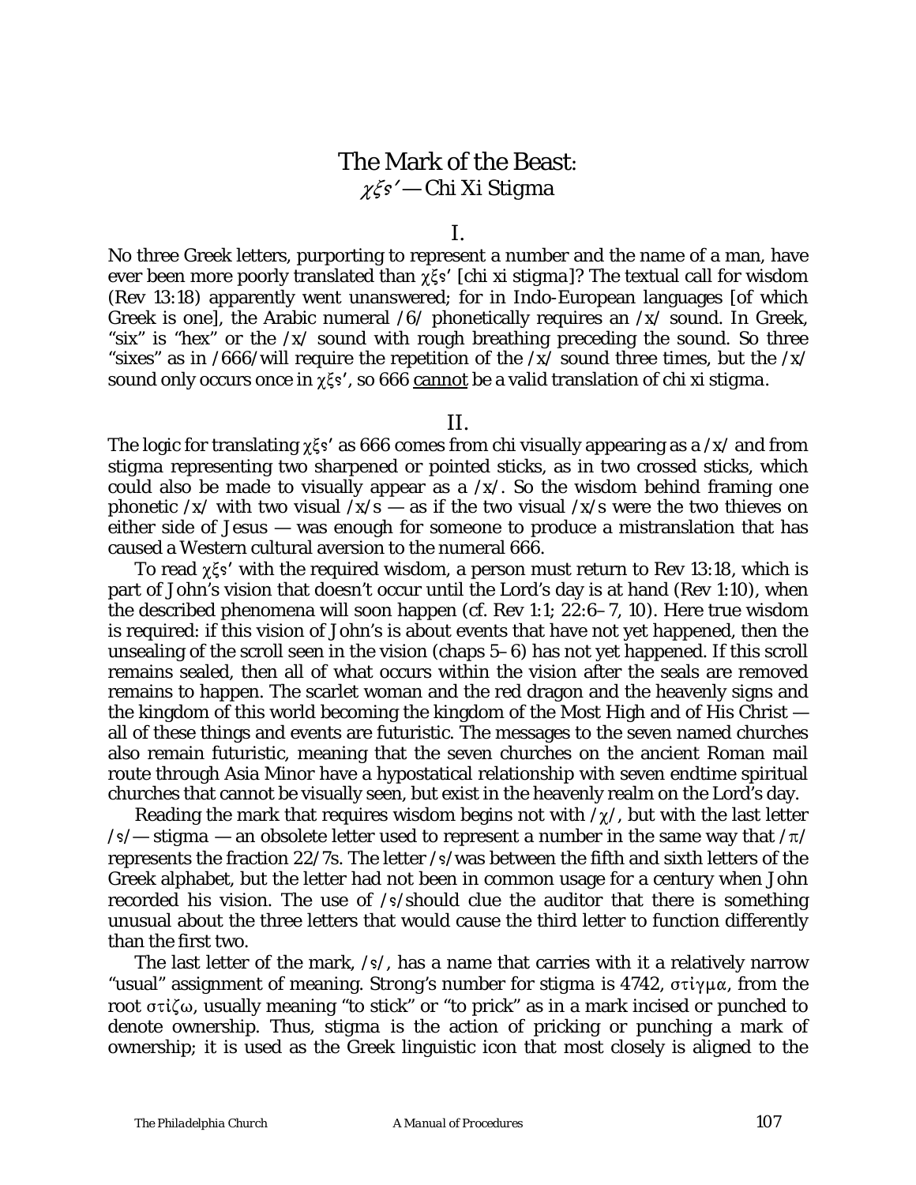# The Mark of the Beast:
## χξϛ' — Chi Xi Stigma

### I.

No three Greek letters, purporting to represent a number and the name of a man, have ever been more poorly translated than χξϛ' [chi xi stigma]? The textual call for wisdom (Rev 13:18) apparently went unanswered; for in Indo-European languages [of which Greek is one], the Arabic numeral /6/ phonetically requires an /x/ sound. In Greek, "six" is "hex" or the /x/ sound with rough breathing preceding the sound. So three "sixes" as in /666/will require the repetition of the /x/ sound three times, but the /x/ sound only occurs once in χξϛ', so 666 <u>cannot</u> be a valid translation of chi xi stigma.

### II.

The logic for translating χξϛ' as 666 comes from chi visually appearing as a /x/ and from stigma representing two sharpened or pointed sticks, as in two crossed sticks, which could also be made to visually appear as a /x/. So the wisdom behind framing one phonetic /x/ with two visual /x/s — as if the two visual /x/s were the two thieves on either side of Jesus — was enough for someone to produce a mistranslation that has caused a Western cultural aversion to the numeral 666.

To read χξϛ' with the required wisdom, a person must return to Rev 13:18, which is part of John's vision that doesn't occur until the Lord's day is at hand (Rev 1:10), when the described phenomena will soon happen (cf. Rev 1:1; 22:6–7, 10). Here true wisdom is required: if this vision of John's is about events that have not yet happened, then the unsealing of the scroll seen in the vision (chaps 5–6) has not yet happened. If this scroll remains sealed, then all of what occurs within the vision after the seals are removed remains to happen. The scarlet woman and the red dragon and the heavenly signs and the kingdom of this world becoming the kingdom of the Most High and of His Christ — all of these things and events are futuristic. The messages to the seven named churches also remain futuristic, meaning that the seven churches on the ancient Roman mail route through Asia Minor have a hypostatical relationship with seven endtime spiritual churches that cannot be visually seen, but exist in the heavenly realm on the Lord's day.

Reading the mark that requires wisdom begins not with /χ/, but with the last letter /ϛ/— stigma — an obsolete letter used to represent a number in the same way that /π/ represents the fraction 22/7s. The letter /ϛ/was between the fifth and sixth letters of the Greek alphabet, but the letter had not been in common usage for a century when John recorded his vision. The use of /ϛ/should clue the auditor that there is something unusual about the three letters that would cause the third letter to function differently than the first two.

The last letter of the mark, /ϛ/, has a name that carries with it a relatively narrow "usual" assignment of meaning. Strong's number for stigma is 4742, στίγμα, from the root στίζω, usually meaning "to stick" or "to prick" as in a mark incised or punched to denote ownership. Thus, stigma is the action of pricking or punching a mark of ownership; it is used as the Greek linguistic icon that most closely is aligned to the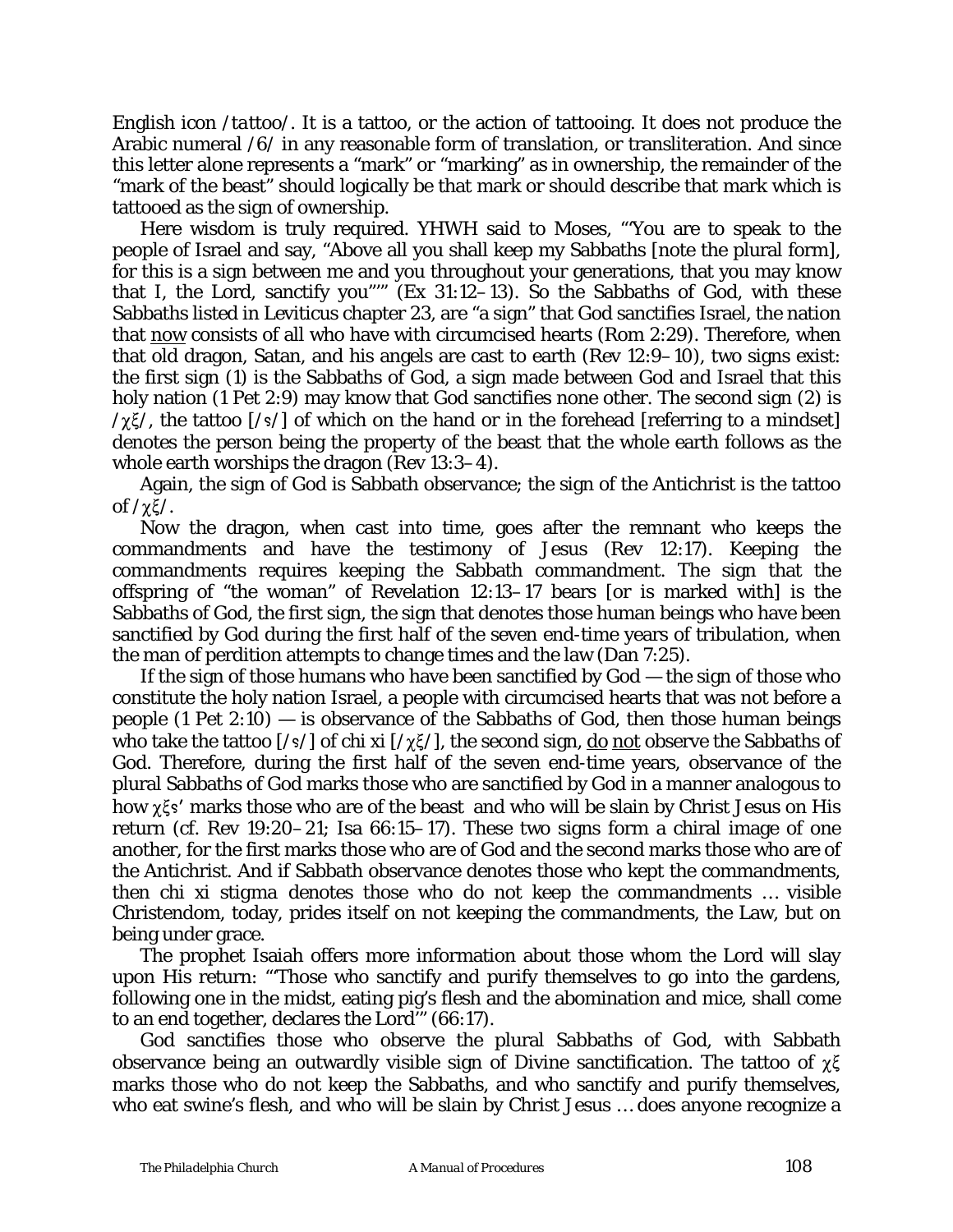English icon /*tattoo*/. It is a tattoo, or the action of tattooing. It does not produce the Arabic numeral /6/ in any reasonable form of translation, or transliteration. And since this letter alone represents a "mark" or "marking" as in ownership, the remainder of the "mark of the beast" should logically be that mark or should describe that mark which is tattooed as the sign of ownership.

Here wisdom is truly required. YHWH said to Moses, "'You are to speak to the people of Israel and say, "Above all you shall keep my Sabbaths [note the plural form], for this is a sign between me and you throughout your generations, that you may know that I, the Lord, sanctify you"'" (Ex 31:12–13). So the Sabbaths of God, with these Sabbaths listed in Leviticus chapter 23, are "a sign" that God sanctifies Israel, the nation that <u>now</u> consists of all who have with circumcised hearts (Rom 2:29). Therefore, when that old dragon, Satan, and his angels are cast to earth (Rev 12:9–10), two signs exist: the first sign (1) is the Sabbaths of God, a sign made between God and Israel that this holy nation (1 Pet 2:9) may know that God sanctifies none other. The second sign (2) is /χξ/, the tattoo [/ϛ/] of which on the hand or in the forehead [referring to a mindset] denotes the person being the property of the beast that the whole earth follows as the whole earth worships the dragon (Rev 13:3–4).

Again, the sign of God is Sabbath observance; the sign of the Antichrist is the tattoo of /χξ/.

Now the dragon, when cast into time, goes after the remnant who keeps the commandments and have the testimony of Jesus (Rev 12:17). Keeping the commandments requires keeping the Sabbath commandment. The sign that the offspring of "the woman" of Revelation 12:13–17 bears [or is marked with] is the Sabbaths of God, the first sign, the sign that denotes those human beings who have been sanctified by God during the first half of the seven end-time years of tribulation, when the man of perdition attempts to change times and the law (Dan 7:25).

If the sign of those humans who have been sanctified by God — the sign of those who constitute the holy nation Israel, a people with circumcised hearts that was not before a people (1 Pet 2:10) — is observance of the Sabbaths of God, then those human beings who take the tattoo [/ϛ/] of chi xi [/χξ/], the second sign, <u>do not</u> observe the Sabbaths of God. Therefore, during the first half of the seven end-time years, observance of the plural Sabbaths of God marks those who are sanctified by God in a manner analogous to how χξϛ' marks those who are of the beast and who will be slain by Christ Jesus on His return (cf. Rev 19:20–21; Isa 66:15–17). These two signs form a chiral image of one another, for the first marks those who are of God and the second marks those who are of the Antichrist. And if Sabbath observance denotes those who kept the commandments, then chi xi stigma denotes those who do not keep the commandments … visible Christendom, today, prides itself on not keeping the commandments, the Law, but on being under grace.

The prophet Isaiah offers more information about those whom the Lord will slay upon His return: "'Those who sanctify and purify themselves to go into the gardens, following one in the midst, eating pig's flesh and the abomination and mice, shall come to an end together, declares the Lord'" (66:17).

God sanctifies those who observe the plural Sabbaths of God, with Sabbath observance being an outwardly visible sign of Divine sanctification. The tattoo of χξ marks those who do not keep the Sabbaths, and who sanctify and purify themselves, who eat swine's flesh, and who will be slain by Christ Jesus … does anyone recognize a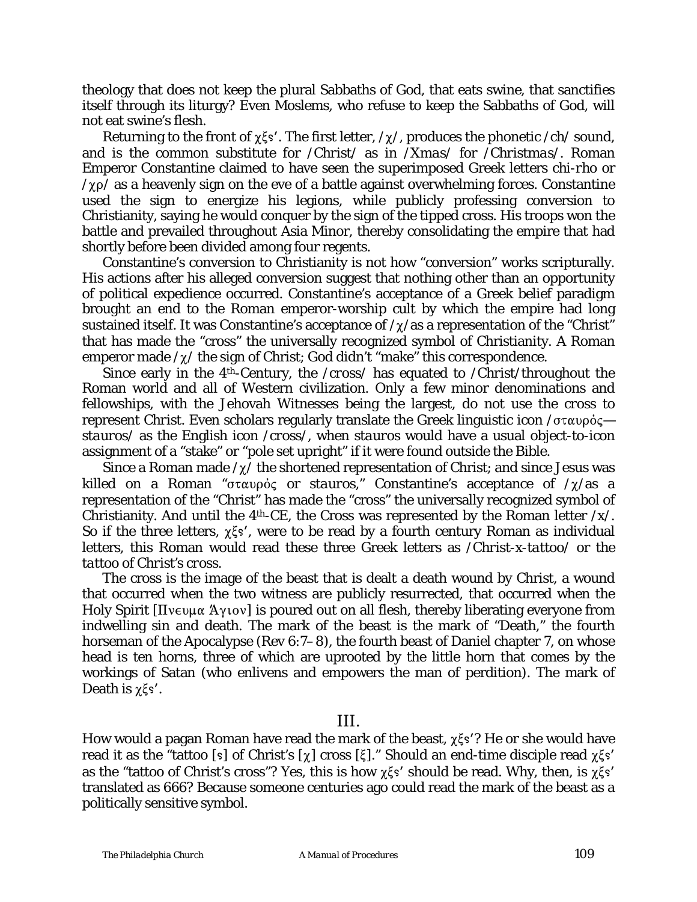theology that does not keep the plural Sabbaths of God, that eats swine, that sanctifies itself through its liturgy? Even Moslems, who refuse to keep the Sabbaths of God, will not eat swine's flesh.

Returning to the front of χξϛʹ. The first letter, /χ/, produces the phonetic /ch/ sound, and is the common substitute for /*Christ*/ as in /*Xmas*/ for /*Christmas*/. Roman Emperor Constantine claimed to have seen the superimposed Greek letters *chi-rho* or /χρ/ as a heavenly sign on the eve of a battle against overwhelming forces. Constantine used the sign to energize his legions, while publicly professing conversion to Christianity, saying he would conquer by the sign of the tipped cross. His troops won the battle and prevailed throughout Asia Minor, thereby consolidating the empire that had shortly before been divided among four regents.

Constantine's conversion to Christianity is not how "conversion" works scripturally. His actions after his alleged conversion suggest that nothing other than an opportunity of political expedience occurred. Constantine's acceptance of a Greek belief paradigm brought an end to the Roman emperor-worship cult by which the empire had long sustained itself. It was Constantine's acceptance of /χ/as a representation of the "Christ" that has made the "cross" the universally recognized symbol of Christianity. A Roman emperor made /χ/ the sign of Christ; God didn't "make" this correspondence.

Since early in the 4th-Century, the /*cross*/ has equated to /*Christ*/throughout the Roman world and all of Western civilization. Only a few minor denominations and fellowships, with the Jehovah Witnesses being the largest, do not use the cross to represent Christ. Even scholars regularly translate the Greek linguistic icon /σταυρός—*stauros*/ as the English icon /*cross*/, when *stauros* would have a usual object-to-icon assignment of a "stake" or "pole set upright" if it were found outside the Bible.

Since a Roman made /χ/ the shortened representation of Christ; and since Jesus was killed on a Roman "σταυρός or *stauros*," Constantine's acceptance of /χ/as a representation of the "Christ" has made the "cross" the universally recognized symbol of Christianity. And until the 4th-CE, the Cross was represented by the Roman letter /*x*/. So if the three letters, χξϛʹ, were to be read by a fourth century Roman as individual letters, this Roman would read these three Greek letters as /*Christ-x-tattoo*/ or the *tattoo of Christ's cross*.

The cross is the image of the beast that is dealt a death wound by Christ, a wound that occurred when the two witness are publicly resurrected, that occurred when the Holy Spirit [Πνευμα Άγιον] is poured out on all flesh, thereby liberating everyone from indwelling sin and death. The mark of the beast is the mark of "Death," the fourth horseman of the Apocalypse (Rev 6:7–8), the fourth beast of Daniel chapter 7, on whose head is ten horns, three of which are uprooted by the little horn that comes by the workings of Satan (who enlivens and empowers the man of perdition). The mark of Death is χξϛʹ.

## III.

How would a pagan Roman have read the mark of the beast, χξϛʹ? He or she would have read it as the "tattoo [ϛ] of Christ's [χ] cross [ξ]." Should an end-time disciple read χξϛʹ as the "tattoo of Christ's cross"? Yes, this is how χξϛʹ should be read. Why, then, is χξϛʹ translated as 666? Because someone centuries ago could read the mark of the beast as a politically sensitive symbol.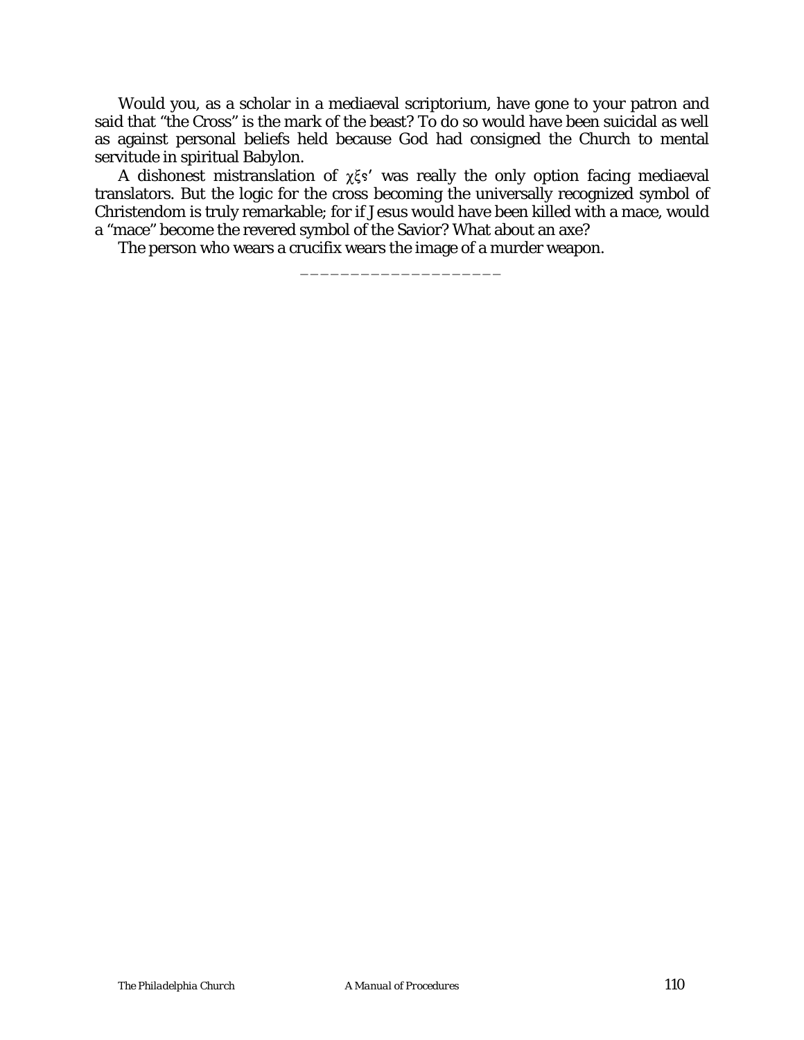Would you, as a scholar in a mediaeval scriptorium, have gone to your patron and said that "the Cross" is the mark of the beast? To do so would have been suicidal as well as against personal beliefs held because God had consigned the Church to mental servitude in spiritual Babylon.

A dishonest mistranslation of χξϛ' was really the only option facing mediaeval translators. But the logic for the cross becoming the universally recognized symbol of Christendom is truly remarkable; for if Jesus would have been killed with a mace, would a "mace" become the revered symbol of the Savior? What about an axe?

The person who wears a crucifix wears the image of a murder weapon.

___________________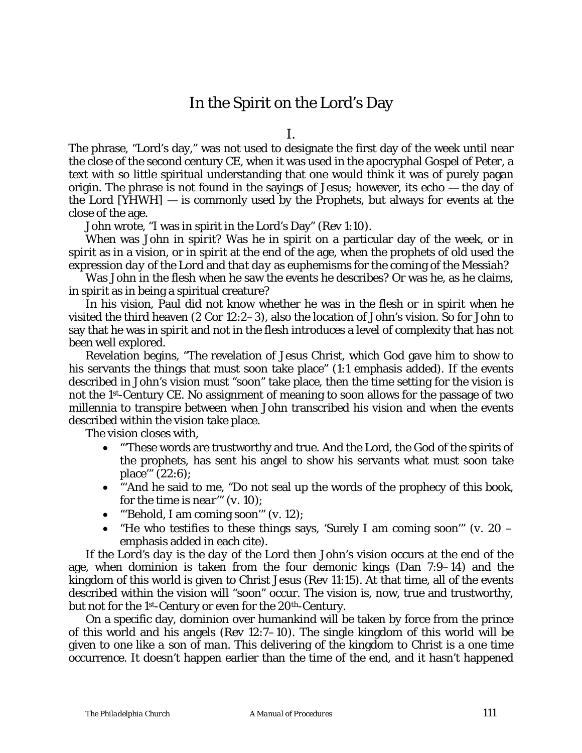# In the Spirit on the Lord's Day

I.

The phrase, "Lord's day," was not used to designate the first day of the week until near the close of the second century CE, when it was used in the apocryphal *Gospel of Peter*, a text with so little spiritual understanding that one would think it was of purely pagan origin. The phrase is not found in the sayings of Jesus; however, its echo — the day of the Lord [YHWH] — is commonly used by the Prophets, but always for events at the close of the age.

John wrote, "I was in spirit in the Lord's Day" (Rev 1:10).

When was John in spirit? Was he in spirit on a particular day of the week, or in spirit as in a vision, or in spirit at the end of the age, when the prophets of old used the expression *day of the Lord* and *that day* as euphemisms for the coming of the Messiah?

Was John in the flesh when he saw the events he describes? Or was he, as he claims, in spirit as in being a spiritual creature?

In his vision, Paul did not know whether he was in the flesh or in spirit when he visited the third heaven (2 Cor 12:2–3), also the location of John's vision. So for John to say that he was in spirit and not in the flesh introduces a level of complexity that has not been well explored.

Revelation begins, "The revelation of Jesus Christ, which God gave him to show to his servants the things that must *soon* take place" (1:1 emphasis added). If the events described in John's vision must "soon" take place, then the time setting for the vision is not the 1st-Century CE. No assignment of meaning to soon allows for the passage of two millennia to transpire between when John transcribed his vision and when the events described within the vision take place.

The vision closes with,

- "'These words are trustworthy and true. And the Lord, the God of the spirits of the prophets, has sent his angel to show his servants what must *soon* take place'" (22:6);
- "'And he said to me, "Do not seal up the words of the prophecy of this book, for the time is *near*'" (v. 10);
- "'Behold, I am coming *soon*'" (v. 12);
- "He who testifies to these things says, 'Surely I am coming *soon*'" (v. 20 – emphasis added in each cite).

If the *Lord's day* is the *day of the Lord* then John's vision occurs at the end of the age, when dominion is taken from the four demonic kings (Dan 7:9–14) and the kingdom of this world is given to Christ Jesus (Rev 11:15). At that time, all of the events described within the vision will "soon" occur. The vision is, now, true and trustworthy, but not for the 1st-Century or even for the 20th-Century.

On a specific day, dominion over humankind will be taken by force from the prince of this world and his angels (Rev 12:7–10). The single kingdom of this world will be given to one like a *son of man*. This delivering of the kingdom to Christ is a one time occurrence. It doesn't happen earlier than the time of the end, and it hasn't happened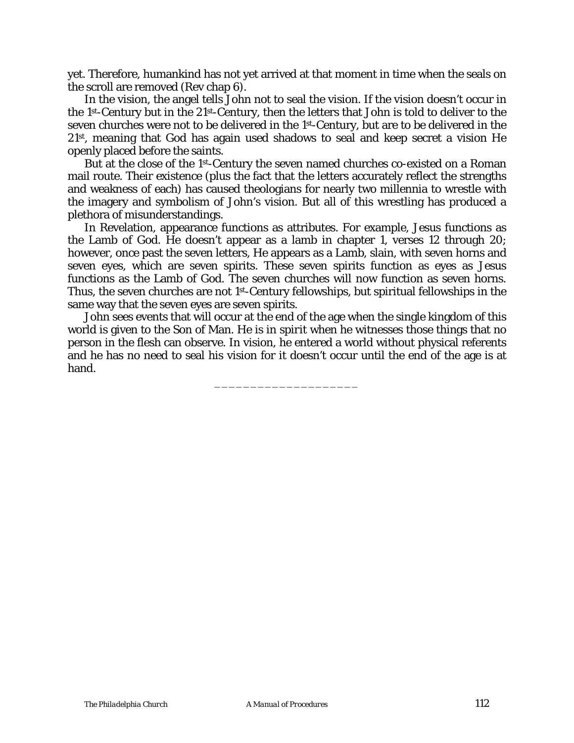yet. Therefore, humankind has not yet arrived at that moment in time when the seals on the scroll are removed (Rev chap 6).

In the vision, the angel tells John not to seal the vision. If the vision doesn't occur in the 1st-Century but in the 21st-Century, then the letters that John is told to deliver to the seven churches were not to be delivered in the 1st-Century, but are to be delivered in the 21st, meaning that God has again used shadows to seal and keep secret a vision He openly placed before the saints.

But at the close of the 1st-Century the seven named churches co-existed on a Roman mail route. Their existence (plus the fact that the letters accurately reflect the strengths and weakness of each) has caused theologians for nearly two millennia to wrestle with the imagery and symbolism of John's vision. But all of this wrestling has produced a plethora of misunderstandings.

In Revelation, appearance functions as attributes. For example, Jesus functions as the Lamb of God. He doesn't appear as a lamb in chapter 1, verses 12 through 20; however, once past the seven letters, He appears as a Lamb, slain, with seven horns and seven eyes, which are seven spirits. These seven spirits function as eyes as Jesus functions as the Lamb of God. The seven churches will now function as seven horns. Thus, the seven churches are not 1st-Century fellowships, but spiritual fellowships in the same way that the seven eyes are seven spirits.

John sees events that will occur at the end of the age when the single kingdom of this world is given to the Son of Man. He is in spirit when he witnesses those things that no person in the flesh can observe. In vision, he entered a world without physical referents and he has no need to seal his vision for it doesn't occur until the end of the age is at hand.

____________________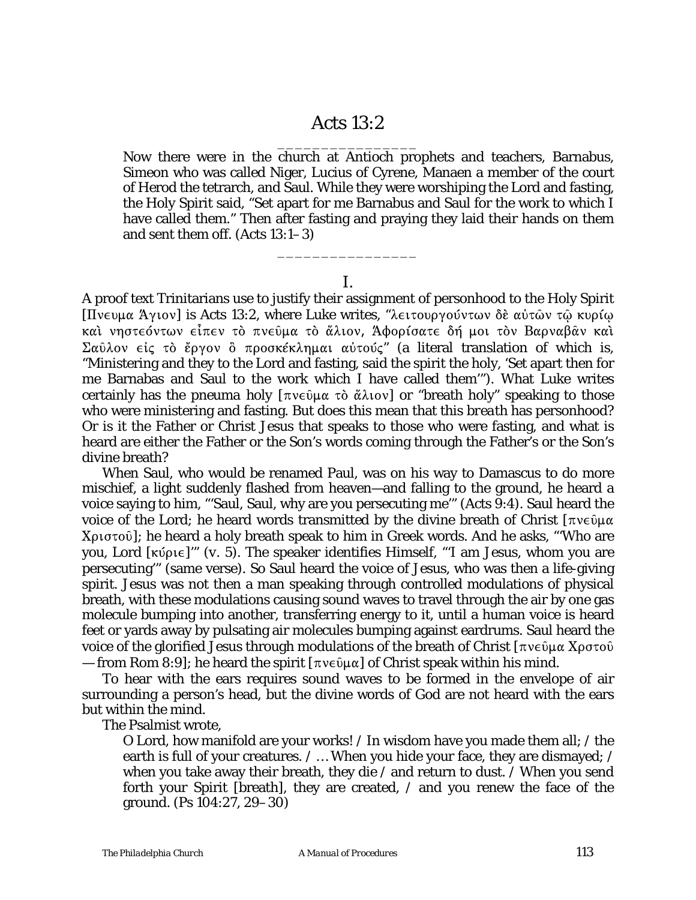# Acts 13:2

---

Now there were in the church at Antioch prophets and teachers, Barnabus, Simeon who was called Niger, Lucius of Cyrene, Manaen a member of the court of Herod the tetrarch, and Saul. While they were worshiping the Lord and fasting, the Holy Spirit said, “Set apart for me Barnabus and Saul for the work to which I have called them.” Then after fasting and praying they laid their hands on them and sent them off. (Acts 13:1–3)

---

## I.

A proof text Trinitarians use to justify their assignment of personhood to the Holy Spirit [Πνευμα Ἅγιον] is Acts 13:2, where Luke writes, “λειτουργούντων δὲ αὐτῶν τῷ κυρίῳ καὶ νηστεόντων εἶπεν τὸ πνεῦμα τὸ ἅλιον, Ἀφορίσατε δή μοι τὸν Βαρναβᾶν καὶ Σαῦλον εἰς τὸ ἔργον ὃ προσκέκλημαι αὐτούς” (a literal translation of which is, “Ministering and they to the Lord and fasting, said the spirit the holy, ‘Set apart then for me Barnabas and Saul to the work which I have called them’”). What Luke writes certainly has the pneuma holy [πνεῦμα τὸ ἅλιον] or “breath holy” speaking to those who were ministering and fasting. But does this mean that this *breath* has personhood? Or is it the Father or Christ Jesus that speaks to those who were fasting, and what is heard are either the Father or the Son’s words coming through the Father’s or the Son’s divine breath?

When Saul, who would be renamed Paul, was on his way to Damascus to do more mischief, a light suddenly flashed from heaven—and falling to the ground, he heard a voice saying to him, “‘Saul, Saul, why are you persecuting me’” (Acts 9:4). Saul heard the voice of the Lord; he heard words transmitted by the divine breath of Christ [πνεῦμα Χριστοῦ]; he heard a holy breath speak to him in Greek words. And he asks, “‘Who are you, Lord [κύριε]’” (v. 5). The speaker identifies Himself, “‘I am Jesus, whom you are persecuting’” (same verse). So Saul heard the voice of Jesus, who was then a life-giving spirit. Jesus was not then a man speaking through controlled modulations of physical breath, with these modulations causing sound waves to travel through the air by one gas molecule bumping into another, transferring energy to it, until a human voice is heard feet or yards away by pulsating air molecules bumping against eardrums. Saul heard the voice of the glorified Jesus through modulations of the breath of Christ [πνεῦμα Χρστοῦ — from Rom 8:9]; he heard the spirit [πνεῦμα] of Christ speak within his mind.

To hear with the ears requires sound waves to be formed in the envelope of air surrounding a person’s head, but the divine words of God are not heard with the ears but within the mind.

The Psalmist wrote,

> O Lord, how manifold are your works! / In wisdom have you made them all; / the earth is full of your creatures. / … When you hide your face, they are dismayed; / when you take away their breath, they die / and return to dust. / When you send forth your Spirit [breath], they are created, / and you renew the face of the ground. (Ps 104:27, 29–30)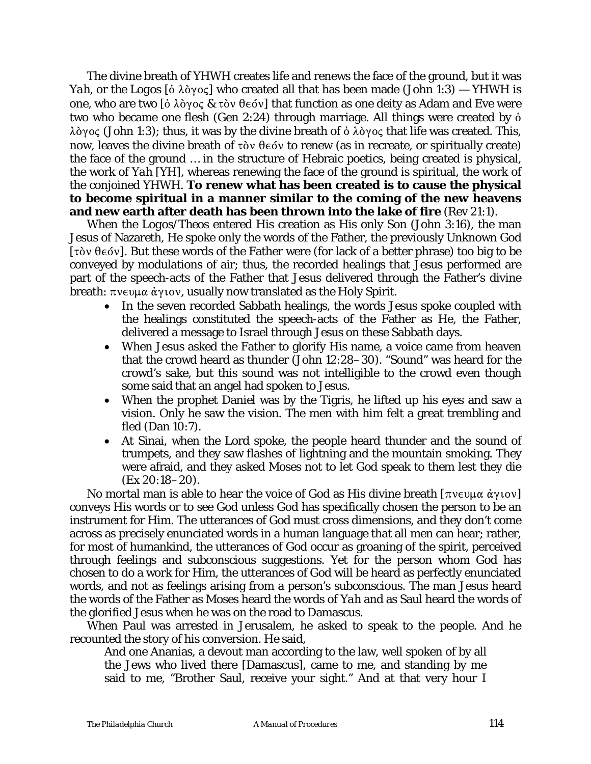The divine breath of YHWH creates life and renews the face of the ground, but it was *Yah*, or the Logos [ὁ λὸγος] who created all that has been made (John 1:3) — YHWH is one, who are two [ὁ λὸγος & τὸν θεόν] that function as one deity as Adam and Eve were two who became one flesh (Gen 2:24) through marriage. All things were created by ὁ λὸγος (John 1:3); thus, it was by the divine breath of ὁ λὸγος that life was created. This, now, leaves the divine breath of τὸν θεόν to renew (as in recreate, or spiritually create) the face of the ground … in the structure of Hebraic poetics, being created is physical, the work of *Yah* [YH], whereas renewing the face of the ground is spiritual, the work of the conjoined YHWH. **To renew what has been created is to cause the physical to become spiritual in a manner similar to the coming of the new heavens and new earth after death has been thrown into the lake of fire** (Rev 21:1).

When the Logos/Theos entered His creation as His only Son (John 3:16), the man Jesus of Nazareth, He spoke only the words of the Father, the previously Unknown God [τὸν θεόν]. But these words of the Father were (for lack of a better phrase) too big to be conveyed by modulations of air; thus, the recorded healings that Jesus performed are part of the speech-acts of the Father that Jesus delivered through the Father's divine breath: πνευμα ἁγιον, usually now translated as the Holy Spirit.

- In the seven recorded Sabbath healings, the words Jesus spoke coupled with the healings constituted the speech-acts of the Father as He, the Father, delivered a message to Israel through Jesus on these Sabbath days.
- When Jesus asked the Father to glorify His name, a voice came from heaven that the crowd heard as thunder (John 12:28–30). "Sound" was heard for the crowd's sake, but this sound was not intelligible to the crowd even though some said that an angel had spoken to Jesus.
- When the prophet Daniel was by the Tigris, he lifted up his eyes and saw a vision. Only he saw the vision. The men with him felt a great trembling and fled (Dan 10:7).
- At Sinai, when the Lord spoke, the people heard thunder and the sound of trumpets, and they saw flashes of lightning and the mountain smoking. They were afraid, and they asked Moses not to let God speak to them lest they die (Ex 20:18–20).

No mortal man is able to hear the voice of God as His divine breath [πνευμα ἁγιον] conveys His words or to see God unless God has specifically chosen the person to be an instrument for Him. The utterances of God must cross dimensions, and they don't come across as precisely enunciated words in a human language that all men can hear; rather, for most of humankind, the utterances of God occur as groaning of the spirit, perceived through feelings and subconscious suggestions. Yet for the person whom God has chosen to do a work for Him, the utterances of God will be heard as perfectly enunciated words, and not as feelings arising from a person's subconscious. The man Jesus heard the words of the Father as Moses heard the words of *Yah* and as Saul heard the words of the glorified Jesus when he was on the road to Damascus.

When Paul was arrested in Jerusalem, he asked to speak to the people. And he recounted the story of his conversion. He said,

> And one Ananias, a devout man according to the law, well spoken of by all the Jews who lived there [Damascus], came to me, and standing by me said to me, "Brother Saul, receive your sight." And at that very hour I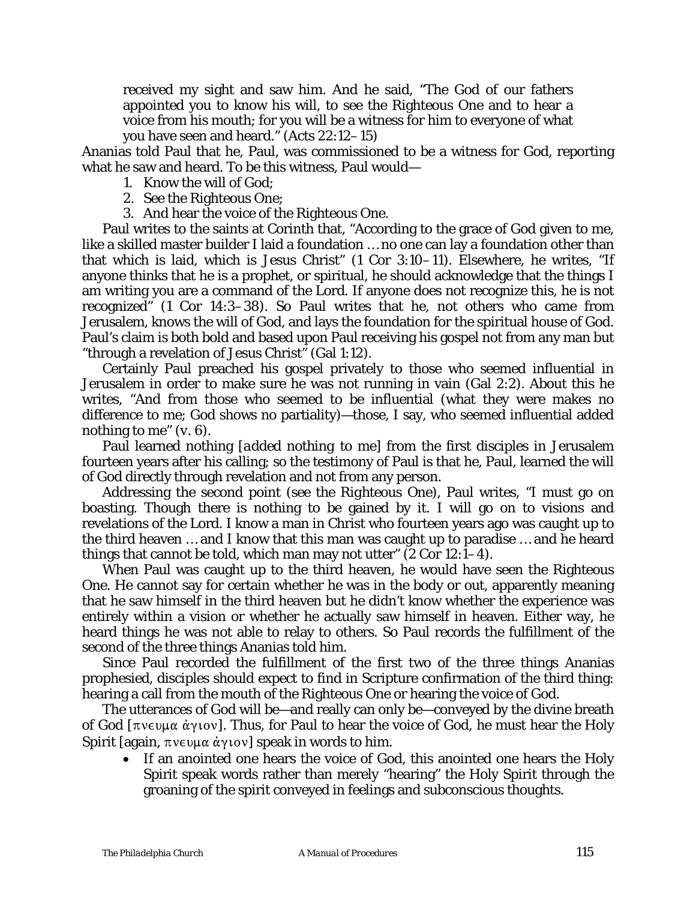> received my sight and saw him. And he said, "The God of our fathers appointed you to know his will, to see the Righteous One and to hear a voice from his mouth; for you will be a witness for him to everyone of what you have seen and heard." (Acts 22:12–15)

Ananias told Paul that he, Paul, was commissioned to be a witness for God, reporting what he saw and heard. To be this witness, Paul would—

1. Know the will of God;
2. See the Righteous One;
3. And hear the voice of the Righteous One.

Paul writes to the saints at Corinth that, "According to the grace of God given to me, like a skilled master builder I laid a foundation … no one can lay a foundation other than that which is laid, which is Jesus Christ" (1 Cor 3:10–11). Elsewhere, he writes, "If anyone thinks that he is a prophet, or spiritual, he should acknowledge that the things I am writing you are a command of the Lord. If anyone does not recognize this, he is not recognized" (1 Cor 14:3–38). So Paul writes that he, not others who came from Jerusalem, knows the will of God, and lays the foundation for the spiritual house of God. Paul's claim is both bold and based upon Paul receiving his gospel not from any man but "through a revelation of Jesus Christ" (Gal 1:12).

Certainly Paul preached his gospel privately to those who seemed influential in Jerusalem in order to make sure he was not running in vain (Gal 2:2). About this he writes, "And from those who seemed to be influential (what they were makes no difference to me; God shows no partiality)—those, I say, who seemed influential added nothing to me" (v. 6).

Paul learned nothing [*added nothing to me*] from the first disciples in Jerusalem fourteen years after his calling; so the testimony of Paul is that he, Paul, learned the will of God directly through revelation and not from any person.

Addressing the second point (see the Righteous One), Paul writes, "I must go on boasting. Though there is nothing to be gained by it. I will go on to visions and revelations of the Lord. I know a man in Christ who fourteen years ago was caught up to the third heaven … and I know that this man was caught up to paradise … and he heard things that cannot be told, which man may not utter" (2 Cor 12:1–4).

When Paul was caught up to the third heaven, he would have seen the Righteous One. He cannot say for certain whether he was in the body or out, apparently meaning that he saw himself in the third heaven but he didn't know whether the experience was entirely within a vision or whether he actually saw himself in heaven. Either way, he heard things he was not able to relay to others. So Paul records the fulfillment of the second of the three things Ananias told him.

Since Paul recorded the fulfillment of the first two of the three things Ananias prophesied, disciples should expect to find in Scripture confirmation of the third thing: hearing a call from the mouth of the Righteous One or hearing the voice of God.

The utterances of God will be—and really can only be—conveyed by the divine breath of God [πνευμα ἁγιον]. Thus, for Paul to hear the voice of God, he must hear the Holy Spirit [again, πνευμα ἁγιον] speak in words to him.

- If an anointed one hears the voice of God, this anointed one hears the Holy Spirit speak words rather than merely "hearing" the Holy Spirit through the groaning of the spirit conveyed in feelings and subconscious thoughts.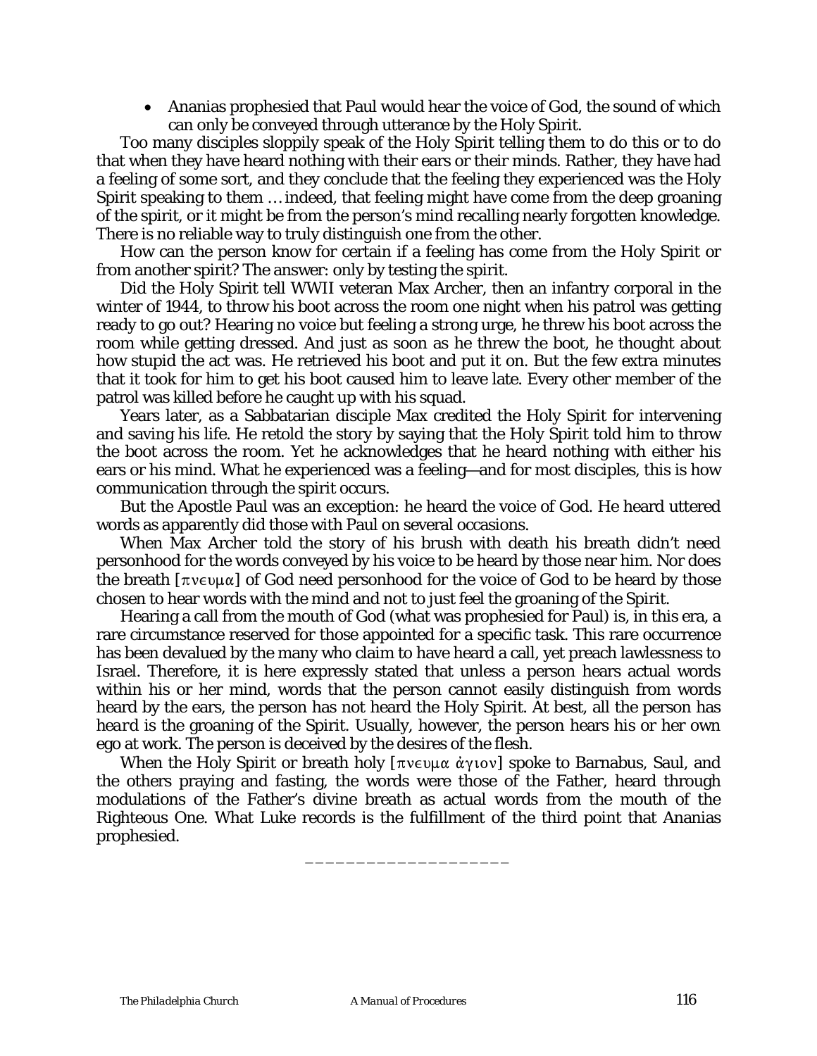- Ananias prophesied that Paul would hear the voice of God, the sound of which can only be conveyed through utterance by the Holy Spirit.

Too many disciples sloppily speak of the Holy Spirit telling them to do this or to do that when they have heard nothing with their ears or their minds. Rather, they have had a feeling of some sort, and they conclude that the feeling they experienced was the Holy Spirit speaking to them … indeed, that feeling might have come from the deep groaning of the spirit, or it might be from the person's mind recalling nearly forgotten knowledge. There is no reliable way to truly distinguish one from the other.

How can the person know for certain if a feeling has come from the Holy Spirit or from another spirit? The answer: only by testing the spirit.

Did the Holy Spirit tell WWII veteran Max Archer, then an infantry corporal in the winter of 1944, to throw his boot across the room one night when his patrol was getting ready to go out? Hearing no voice but feeling a strong urge, he threw his boot across the room while getting dressed. And just as soon as he threw the boot, he thought about how stupid the act was. He retrieved his boot and put it on. But the few extra minutes that it took for him to get his boot caused him to leave late. Every other member of the patrol was killed before he caught up with his squad.

Years later, as a Sabbatarian disciple Max credited the Holy Spirit for intervening and saving his life. He retold the story by saying that the Holy Spirit told him to throw the boot across the room. Yet he acknowledges that he heard nothing with either his ears or his mind. What he experienced was a feeling—and for most disciples, this is how communication through the spirit occurs.

But the Apostle Paul was an exception: he heard the voice of God. He heard uttered words as apparently did those with Paul on several occasions.

When Max Archer told the story of his brush with death his breath didn't need personhood for the words conveyed by his voice to be heard by those near him. Nor does the breath [πνευμα] of God need personhood for the voice of God to be heard by those chosen to hear words with the mind and not to just feel the groaning of the Spirit.

Hearing a call from the mouth of God (what was prophesied for Paul) is, in this era, a rare circumstance reserved for those appointed for a specific task. This rare occurrence has been devalued by the many who claim to have heard a call, yet preach lawlessness to Israel. Therefore, it is here expressly stated that unless a person hears actual words within his or her mind, words that the person cannot easily distinguish from words heard by the ears, the person has not heard the Holy Spirit. At best, all the person has *heard* is the groaning of the Spirit. Usually, however, the person hears his or her own ego at work. The person is deceived by the desires of the flesh.

When the Holy Spirit or breath holy [πνευμα ἁγιον] spoke to Barnabus, Saul, and the others praying and fasting, the words were those of the Father, heard through modulations of the Father's divine breath as actual words from the mouth of the Righteous One. What Luke records is the fulfillment of the third point that Ananias prophesied.

____________________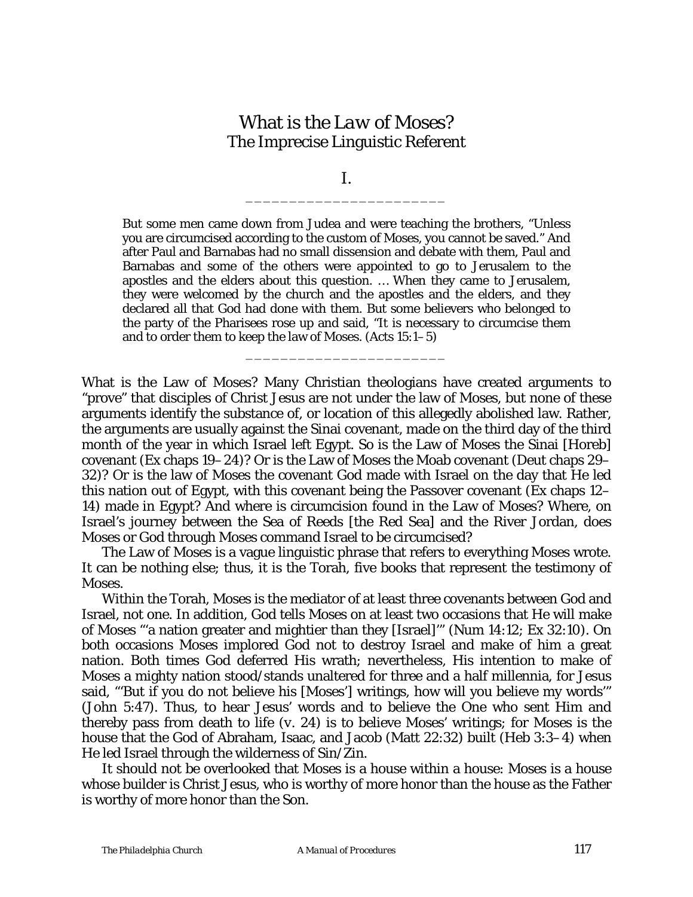# What is the Law of Moses?
## The Imprecise Linguistic Referent

### I.

\_\_\_\_\_\_\_\_\_\_\_\_\_\_\_\_\_\_\_\_\_\_\_\_

> But some men came down from Judea and were teaching the brothers, "Unless you are circumcised according to the custom of Moses, you cannot be saved." And after Paul and Barnabas had no small dissension and debate with them, Paul and Barnabas and some of the others were appointed to go to Jerusalem to the apostles and the elders about this question. … When they came to Jerusalem, they were welcomed by the church and the apostles and the elders, and they declared all that God had done with them. But some believers who belonged to the party of the Pharisees rose up and said, "It is necessary to circumcise them and to order them to keep the law of Moses. (Acts 15:1–5)

\_\_\_\_\_\_\_\_\_\_\_\_\_\_\_\_\_\_\_\_\_\_\_\_

What is the Law of Moses? Many Christian theologians have created arguments to "prove" that disciples of Christ Jesus are not under the law of Moses, but none of these arguments identify the substance of, or location of this allegedly abolished law. Rather, the arguments are usually against the Sinai covenant, made on the third day of the third month of the year in which Israel left Egypt. So is the Law of Moses the Sinai [Horeb] covenant (Ex chaps 19–24)? Or is the Law of Moses the Moab covenant (Deut chaps 29–32)? Or is the law of Moses the covenant God made with Israel on the day that He led this nation out of Egypt, with this covenant being the Passover covenant (Ex chaps 12–14) made in Egypt? And where is circumcision found in the Law of Moses? Where, on Israel's journey between the Sea of Reeds [the Red Sea] and the River Jordan, does Moses or God through Moses command Israel to be circumcised?

The Law of Moses is a vague linguistic phrase that refers to everything Moses wrote. It can be nothing else; thus, it is the Torah, five books that represent the testimony of Moses.

Within the Torah, Moses is the mediator of at least three covenants between God and Israel, not one. In addition, God tells Moses on at least two occasions that He will make of Moses "'a nation greater and mightier than they [Israel]'" (Num 14:12; Ex 32:10). On both occasions Moses implored God not to destroy Israel and make of him a great nation. Both times God deferred His wrath; nevertheless, His intention to make of Moses a mighty nation stood/stands unaltered for three and a half millennia, for Jesus said, "'But if you do not believe his [Moses'] writings, how will you believe my words'" (John 5:47). Thus, to hear Jesus' words and to believe the One who sent Him and thereby pass from death to life (v. 24) is to believe Moses' writings; for Moses is the house that the God of Abraham, Isaac, and Jacob (Matt 22:32) built (Heb 3:3–4) when He led Israel through the wilderness of Sin/Zin.

It should not be overlooked that Moses is a house within a house: Moses is a house whose builder is Christ Jesus, who is worthy of more honor than the house as the Father is worthy of more honor than the Son.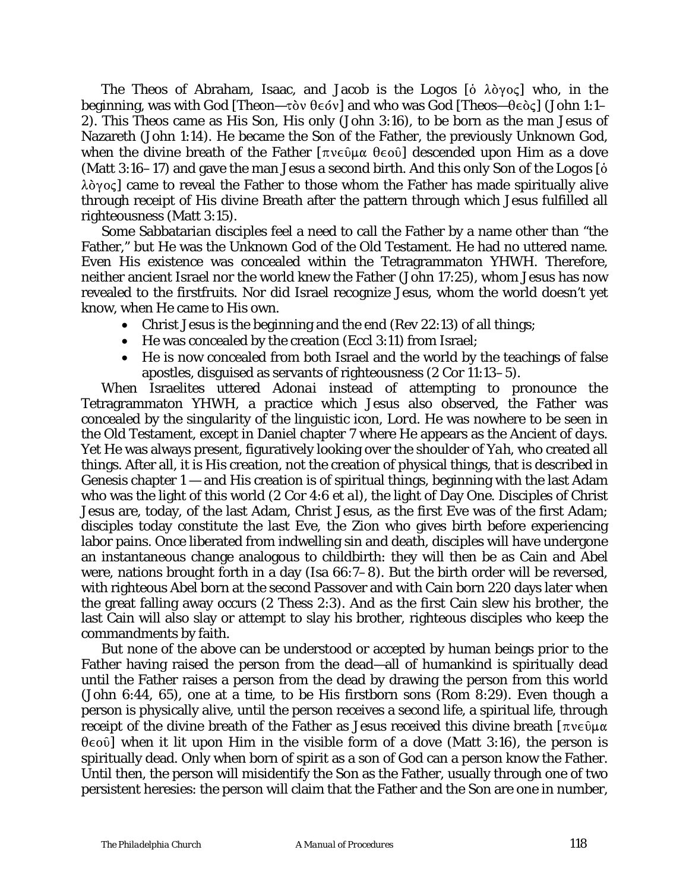The Theos of Abraham, Isaac, and Jacob is the Logos [ὁ λὸγος] who, in the beginning, was with God [Theon—τὸν θεόν] and who was God [Theos—θεὸς] (John 1:1–2). This Theos came as His Son, His only (John 3:16), to be born as the man Jesus of Nazareth (John 1:14). He became the Son of the Father, the previously Unknown God, when the divine breath of the Father [πνεῦμα θεοῦ] descended upon Him as a dove (Matt 3:16–17) and gave the man Jesus a second birth. And this only Son of the Logos [ὁ λὸγος] came to reveal the Father to those whom the Father has made spiritually alive through receipt of His divine Breath after the pattern through which Jesus fulfilled all righteousness (Matt 3:15).

Some Sabbatarian disciples feel a need to call the Father by a name other than "the Father," but He was the Unknown God of the Old Testament. He had no uttered name. Even His existence was concealed within the Tetragrammaton YHWH. Therefore, neither ancient Israel nor the world knew the Father (John 17:25), whom Jesus has now revealed to the firstfruits. Nor did Israel recognize Jesus, whom the world doesn't yet know, when He came to His own.

- Christ Jesus is the beginning and the end (Rev 22:13) of all things;
- He was concealed by the creation (Eccl 3:11) from Israel;
- He is now concealed from both Israel and the world by the teachings of false apostles, disguised as servants of righteousness (2 Cor 11:13–5).

When Israelites uttered *Adonai* instead of attempting to pronounce the Tetragrammaton YHWH, a practice which Jesus also observed, the Father was concealed by the singularity of the linguistic icon, *Lord*. He was nowhere to be seen in the Old Testament, except in Daniel chapter 7 where He appears as the *Ancient of days*. Yet He was always present, figuratively looking over the shoulder of *Yah*, who created all things. After all, it is His creation, not the creation of physical things, that is described in Genesis chapter 1 — and His creation is of spiritual things, beginning with the last Adam who was the light of this world (2 Cor 4:6 *et al*), the light of Day One. Disciples of Christ Jesus are, today, of the last Adam, Christ Jesus, as the first Eve was of the first Adam; disciples today constitute the last Eve, the Zion who gives birth before experiencing labor pains. Once liberated from indwelling sin and death, disciples will have undergone an instantaneous change analogous to childbirth: they will then be as Cain and Abel were, nations brought forth in a day (Isa 66:7–8). But the birth order will be reversed, with righteous Abel born at the second Passover and with Cain born 220 days later when the great falling away occurs (2 Thess 2:3). And as the first Cain slew his brother, the last Cain will also slay or attempt to slay his brother, righteous disciples who keep the commandments by faith.

But none of the above can be understood or accepted by human beings prior to the Father having raised the person from the dead—all of humankind is spiritually dead until the Father raises a person from the dead by drawing the person from this world (John 6:44, 65), one at a time, to be His firstborn sons (Rom 8:29). Even though a person is physically alive, until the person receives a second life, a spiritual life, through receipt of the divine breath of the Father as Jesus received this divine breath [πνεῦμα θεοῦ] when it lit upon Him in the visible form of a dove (Matt 3:16), the person is spiritually dead. Only when born of spirit as a son of God can a person know the Father. Until then, the person will misidentify the Son as the Father, usually through one of two persistent heresies: the person will claim that the Father and the Son are one in number,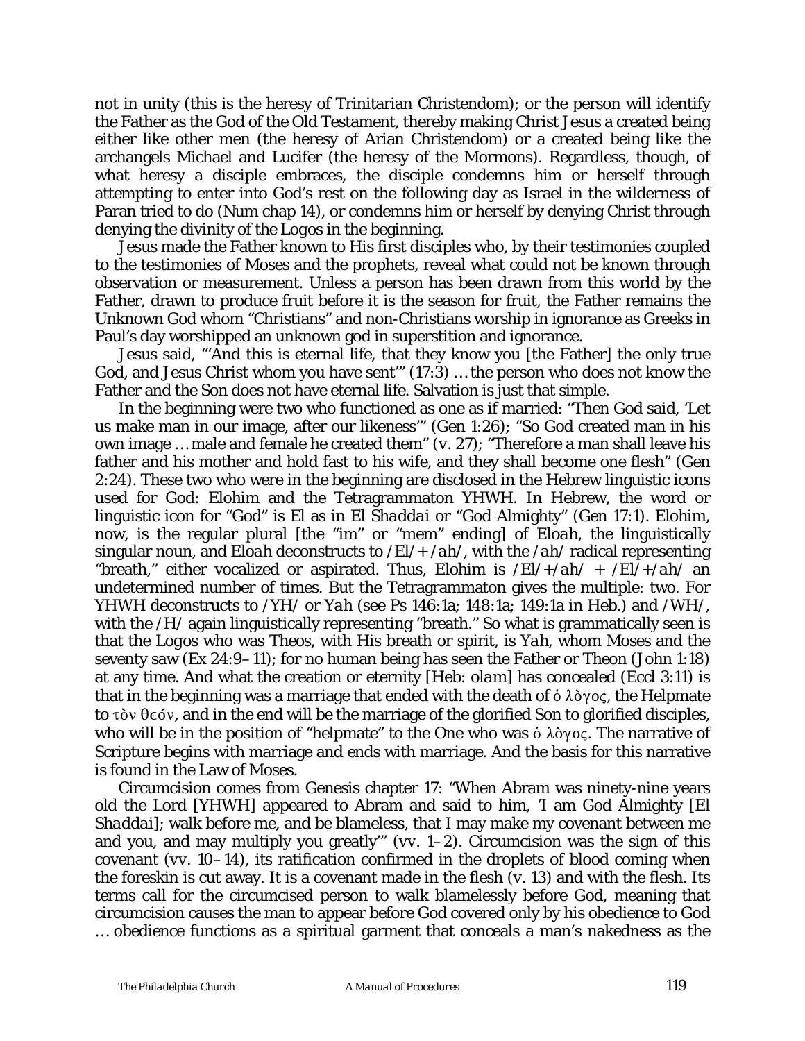not in unity (this is the heresy of Trinitarian Christendom); or the person will identify the Father as the God of the Old Testament, thereby making Christ Jesus a created being either like other men (the heresy of Arian Christendom) or a created being like the archangels Michael and Lucifer (the heresy of the Mormons). Regardless, though, of what heresy a disciple embraces, the disciple condemns him or herself through attempting to enter into God's rest on the following day as Israel in the wilderness of Paran tried to do (Num chap 14), or condemns him or herself by denying Christ through denying the divinity of the Logos in the beginning.

Jesus made the Father known to His first disciples who, by their testimonies coupled to the testimonies of Moses and the prophets, reveal what could not be known through observation or measurement. Unless a person has been drawn from this world by the Father, drawn to produce fruit before it is the season for fruit, the Father remains the Unknown God whom "Christians" and non-Christians worship in ignorance as Greeks in Paul's day worshipped an unknown god in superstition and ignorance.

Jesus said, "'And this is eternal life, that they know you [the Father] the only true God, and Jesus Christ whom you have sent'" (17:3) … the person who does not know the Father and the Son does not have eternal life. Salvation is just that simple.

In the beginning were two who functioned as one as if married: "Then God said, 'Let us make man in our image, after our likeness'" (Gen 1:26); "So God created man in his own image … male and female he created them" (v. 27); "Therefore a man shall leave his father and his mother and hold fast to his wife, and they shall become one flesh" (Gen 2:24). These two who were in the beginning are disclosed in the Hebrew linguistic icons used for God: Elohim and the Tetragrammaton YHWH. In Hebrew, the word or linguistic icon for "God" is *El* as in *El Shaddai* or "God Almighty" (Gen 17:1). Elohim, now, is the regular plural [the "im" or "mem" ending] of *Eloah*, the linguistically singular noun, and *Eloah* deconstructs to /*El*/+ /*ah*/, with the /*ah*/ radical representing "breath," either vocalized or aspirated. Thus, Elohim is /*El*/+/*ah*/ + /*El*/+/*ah*/ an undetermined number of times. But the Tetragrammaton gives the multiple: two. For YHWH deconstructs to /*YH*/ or *Yah* (see Ps 146:1a; 148:1a; 149:1a in Heb.) and /*WH*/, with the /*H*/ again linguistically representing "breath." So what is grammatically seen is that the Logos who was Theos, with His breath or spirit, is *Yah*, whom Moses and the seventy saw (Ex 24:9–11); for no human being has seen the Father or Theon (John 1:18) at any time. And what the creation or eternity [Heb: *olam*] has concealed (Eccl 3:11) is that in the beginning was a marriage that ended with the death of ὁ λὸγος, the Helpmate to τὸν θεόν, and in the end will be the marriage of the glorified Son to glorified disciples, who will be in the position of "helpmate" to the One who was ὁ λὸγος. The narrative of Scripture begins with marriage and ends with marriage. And the basis for this narrative is found in the Law of Moses.

Circumcision comes from Genesis chapter 17: "When Abram was ninety-nine years old the Lord [YHWH] appeared to Abram and said to him, 'I am God Almighty [*El Shaddai*]; walk before me, and be blameless, that I may make my covenant between me and you, and may multiply you greatly'" (vv. 1–2). Circumcision was the sign of this covenant (vv. 10–14), its ratification confirmed in the droplets of blood coming when the foreskin is cut away. It is a covenant made in the flesh (v. 13) and with the flesh. Its terms call for the circumcised person to walk blamelessly before God, meaning that circumcision causes the man to appear before God covered only by his obedience to God … obedience functions as a spiritual garment that conceals a man's nakedness as the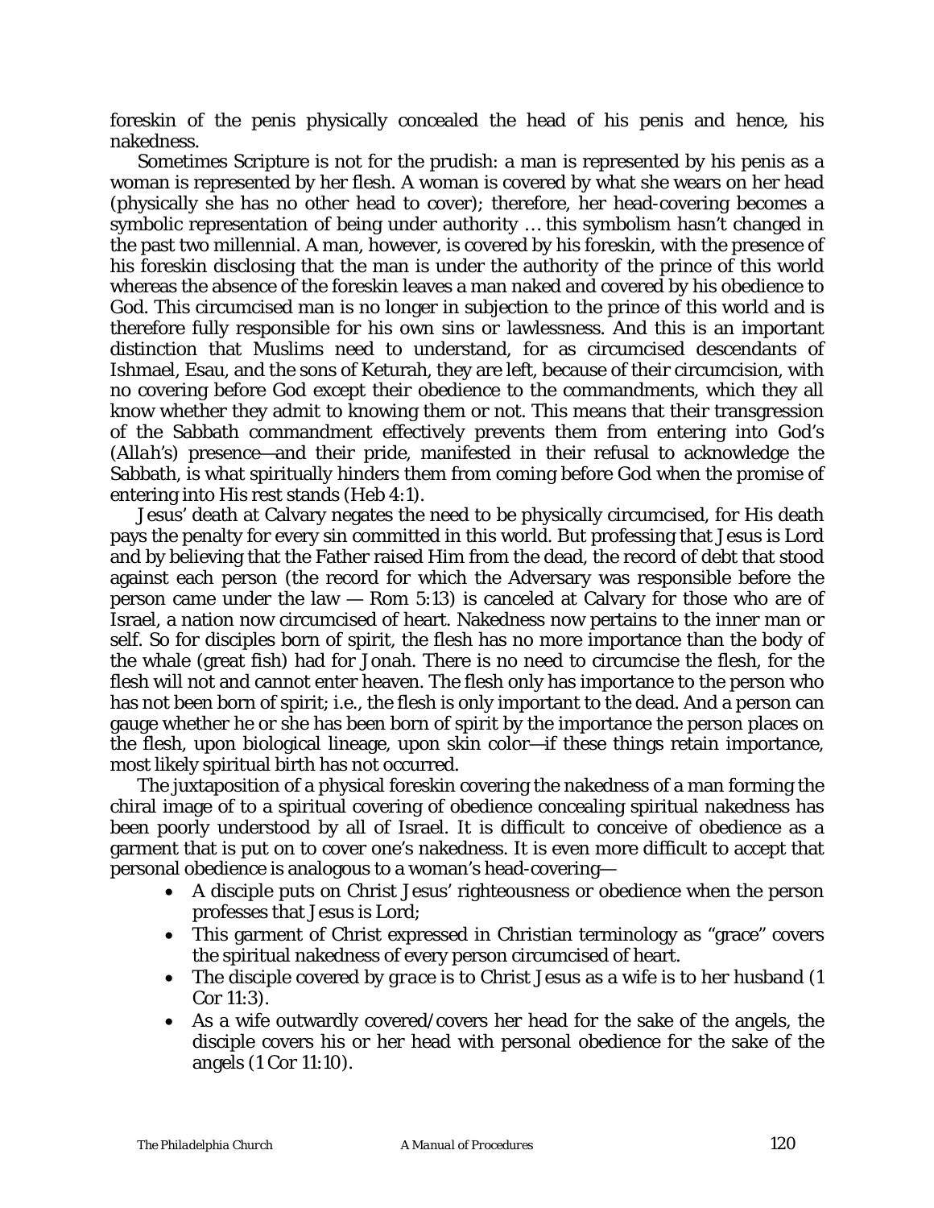foreskin of the penis physically concealed the head of his penis and hence, his nakedness.

Sometimes Scripture is not for the prudish: a man is represented by his penis as a woman is represented by her flesh. A woman is covered by what she wears on her head (physically she has no other head to cover); therefore, her head-covering becomes a symbolic representation of being under authority … this symbolism hasn't changed in the past two millennial. A man, however, is covered by his foreskin, with the presence of his foreskin disclosing that the man is under the authority of the prince of this world whereas the absence of the foreskin leaves a man naked and covered by his obedience to God. This circumcised man is no longer in subjection to the prince of this world and is therefore fully responsible for his own sins or lawlessness. And this is an important distinction that Muslims need to understand, for as circumcised descendants of Ishmael, Esau, and the sons of Keturah, they are left, because of their circumcision, with no covering before God except their obedience to the commandments, which they all know whether they admit to knowing them or not. This means that their transgression of the Sabbath commandment effectively prevents them from entering into God's (*Allah's*) presence—and their pride, manifested in their refusal to acknowledge the Sabbath, is what spiritually hinders them from coming before God when the promise of entering into His rest stands (Heb 4:1).

Jesus' death at Calvary negates the need to be physically circumcised, for His death pays the penalty for every sin committed in this world. But professing that Jesus is Lord and by believing that the Father raised Him from the dead, the record of debt that stood against each person (the record for which the Adversary was responsible before the person came under the law — Rom 5:13) is canceled at Calvary for those who are of Israel, a nation now circumcised of heart. Nakedness now pertains to the inner man or self. So for disciples born of spirit, the flesh has no more importance than the body of the whale (great fish) had for Jonah. There is no need to circumcise the flesh, for the flesh will not and cannot enter heaven. The flesh only has importance to the person who has not been born of spirit; i.e., the flesh is only important to the dead. And a person can gauge whether he or she has been born of spirit by the importance the person places on the flesh, upon biological lineage, upon skin color—if these things retain importance, most likely spiritual birth has not occurred.

The juxtaposition of a physical foreskin covering the nakedness of a man forming the chiral image of to a spiritual covering of obedience concealing spiritual nakedness has been poorly understood by all of Israel. It is difficult to conceive of obedience as a garment that is put on to cover one's nakedness. It is even more difficult to accept that personal obedience is analogous to a woman's head-covering—

- A disciple puts on Christ Jesus' righteousness or obedience when the person professes that Jesus is Lord;
- This garment of Christ expressed in Christian terminology as "grace" covers the spiritual nakedness of every person circumcised of heart.
- The disciple covered by *grace* is to Christ Jesus as a wife is to her husband (1 Cor 11:3).
- As a wife outwardly covered/covers her head for the sake of the angels, the disciple covers his or her head with personal obedience for the sake of the angels (1 Cor 11:10).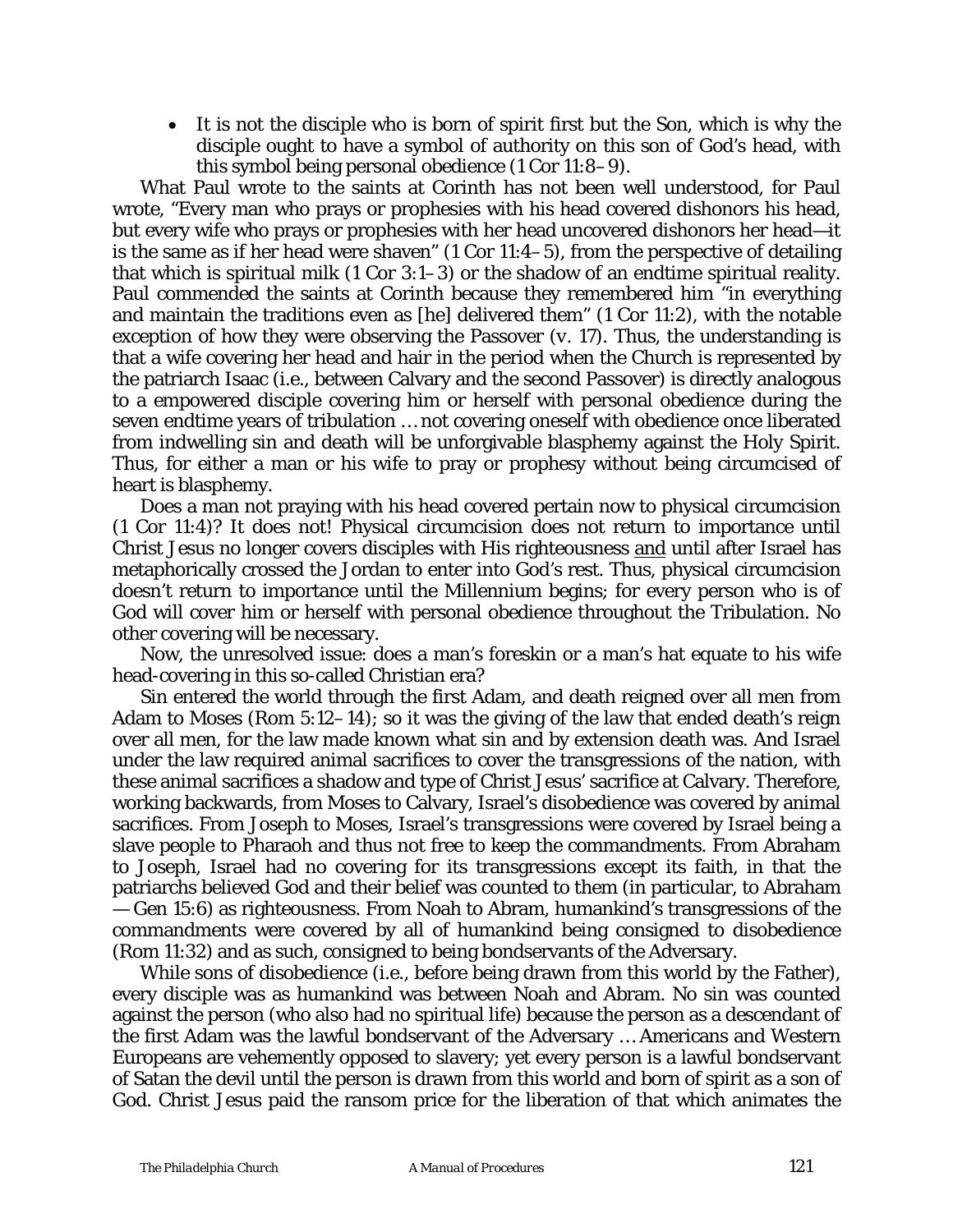- It is not the disciple who is born of spirit first but the Son, which is why the disciple ought to have a symbol of authority on this son of God's head, with this symbol being personal obedience (1 Cor 11:8–9).

What Paul wrote to the saints at Corinth has not been well understood, for Paul wrote, "Every man who prays or prophesies with his head covered dishonors his head, but every wife who prays or prophesies with her head uncovered dishonors her head—it is the same as if her head were shaven" (1 Cor 11:4–5), from the perspective of detailing that which is spiritual milk (1 Cor 3:1–3) or the shadow of an endtime spiritual reality. Paul commended the saints at Corinth because they remembered him "in everything and maintain the traditions even as [he] delivered them" (1 Cor 11:2), with the notable exception of how they were observing the Passover (v. 17). Thus, the understanding is that a wife covering her head and hair in the period when the Church is represented by the patriarch Isaac (i.e., between Calvary and the second Passover) is directly analogous to a empowered disciple covering him or herself with personal obedience during the seven endtime years of tribulation … not covering oneself with obedience once liberated from indwelling sin and death will be unforgivable blasphemy against the Holy Spirit. Thus, for either a man or his wife to pray or prophesy without being circumcised of heart is blasphemy.

Does a man not praying with his head covered pertain now to physical circumcision (1 Cor 11:4)? It does not! Physical circumcision does not return to importance until Christ Jesus no longer covers disciples with His righteousness <u>and</u> until after Israel has metaphorically crossed the Jordan to enter into God's rest. Thus, physical circumcision doesn't return to importance until the Millennium begins; for every person who is of God will cover him or herself with personal obedience throughout the Tribulation. No other covering will be necessary.

Now, the unresolved issue: does a man's foreskin or a man's hat equate to his wife head-covering in this so-called Christian era?

Sin entered the world through the first Adam, and death reigned over all men from Adam to Moses (Rom 5:12–14); so it was the giving of the law that ended death's reign over all men, for the law made known what sin and by extension death was. And Israel under the law required animal sacrifices to cover the transgressions of the nation, with these animal sacrifices a shadow and type of Christ Jesus' sacrifice at Calvary. Therefore, working backwards, from Moses to Calvary, Israel's disobedience was covered by animal sacrifices. From Joseph to Moses, Israel's transgressions were covered by Israel being a slave people to Pharaoh and thus not free to keep the commandments. From Abraham to Joseph, Israel had no covering for its transgressions except its faith, in that the patriarchs believed God and their belief was counted to them (in particular, to Abraham — Gen 15:6) as righteousness. From Noah to Abram, humankind's transgressions of the commandments were covered by all of humankind being consigned to disobedience (Rom 11:32) and as such, consigned to being bondservants of the Adversary.

While sons of disobedience (i.e., before being drawn from this world by the Father), every disciple was as humankind was between Noah and Abram. No sin was counted against the person (who also had no spiritual life) because the person as a descendant of the first Adam was the lawful bondservant of the Adversary … Americans and Western Europeans are vehemently opposed to slavery; yet every person is a lawful bondservant of Satan the devil until the person is drawn from this world and born of spirit as a son of God. Christ Jesus paid the ransom price for the liberation of that which animates the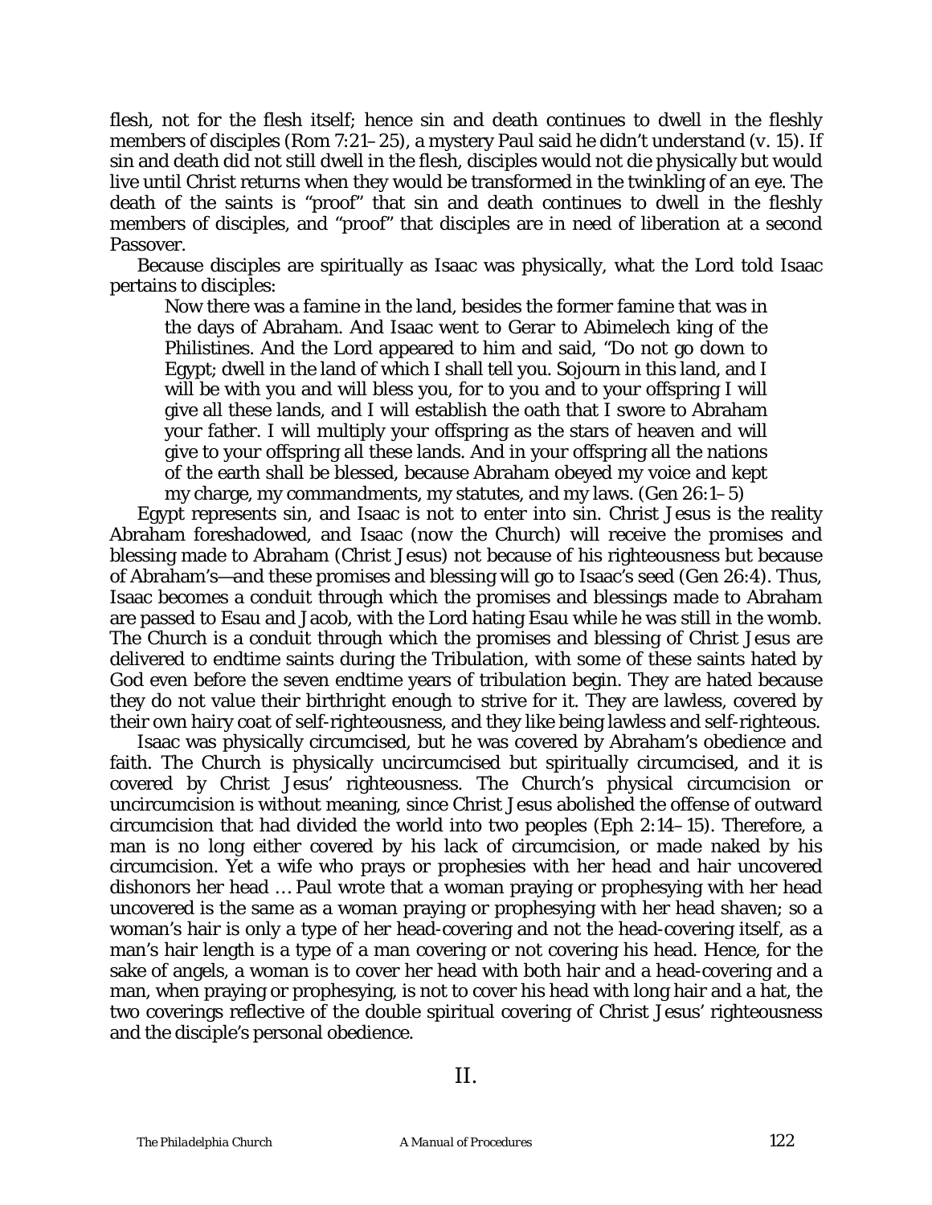flesh, not for the flesh itself; hence sin and death continues to dwell in the fleshly members of disciples (Rom 7:21–25), a mystery Paul said he didn't understand (v. 15). If sin and death did not still dwell in the flesh, disciples would not die physically but would live until Christ returns when they would be transformed in the twinkling of an eye. The death of the saints is "proof" that sin and death continues to dwell in the fleshly members of disciples, and "proof" that disciples are in need of liberation at a second Passover.

Because disciples are spiritually as Isaac was physically, what the Lord told Isaac pertains to disciples:

> Now there was a famine in the land, besides the former famine that was in the days of Abraham. And Isaac went to Gerar to Abimelech king of the Philistines. And the Lord appeared to him and said, "Do not go down to Egypt; dwell in the land of which I shall tell you. Sojourn in this land, and I will be with you and will bless you, for to you and to your offspring I will give all these lands, and I will establish the oath that I swore to Abraham your father. I will multiply your offspring as the stars of heaven and will give to your offspring all these lands. And in your offspring all the nations of the earth shall be blessed, because Abraham obeyed my voice and kept my charge, my commandments, my statutes, and my laws. (Gen 26:1–5)

Egypt represents sin, and Isaac is not to enter into sin. Christ Jesus is the reality Abraham foreshadowed, and Isaac (now the Church) will receive the promises and blessing made to Abraham (Christ Jesus) not because of his righteousness but because of Abraham's—and these promises and blessing will go to Isaac's seed (Gen 26:4). Thus, Isaac becomes a conduit through which the promises and blessings made to Abraham are passed to Esau and Jacob, with the Lord hating Esau while he was still in the womb. The Church is a conduit through which the promises and blessing of Christ Jesus are delivered to endtime saints during the Tribulation, with some of these saints hated by God even before the seven endtime years of tribulation begin. They are hated because they do not value their birthright enough to strive for it. They are lawless, covered by their own hairy coat of self-righteousness, and they like being lawless and self-righteous.

Isaac was physically circumcised, but he was covered by Abraham's obedience and faith. The Church is physically uncircumcised but spiritually circumcised, and it is covered by Christ Jesus' righteousness. The Church's physical circumcision or uncircumcision is without meaning, since Christ Jesus abolished the offense of outward circumcision that had divided the world into two peoples (Eph 2:14–15). Therefore, a man is no long either covered by his lack of circumcision, or made naked by his circumcision. Yet a wife who prays or prophesies with her head and hair uncovered dishonors her head … Paul wrote that a woman praying or prophesying with her head uncovered is the same as a woman praying or prophesying with her head shaven; so a woman's hair is only a type of her head-covering and not the head-covering itself, as a man's hair length is a type of a man covering or not covering his head. Hence, for the sake of angels, a woman is to cover her head with both hair and a head-covering and a man, when praying or prophesying, is not to cover his head with long hair and a hat, the two coverings reflective of the double spiritual covering of Christ Jesus' righteousness and the disciple's personal obedience.

## II.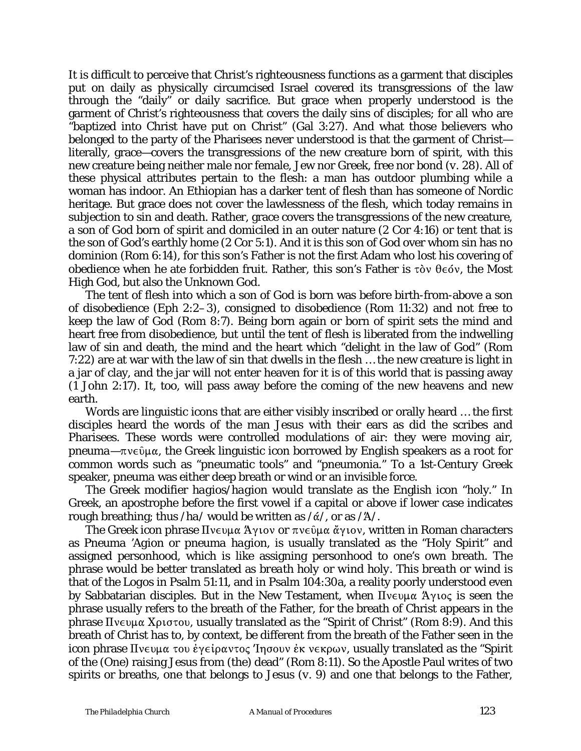It is difficult to perceive that Christ's righteousness functions as a garment that disciples put on daily as physically circumcised Israel covered its transgressions of the law through the "daily" or daily sacrifice. But grace when properly understood is the garment of Christ's righteousness that covers the daily sins of disciples; for all who are "baptized into Christ have put on Christ" (Gal 3:27). And what those believers who belonged to the party of the Pharisees never understood is that the garment of Christ—literally, grace—covers the transgressions of the new creature born of spirit, with this new creature being neither male nor female, Jew nor Greek, free nor bond (v. 28). All of these physical attributes pertain to the flesh: a man has outdoor plumbing while a woman has indoor. An Ethiopian has a darker tent of flesh than has someone of Nordic heritage. But grace does not cover the lawlessness of the flesh, which today remains in subjection to sin and death. Rather, grace covers the transgressions of the new creature, a son of God born of spirit and domiciled in an outer nature (2 Cor 4:16) or tent that is the son of God's earthly home (2 Cor 5:1). And it is this son of God over whom sin has no dominion (Rom 6:14), for this son's Father is not the first Adam who lost his covering of obedience when he ate forbidden fruit. Rather, this son's Father is τὸν θεόν, the Most High God, but also the Unknown God.

The tent of flesh into which a son of God is born was before birth-from-above a son of disobedience (Eph 2:2–3), consigned to disobedience (Rom 11:32) and not free to keep the law of God (Rom 8:7). Being born again or born of spirit sets the mind and heart free from disobedience, but until the tent of flesh is liberated from the indwelling law of sin and death, the mind and the heart which "delight in the law of God" (Rom 7:22) are at war with the law of sin that dwells in the flesh … the new creature is light in a jar of clay, and the jar will not enter heaven for it is of this world that is passing away (1 John 2:17). It, too, will pass away before the coming of the new heavens and new earth.

Words are linguistic icons that are either visibly inscribed or orally heard … the first disciples heard the words of the man Jesus with their ears as did the scribes and Pharisees. These words were controlled modulations of air: they were moving air, pneuma—πνεῦμα, the Greek linguistic icon borrowed by English speakers as a root for common words such as "pneumatic tools" and "pneumonia." To a 1st-Century Greek speaker, pneuma was either deep breath or wind or an invisible force.

The Greek modifier *hagios/hagion* would translate as the English icon "holy." In Greek, an apostrophe before the first vowel if a capital or above if lower case indicates rough breathing; thus /ha/ would be written as /ἁ/, or as /Ἁ/.

The Greek icon phrase Πνευμα Ἅγιον or πνεῦμα ἅγιον, written in Roman characters as Pneuma 'Agion or pneuma *hagion*, is usually translated as the "Holy Spirit" and assigned personhood, which is like assigning personhood to one's own breath. The phrase would be better translated as *breath holy* or *wind holy*. This *breath* or *wind* is that of the Logos in Psalm 51:11, and in Psalm 104:30a, a reality poorly understood even by Sabbatarian disciples. But in the New Testament, when Πνευμα Ἅγιος is seen the phrase usually refers to the breath of the Father, for the breath of Christ appears in the phrase Πνευμα Χριστου, usually translated as the "Spirit of Christ" (Rom 8:9). And this breath of Christ has to, by context, be different from the breath of the Father seen in the icon phrase Πνευμα του ἐγείραντος Ἰησουν ἐκ νεκρων, usually translated as the "Spirit of the (One) raising Jesus from (the) dead" (Rom 8:11). So the Apostle Paul writes of two spirits or breaths, one that belongs to Jesus (v. 9) and one that belongs to the Father,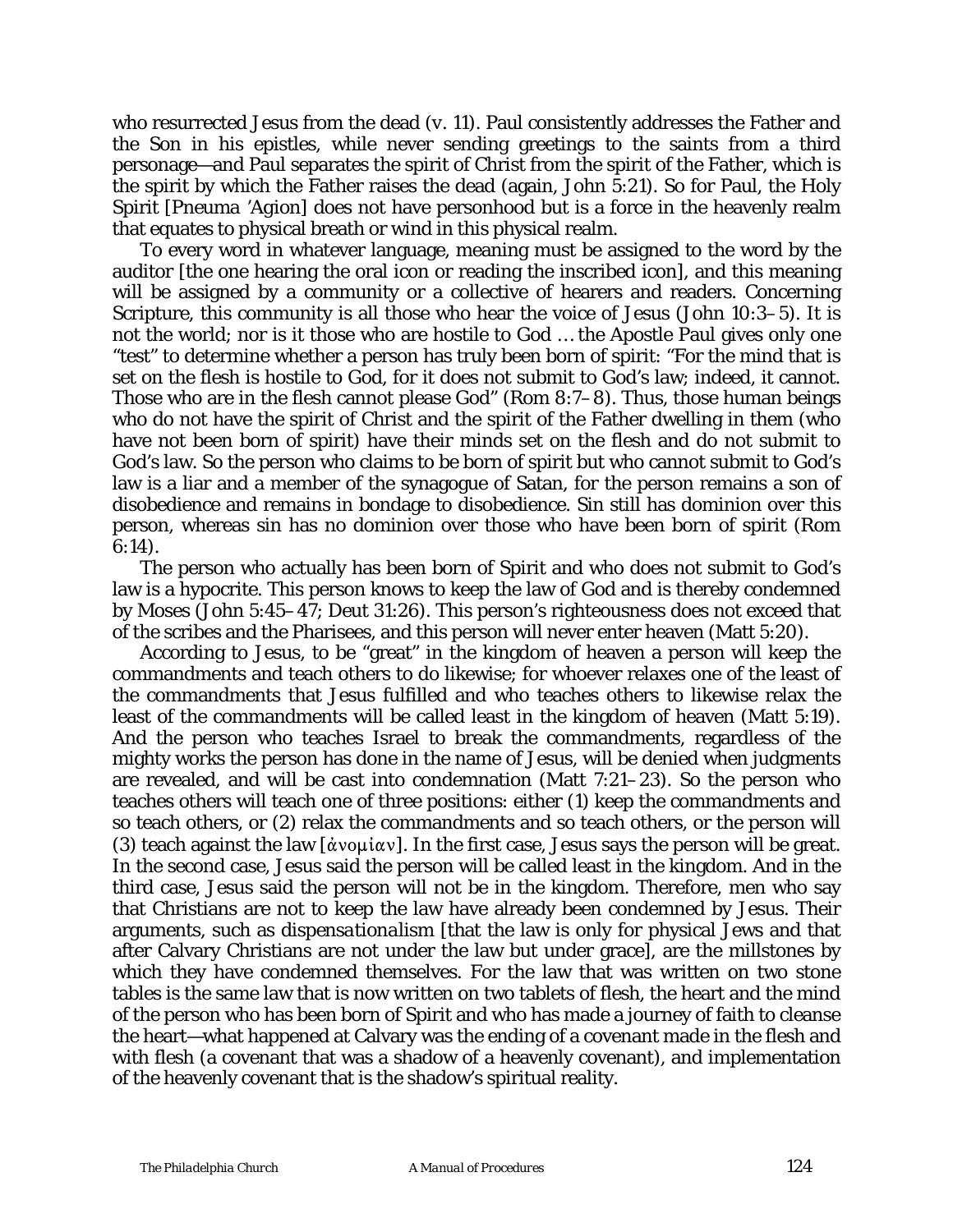who resurrected Jesus from the dead (v. 11). Paul consistently addresses the Father and the Son in his epistles, while never sending greetings to the saints from a third personage—and Paul separates the spirit of Christ from the spirit of the Father, which is the spirit by which the Father raises the dead (again, John 5:21). So for Paul, the Holy Spirit [Pneuma 'Agion] does not have personhood but is a force in the heavenly realm that equates to physical breath or wind in this physical realm.

To every word in whatever language, meaning must be assigned to the word by the auditor [the one hearing the oral icon or reading the inscribed icon], and this meaning will be assigned by a community or a collective of hearers and readers. Concerning Scripture, this community is all those who hear the voice of Jesus (John 10:3–5). It is not the world; nor is it those who are hostile to God … the Apostle Paul gives only one "test" to determine whether a person has truly been born of spirit: "For the mind that is set on the flesh is hostile to God, for it does not submit to God's law; indeed, it cannot. Those who are in the flesh cannot please God" (Rom 8:7–8). Thus, those human beings who do not have the spirit of Christ and the spirit of the Father dwelling in them (who have not been born of spirit) have their minds set on the flesh and do not submit to God's law. So the person who claims to be born of spirit but who cannot submit to God's law is a liar and a member of the synagogue of Satan, for the person remains a son of disobedience and remains in bondage to disobedience. Sin still has dominion over this person, whereas sin has no dominion over those who have been born of spirit (Rom 6:14).

The person who actually has been born of Spirit and who does not submit to God's law is a hypocrite. This person knows to keep the law of God and is thereby condemned by Moses (John 5:45–47; Deut 31:26). This person's righteousness does not exceed that of the scribes and the Pharisees, and this person will never enter heaven (Matt 5:20).

According to Jesus, to be "great" in the kingdom of heaven a person will keep the commandments and teach others to do likewise; for whoever relaxes one of the least of the commandments that Jesus fulfilled and who teaches others to likewise relax the least of the commandments will be called least in the kingdom of heaven (Matt 5:19). And the person who teaches Israel to break the commandments, regardless of the mighty works the person has done in the name of Jesus, will be denied when judgments are revealed, and will be cast into condemnation (Matt 7:21–23). So the person who teaches others will teach one of three positions: either (1) keep the commandments and so teach others, or (2) relax the commandments and so teach others, or the person will (3) teach against the law [ἀνομίαν]. In the first case, Jesus says the person will be great. In the second case, Jesus said the person will be called least in the kingdom. And in the third case, Jesus said the person will not be in the kingdom. Therefore, men who say that Christians are not to keep the law have already been condemned by Jesus. Their arguments, such as *dispensationalism* [that the law is only for physical Jews and that after Calvary Christians are not under the law but under grace], are the millstones by which they have condemned themselves. For the law that was written on two stone tables is the same law that is now written on two tablets of flesh, the heart and the mind of the person who has been born of Spirit and who has made a journey of faith to cleanse the heart—what happened at Calvary was the ending of a covenant made in the flesh and with flesh (a covenant that was a shadow of a heavenly covenant), and implementation of the heavenly covenant that is the shadow's spiritual reality.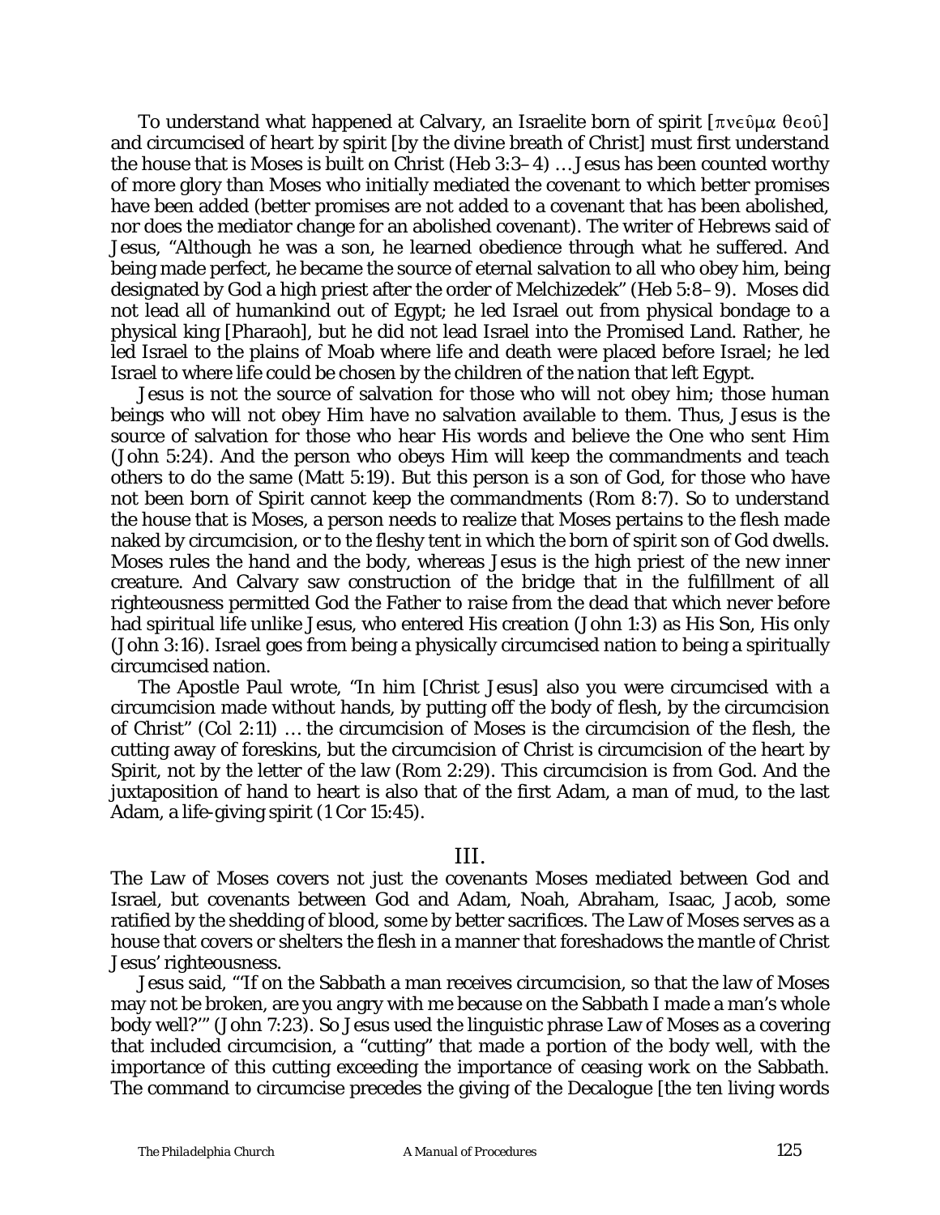To understand what happened at Calvary, an Israelite born of spirit [πνεῦμα θεοῦ] and circumcised of heart by spirit [by the divine breath of Christ] must first understand the house that is Moses is built on Christ (Heb 3:3–4) … Jesus has been counted worthy of more glory than Moses who initially mediated the covenant to which better promises have been added (better promises are not added to a covenant that has been abolished, nor does the mediator change for an abolished covenant). The writer of Hebrews said of Jesus, "Although he was a son, he learned obedience through what he suffered. And being made perfect, he became the source of eternal salvation to all who obey him, being designated by God a high priest after the order of Melchizedek" (Heb 5:8–9). Moses did not lead all of humankind out of Egypt; he led Israel out from physical bondage to a physical king [Pharaoh], but he did not lead Israel into the Promised Land. Rather, he led Israel to the plains of Moab where life and death were placed before Israel; he led Israel to where life could be chosen by the children of the nation that left Egypt.

Jesus is not the source of salvation for those who will not obey him; those human beings who will not obey Him have no salvation available to them. Thus, Jesus is the source of salvation for those who hear His words and believe the One who sent Him (John 5:24). And the person who obeys Him will keep the commandments and teach others to do the same (Matt 5:19). But this person is a son of God, for those who have not been born of Spirit cannot keep the commandments (Rom 8:7). So to understand the house that is Moses, a person needs to realize that Moses pertains to the flesh made naked by circumcision, or to the fleshy tent in which the born of spirit son of God dwells. Moses rules the hand and the body, whereas Jesus is the high priest of the new inner creature. And Calvary saw construction of the bridge that in the fulfillment of all righteousness permitted God the Father to raise from the dead that which never before had spiritual life unlike Jesus, who entered His creation (John 1:3) as His Son, His only (John 3:16). Israel goes from being a physically circumcised nation to being a spiritually circumcised nation.

The Apostle Paul wrote, "In him [Christ Jesus] also you were circumcised with a circumcision made without hands, by putting off the body of flesh, by the circumcision of Christ" (Col 2:11) … the circumcision of Moses is the circumcision of the flesh, the cutting away of foreskins, but the circumcision of Christ is circumcision of the heart by Spirit, not by the letter of the law (Rom 2:29). This circumcision is from God. And the juxtaposition of hand to heart is also that of the first Adam, a man of mud, to the last Adam, a life-giving spirit (1 Cor 15:45).

## III.

The Law of Moses covers not just the covenants Moses mediated between God and Israel, but covenants between God and Adam, Noah, Abraham, Isaac, Jacob, some ratified by the shedding of blood, some by better sacrifices. The Law of Moses serves as a house that covers or shelters the flesh in a manner that foreshadows the mantle of Christ Jesus' righteousness.

Jesus said, "'If on the Sabbath a man receives circumcision, so that the law of Moses may not be broken, are you angry with me because on the Sabbath I made a man's whole body well?'" (John 7:23). So Jesus used the linguistic phrase Law of Moses as a covering that included circumcision, a "cutting" that made a portion of the body well, with the importance of this cutting exceeding the importance of ceasing work on the Sabbath. The command to circumcise precedes the giving of the Decalogue [the ten living words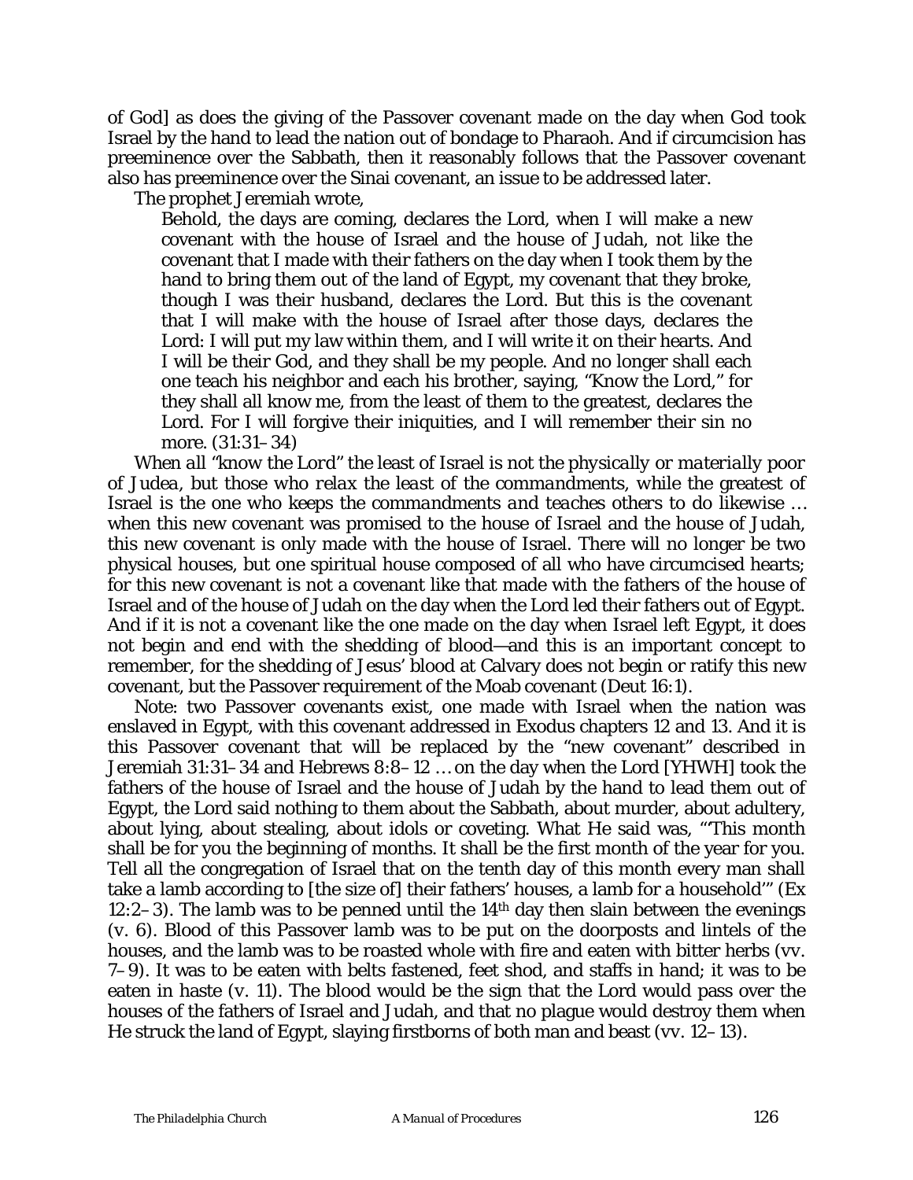of God] as does the giving of the Passover covenant made on the day when God took Israel by the hand to lead the nation out of bondage to Pharaoh. And if circumcision has preeminence over the Sabbath, then it reasonably follows that the Passover covenant also has preeminence over the Sinai covenant, an issue to be addressed later.

The prophet Jeremiah wrote,

> Behold, the days are coming, declares the Lord, when I will make a new covenant with the house of Israel and the house of Judah, not like the covenant that I made with their fathers on the day when I took them by the hand to bring them out of the land of Egypt, my covenant that they broke, though I was their husband, declares the Lord. But this is the covenant that I will make with the house of Israel after those days, declares the Lord: I will put my law within them, and I will write it on their hearts. And I will be their God, and they shall be my people. And no longer shall each one teach his neighbor and each his brother, saying, "Know the Lord," for they shall all know me, from the least of them to the greatest, declares the Lord. For I will forgive their iniquities, and I will remember their sin no more. (31:31–34)

*When all "know the Lord" the least of Israel is not the physically or materially poor of Judea, but those who relax the least of the commandments, while the greatest of Israel is the one who keeps the commandments and teaches others to do likewise* … when this new covenant was promised to the house of Israel and the house of Judah, this new covenant is only made with the house of Israel. There will no longer be two physical houses, but one spiritual house composed of all who have circumcised hearts; for this new covenant is not a covenant like that made with the fathers of the house of Israel and of the house of Judah on the day when the Lord led their fathers out of Egypt. And if it is not a covenant like the one made on the day when Israel left Egypt, it does not begin and end with the shedding of blood—and this is an important concept to remember, for the shedding of Jesus' blood at Calvary does not begin or ratify this new covenant, but the Passover requirement of the Moab covenant (Deut 16:1).

Note: two Passover covenants exist, one made with Israel when the nation was enslaved in Egypt, with this covenant addressed in Exodus chapters 12 and 13. And it is this Passover covenant that will be replaced by the "new covenant" described in Jeremiah 31:31–34 and Hebrews 8:8–12 … on the day when the Lord [YHWH] took the fathers of the house of Israel and the house of Judah by the hand to lead them out of Egypt, the Lord said nothing to them about the Sabbath, about murder, about adultery, about lying, about stealing, about idols or coveting. What He said was, "'This month shall be for you the beginning of months. It shall be the first month of the year for you. Tell all the congregation of Israel that on the tenth day of this month every man shall take a lamb according to [the size of] their fathers' houses, a lamb for a household'" (Ex 12:2–3). The lamb was to be penned until the 14th day then slain between the evenings (v. 6). Blood of this Passover lamb was to be put on the doorposts and lintels of the houses, and the lamb was to be roasted whole with fire and eaten with bitter herbs (vv. 7–9). It was to be eaten with belts fastened, feet shod, and staffs in hand; it was to be eaten in haste (v. 11). The blood would be the sign that the Lord would pass over the houses of the fathers of Israel and Judah, and that no plague would destroy them when He struck the land of Egypt, slaying firstborns of both man and beast (vv. 12–13).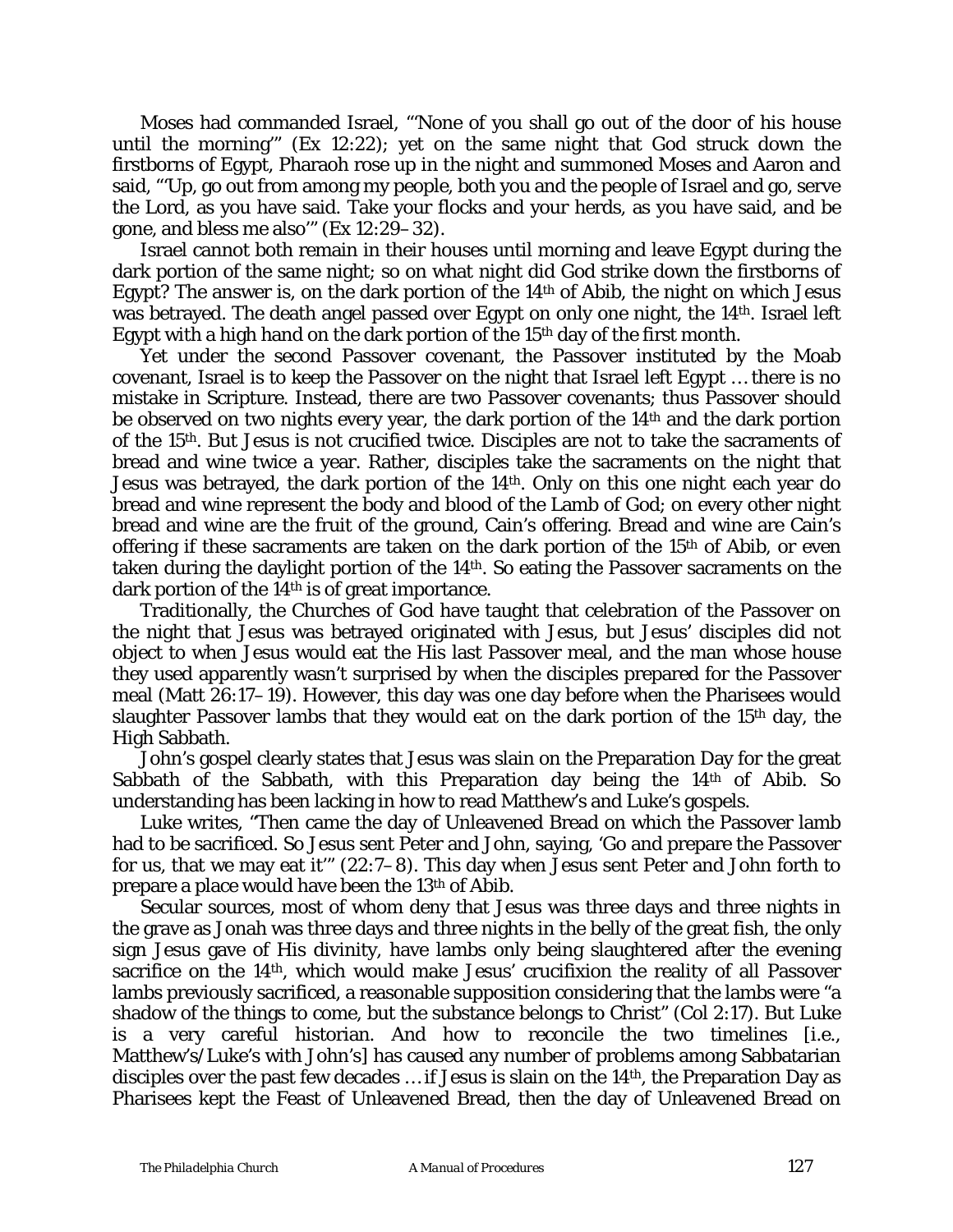Moses had commanded Israel, "'None of you shall go out of the door of his house until the morning'" (Ex 12:22); yet on the same night that God struck down the firstborns of Egypt, Pharaoh rose up in the night and summoned Moses and Aaron and said, "'Up, go out from among my people, both you and the people of Israel and go, serve the Lord, as you have said. Take your flocks and your herds, as you have said, and be gone, and bless me also'" (Ex 12:29–32).

Israel cannot both remain in their houses until morning and leave Egypt during the dark portion of the same night; so on what night did God strike down the firstborns of Egypt? The answer is, on the dark portion of the 14th of Abib, the night on which Jesus was betrayed. The death angel passed over Egypt on only one night, the 14th. Israel left Egypt with a high hand on the dark portion of the 15th day of the first month.

Yet under the second Passover covenant, the Passover instituted by the Moab covenant, Israel is to keep the Passover on the night that Israel left Egypt … there is no mistake in Scripture. Instead, there are two Passover covenants; thus Passover should be observed on two nights every year, the dark portion of the 14th and the dark portion of the 15th. But Jesus is not crucified twice. Disciples are not to take the sacraments of bread and wine twice a year. Rather, disciples take the sacraments on the night that Jesus was betrayed, the dark portion of the 14th. Only on this one night each year do bread and wine represent the body and blood of the Lamb of God; on every other night bread and wine are the fruit of the ground, Cain's offering. Bread and wine are Cain's offering if these sacraments are taken on the dark portion of the 15th of Abib, or even taken during the daylight portion of the 14th. So eating the Passover sacraments on the dark portion of the 14th is of great importance.

Traditionally, the Churches of God have taught that celebration of the Passover on the night that Jesus was betrayed originated with Jesus, but Jesus' disciples did not object to when Jesus would eat the His last Passover meal, and the man whose house they used apparently wasn't surprised by when the disciples prepared for the Passover meal (Matt 26:17–19). However, this day was one day before when the Pharisees would slaughter Passover lambs that they would eat on the dark portion of the 15th day, the High Sabbath.

John's gospel clearly states that Jesus was slain on the Preparation Day for the great Sabbath of the Sabbath, with this Preparation day being the 14th of Abib. So understanding has been lacking in how to read Matthew's and Luke's gospels.

Luke writes, "Then came the day of Unleavened Bread on which the Passover lamb had to be sacrificed. So Jesus sent Peter and John, saying, 'Go and prepare the Passover for us, that we may eat it'" (22:7–8). This day when Jesus sent Peter and John forth to prepare a place would have been the 13th of Abib.

Secular sources, most of whom deny that Jesus was three days and three nights in the grave as Jonah was three days and three nights in the belly of the great fish, the only sign Jesus gave of His divinity, have lambs only being slaughtered after the evening sacrifice on the 14th, which would make Jesus' crucifixion the reality of all Passover lambs previously sacrificed, a reasonable supposition considering that the lambs were "a shadow of the things to come, but the substance belongs to Christ" (Col 2:17). But Luke is a very careful historian. And how to reconcile the two timelines [i.e., Matthew's/Luke's with John's] has caused any number of problems among Sabbatarian disciples over the past few decades … if Jesus is slain on the 14th, the Preparation Day as Pharisees kept the Feast of Unleavened Bread, then the day of Unleavened Bread on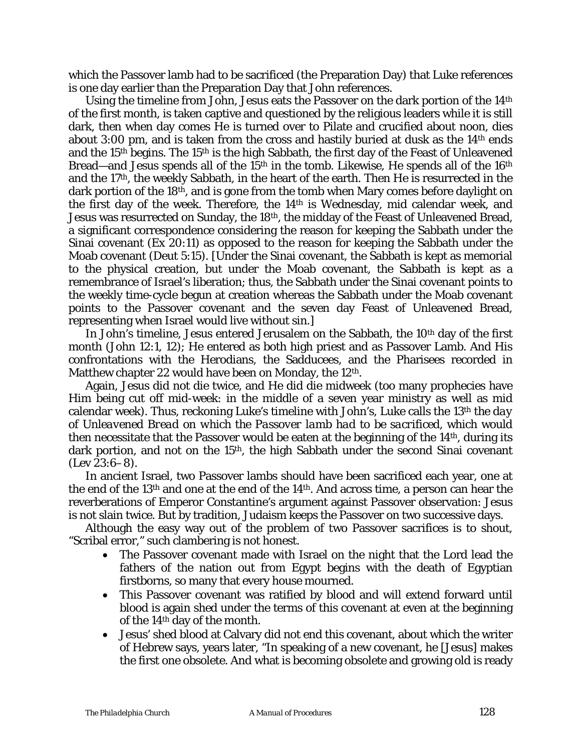which the Passover lamb had to be sacrificed (the Preparation Day) that Luke references is one day earlier than the Preparation Day that John references.

Using the timeline from John, Jesus eats the Passover on the dark portion of the 14th of the first month, is taken captive and questioned by the religious leaders while it is still dark, then when day comes He is turned over to Pilate and crucified about noon, dies about 3:00 pm, and is taken from the cross and hastily buried at dusk as the 14th ends and the 15th begins. The 15th is the high Sabbath, the first day of the Feast of Unleavened Bread—and Jesus spends all of the 15th in the tomb. Likewise, He spends all of the 16th and the 17th, the weekly Sabbath, in the heart of the earth. Then He is resurrected in the dark portion of the 18th, and is gone from the tomb when Mary comes before daylight on the first day of the week. Therefore, the 14th is Wednesday, mid calendar week, and Jesus was resurrected on Sunday, the 18th, the midday of the Feast of Unleavened Bread, a significant correspondence considering the reason for keeping the Sabbath under the Sinai covenant (Ex 20:11) as opposed to the reason for keeping the Sabbath under the Moab covenant (Deut 5:15). [Under the Sinai covenant, the Sabbath is kept as memorial to the physical creation, but under the Moab covenant, the Sabbath is kept as a remembrance of Israel's liberation; thus, the Sabbath under the Sinai covenant points to the weekly time-cycle begun at creation whereas the Sabbath under the Moab covenant points to the Passover covenant and the seven day Feast of Unleavened Bread, representing when Israel would live without sin.]

In John's timeline, Jesus entered Jerusalem on the Sabbath, the 10th day of the first month (John 12:1, 12); He entered as both high priest and as Passover Lamb. And His confrontations with the Herodians, the Sadducees, and the Pharisees recorded in Matthew chapter 22 would have been on Monday, the 12th.

Again, Jesus did not die twice, and He did die midweek (too many prophecies have Him being cut off mid-week: in the middle of a seven year ministry as well as mid calendar week). Thus, reckoning Luke's timeline with John's, Luke calls the 13th the *day of Unleavened Bread on which the Passover lamb had to be sacrificed*, which would then necessitate that the Passover would be eaten at the beginning of the 14th, during its dark portion, and not on the 15th, the high Sabbath under the second Sinai covenant (Lev 23:6–8).

In ancient Israel, two Passover lambs should have been sacrificed each year, one at the end of the 13th and one at the end of the 14th. And across time, a person can hear the reverberations of Emperor Constantine's argument against Passover observation: Jesus is not slain twice. But by tradition, Judaism keeps the Passover on two successive days.

Although the easy way out of the problem of two Passover sacrifices is to shout, "Scribal error," such clambering is not honest.

- The Passover covenant made with Israel on the night that the Lord lead the fathers of the nation out from Egypt begins with the death of Egyptian firstborns, so many that every house mourned.
- This Passover covenant was ratified by blood and will extend forward until blood is again shed under the terms of this covenant at even at the beginning of the 14th day of the month.
- Jesus' shed blood at Calvary did not end this covenant, about which the writer of Hebrew says, years later, "In speaking of a new covenant, he [Jesus] makes the first one obsolete. And what is becoming obsolete and growing old is ready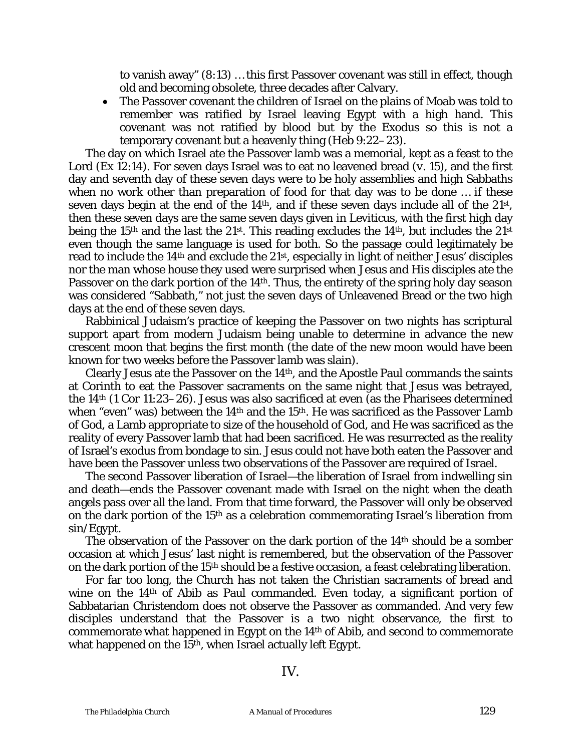to vanish away" (8:13) … this first Passover covenant was still in effect, though old and becoming obsolete, three decades after Calvary.

- The Passover covenant the children of Israel on the plains of Moab was told to remember was ratified by Israel leaving Egypt with a high hand. This covenant was not ratified by blood but by the Exodus so this is not a temporary covenant but a heavenly thing (Heb 9:22–23).

The day on which Israel ate the Passover lamb was a memorial, kept as a feast to the Lord (Ex 12:14). For seven days Israel was to eat no leavened bread (v. 15), and the first day and seventh day of these seven days were to be holy assemblies and high Sabbaths when no work other than preparation of food for that day was to be done … if these seven days begin at the end of the 14th, and if these seven days include all of the 21st, then these seven days are the same seven days given in Leviticus, with the first high day being the 15th and the last the 21st. This reading excludes the 14th, but includes the 21st even though the same language is used for both. So the passage could legitimately be read to include the 14th and exclude the 21st, especially in light of neither Jesus' disciples nor the man whose house they used were surprised when Jesus and His disciples ate the Passover on the dark portion of the 14th. Thus, the entirety of the spring holy day season was considered "Sabbath," not just the seven days of Unleavened Bread or the two high days at the end of these seven days.

Rabbinical Judaism's practice of keeping the Passover on two nights has scriptural support apart from modern Judaism being unable to determine in advance the new crescent moon that begins the first month (the date of the new moon would have been known for two weeks before the Passover lamb was slain).

Clearly Jesus ate the Passover on the 14th, and the Apostle Paul commands the saints at Corinth to eat the Passover sacraments on the same night that Jesus was betrayed, the 14th (1 Cor 11:23–26). Jesus was also sacrificed at even (as the Pharisees determined when "even" was) between the 14th and the 15th. He was sacrificed as the Passover Lamb of God, a Lamb appropriate to size of the household of God, and He was sacrificed as the reality of every Passover lamb that had been sacrificed. He was resurrected as the reality of Israel's exodus from bondage to sin. Jesus could not have both eaten the Passover and have been the Passover unless two observations of the Passover are required of Israel.

The second Passover liberation of Israel—the liberation of Israel from indwelling sin and death—ends the Passover covenant made with Israel on the night when the death angels pass over all the land. From that time forward, the Passover will only be observed on the dark portion of the 15th as a celebration commemorating Israel's liberation from sin/Egypt.

The observation of the Passover on the dark portion of the 14th should be a somber occasion at which Jesus' last night is remembered, but the observation of the Passover on the dark portion of the 15th should be a festive occasion, a feast celebrating liberation.

For far too long, the Church has not taken the Christian sacraments of bread and wine on the 14th of Abib as Paul commanded. Even today, a significant portion of Sabbatarian Christendom does not observe the Passover as commanded. And very few disciples understand that the Passover is a two night observance, the first to commemorate what happened in Egypt on the 14th of Abib, and second to commemorate what happened on the 15th, when Israel actually left Egypt.

## IV.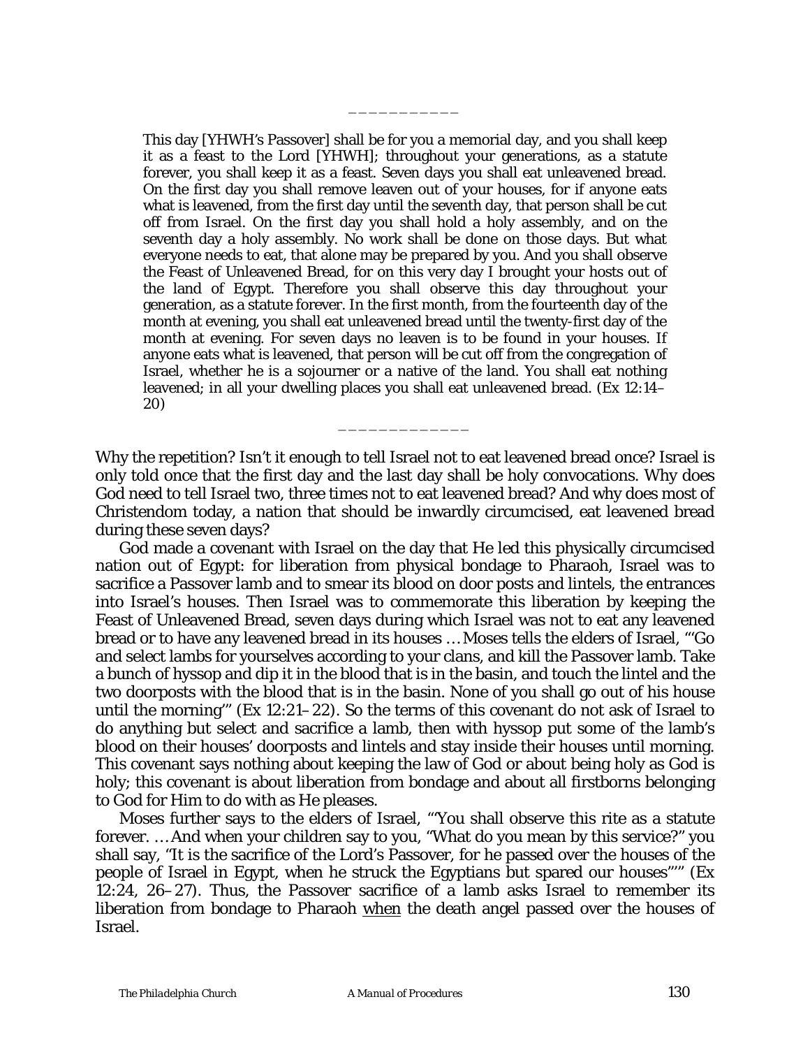___________

> This day [YHWH's Passover] shall be for you a memorial day, and you shall keep it as a feast to the Lord [YHWH]; throughout your generations, as a statute forever, you shall keep it as a feast. Seven days you shall eat unleavened bread. On the first day you shall remove leaven out of your houses, for if anyone eats what is leavened, from the first day until the seventh day, that person shall be cut off from Israel. On the first day you shall hold a holy assembly, and on the seventh day a holy assembly. No work shall be done on those days. But what everyone needs to eat, that alone may be prepared by you. And you shall observe the Feast of Unleavened Bread, for on this very day I brought your hosts out of the land of Egypt. Therefore you shall observe this day throughout your generation, as a statute forever. In the first month, from the fourteenth day of the month at evening, you shall eat unleavened bread until the twenty-first day of the month at evening. For seven days no leaven is to be found in your houses. If anyone eats what is leavened, that person will be cut off from the congregation of Israel, whether he is a sojourner or a native of the land. You shall eat nothing leavened; in all your dwelling places you shall eat unleavened bread. (Ex 12:14–20)

_____________

Why the repetition? Isn't it enough to tell Israel not to eat leavened bread once? Israel is only told once that the first day and the last day shall be holy convocations. Why does God need to tell Israel two, three times not to eat leavened bread? And why does most of Christendom today, a nation that should be inwardly circumcised, eat leavened bread during these seven days?

God made a covenant with Israel on the day that He led this physically circumcised nation out of Egypt: for liberation from physical bondage to Pharaoh, Israel was to sacrifice a Passover lamb and to smear its blood on door posts and lintels, the entrances into Israel's houses. Then Israel was to commemorate this liberation by keeping the Feast of Unleavened Bread, seven days during which Israel was not to eat any leavened bread or to have any leavened bread in its houses … Moses tells the elders of Israel, "'Go and select lambs for yourselves according to your clans, and kill the Passover lamb. Take a bunch of hyssop and dip it in the blood that is in the basin, and touch the lintel and the two doorposts with the blood that is in the basin. None of you shall go out of his house until the morning'" (Ex 12:21–22). So the terms of this covenant do not ask of Israel to do anything but select and sacrifice a lamb, then with hyssop put some of the lamb's blood on their houses' doorposts and lintels and stay inside their houses until morning. This covenant says nothing about keeping the law of God or about being holy as God is holy; this covenant is about liberation from bondage and about all firstborns belonging to God for Him to do with as He pleases.

Moses further says to the elders of Israel, "'You shall observe this rite as a statute forever. … And when your children say to you, "What do you mean by this service?" you shall say, "It is the sacrifice of the Lord's Passover, for he passed over the houses of the people of Israel in Egypt, when he struck the Egyptians but spared our houses"'" (Ex 12:24, 26–27). Thus, the Passover sacrifice of a lamb asks Israel to remember its liberation from bondage to Pharaoh <u>when</u> the death angel passed over the houses of Israel.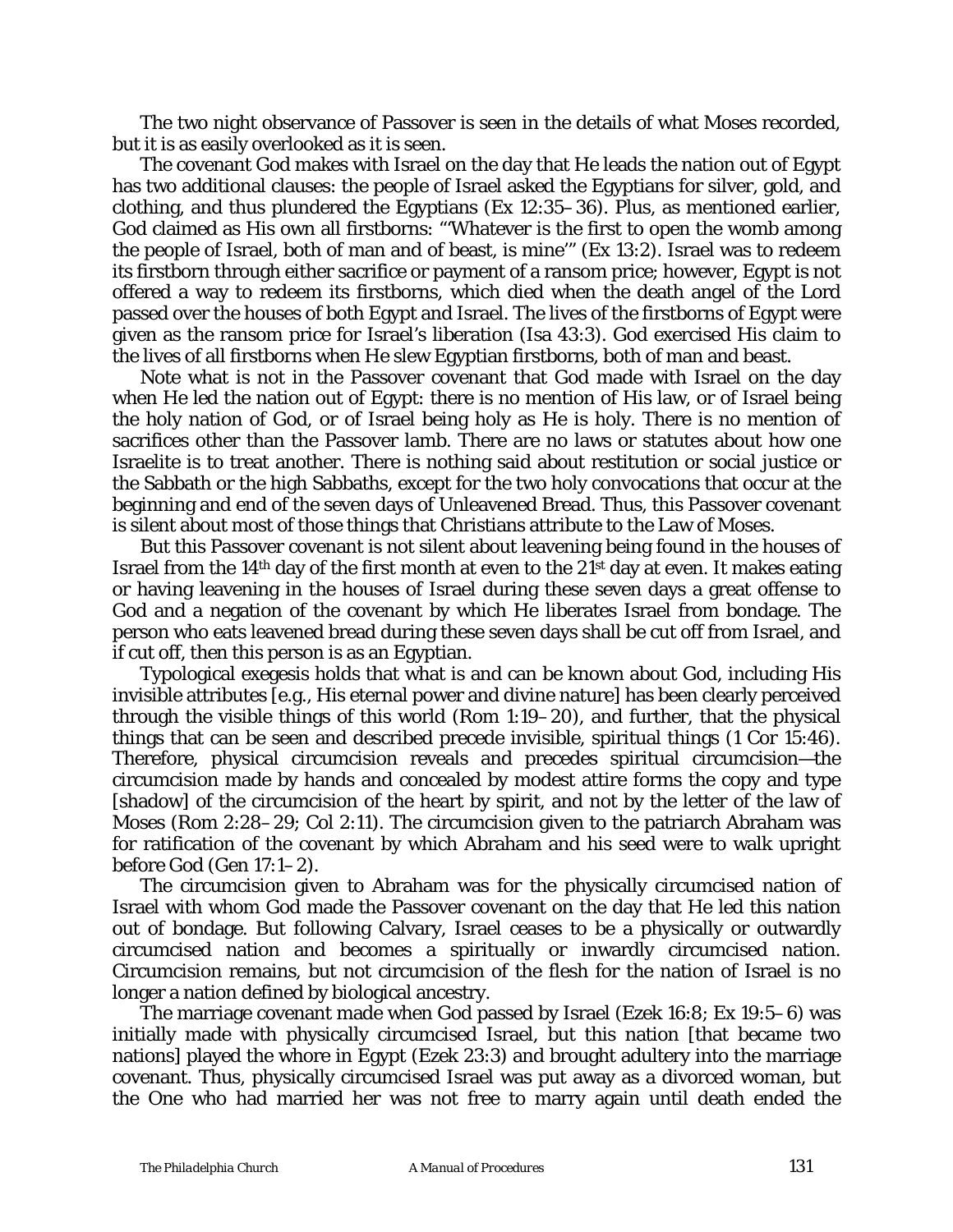The two night observance of Passover is seen in the details of what Moses recorded, but it is as easily overlooked as it is seen.

The covenant God makes with Israel on the day that He leads the nation out of Egypt has two additional clauses: the people of Israel asked the Egyptians for silver, gold, and clothing, and thus plundered the Egyptians (Ex 12:35–36). Plus, as mentioned earlier, God claimed as His own all firstborns: "'Whatever is the first to open the womb among the people of Israel, both of man and of beast, is mine'" (Ex 13:2). Israel was to redeem its firstborn through either sacrifice or payment of a ransom price; however, Egypt is not offered a way to redeem its firstborns, which died when the death angel of the Lord passed over the houses of both Egypt and Israel. The lives of the firstborns of Egypt were given as the ransom price for Israel's liberation (Isa 43:3). God exercised His claim to the lives of all firstborns when He slew Egyptian firstborns, both of man and beast.

Note what is not in the Passover covenant that God made with Israel on the day when He led the nation out of Egypt: there is no mention of His law, or of Israel being the holy nation of God, or of Israel being holy as He is holy. There is no mention of sacrifices other than the Passover lamb. There are no laws or statutes about how one Israelite is to treat another. There is nothing said about restitution or social justice or the Sabbath or the high Sabbaths, except for the two holy convocations that occur at the beginning and end of the seven days of Unleavened Bread. Thus, this Passover covenant is silent about most of those things that Christians attribute to the Law of Moses.

But this Passover covenant is not silent about leavening being found in the houses of Israel from the 14th day of the first month at even to the 21st day at even. It makes eating or having leavening in the houses of Israel during these seven days a great offense to God and a negation of the covenant by which He liberates Israel from bondage. The person who eats leavened bread during these seven days shall be cut off from Israel, and if cut off, then this person is as an Egyptian.

Typological exegesis holds that what is and can be known about God, including His invisible attributes [e.g., His eternal power and divine nature] has been clearly perceived through the visible things of this world (Rom 1:19–20), and further, that the physical things that can be seen and described precede invisible, spiritual things (1 Cor 15:46). Therefore, physical circumcision reveals and precedes spiritual circumcision—the circumcision made by hands and concealed by modest attire forms the copy and type [shadow] of the circumcision of the heart by spirit, and not by the letter of the law of Moses (Rom 2:28–29; Col 2:11). The circumcision given to the patriarch Abraham was for ratification of the covenant by which Abraham and his seed were to walk upright before God (Gen 17:1–2).

The circumcision given to Abraham was for the physically circumcised nation of Israel with whom God made the Passover covenant on the day that He led this nation out of bondage. But following Calvary, Israel ceases to be a physically or outwardly circumcised nation and becomes a spiritually or inwardly circumcised nation. Circumcision remains, but not circumcision of the flesh for the nation of Israel is no longer a nation defined by biological ancestry.

The marriage covenant made when God passed by Israel (Ezek 16:8; Ex 19:5–6) was initially made with physically circumcised Israel, but this nation [that became two nations] played the whore in Egypt (Ezek 23:3) and brought adultery into the marriage covenant. Thus, physically circumcised Israel was put away as a divorced woman, but the One who had married her was not free to marry again until death ended the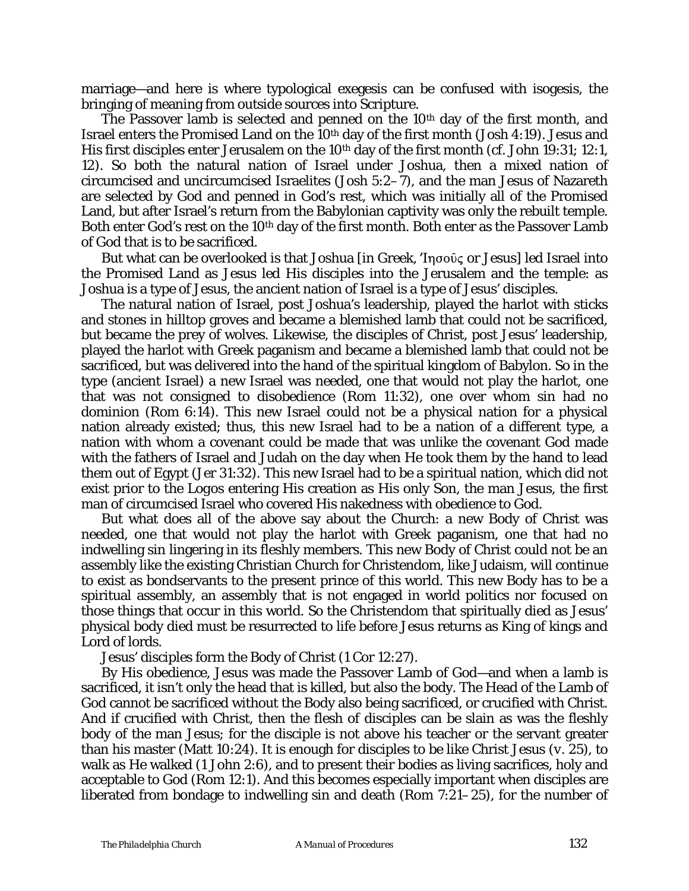marriage—and here is where typological exegesis can be confused with isogesis, the bringing of meaning from outside sources into Scripture.

The Passover lamb is selected and penned on the 10th day of the first month, and Israel enters the Promised Land on the 10th day of the first month (Josh 4:19). Jesus and His first disciples enter Jerusalem on the 10th day of the first month (cf. John 19:31; 12:1, 12). So both the natural nation of Israel under Joshua, then a mixed nation of circumcised and uncircumcised Israelites (Josh 5:2–7), and the man Jesus of Nazareth are selected by God and penned in God's rest, which was initially all of the Promised Land, but after Israel's return from the Babylonian captivity was only the rebuilt temple. Both enter God's rest on the 10th day of the first month. Both enter as the Passover Lamb of God that is to be sacrificed.

But what can be overlooked is that Joshua [in Greek, Ἰησοῦς or Jesus] led Israel into the Promised Land as Jesus led His disciples into the Jerusalem and the temple: as Joshua is a type of Jesus, the ancient nation of Israel is a type of Jesus' disciples.

The natural nation of Israel, post Joshua's leadership, played the harlot with sticks and stones in hilltop groves and became a blemished lamb that could not be sacrificed, but became the prey of wolves. Likewise, the disciples of Christ, post Jesus' leadership, played the harlot with Greek paganism and became a blemished lamb that could not be sacrificed, but was delivered into the hand of the spiritual kingdom of Babylon. So in the type (ancient Israel) a new Israel was needed, one that would not play the harlot, one that was not consigned to disobedience (Rom 11:32), one over whom sin had no dominion (Rom 6:14). This new Israel could not be a physical nation for a physical nation already existed; thus, this new Israel had to be a nation of a different type, a nation with whom a covenant could be made that was unlike the covenant God made with the fathers of Israel and Judah on the day when He took them by the hand to lead them out of Egypt (Jer 31:32). This new Israel had to be a spiritual nation, which did not exist prior to the Logos entering His creation as His only Son, the man Jesus, the first man of circumcised Israel who covered His nakedness with obedience to God.

But what does all of the above say about the Church: a new Body of Christ was needed, one that would not play the harlot with Greek paganism, one that had no indwelling sin lingering in its fleshly members. This new Body of Christ could not be an assembly like the existing Christian Church for Christendom, like Judaism, will continue to exist as bondservants to the present prince of this world. This new Body has to be a spiritual assembly, an assembly that is not engaged in world politics nor focused on those things that occur in this world. So the Christendom that spiritually died as Jesus' physical body died must be resurrected to life before Jesus returns as King of kings and Lord of lords.

Jesus' disciples form the Body of Christ (1 Cor 12:27).

By His obedience, Jesus was made the Passover Lamb of God—and when a lamb is sacrificed, it isn't only the head that is killed, but also the body. The Head of the Lamb of God cannot be sacrificed without the Body also being sacrificed, or crucified with Christ. And if crucified with Christ, then the flesh of disciples can be slain as was the fleshly body of the man Jesus; for the disciple is not above his teacher or the servant greater than his master (Matt 10:24). It is enough for disciples to be like Christ Jesus (v. 25), to walk as He walked (1 John 2:6), and to present their bodies as living sacrifices, holy and acceptable to God (Rom 12:1). And this becomes especially important when disciples are liberated from bondage to indwelling sin and death (Rom 7:21–25), for the number of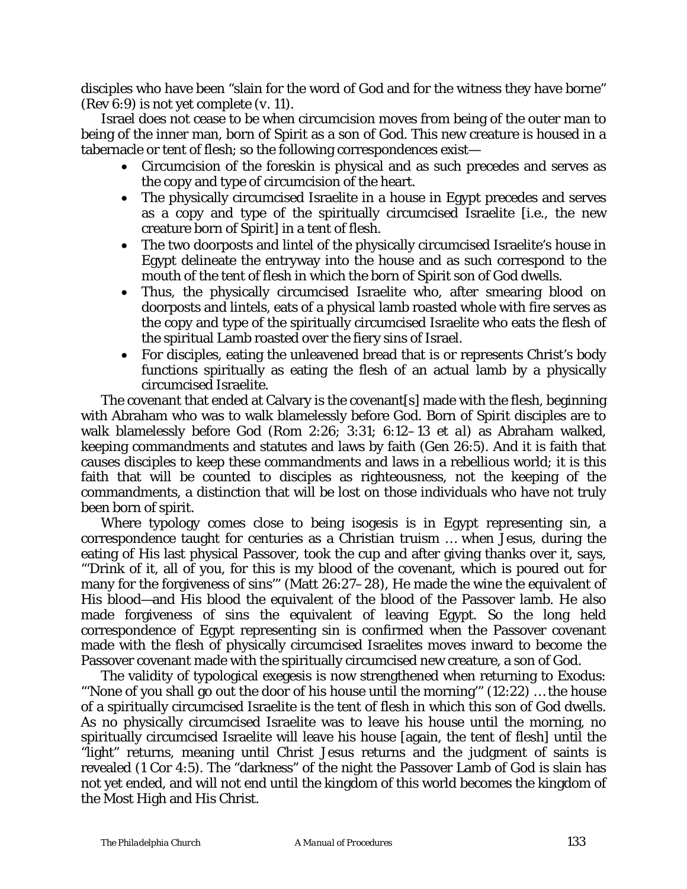disciples who have been “slain for the word of God and for the witness they have borne” (Rev 6:9) is not yet complete (v. 11).

Israel does not cease to be when circumcision moves from being of the outer man to being of the inner man, born of Spirit as a son of God. This new creature is housed in a tabernacle or tent of flesh; so the following correspondences exist—

- Circumcision of the foreskin is physical and as such precedes and serves as the copy and type of circumcision of the heart.
- The physically circumcised Israelite in a house in Egypt precedes and serves as a copy and type of the spiritually circumcised Israelite [i.e., the new creature born of Spirit] in a tent of flesh.
- The two doorposts and lintel of the physically circumcised Israelite’s house in Egypt delineate the entryway into the house and as such correspond to the mouth of the tent of flesh in which the born of Spirit son of God dwells.
- Thus, the physically circumcised Israelite who, after smearing blood on doorposts and lintels, eats of a physical lamb roasted whole with fire serves as the copy and type of the spiritually circumcised Israelite who eats the flesh of the spiritual Lamb roasted over the fiery sins of Israel.
- For disciples, eating the unleavened bread that is or represents Christ’s body functions spiritually as eating the flesh of an actual lamb by a physically circumcised Israelite.

The covenant that ended at Calvary is the covenant[s] made with the flesh, beginning with Abraham who was to walk blamelessly before God. Born of Spirit disciples are to walk blamelessly before God (Rom 2:26; 3:31; 6:12–13 *et al*) as Abraham walked, keeping commandments and statutes and laws by faith (Gen 26:5). And it is faith that causes disciples to keep these commandments and laws in a rebellious world; it is this faith that will be counted to disciples as righteousness, not the keeping of the commandments, a distinction that will be lost on those individuals who have not truly been born of spirit.

Where typology comes close to being isogesis is in Egypt representing sin, a correspondence taught for centuries as a Christian truism … when Jesus, during the eating of His last physical Passover, took the cup and after giving thanks over it, says, “‘Drink of it, all of you, for this is my blood of the covenant, which is poured out for many for the forgiveness of sins’” (Matt 26:27–28), He made the wine the equivalent of His blood—and His blood the equivalent of the blood of the Passover lamb. He also made forgiveness of sins the equivalent of leaving Egypt. So the long held correspondence of Egypt representing sin is confirmed when the Passover covenant made with the flesh of physically circumcised Israelites moves inward to become the Passover covenant made with the spiritually circumcised new creature, a son of God.

The validity of typological exegesis is now strengthened when returning to Exodus: “‘None of you shall go out the door of his house until the morning’” (12:22) … the house of a spiritually circumcised Israelite is the tent of flesh in which this son of God dwells. As no physically circumcised Israelite was to leave his house until the morning, no spiritually circumcised Israelite will leave his house [again, the tent of flesh] until the “light” returns, meaning until Christ Jesus returns and the judgment of saints is revealed (1 Cor 4:5). The “darkness” of the night the Passover Lamb of God is slain has not yet ended, and will not end until the kingdom of this world becomes the kingdom of the Most High and His Christ.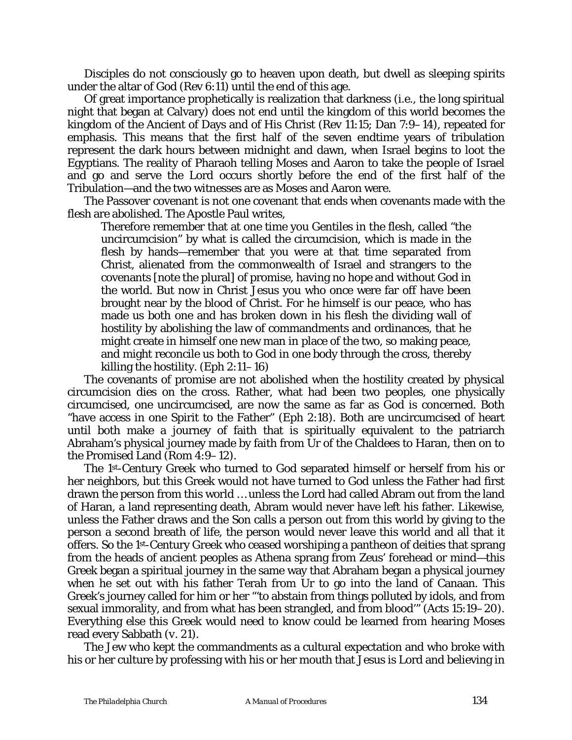Disciples do not consciously go to heaven upon death, but dwell as sleeping spirits under the altar of God (Rev 6:11) until the end of this age.

Of great importance prophetically is realization that darkness (i.e., the long spiritual night that began at Calvary) does not end until the kingdom of this world becomes the kingdom of the Ancient of Days and of His Christ (Rev 11:15; Dan 7:9–14), repeated for emphasis. This means that the first half of the seven endtime years of tribulation represent the dark hours between midnight and dawn, when Israel begins to loot the Egyptians. The reality of Pharaoh telling Moses and Aaron to take the people of Israel and go and serve the Lord occurs shortly before the end of the first half of the Tribulation—and the two witnesses are as Moses and Aaron were.

The Passover covenant is not one covenant that ends when covenants made with the flesh are abolished. The Apostle Paul writes,

> Therefore remember that at one time you Gentiles in the flesh, called "the uncircumcision" by what is called the circumcision, which is made in the flesh by hands—remember that you were at that time separated from Christ, alienated from the commonwealth of Israel and strangers to the covenants [note the plural] of promise, having no hope and without God in the world. But now in Christ Jesus you who once were far off have been brought near by the blood of Christ. For he himself is our peace, who has made us both one and has broken down in his flesh the dividing wall of hostility by abolishing the law of commandments and ordinances, that he might create in himself one new man in place of the two, so making peace, and might reconcile us both to God in one body through the cross, thereby killing the hostility. (Eph 2:11–16)

The covenants of promise are not abolished when the hostility created by physical circumcision dies on the cross. Rather, what had been two peoples, one physically circumcised, one uncircumcised, are now the same as far as God is concerned. Both "have access in one Spirit to the Father" (Eph 2:18). Both are uncircumcised of heart until both make a journey of faith that is spiritually equivalent to the patriarch Abraham's physical journey made by faith from Ur of the Chaldees to Haran, then on to the Promised Land (Rom 4:9–12).

The 1st-Century Greek who turned to God separated himself or herself from his or her neighbors, but this Greek would not have turned to God unless the Father had first drawn the person from this world … unless the Lord had called Abram out from the land of Haran, a land representing death, Abram would never have left his father. Likewise, unless the Father draws and the Son calls a person out from this world by giving to the person a second breath of life, the person would never leave this world and all that it offers. So the 1st-Century Greek who ceased worshiping a pantheon of deities that sprang from the heads of ancient peoples as Athena sprang from Zeus' forehead or mind—this Greek began a spiritual journey in the same way that Abraham began a physical journey when he set out with his father Terah from Ur to go into the land of Canaan. This Greek's journey called for him or her "'to abstain from things polluted by idols, and from sexual immorality, and from what has been strangled, and from blood'" (Acts 15:19–20). Everything else this Greek would need to know could be learned from hearing Moses read every Sabbath (v. 21).

The Jew who kept the commandments as a cultural expectation and who broke with his or her culture by professing with his or her mouth that Jesus is Lord and believing in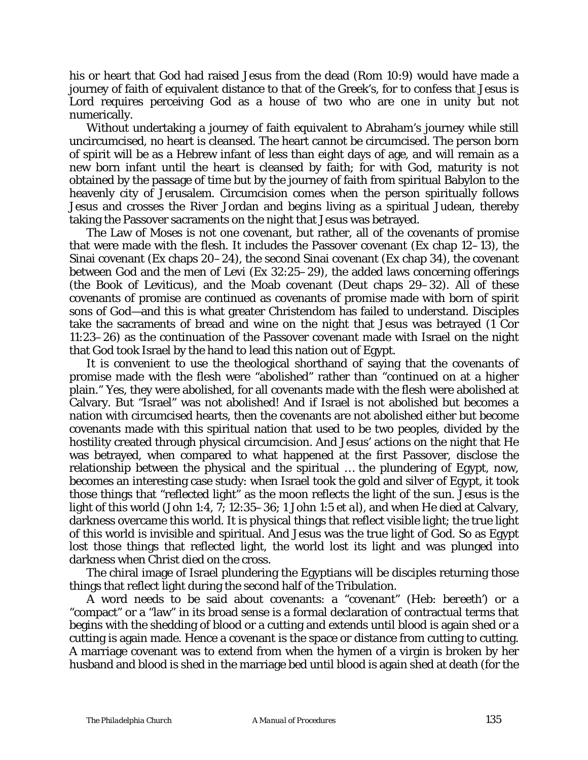his or heart that God had raised Jesus from the dead (Rom 10:9) would have made a journey of faith of equivalent distance to that of the Greek's, for to confess that Jesus is Lord requires perceiving God as a house of two who are one in unity but not numerically.

Without undertaking a journey of faith equivalent to Abraham's journey while still uncircumcised, no heart is cleansed. The heart cannot be circumcised. The person born of spirit will be as a Hebrew infant of less than eight days of age, and will remain as a new born infant until the heart is cleansed by faith; for with God, maturity is not obtained by the passage of time but by the journey of faith from spiritual Babylon to the heavenly city of Jerusalem. Circumcision comes when the person spiritually follows Jesus and crosses the River Jordan and begins living as a spiritual Judean, thereby taking the Passover sacraments on the night that Jesus was betrayed.

The Law of Moses is not one covenant, but rather, all of the covenants of promise that were made with the flesh. It includes the Passover covenant (Ex chap 12–13), the Sinai covenant (Ex chaps 20–24), the second Sinai covenant (Ex chap 34), the covenant between God and the men of Levi (Ex 32:25–29), the added laws concerning offerings (the Book of Leviticus), and the Moab covenant (Deut chaps 29–32). All of these covenants of promise are continued as covenants of promise made with born of spirit sons of God—and this is what greater Christendom has failed to understand. Disciples take the sacraments of bread and wine on the night that Jesus was betrayed (1 Cor 11:23–26) as the continuation of the Passover covenant made with Israel on the night that God took Israel by the hand to lead this nation out of Egypt.

It is convenient to use the theological shorthand of saying that the covenants of promise made with the flesh were "abolished" rather than "continued on at a higher plain." Yes, they were abolished, for all covenants made with the flesh were abolished at Calvary. But "Israel" was not abolished! And if Israel is not abolished but becomes a nation with circumcised hearts, then the covenants are not abolished either but become covenants made with this spiritual nation that used to be two peoples, divided by the hostility created through physical circumcision. And Jesus' actions on the night that He was betrayed, when compared to what happened at the first Passover, disclose the relationship between the physical and the spiritual … the plundering of Egypt, now, becomes an interesting case study: when Israel took the gold and silver of Egypt, it took those things that "reflected light" as the moon reflects the light of the sun. Jesus is the light of this world (John 1:4, 7; 12:35–36; 1 John 1:5 et al), and when He died at Calvary, darkness overcame this world. It is physical things that reflect visible light; the true light of this world is invisible and spiritual. And Jesus was the true light of God. So as Egypt lost those things that reflected light, the world lost its light and was plunged into darkness when Christ died on the cross.

The chiral image of Israel plundering the Egyptians will be disciples returning those things that reflect light during the second half of the Tribulation.

A word needs to be said about covenants: a "covenant" (Heb: *bereeth'*) or a "compact" or a "law" in its broad sense is a formal declaration of contractual terms that begins with the shedding of blood or a cutting and extends until blood is again shed or a cutting is again made. Hence a covenant is the space or distance from cutting to cutting. A marriage covenant was to extend from when the hymen of a virgin is broken by her husband and blood is shed in the marriage bed until blood is again shed at death (for the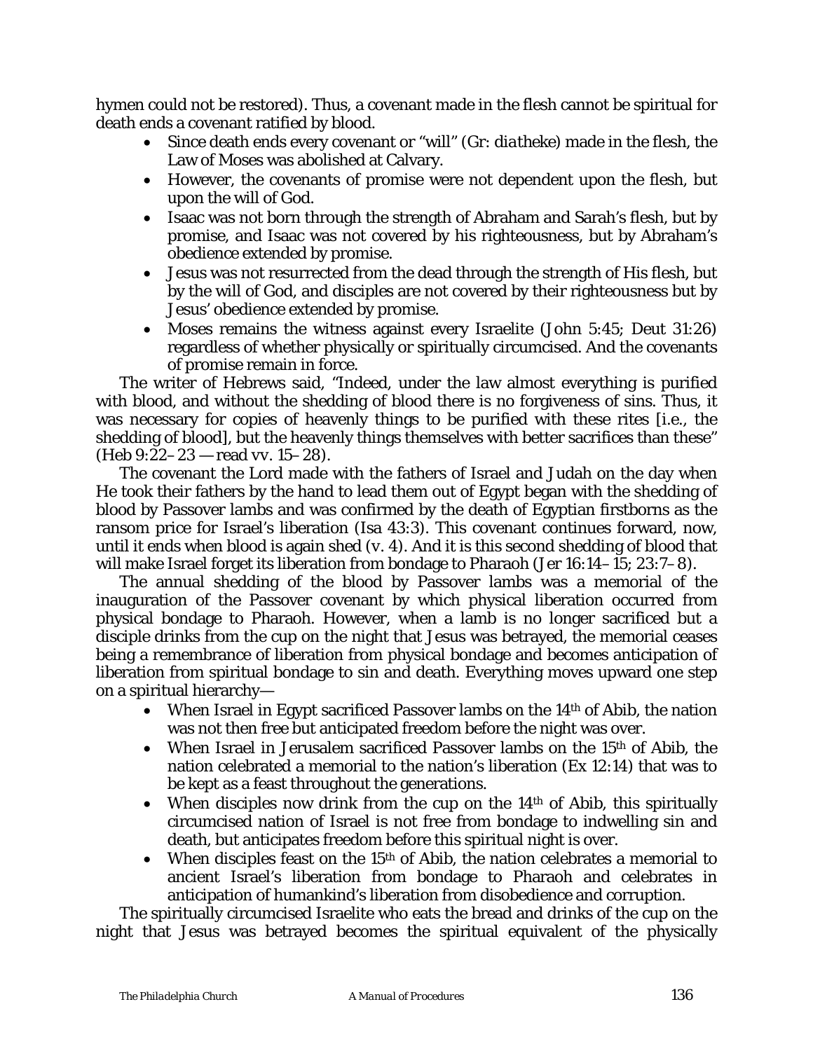hymen could not be restored). Thus, a covenant made in the flesh cannot be spiritual for death ends a covenant ratified by blood.

- Since death ends every covenant or "will" (Gr: *diatheke*) made in the flesh, the Law of Moses was abolished at Calvary.
- However, the covenants of promise were not dependent upon the flesh, but upon the will of God.
- Isaac was not born through the strength of Abraham and Sarah's flesh, but by promise, and Isaac was not covered by his righteousness, but by Abraham's obedience extended by promise.
- Jesus was not resurrected from the dead through the strength of His flesh, but by the will of God, and disciples are not covered by their righteousness but by Jesus' obedience extended by promise.
- Moses remains the witness against every Israelite (John 5:45; Deut 31:26) regardless of whether physically or spiritually circumcised. And the covenants of promise remain in force.

The writer of Hebrews said, "Indeed, under the law almost everything is purified with blood, and without the shedding of blood there is no forgiveness of sins. Thus, it was necessary for copies of heavenly things to be purified with these rites [i.e., the shedding of blood], but the heavenly things themselves with better sacrifices than these" (Heb 9:22–23 — read vv. 15–28).

The covenant the Lord made with the fathers of Israel and Judah on the day when He took their fathers by the hand to lead them out of Egypt began with the shedding of blood by Passover lambs and was confirmed by the death of Egyptian firstborns as the ransom price for Israel's liberation (Isa 43:3). This covenant continues forward, now, until it ends when blood is again shed (v. 4). And it is this second shedding of blood that will make Israel forget its liberation from bondage to Pharaoh (Jer 16:14–15; 23:7–8).

The annual shedding of the blood by Passover lambs was a memorial of the inauguration of the Passover covenant by which physical liberation occurred from physical bondage to Pharaoh. However, when a lamb is no longer sacrificed but a disciple drinks from the cup on the night that Jesus was betrayed, the memorial ceases being a remembrance of liberation from physical bondage and becomes anticipation of liberation from spiritual bondage to sin and death. Everything moves upward one step on a spiritual hierarchy—

- When Israel in Egypt sacrificed Passover lambs on the 14th of Abib, the nation was not then free but anticipated freedom before the night was over.
- When Israel in Jerusalem sacrificed Passover lambs on the 15th of Abib, the nation celebrated a memorial to the nation's liberation (Ex 12:14) that was to be kept as a feast throughout the generations.
- When disciples now drink from the cup on the 14th of Abib, this spiritually circumcised nation of Israel is not free from bondage to indwelling sin and death, but anticipates freedom before this spiritual night is over.
- When disciples feast on the 15th of Abib, the nation celebrates a memorial to ancient Israel's liberation from bondage to Pharaoh and celebrates in anticipation of humankind's liberation from disobedience and corruption.

The spiritually circumcised Israelite who eats the bread and drinks of the cup on the night that Jesus was betrayed becomes the spiritual equivalent of the physically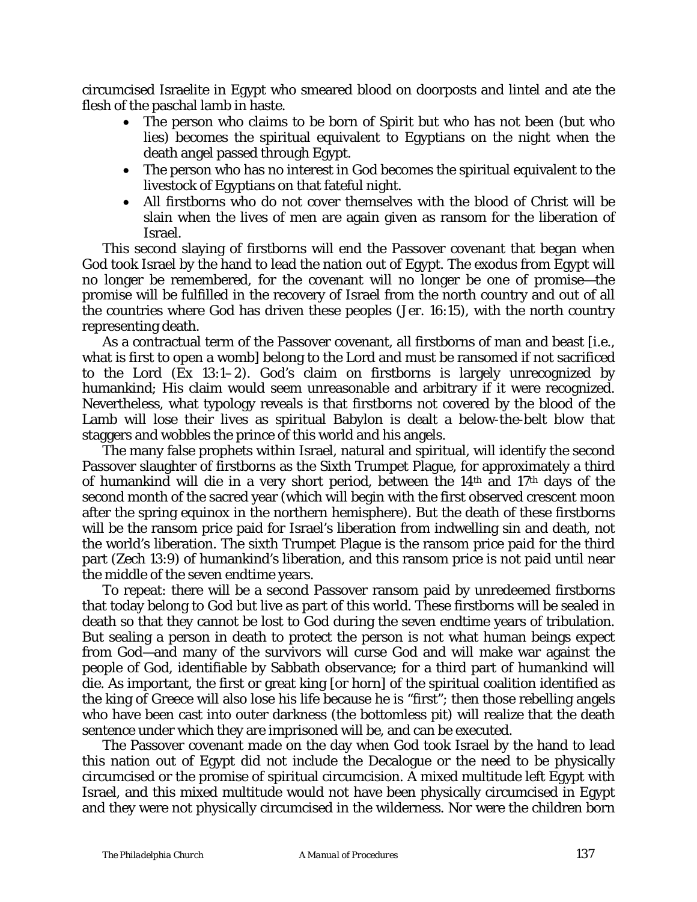circumcised Israelite in Egypt who smeared blood on doorposts and lintel and ate the flesh of the paschal lamb in haste.

- The person who claims to be born of Spirit but who has not been (but who lies) becomes the spiritual equivalent to Egyptians on the night when the death angel passed through Egypt.
- The person who has no interest in God becomes the spiritual equivalent to the livestock of Egyptians on that fateful night.
- All firstborns who do not cover themselves with the blood of Christ will be slain when the lives of men are again given as ransom for the liberation of Israel.

This second slaying of firstborns will end the Passover covenant that began when God took Israel by the hand to lead the nation out of Egypt. The exodus from Egypt will no longer be remembered, for the covenant will no longer be one of promise—the promise will be fulfilled in the recovery of Israel from the north country and out of all the countries where God has driven these peoples (Jer. 16:15), with the north country representing death.

As a contractual term of the Passover covenant, all firstborns of man and beast [i.e., what is first to open a womb] belong to the Lord and must be ransomed if not sacrificed to the Lord (Ex 13:1–2). God's claim on firstborns is largely unrecognized by humankind; His claim would seem unreasonable and arbitrary if it were recognized. Nevertheless, what typology reveals is that firstborns not covered by the blood of the Lamb will lose their lives as spiritual Babylon is dealt a below-the-belt blow that staggers and wobbles the prince of this world and his angels.

The many false prophets within Israel, natural and spiritual, will identify the second Passover slaughter of firstborns as the Sixth Trumpet Plague, for approximately a third of humankind will die in a very short period, between the 14th and 17th days of the second month of the sacred year (which will begin with the first observed crescent moon after the spring equinox in the northern hemisphere). But the death of these firstborns will be the ransom price paid for Israel's liberation from indwelling sin and death, not the world's liberation. The sixth Trumpet Plague is the ransom price paid for the third part (Zech 13:9) of humankind's liberation, and this ransom price is not paid until near the middle of the seven endtime years.

To repeat: there will be a second Passover ransom paid by unredeemed firstborns that today belong to God but live as part of this world. These firstborns will be sealed in death so that they cannot be lost to God during the seven endtime years of tribulation. But sealing a person in death to protect the person is not what human beings expect from God—and many of the survivors will curse God and will make war against the people of God, identifiable by Sabbath observance; for a third part of humankind will die. As important, the first or great king [or horn] of the spiritual coalition identified as the king of Greece will also lose his life because he is "first"; then those rebelling angels who have been cast into outer darkness (the bottomless pit) will realize that the death sentence under which they are imprisoned will be, and can be executed.

The Passover covenant made on the day when God took Israel by the hand to lead this nation out of Egypt did not include the Decalogue or the need to be physically circumcised or the promise of spiritual circumcision. A mixed multitude left Egypt with Israel, and this mixed multitude would not have been physically circumcised in Egypt and they were not physically circumcised in the wilderness. Nor were the children born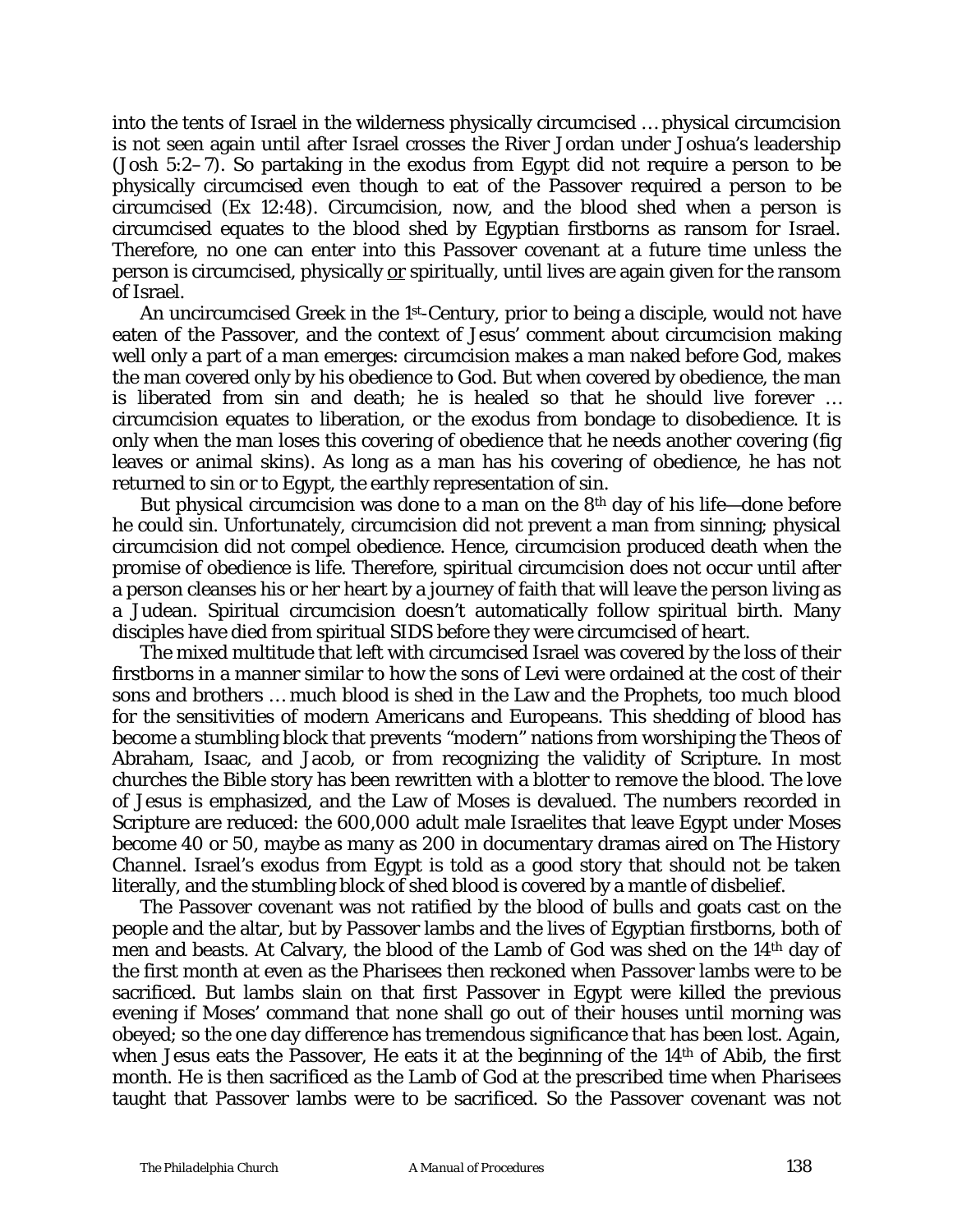into the tents of Israel in the wilderness physically circumcised … physical circumcision is not seen again until after Israel crosses the River Jordan under Joshua's leadership (Josh 5:2–7). So partaking in the exodus from Egypt did not require a person to be physically circumcised even though to eat of the Passover required a person to be circumcised (Ex 12:48). Circumcision, now, and the blood shed when a person is circumcised equates to the blood shed by Egyptian firstborns as ransom for Israel. Therefore, no one can enter into this Passover covenant at a future time unless the person is circumcised, physically or spiritually, until lives are again given for the ransom of Israel.

An uncircumcised Greek in the 1st-Century, prior to being a disciple, would not have eaten of the Passover, and the context of Jesus' comment about circumcision making well only a part of a man emerges: circumcision makes a man naked before God, makes the man covered only by his obedience to God. But when covered by obedience, the man is liberated from sin and death; he is healed so that he should live forever … circumcision equates to liberation, or the exodus from bondage to disobedience. It is only when the man loses this covering of obedience that he needs another covering (fig leaves or animal skins). As long as a man has his covering of obedience, he has not returned to sin or to Egypt, the earthly representation of sin.

But physical circumcision was done to a man on the 8th day of his life—done before he could sin. Unfortunately, circumcision did not prevent a man from sinning; physical circumcision did not compel obedience. Hence, circumcision produced death when the promise of obedience is life. Therefore, spiritual circumcision does not occur until after a person cleanses his or her heart by a journey of faith that will leave the person living as a Judean. Spiritual circumcision doesn't automatically follow spiritual birth. Many disciples have died from spiritual SIDS before they were circumcised of heart.

The mixed multitude that left with circumcised Israel was covered by the loss of their firstborns in a manner similar to how the sons of Levi were ordained at the cost of their sons and brothers … much blood is shed in the Law and the Prophets, too much blood for the sensitivities of modern Americans and Europeans. This shedding of blood has become a stumbling block that prevents "modern" nations from worshiping the Theos of Abraham, Isaac, and Jacob, or from recognizing the validity of Scripture. In most churches the Bible story has been rewritten with a blotter to remove the blood. The love of Jesus is emphasized, and the Law of Moses is devalued. The numbers recorded in Scripture are reduced: the 600,000 adult male Israelites that leave Egypt under Moses become 40 or 50, maybe as many as 200 in documentary dramas aired on *The History Channel*. Israel's exodus from Egypt is told as a good story that should not be taken literally, and the stumbling block of shed blood is covered by a mantle of disbelief.

The Passover covenant was not ratified by the blood of bulls and goats cast on the people and the altar, but by Passover lambs and the lives of Egyptian firstborns, both of men and beasts. At Calvary, the blood of the Lamb of God was shed on the 14th day of the first month at even as the Pharisees then reckoned when Passover lambs were to be sacrificed. But lambs slain on that first Passover in Egypt were killed the previous evening if Moses' command that none shall go out of their houses until morning was obeyed; so the one day difference has tremendous significance that has been lost. Again, when Jesus eats the Passover, He eats it at the beginning of the 14th of Abib, the first month. He is then sacrificed as the Lamb of God at the prescribed time when Pharisees taught that Passover lambs were to be sacrificed. So the Passover covenant was not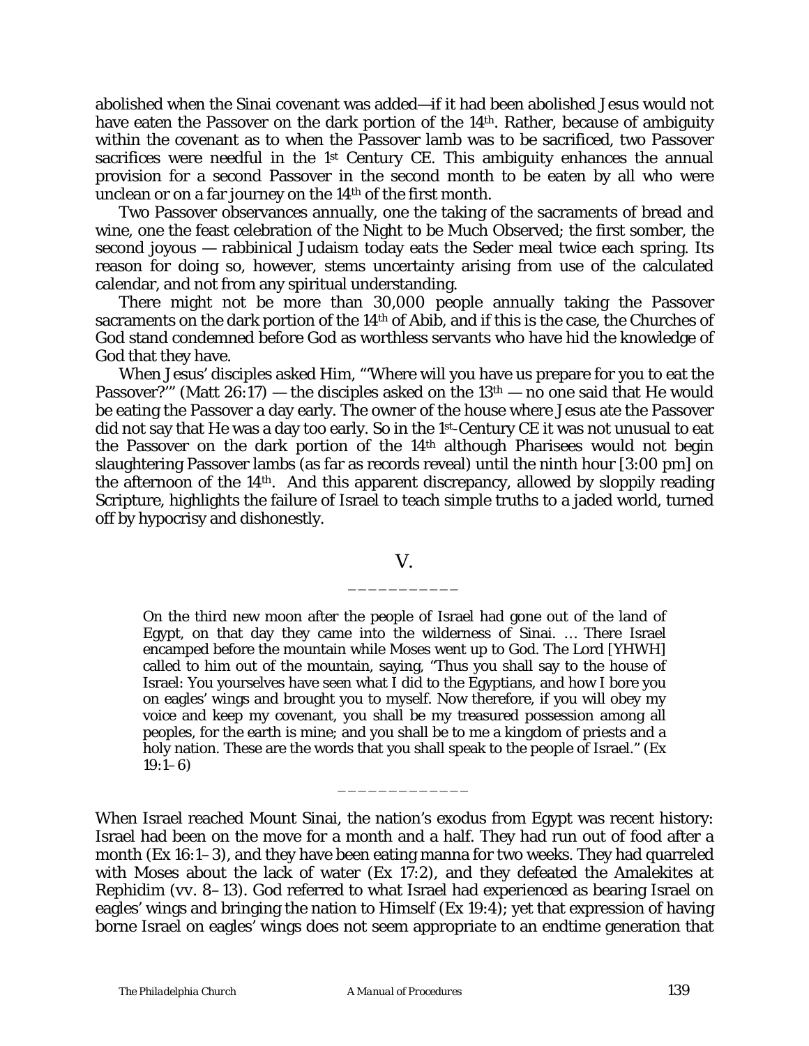abolished when the Sinai covenant was added—if it had been abolished Jesus would not have eaten the Passover on the dark portion of the 14th. Rather, because of ambiguity within the covenant as to when the Passover lamb was to be sacrificed, two Passover sacrifices were needful in the 1st Century CE. This ambiguity enhances the annual provision for a second Passover in the second month to be eaten by all who were unclean or on a far journey on the 14th of the first month.

Two Passover observances annually, one the taking of the sacraments of bread and wine, one the feast celebration of the Night to be Much Observed; the first somber, the second joyous — rabbinical Judaism today eats the Seder meal twice each spring. Its reason for doing so, however, stems uncertainty arising from use of the calculated calendar, and not from any spiritual understanding.

There might not be more than 30,000 people annually taking the Passover sacraments on the dark portion of the 14th of Abib, and if this is the case, the Churches of God stand condemned before God as worthless servants who have hid the knowledge of God that they have.

When Jesus' disciples asked Him, "'Where will you have us prepare for you to eat the Passover?'" (Matt 26:17) — the disciples asked on the 13th — no one said that He would be eating the Passover a day early. The owner of the house where Jesus ate the Passover did not say that He was a day too early. So in the 1st-Century CE it was not unusual to eat the Passover on the dark portion of the 14th although Pharisees would not begin slaughtering Passover lambs (as far as records reveal) until the ninth hour [3:00 pm] on the afternoon of the 14th. And this apparent discrepancy, allowed by sloppily reading Scripture, highlights the failure of Israel to teach simple truths to a jaded world, turned off by hypocrisy and dishonestly.

## V.

___________

> On the third new moon after the people of Israel had gone out of the land of Egypt, on that day they came into the wilderness of Sinai. … There Israel encamped before the mountain while Moses went up to God. The Lord [YHWH] called to him out of the mountain, saying, "Thus you shall say to the house of Israel: You yourselves have seen what I did to the Egyptians, and how I bore you on eagles' wings and brought you to myself. Now therefore, if you will obey my voice and keep my covenant, you shall be my treasured possession among all peoples, for the earth is mine; and you shall be to me a kingdom of priests and a holy nation. These are the words that you shall speak to the people of Israel." (Ex 19:1–6)

_____________

When Israel reached Mount Sinai, the nation's exodus from Egypt was recent history: Israel had been on the move for a month and a half. They had run out of food after a month (Ex 16:1–3), and they have been eating manna for two weeks. They had quarreled with Moses about the lack of water (Ex 17:2), and they defeated the Amalekites at Rephidim (vv. 8–13). God referred to what Israel had experienced as bearing Israel on eagles' wings and bringing the nation to Himself (Ex 19:4); yet that expression of having borne Israel on eagles' wings does not seem appropriate to an endtime generation that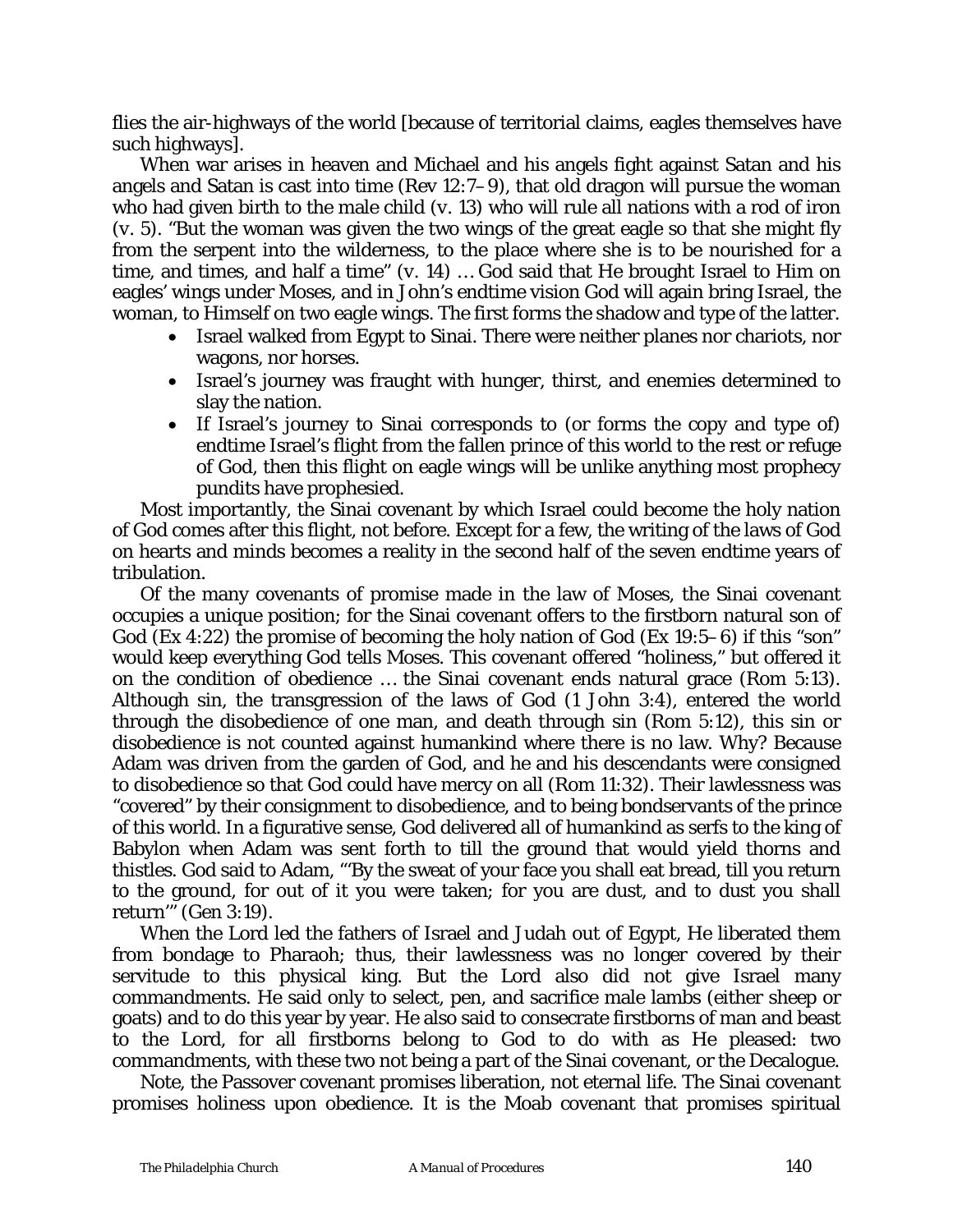flies the air-highways of the world [because of territorial claims, eagles themselves have such highways].

When war arises in heaven and Michael and his angels fight against Satan and his angels and Satan is cast into time (Rev 12:7–9), that old dragon will pursue the woman who had given birth to the male child (v. 13) who will rule all nations with a rod of iron (v. 5). "But the woman was given the two wings of the great eagle so that she might fly from the serpent into the wilderness, to the place where she is to be nourished for a time, and times, and half a time" (v. 14) … God said that He brought Israel to Him on eagles' wings under Moses, and in John's endtime vision God will again bring Israel, the woman, to Himself on two eagle wings. The first forms the shadow and type of the latter.

- Israel walked from Egypt to Sinai. There were neither planes nor chariots, nor wagons, nor horses.
- Israel's journey was fraught with hunger, thirst, and enemies determined to slay the nation.
- If Israel's journey to Sinai corresponds to (or forms the copy and type of) endtime Israel's flight from the fallen prince of this world to the rest or refuge of God, then this flight on eagle wings will be unlike anything most prophecy pundits have prophesied.

Most importantly, the Sinai covenant by which Israel could become the holy nation of God comes after this flight, not before. Except for a few, the writing of the laws of God on hearts and minds becomes a reality in the second half of the seven endtime years of tribulation.

Of the many covenants of promise made in the law of Moses, the Sinai covenant occupies a unique position; for the Sinai covenant offers to the firstborn natural son of God (Ex 4:22) the promise of becoming the holy nation of God (Ex 19:5–6) if this "son" would keep everything God tells Moses. This covenant offered "holiness," but offered it on the condition of obedience … the Sinai covenant ends natural grace (Rom 5:13). Although sin, the transgression of the laws of God (1 John 3:4), entered the world through the disobedience of one man, and death through sin (Rom 5:12), this sin or disobedience is not counted against humankind where there is no law. Why? Because Adam was driven from the garden of God, and he and his descendants were consigned to disobedience so that God could have mercy on all (Rom 11:32). Their lawlessness was "covered" by their consignment to disobedience, and to being bondservants of the prince of this world. In a figurative sense, God delivered all of humankind as serfs to the king of Babylon when Adam was sent forth to till the ground that would yield thorns and thistles. God said to Adam, "'By the sweat of your face you shall eat bread, till you return to the ground, for out of it you were taken; for you are dust, and to dust you shall return'" (Gen 3:19).

When the Lord led the fathers of Israel and Judah out of Egypt, He liberated them from bondage to Pharaoh; thus, their lawlessness was no longer covered by their servitude to this physical king. But the Lord also did not give Israel many commandments. He said only to select, pen, and sacrifice male lambs (either sheep or goats) and to do this year by year. He also said to consecrate firstborns of man and beast to the Lord, for all firstborns belong to God to do with as He pleased: two commandments, with these two not being a part of the Sinai covenant, or the Decalogue.

Note, the Passover covenant promises liberation, not eternal life. The Sinai covenant promises holiness upon obedience. It is the Moab covenant that promises spiritual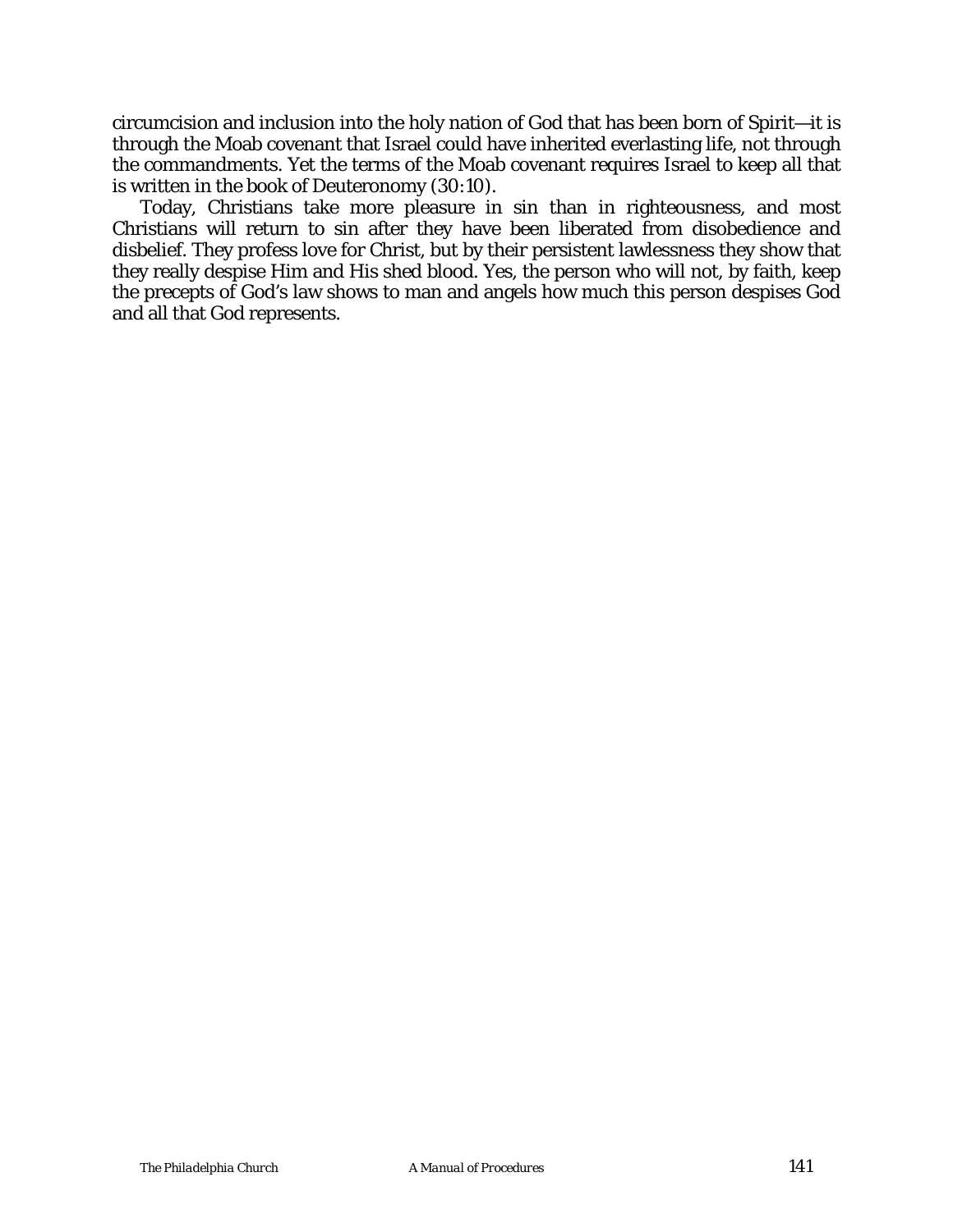circumcision and inclusion into the holy nation of God that has been born of Spirit—it is through the Moab covenant that Israel could have inherited everlasting life, not through the commandments. Yet the terms of the Moab covenant requires Israel to keep all that is written in the book of Deuteronomy (30:10).

Today, Christians take more pleasure in sin than in righteousness, and most Christians will return to sin after they have been liberated from disobedience and disbelief. They profess love for Christ, but by their persistent lawlessness they show that they really despise Him and His shed blood. Yes, the person who will not, by faith, keep the precepts of God's law shows to man and angels how much this person despises God and all that God represents.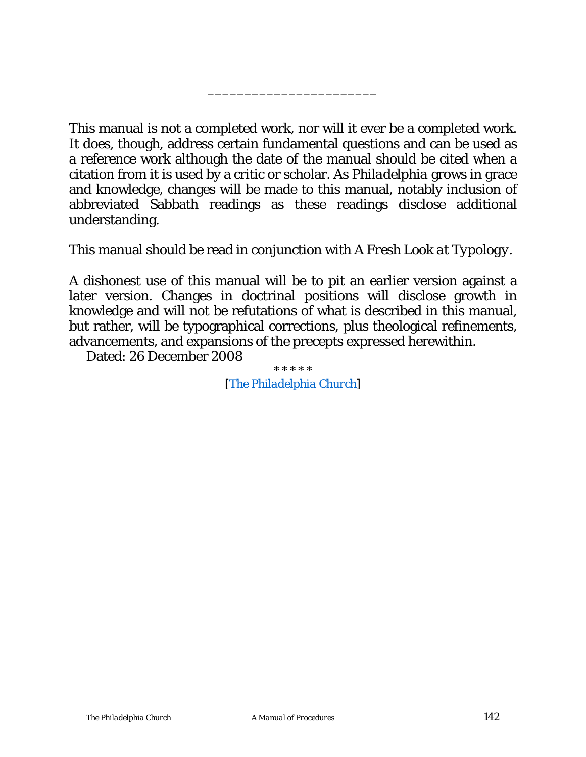______________________

This manual is not a completed work, nor will it ever be a completed work. It does, though, address certain fundamental questions and can be used as a reference work although the date of the manual should be cited when a citation from it is used by a critic or scholar. As *Philadelphia* grows in grace and knowledge, changes will be made to this manual, notably inclusion of abbreviated Sabbath readings as these readings disclose additional understanding.

This manual should be read in conjunction with *A Fresh Look at Typology*.

A dishonest use of this manual will be to pit an earlier version against a later version. Changes in doctrinal positions will disclose growth in knowledge and will not be refutations of what is described in this manual, but rather, will be typographical corrections, plus theological refinements, advancements, and expansions of the precepts expressed herewithin.

Dated: 26 December 2008

\* \* \* \* \*

[*The Philadelphia Church*]